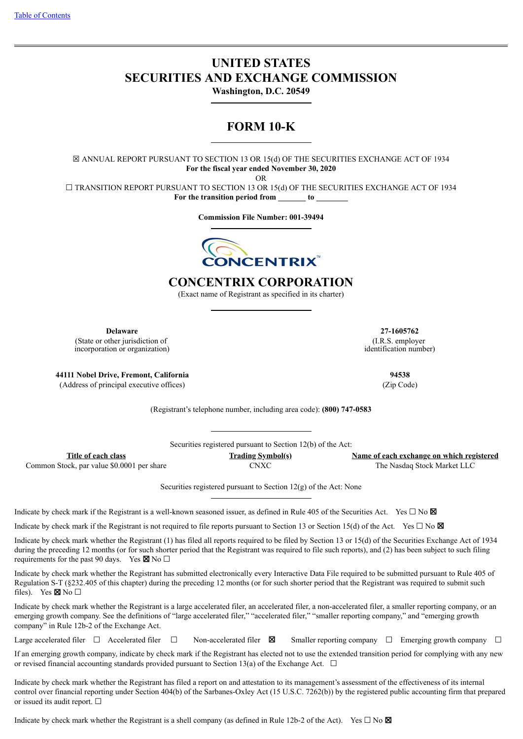[Table of Contents]

# UNITED STATES
# SECURITIES AND EXCHANGE COMMISSION
**Washington, D.C. 20549**

## FORM 10-K

☒ ANNUAL REPORT PURSUANT TO SECTION 13 OR 15(d) OF THE SECURITIES EXCHANGE ACT OF 1934
**For the fiscal year ended November 30, 2020**
OR
☐ TRANSITION REPORT PURSUANT TO SECTION 13 OR 15(d) OF THE SECURITIES EXCHANGE ACT OF 1934
**For the transition period from _______ to ________**

**Commission File Number: 001-39494**

CONCENTRIX™

## CONCENTRIX CORPORATION
(Exact name of Registrant as specified in its charter)

| **Delaware** | **27-1605762** |
|---|---|
| (State or other jurisdiction of incorporation or organization) | (I.R.S. employer identification number) |
| **44111 Nobel Drive, Fremont, California** | **94538** |
| (Address of principal executive offices) | (Zip Code) |

(Registrant's telephone number, including area code): **(800) 747-0583**

Securities registered pursuant to Section 12(b) of the Act:

| Title of each class | Trading Symbol(s) | Name of each exchange on which registered |
|---|---|---|
| Common Stock, par value $0.0001 per share | CNXC | The Nasdaq Stock Market LLC |

Securities registered pursuant to Section 12(g) of the Act: None

Indicate by check mark if the Registrant is a well-known seasoned issuer, as defined in Rule 405 of the Securities Act. Yes ☐ No ☒

Indicate by check mark if the Registrant is not required to file reports pursuant to Section 13 or Section 15(d) of the Act. Yes ☐ No ☒

Indicate by check mark whether the Registrant (1) has filed all reports required to be filed by Section 13 or 15(d) of the Securities Exchange Act of 1934 during the preceding 12 months (or for such shorter period that the Registrant was required to file such reports), and (2) has been subject to such filing requirements for the past 90 days. Yes ☒ No ☐

Indicate by check mark whether the Registrant has submitted electronically every Interactive Data File required to be submitted pursuant to Rule 405 of Regulation S-T (§232.405 of this chapter) during the preceding 12 months (or for such shorter period that the Registrant was required to submit such files). Yes ☒ No ☐

Indicate by check mark whether the Registrant is a large accelerated filer, an accelerated filer, a non-accelerated filer, a smaller reporting company, or an emerging growth company. See the definitions of "large accelerated filer," "accelerated filer," "smaller reporting company," and "emerging growth company" in Rule 12b-2 of the Exchange Act.

Large accelerated filer ☐ Accelerated filer ☐ Non-accelerated filer ☒ Smaller reporting company ☐ Emerging growth company ☐

If an emerging growth company, indicate by check mark if the Registrant has elected not to use the extended transition period for complying with any new or revised financial accounting standards provided pursuant to Section 13(a) of the Exchange Act. ☐

Indicate by check mark whether the Registrant has filed a report on and attestation to its management's assessment of the effectiveness of its internal control over financial reporting under Section 404(b) of the Sarbanes-Oxley Act (15 U.S.C. 7262(b)) by the registered public accounting firm that prepared or issued its audit report. ☐

Indicate by check mark whether the Registrant is a shell company (as defined in Rule 12b-2 of the Act). Yes ☐ No ☒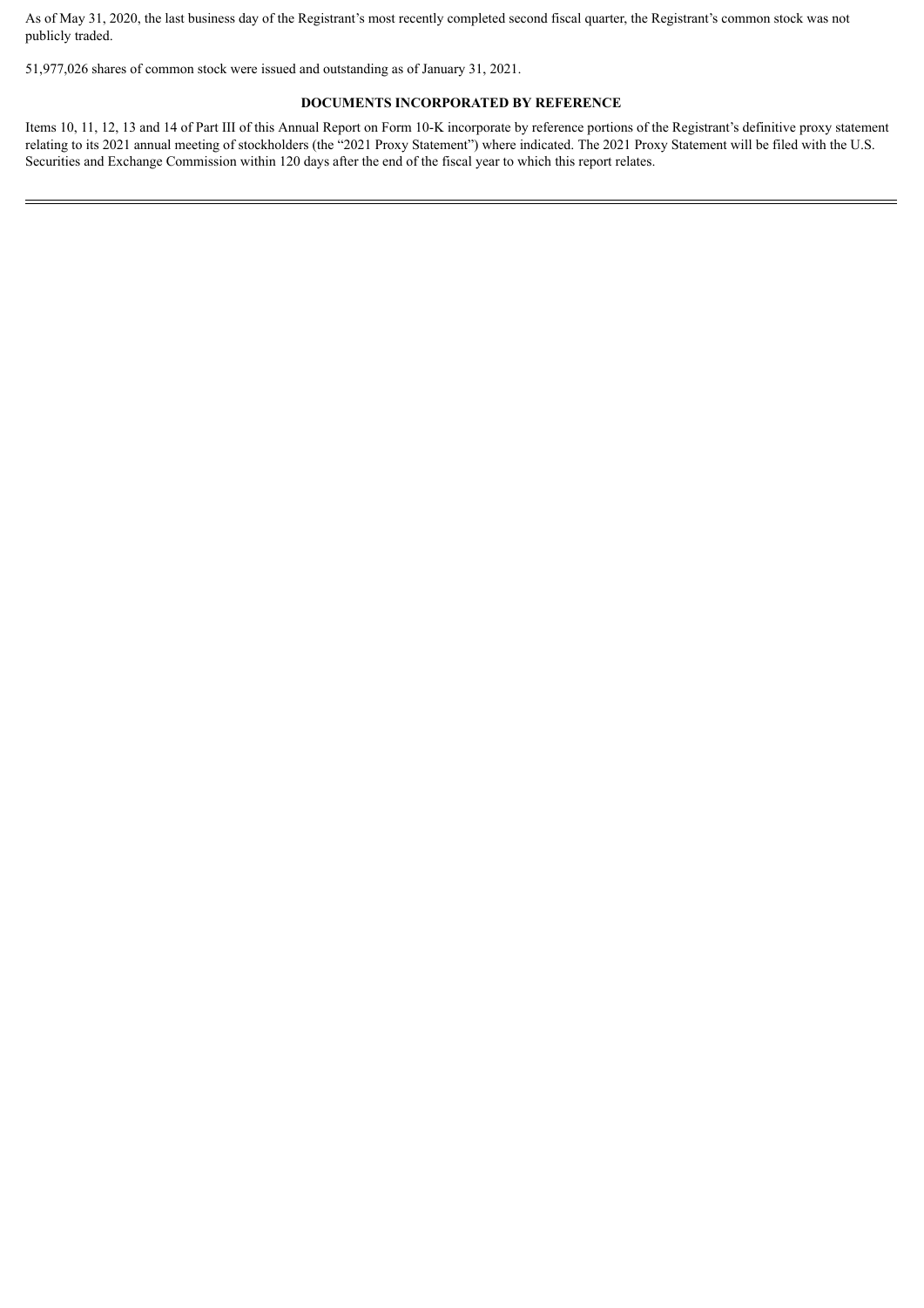As of May 31, 2020, the last business day of the Registrant's most recently completed second fiscal quarter, the Registrant's common stock was not publicly traded.

51,977,026 shares of common stock were issued and outstanding as of January 31, 2021.

## DOCUMENTS INCORPORATED BY REFERENCE

Items 10, 11, 12, 13 and 14 of Part III of this Annual Report on Form 10-K incorporate by reference portions of the Registrant's definitive proxy statement relating to its 2021 annual meeting of stockholders (the "2021 Proxy Statement") where indicated. The 2021 Proxy Statement will be filed with the U.S. Securities and Exchange Commission within 120 days after the end of the fiscal year to which this report relates.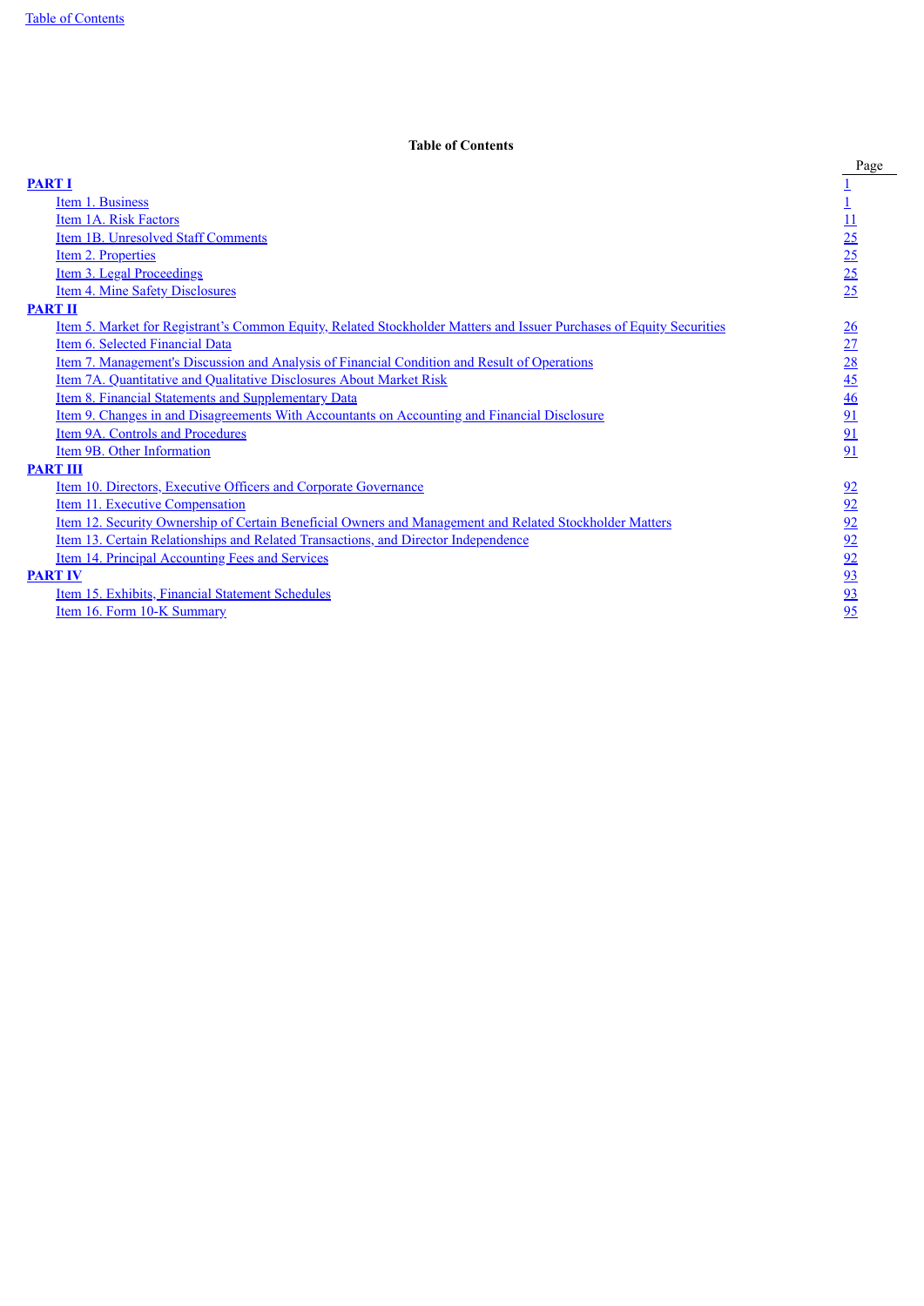**Table of Contents**

| | Page |
|---|---|
| **PART I** | 1 |
| Item 1. Business | 1 |
| Item 1A. Risk Factors | 11 |
| Item 1B. Unresolved Staff Comments | 25 |
| Item 2. Properties | 25 |
| Item 3. Legal Proceedings | 25 |
| Item 4. Mine Safety Disclosures | 25 |
| **PART II** | |
| Item 5. Market for Registrant’s Common Equity, Related Stockholder Matters and Issuer Purchases of Equity Securities | 26 |
| Item 6. Selected Financial Data | 27 |
| Item 7. Management's Discussion and Analysis of Financial Condition and Result of Operations | 28 |
| Item 7A. Quantitative and Qualitative Disclosures About Market Risk | 45 |
| Item 8. Financial Statements and Supplementary Data | 46 |
| Item 9. Changes in and Disagreements With Accountants on Accounting and Financial Disclosure | 91 |
| Item 9A. Controls and Procedures | 91 |
| Item 9B. Other Information | 91 |
| **PART III** | |
| Item 10. Directors, Executive Officers and Corporate Governance | 92 |
| Item 11. Executive Compensation | 92 |
| Item 12. Security Ownership of Certain Beneficial Owners and Management and Related Stockholder Matters | 92 |
| Item 13. Certain Relationships and Related Transactions, and Director Independence | 92 |
| Item 14. Principal Accounting Fees and Services | 92 |
| **PART IV** | 93 |
| Item 15. Exhibits, Financial Statement Schedules | 93 |
| Item 16. Form 10-K Summary | 95 |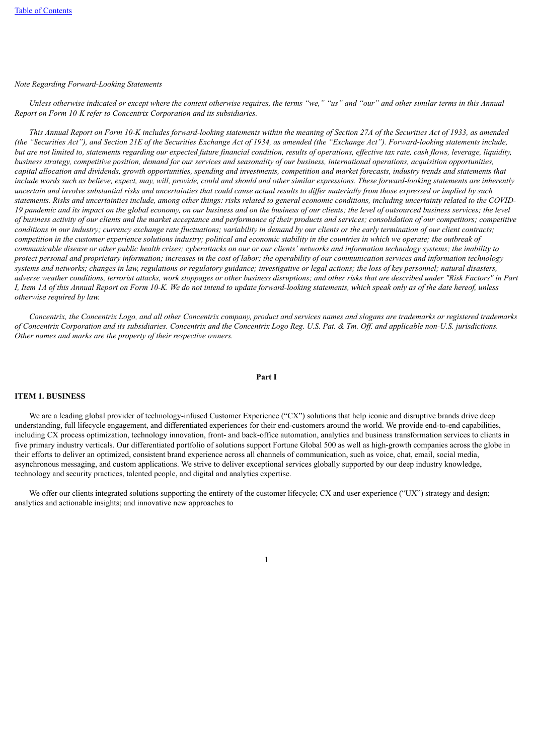*Note Regarding Forward-Looking Statements*

*Unless otherwise indicated or except where the context otherwise requires, the terms "we," "us" and "our" and other similar terms in this Annual Report on Form 10-K refer to Concentrix Corporation and its subsidiaries.*

*This Annual Report on Form 10-K includes forward-looking statements within the meaning of Section 27A of the Securities Act of 1933, as amended (the "Securities Act"), and Section 21E of the Securities Exchange Act of 1934, as amended (the "Exchange Act"). Forward-looking statements include, but are not limited to, statements regarding our expected future financial condition, results of operations, effective tax rate, cash flows, leverage, liquidity, business strategy, competitive position, demand for our services and seasonality of our business, international operations, acquisition opportunities, capital allocation and dividends, growth opportunities, spending and investments, competition and market forecasts, industry trends and statements that include words such as believe, expect, may, will, provide, could and should and other similar expressions. These forward-looking statements are inherently uncertain and involve substantial risks and uncertainties that could cause actual results to differ materially from those expressed or implied by such statements. Risks and uncertainties include, among other things: risks related to general economic conditions, including uncertainty related to the COVID-19 pandemic and its impact on the global economy, on our business and on the business of our clients; the level of outsourced business services; the level of business activity of our clients and the market acceptance and performance of their products and services; consolidation of our competitors; competitive conditions in our industry; currency exchange rate fluctuations; variability in demand by our clients or the early termination of our client contracts; competition in the customer experience solutions industry; political and economic stability in the countries in which we operate; the outbreak of communicable disease or other public health crises; cyberattacks on our or our clients' networks and information technology systems; the inability to protect personal and proprietary information; increases in the cost of labor; the operability of our communication services and information technology systems and networks; changes in law, regulations or regulatory guidance; investigative or legal actions; the loss of key personnel; natural disasters, adverse weather conditions, terrorist attacks, work stoppages or other business disruptions; and other risks that are described under "Risk Factors" in Part I, Item 1A of this Annual Report on Form 10-K. We do not intend to update forward-looking statements, which speak only as of the date hereof, unless otherwise required by law.*

*Concentrix, the Concentrix Logo, and all other Concentrix company, product and services names and slogans are trademarks or registered trademarks of Concentrix Corporation and its subsidiaries. Concentrix and the Concentrix Logo Reg. U.S. Pat. & Tm. Off. and applicable non-U.S. jurisdictions. Other names and marks are the property of their respective owners.*

# Part I

## ITEM 1. BUSINESS

We are a leading global provider of technology-infused Customer Experience ("CX") solutions that help iconic and disruptive brands drive deep understanding, full lifecycle engagement, and differentiated experiences for their end-customers around the world. We provide end-to-end capabilities, including CX process optimization, technology innovation, front- and back-office automation, analytics and business transformation services to clients in five primary industry verticals. Our differentiated portfolio of solutions support Fortune Global 500 as well as high-growth companies across the globe in their efforts to deliver an optimized, consistent brand experience across all channels of communication, such as voice, chat, email, social media, asynchronous messaging, and custom applications. We strive to deliver exceptional services globally supported by our deep industry knowledge, technology and security practices, talented people, and digital and analytics expertise.

We offer our clients integrated solutions supporting the entirety of the customer lifecycle; CX and user experience ("UX") strategy and design; analytics and actionable insights; and innovative new approaches to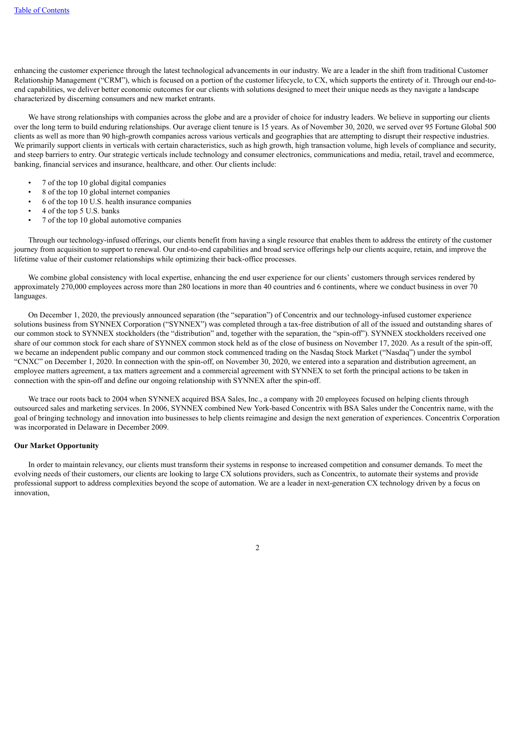enhancing the customer experience through the latest technological advancements in our industry. We are a leader in the shift from traditional Customer Relationship Management ("CRM"), which is focused on a portion of the customer lifecycle, to CX, which supports the entirety of it. Through our end-to-end capabilities, we deliver better economic outcomes for our clients with solutions designed to meet their unique needs as they navigate a landscape characterized by discerning consumers and new market entrants.

We have strong relationships with companies across the globe and are a provider of choice for industry leaders. We believe in supporting our clients over the long term to build enduring relationships. Our average client tenure is 15 years. As of November 30, 2020, we served over 95 Fortune Global 500 clients as well as more than 90 high-growth companies across various verticals and geographies that are attempting to disrupt their respective industries. We primarily support clients in verticals with certain characteristics, such as high growth, high transaction volume, high levels of compliance and security, and steep barriers to entry. Our strategic verticals include technology and consumer electronics, communications and media, retail, travel and ecommerce, banking, financial services and insurance, healthcare, and other. Our clients include:

- 7 of the top 10 global digital companies
- 8 of the top 10 global internet companies
- 6 of the top 10 U.S. health insurance companies
- 4 of the top 5 U.S. banks
- 7 of the top 10 global automotive companies

Through our technology-infused offerings, our clients benefit from having a single resource that enables them to address the entirety of the customer journey from acquisition to support to renewal. Our end-to-end capabilities and broad service offerings help our clients acquire, retain, and improve the lifetime value of their customer relationships while optimizing their back-office processes.

We combine global consistency with local expertise, enhancing the end user experience for our clients' customers through services rendered by approximately 270,000 employees across more than 280 locations in more than 40 countries and 6 continents, where we conduct business in over 70 languages.

On December 1, 2020, the previously announced separation (the "separation") of Concentrix and our technology-infused customer experience solutions business from SYNNEX Corporation ("SYNNEX") was completed through a tax-free distribution of all of the issued and outstanding shares of our common stock to SYNNEX stockholders (the "distribution" and, together with the separation, the "spin-off"). SYNNEX stockholders received one share of our common stock for each share of SYNNEX common stock held as of the close of business on November 17, 2020. As a result of the spin-off, we became an independent public company and our common stock commenced trading on the Nasdaq Stock Market ("Nasdaq") under the symbol "CNXC" on December 1, 2020. In connection with the spin-off, on November 30, 2020, we entered into a separation and distribution agreement, an employee matters agreement, a tax matters agreement and a commercial agreement with SYNNEX to set forth the principal actions to be taken in connection with the spin-off and define our ongoing relationship with SYNNEX after the spin-off.

We trace our roots back to 2004 when SYNNEX acquired BSA Sales, Inc., a company with 20 employees focused on helping clients through outsourced sales and marketing services. In 2006, SYNNEX combined New York-based Concentrix with BSA Sales under the Concentrix name, with the goal of bringing technology and innovation into businesses to help clients reimagine and design the next generation of experiences. Concentrix Corporation was incorporated in Delaware in December 2009.

**Our Market Opportunity**

In order to maintain relevancy, our clients must transform their systems in response to increased competition and consumer demands. To meet the evolving needs of their customers, our clients are looking to large CX solutions providers, such as Concentrix, to automate their systems and provide professional support to address complexities beyond the scope of automation. We are a leader in next-generation CX technology driven by a focus on innovation,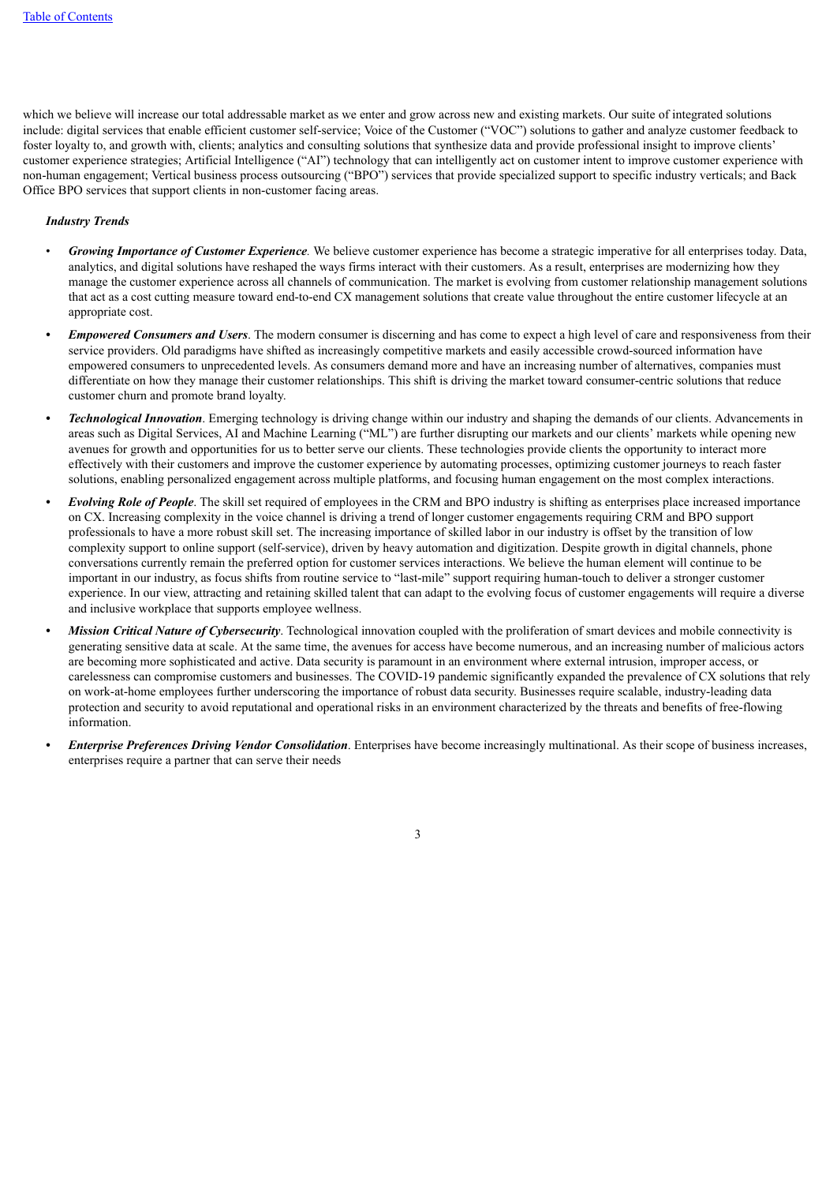which we believe will increase our total addressable market as we enter and grow across new and existing markets. Our suite of integrated solutions include: digital services that enable efficient customer self-service; Voice of the Customer ("VOC") solutions to gather and analyze customer feedback to foster loyalty to, and growth with, clients; analytics and consulting solutions that synthesize data and provide professional insight to improve clients' customer experience strategies; Artificial Intelligence ("AI") technology that can intelligently act on customer intent to improve customer experience with non-human engagement; Vertical business process outsourcing ("BPO") services that provide specialized support to specific industry verticals; and Back Office BPO services that support clients in non-customer facing areas.

***Industry Trends***

- ***Growing Importance of Customer Experience****.* We believe customer experience has become a strategic imperative for all enterprises today. Data, analytics, and digital solutions have reshaped the ways firms interact with their customers. As a result, enterprises are modernizing how they manage the customer experience across all channels of communication. The market is evolving from customer relationship management solutions that act as a cost cutting measure toward end-to-end CX management solutions that create value throughout the entire customer lifecycle at an appropriate cost.
- ***Empowered Consumers and Users***. The modern consumer is discerning and has come to expect a high level of care and responsiveness from their service providers. Old paradigms have shifted as increasingly competitive markets and easily accessible crowd-sourced information have empowered consumers to unprecedented levels. As consumers demand more and have an increasing number of alternatives, companies must differentiate on how they manage their customer relationships. This shift is driving the market toward consumer-centric solutions that reduce customer churn and promote brand loyalty.
- ***Technological Innovation***. Emerging technology is driving change within our industry and shaping the demands of our clients. Advancements in areas such as Digital Services, AI and Machine Learning ("ML") are further disrupting our markets and our clients' markets while opening new avenues for growth and opportunities for us to better serve our clients. These technologies provide clients the opportunity to interact more effectively with their customers and improve the customer experience by automating processes, optimizing customer journeys to reach faster solutions, enabling personalized engagement across multiple platforms, and focusing human engagement on the most complex interactions.
- ***Evolving Role of People***. The skill set required of employees in the CRM and BPO industry is shifting as enterprises place increased importance on CX. Increasing complexity in the voice channel is driving a trend of longer customer engagements requiring CRM and BPO support professionals to have a more robust skill set. The increasing importance of skilled labor in our industry is offset by the transition of low complexity support to online support (self-service), driven by heavy automation and digitization. Despite growth in digital channels, phone conversations currently remain the preferred option for customer services interactions. We believe the human element will continue to be important in our industry, as focus shifts from routine service to "last-mile" support requiring human-touch to deliver a stronger customer experience. In our view, attracting and retaining skilled talent that can adapt to the evolving focus of customer engagements will require a diverse and inclusive workplace that supports employee wellness.
- ***Mission Critical Nature of Cybersecurity***. Technological innovation coupled with the proliferation of smart devices and mobile connectivity is generating sensitive data at scale. At the same time, the avenues for access have become numerous, and an increasing number of malicious actors are becoming more sophisticated and active. Data security is paramount in an environment where external intrusion, improper access, or carelessness can compromise customers and businesses. The COVID-19 pandemic significantly expanded the prevalence of CX solutions that rely on work-at-home employees further underscoring the importance of robust data security. Businesses require scalable, industry-leading data protection and security to avoid reputational and operational risks in an environment characterized by the threats and benefits of free-flowing information.
- ***Enterprise Preferences Driving Vendor Consolidation***. Enterprises have become increasingly multinational. As their scope of business increases, enterprises require a partner that can serve their needs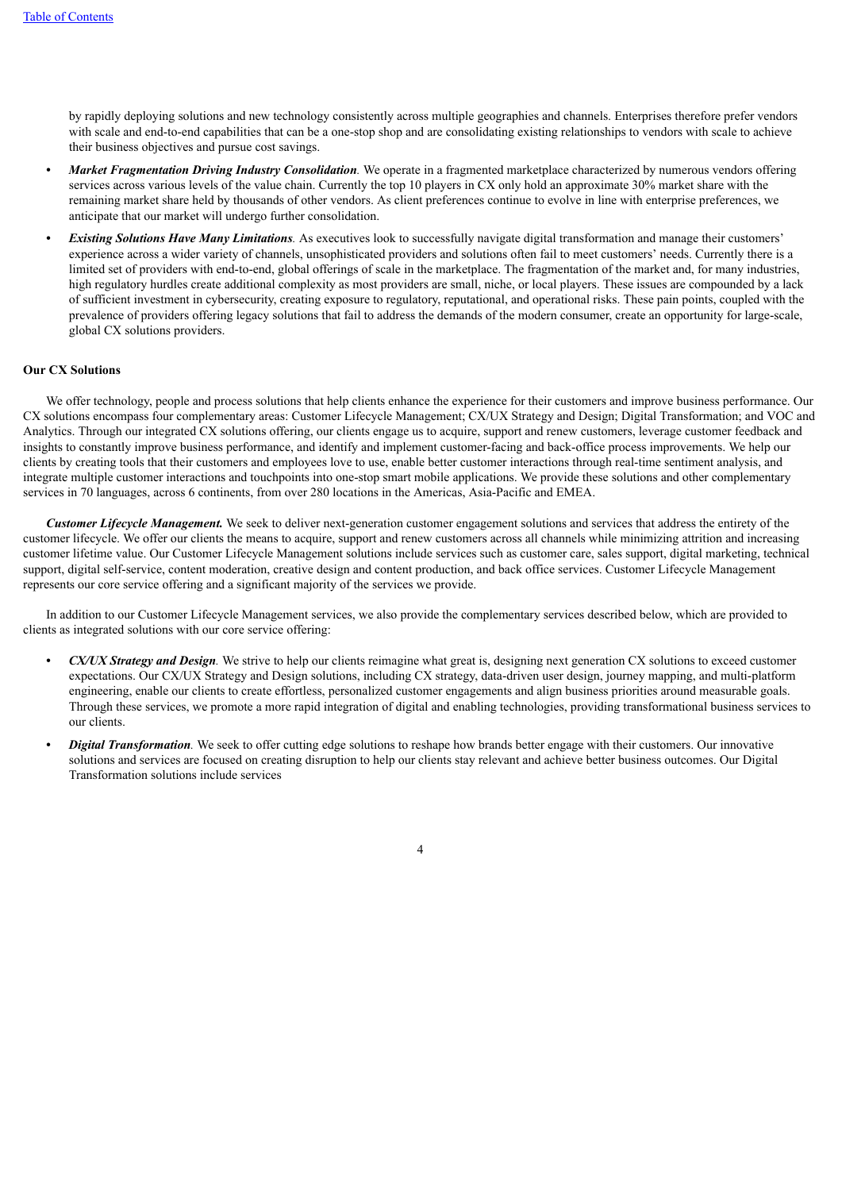by rapidly deploying solutions and new technology consistently across multiple geographies and channels. Enterprises therefore prefer vendors with scale and end-to-end capabilities that can be a one-stop shop and are consolidating existing relationships to vendors with scale to achieve their business objectives and pursue cost savings.

- ***Market Fragmentation Driving Industry Consolidation.*** We operate in a fragmented marketplace characterized by numerous vendors offering services across various levels of the value chain. Currently the top 10 players in CX only hold an approximate 30% market share with the remaining market share held by thousands of other vendors. As client preferences continue to evolve in line with enterprise preferences, we anticipate that our market will undergo further consolidation.
- ***Existing Solutions Have Many Limitations.*** As executives look to successfully navigate digital transformation and manage their customers' experience across a wider variety of channels, unsophisticated providers and solutions often fail to meet customers' needs. Currently there is a limited set of providers with end-to-end, global offerings of scale in the marketplace. The fragmentation of the market and, for many industries, high regulatory hurdles create additional complexity as most providers are small, niche, or local players. These issues are compounded by a lack of sufficient investment in cybersecurity, creating exposure to regulatory, reputational, and operational risks. These pain points, coupled with the prevalence of providers offering legacy solutions that fail to address the demands of the modern consumer, create an opportunity for large-scale, global CX solutions providers.

**Our CX Solutions**

We offer technology, people and process solutions that help clients enhance the experience for their customers and improve business performance. Our CX solutions encompass four complementary areas: Customer Lifecycle Management; CX/UX Strategy and Design; Digital Transformation; and VOC and Analytics. Through our integrated CX solutions offering, our clients engage us to acquire, support and renew customers, leverage customer feedback and insights to constantly improve business performance, and identify and implement customer-facing and back-office process improvements. We help our clients by creating tools that their customers and employees love to use, enable better customer interactions through real-time sentiment analysis, and integrate multiple customer interactions and touchpoints into one-stop smart mobile applications. We provide these solutions and other complementary services in 70 languages, across 6 continents, from over 280 locations in the Americas, Asia-Pacific and EMEA.

***Customer Lifecycle Management.*** We seek to deliver next-generation customer engagement solutions and services that address the entirety of the customer lifecycle. We offer our clients the means to acquire, support and renew customers across all channels while minimizing attrition and increasing customer lifetime value. Our Customer Lifecycle Management solutions include services such as customer care, sales support, digital marketing, technical support, digital self-service, content moderation, creative design and content production, and back office services. Customer Lifecycle Management represents our core service offering and a significant majority of the services we provide.

In addition to our Customer Lifecycle Management services, we also provide the complementary services described below, which are provided to clients as integrated solutions with our core service offering:

- ***CX/UX Strategy and Design.*** We strive to help our clients reimagine what great is, designing next generation CX solutions to exceed customer expectations. Our CX/UX Strategy and Design solutions, including CX strategy, data-driven user design, journey mapping, and multi-platform engineering, enable our clients to create effortless, personalized customer engagements and align business priorities around measurable goals. Through these services, we promote a more rapid integration of digital and enabling technologies, providing transformational business services to our clients.
- ***Digital Transformation.*** We seek to offer cutting edge solutions to reshape how brands better engage with their customers. Our innovative solutions and services are focused on creating disruption to help our clients stay relevant and achieve better business outcomes. Our Digital Transformation solutions include services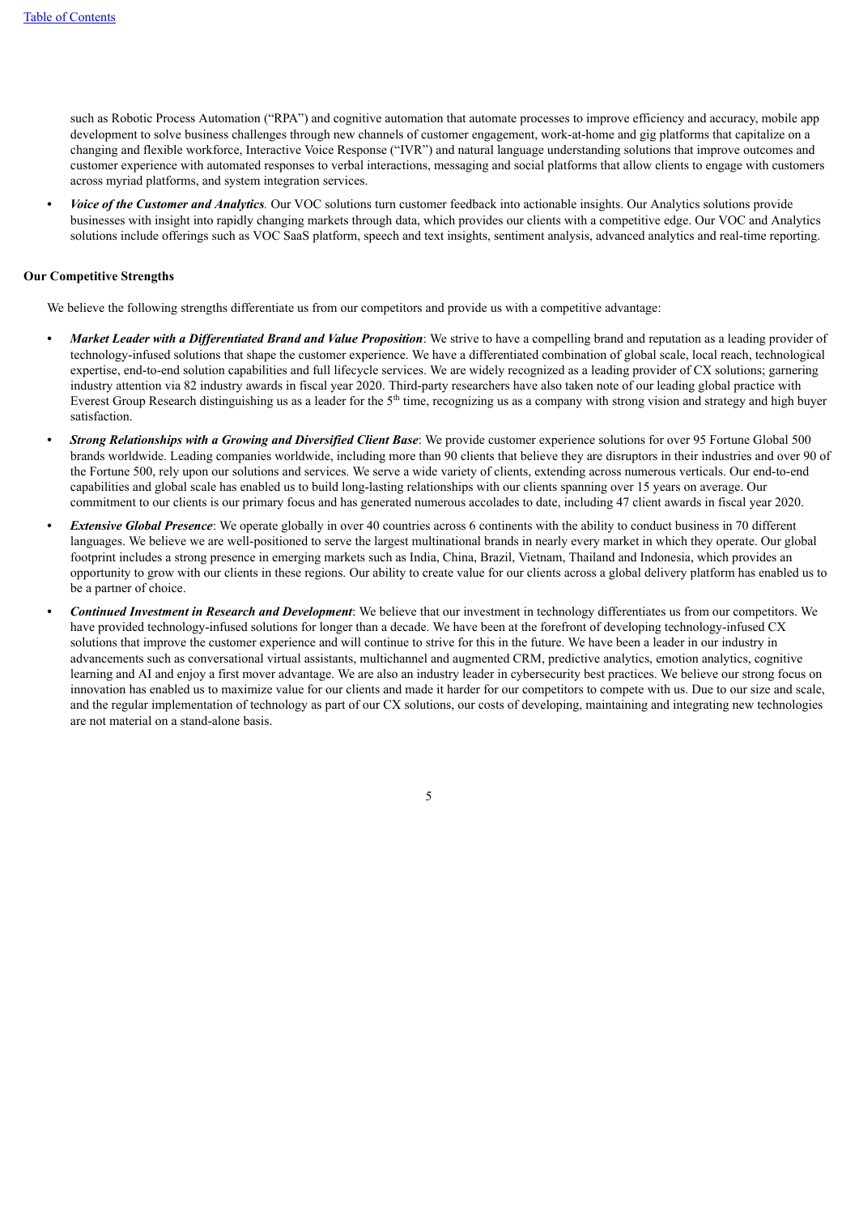such as Robotic Process Automation ("RPA") and cognitive automation that automate processes to improve efficiency and accuracy, mobile app development to solve business challenges through new channels of customer engagement, work-at-home and gig platforms that capitalize on a changing and flexible workforce, Interactive Voice Response ("IVR") and natural language understanding solutions that improve outcomes and customer experience with automated responses to verbal interactions, messaging and social platforms that allow clients to engage with customers across myriad platforms, and system integration services.

- ***Voice of the Customer and Analytics.*** Our VOC solutions turn customer feedback into actionable insights. Our Analytics solutions provide businesses with insight into rapidly changing markets through data, which provides our clients with a competitive edge. Our VOC and Analytics solutions include offerings such as VOC SaaS platform, speech and text insights, sentiment analysis, advanced analytics and real-time reporting.

**Our Competitive Strengths**

We believe the following strengths differentiate us from our competitors and provide us with a competitive advantage:

- ***Market Leader with a Differentiated Brand and Value Proposition***: We strive to have a compelling brand and reputation as a leading provider of technology-infused solutions that shape the customer experience. We have a differentiated combination of global scale, local reach, technological expertise, end-to-end solution capabilities and full lifecycle services. We are widely recognized as a leading provider of CX solutions; garnering industry attention via 82 industry awards in fiscal year 2020. Third-party researchers have also taken note of our leading global practice with Everest Group Research distinguishing us as a leader for the 5th time, recognizing us as a company with strong vision and strategy and high buyer satisfaction.
- ***Strong Relationships with a Growing and Diversified Client Base***: We provide customer experience solutions for over 95 Fortune Global 500 brands worldwide. Leading companies worldwide, including more than 90 clients that believe they are disruptors in their industries and over 90 of the Fortune 500, rely upon our solutions and services. We serve a wide variety of clients, extending across numerous verticals. Our end-to-end capabilities and global scale has enabled us to build long-lasting relationships with our clients spanning over 15 years on average. Our commitment to our clients is our primary focus and has generated numerous accolades to date, including 47 client awards in fiscal year 2020.
- ***Extensive Global Presence***: We operate globally in over 40 countries across 6 continents with the ability to conduct business in 70 different languages. We believe we are well-positioned to serve the largest multinational brands in nearly every market in which they operate. Our global footprint includes a strong presence in emerging markets such as India, China, Brazil, Vietnam, Thailand and Indonesia, which provides an opportunity to grow with our clients in these regions. Our ability to create value for our clients across a global delivery platform has enabled us to be a partner of choice.
- ***Continued Investment in Research and Development***: We believe that our investment in technology differentiates us from our competitors. We have provided technology-infused solutions for longer than a decade. We have been at the forefront of developing technology-infused CX solutions that improve the customer experience and will continue to strive for this in the future. We have been a leader in our industry in advancements such as conversational virtual assistants, multichannel and augmented CRM, predictive analytics, emotion analytics, cognitive learning and AI and enjoy a first mover advantage. We are also an industry leader in cybersecurity best practices. We believe our strong focus on innovation has enabled us to maximize value for our clients and made it harder for our competitors to compete with us. Due to our size and scale, and the regular implementation of technology as part of our CX solutions, our costs of developing, maintaining and integrating new technologies are not material on a stand-alone basis.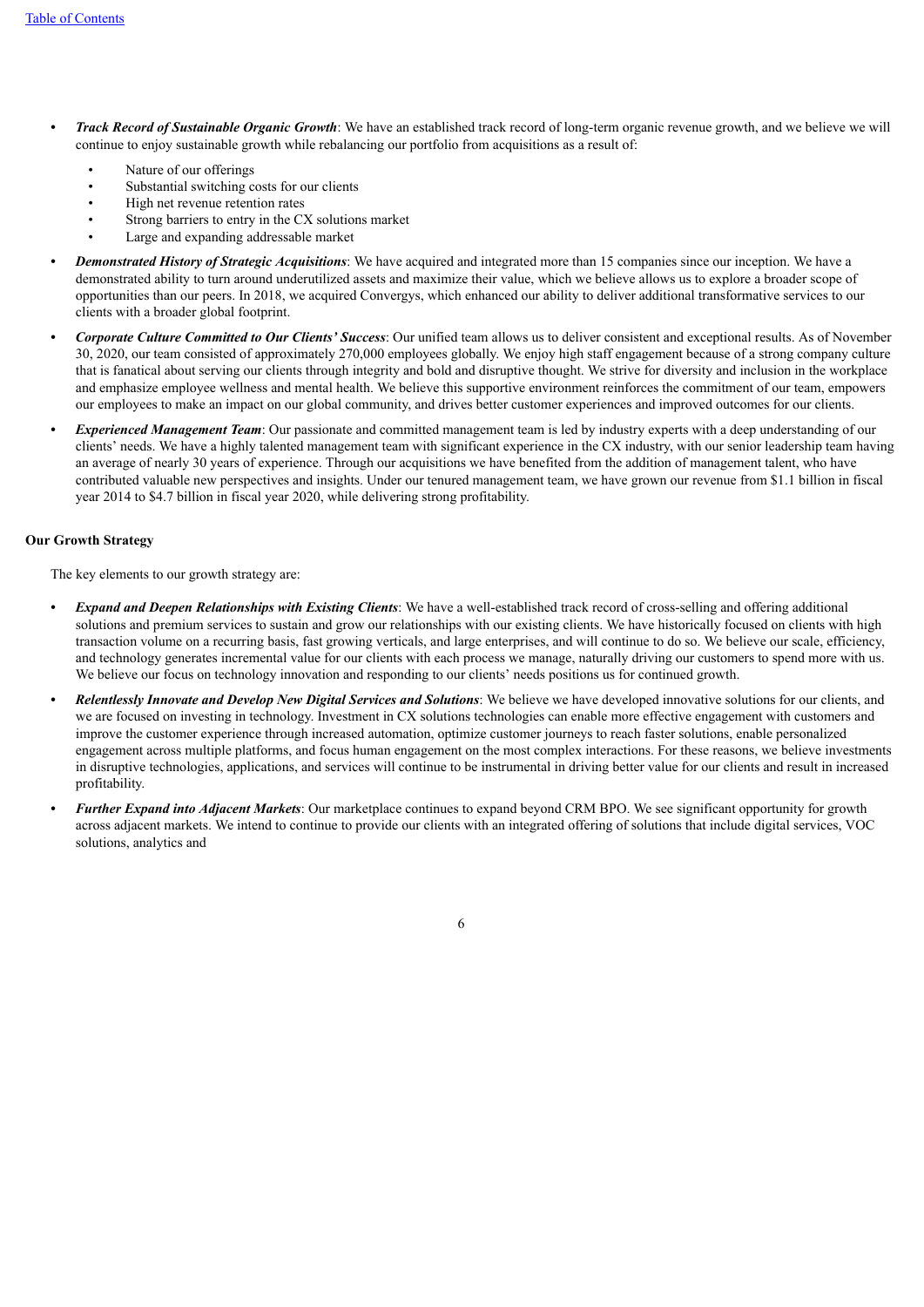- ***Track Record of Sustainable Organic Growth***: We have an established track record of long-term organic revenue growth, and we believe we will continue to enjoy sustainable growth while rebalancing our portfolio from acquisitions as a result of:
  - Nature of our offerings
  - Substantial switching costs for our clients
  - High net revenue retention rates
  - Strong barriers to entry in the CX solutions market
  - Large and expanding addressable market
- ***Demonstrated History of Strategic Acquisitions***: We have acquired and integrated more than 15 companies since our inception. We have a demonstrated ability to turn around underutilized assets and maximize their value, which we believe allows us to explore a broader scope of opportunities than our peers. In 2018, we acquired Convergys, which enhanced our ability to deliver additional transformative services to our clients with a broader global footprint.
- ***Corporate Culture Committed to Our Clients' Success***: Our unified team allows us to deliver consistent and exceptional results. As of November 30, 2020, our team consisted of approximately 270,000 employees globally. We enjoy high staff engagement because of a strong company culture that is fanatical about serving our clients through integrity and bold and disruptive thought. We strive for diversity and inclusion in the workplace and emphasize employee wellness and mental health. We believe this supportive environment reinforces the commitment of our team, empowers our employees to make an impact on our global community, and drives better customer experiences and improved outcomes for our clients.
- ***Experienced Management Team***: Our passionate and committed management team is led by industry experts with a deep understanding of our clients' needs. We have a highly talented management team with significant experience in the CX industry, with our senior leadership team having an average of nearly 30 years of experience. Through our acquisitions we have benefited from the addition of management talent, who have contributed valuable new perspectives and insights. Under our tenured management team, we have grown our revenue from $1.1 billion in fiscal year 2014 to $4.7 billion in fiscal year 2020, while delivering strong profitability.

**Our Growth Strategy**

The key elements to our growth strategy are:

- ***Expand and Deepen Relationships with Existing Clients***: We have a well-established track record of cross-selling and offering additional solutions and premium services to sustain and grow our relationships with our existing clients. We have historically focused on clients with high transaction volume on a recurring basis, fast growing verticals, and large enterprises, and will continue to do so. We believe our scale, efficiency, and technology generates incremental value for our clients with each process we manage, naturally driving our customers to spend more with us. We believe our focus on technology innovation and responding to our clients' needs positions us for continued growth.
- ***Relentlessly Innovate and Develop New Digital Services and Solutions***: We believe we have developed innovative solutions for our clients, and we are focused on investing in technology. Investment in CX solutions technologies can enable more effective engagement with customers and improve the customer experience through increased automation, optimize customer journeys to reach faster solutions, enable personalized engagement across multiple platforms, and focus human engagement on the most complex interactions. For these reasons, we believe investments in disruptive technologies, applications, and services will continue to be instrumental in driving better value for our clients and result in increased profitability.
- ***Further Expand into Adjacent Markets***: Our marketplace continues to expand beyond CRM BPO. We see significant opportunity for growth across adjacent markets. We intend to continue to provide our clients with an integrated offering of solutions that include digital services, VOC solutions, analytics and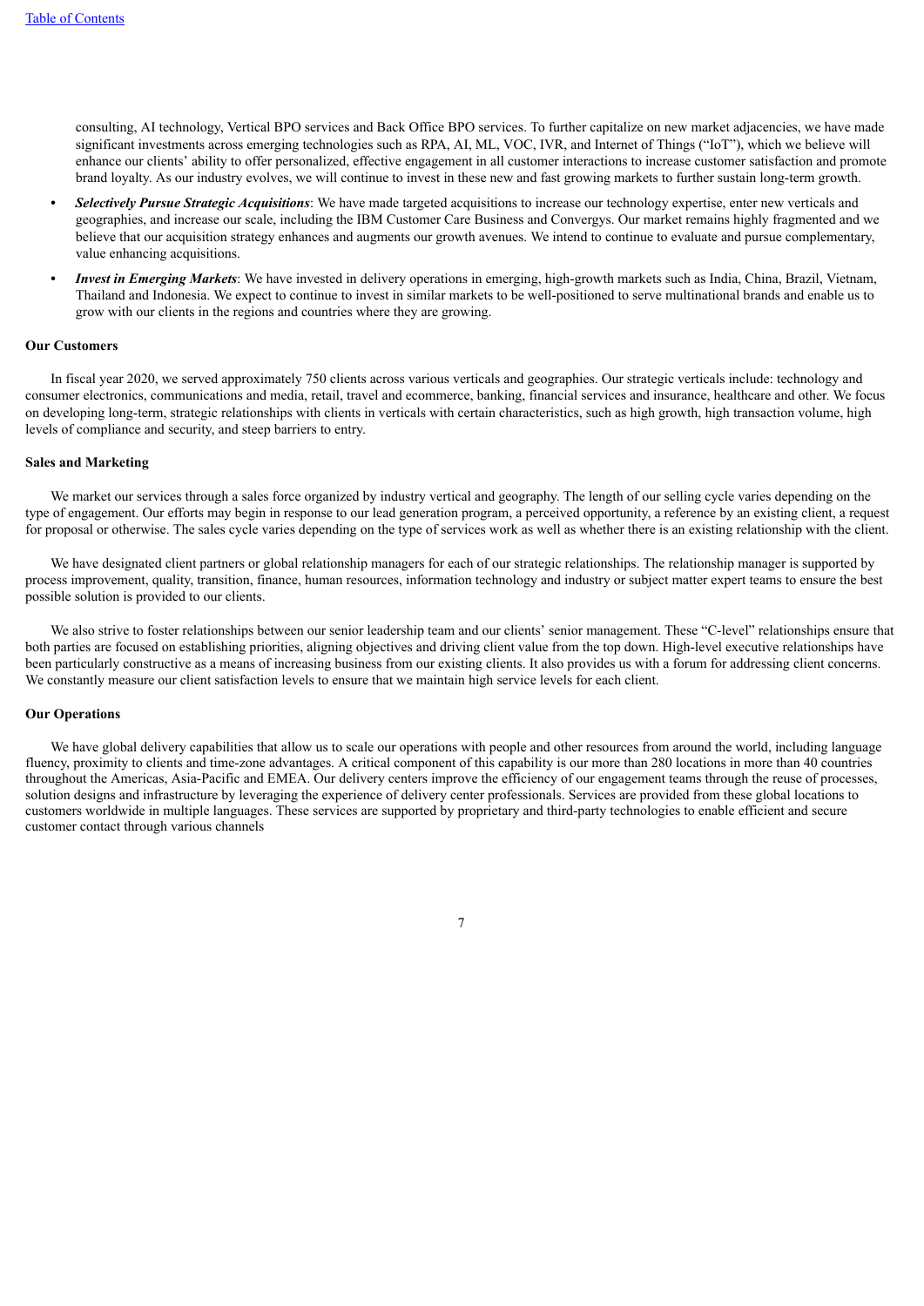consulting, AI technology, Vertical BPO services and Back Office BPO services. To further capitalize on new market adjacencies, we have made significant investments across emerging technologies such as RPA, AI, ML, VOC, IVR, and Internet of Things ("IoT"), which we believe will enhance our clients' ability to offer personalized, effective engagement in all customer interactions to increase customer satisfaction and promote brand loyalty. As our industry evolves, we will continue to invest in these new and fast growing markets to further sustain long-term growth.

- ***Selectively Pursue Strategic Acquisitions***: We have made targeted acquisitions to increase our technology expertise, enter new verticals and geographies, and increase our scale, including the IBM Customer Care Business and Convergys. Our market remains highly fragmented and we believe that our acquisition strategy enhances and augments our growth avenues. We intend to continue to evaluate and pursue complementary, value enhancing acquisitions.
- ***Invest in Emerging Markets***: We have invested in delivery operations in emerging, high-growth markets such as India, China, Brazil, Vietnam, Thailand and Indonesia. We expect to continue to invest in similar markets to be well-positioned to serve multinational brands and enable us to grow with our clients in the regions and countries where they are growing.

**Our Customers**

In fiscal year 2020, we served approximately 750 clients across various verticals and geographies. Our strategic verticals include: technology and consumer electronics, communications and media, retail, travel and ecommerce, banking, financial services and insurance, healthcare and other. We focus on developing long-term, strategic relationships with clients in verticals with certain characteristics, such as high growth, high transaction volume, high levels of compliance and security, and steep barriers to entry.

**Sales and Marketing**

We market our services through a sales force organized by industry vertical and geography. The length of our selling cycle varies depending on the type of engagement. Our efforts may begin in response to our lead generation program, a perceived opportunity, a reference by an existing client, a request for proposal or otherwise. The sales cycle varies depending on the type of services work as well as whether there is an existing relationship with the client.

We have designated client partners or global relationship managers for each of our strategic relationships. The relationship manager is supported by process improvement, quality, transition, finance, human resources, information technology and industry or subject matter expert teams to ensure the best possible solution is provided to our clients.

We also strive to foster relationships between our senior leadership team and our clients' senior management. These "C-level" relationships ensure that both parties are focused on establishing priorities, aligning objectives and driving client value from the top down. High-level executive relationships have been particularly constructive as a means of increasing business from our existing clients. It also provides us with a forum for addressing client concerns. We constantly measure our client satisfaction levels to ensure that we maintain high service levels for each client.

**Our Operations**

We have global delivery capabilities that allow us to scale our operations with people and other resources from around the world, including language fluency, proximity to clients and time-zone advantages. A critical component of this capability is our more than 280 locations in more than 40 countries throughout the Americas, Asia-Pacific and EMEA. Our delivery centers improve the efficiency of our engagement teams through the reuse of processes, solution designs and infrastructure by leveraging the experience of delivery center professionals. Services are provided from these global locations to customers worldwide in multiple languages. These services are supported by proprietary and third-party technologies to enable efficient and secure customer contact through various channels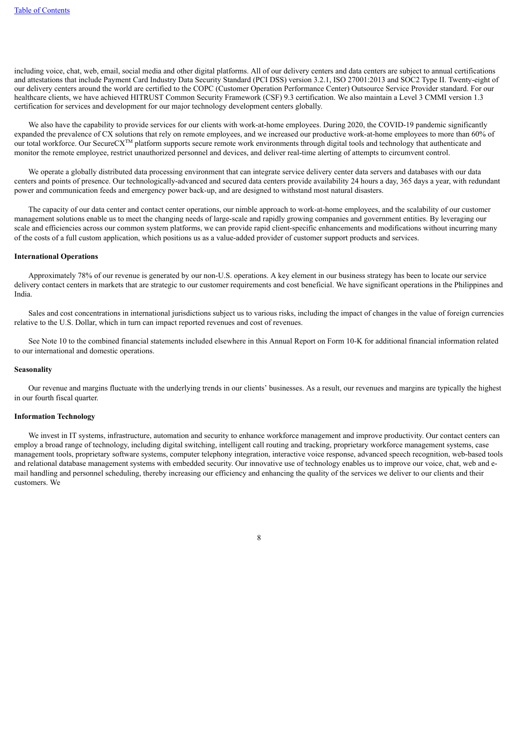including voice, chat, web, email, social media and other digital platforms. All of our delivery centers and data centers are subject to annual certifications and attestations that include Payment Card Industry Data Security Standard (PCI DSS) version 3.2.1, ISO 27001:2013 and SOC2 Type II. Twenty-eight of our delivery centers around the world are certified to the COPC (Customer Operation Performance Center) Outsource Service Provider standard. For our healthcare clients, we have achieved HITRUST Common Security Framework (CSF) 9.3 certification. We also maintain a Level 3 CMMI version 1.3 certification for services and development for our major technology development centers globally.

We also have the capability to provide services for our clients with work-at-home employees. During 2020, the COVID-19 pandemic significantly expanded the prevalence of CX solutions that rely on remote employees, and we increased our productive work-at-home employees to more than 60% of our total workforce. Our SecureCX™ platform supports secure remote work environments through digital tools and technology that authenticate and monitor the remote employee, restrict unauthorized personnel and devices, and deliver real-time alerting of attempts to circumvent control.

We operate a globally distributed data processing environment that can integrate service delivery center data servers and databases with our data centers and points of presence. Our technologically-advanced and secured data centers provide availability 24 hours a day, 365 days a year, with redundant power and communication feeds and emergency power back-up, and are designed to withstand most natural disasters.

The capacity of our data center and contact center operations, our nimble approach to work-at-home employees, and the scalability of our customer management solutions enable us to meet the changing needs of large-scale and rapidly growing companies and government entities. By leveraging our scale and efficiencies across our common system platforms, we can provide rapid client-specific enhancements and modifications without incurring many of the costs of a full custom application, which positions us as a value-added provider of customer support products and services.

**International Operations**

Approximately 78% of our revenue is generated by our non-U.S. operations. A key element in our business strategy has been to locate our service delivery contact centers in markets that are strategic to our customer requirements and cost beneficial. We have significant operations in the Philippines and India.

Sales and cost concentrations in international jurisdictions subject us to various risks, including the impact of changes in the value of foreign currencies relative to the U.S. Dollar, which in turn can impact reported revenues and cost of revenues.

See Note 10 to the combined financial statements included elsewhere in this Annual Report on Form 10-K for additional financial information related to our international and domestic operations.

**Seasonality**

Our revenue and margins fluctuate with the underlying trends in our clients' businesses. As a result, our revenues and margins are typically the highest in our fourth fiscal quarter.

**Information Technology**

We invest in IT systems, infrastructure, automation and security to enhance workforce management and improve productivity. Our contact centers can employ a broad range of technology, including digital switching, intelligent call routing and tracking, proprietary workforce management systems, case management tools, proprietary software systems, computer telephony integration, interactive voice response, advanced speech recognition, web-based tools and relational database management systems with embedded security. Our innovative use of technology enables us to improve our voice, chat, web and e-mail handling and personnel scheduling, thereby increasing our efficiency and enhancing the quality of the services we deliver to our clients and their customers. We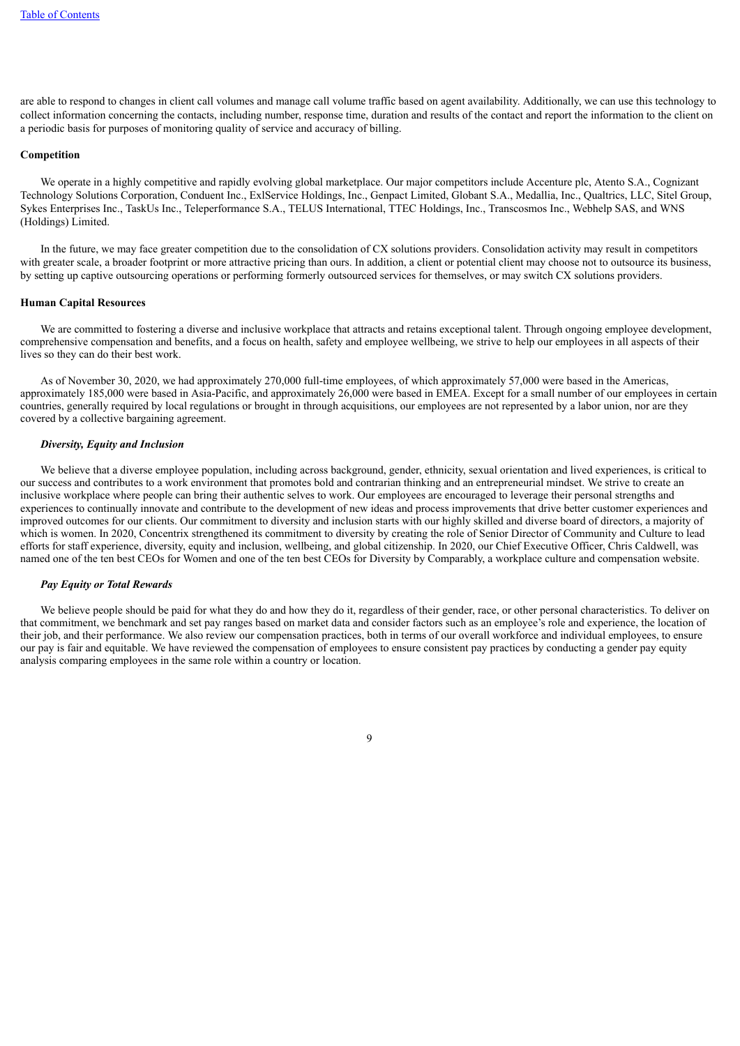are able to respond to changes in client call volumes and manage call volume traffic based on agent availability. Additionally, we can use this technology to collect information concerning the contacts, including number, response time, duration and results of the contact and report the information to the client on a periodic basis for purposes of monitoring quality of service and accuracy of billing.

**Competition**

We operate in a highly competitive and rapidly evolving global marketplace. Our major competitors include Accenture plc, Atento S.A., Cognizant Technology Solutions Corporation, Conduent Inc., ExlService Holdings, Inc., Genpact Limited, Globant S.A., Medallia, Inc., Qualtrics, LLC, Sitel Group, Sykes Enterprises Inc., TaskUs Inc., Teleperformance S.A., TELUS International, TTEC Holdings, Inc., Transcosmos Inc., Webhelp SAS, and WNS (Holdings) Limited.

In the future, we may face greater competition due to the consolidation of CX solutions providers. Consolidation activity may result in competitors with greater scale, a broader footprint or more attractive pricing than ours. In addition, a client or potential client may choose not to outsource its business, by setting up captive outsourcing operations or performing formerly outsourced services for themselves, or may switch CX solutions providers.

**Human Capital Resources**

We are committed to fostering a diverse and inclusive workplace that attracts and retains exceptional talent. Through ongoing employee development, comprehensive compensation and benefits, and a focus on health, safety and employee wellbeing, we strive to help our employees in all aspects of their lives so they can do their best work.

As of November 30, 2020, we had approximately 270,000 full-time employees, of which approximately 57,000 were based in the Americas, approximately 185,000 were based in Asia-Pacific, and approximately 26,000 were based in EMEA. Except for a small number of our employees in certain countries, generally required by local regulations or brought in through acquisitions, our employees are not represented by a labor union, nor are they covered by a collective bargaining agreement.

***Diversity, Equity and Inclusion***

We believe that a diverse employee population, including across background, gender, ethnicity, sexual orientation and lived experiences, is critical to our success and contributes to a work environment that promotes bold and contrarian thinking and an entrepreneurial mindset. We strive to create an inclusive workplace where people can bring their authentic selves to work. Our employees are encouraged to leverage their personal strengths and experiences to continually innovate and contribute to the development of new ideas and process improvements that drive better customer experiences and improved outcomes for our clients. Our commitment to diversity and inclusion starts with our highly skilled and diverse board of directors, a majority of which is women. In 2020, Concentrix strengthened its commitment to diversity by creating the role of Senior Director of Community and Culture to lead efforts for staff experience, diversity, equity and inclusion, wellbeing, and global citizenship. In 2020, our Chief Executive Officer, Chris Caldwell, was named one of the ten best CEOs for Women and one of the ten best CEOs for Diversity by Comparably, a workplace culture and compensation website.

***Pay Equity or Total Rewards***

We believe people should be paid for what they do and how they do it, regardless of their gender, race, or other personal characteristics. To deliver on that commitment, we benchmark and set pay ranges based on market data and consider factors such as an employee's role and experience, the location of their job, and their performance. We also review our compensation practices, both in terms of our overall workforce and individual employees, to ensure our pay is fair and equitable. We have reviewed the compensation of employees to ensure consistent pay practices by conducting a gender pay equity analysis comparing employees in the same role within a country or location.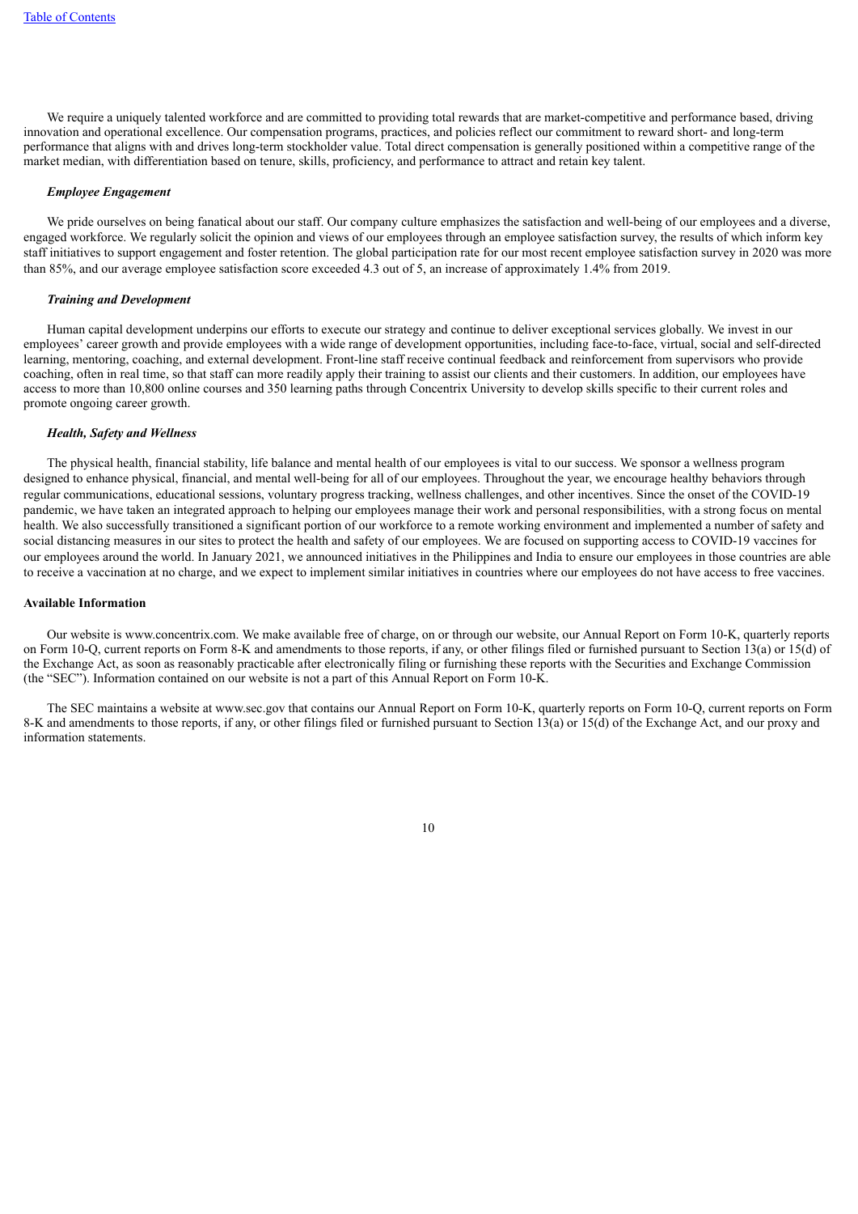We require a uniquely talented workforce and are committed to providing total rewards that are market-competitive and performance based, driving innovation and operational excellence. Our compensation programs, practices, and policies reflect our commitment to reward short- and long-term performance that aligns with and drives long-term stockholder value. Total direct compensation is generally positioned within a competitive range of the market median, with differentiation based on tenure, skills, proficiency, and performance to attract and retain key talent.

***Employee Engagement***

We pride ourselves on being fanatical about our staff. Our company culture emphasizes the satisfaction and well-being of our employees and a diverse, engaged workforce. We regularly solicit the opinion and views of our employees through an employee satisfaction survey, the results of which inform key staff initiatives to support engagement and foster retention. The global participation rate for our most recent employee satisfaction survey in 2020 was more than 85%, and our average employee satisfaction score exceeded 4.3 out of 5, an increase of approximately 1.4% from 2019.

***Training and Development***

Human capital development underpins our efforts to execute our strategy and continue to deliver exceptional services globally. We invest in our employees' career growth and provide employees with a wide range of development opportunities, including face-to-face, virtual, social and self-directed learning, mentoring, coaching, and external development. Front-line staff receive continual feedback and reinforcement from supervisors who provide coaching, often in real time, so that staff can more readily apply their training to assist our clients and their customers. In addition, our employees have access to more than 10,800 online courses and 350 learning paths through Concentrix University to develop skills specific to their current roles and promote ongoing career growth.

***Health, Safety and Wellness***

The physical health, financial stability, life balance and mental health of our employees is vital to our success. We sponsor a wellness program designed to enhance physical, financial, and mental well-being for all of our employees. Throughout the year, we encourage healthy behaviors through regular communications, educational sessions, voluntary progress tracking, wellness challenges, and other incentives. Since the onset of the COVID-19 pandemic, we have taken an integrated approach to helping our employees manage their work and personal responsibilities, with a strong focus on mental health. We also successfully transitioned a significant portion of our workforce to a remote working environment and implemented a number of safety and social distancing measures in our sites to protect the health and safety of our employees. We are focused on supporting access to COVID-19 vaccines for our employees around the world. In January 2021, we announced initiatives in the Philippines and India to ensure our employees in those countries are able to receive a vaccination at no charge, and we expect to implement similar initiatives in countries where our employees do not have access to free vaccines.

**Available Information**

Our website is www.concentrix.com. We make available free of charge, on or through our website, our Annual Report on Form 10-K, quarterly reports on Form 10-Q, current reports on Form 8-K and amendments to those reports, if any, or other filings filed or furnished pursuant to Section 13(a) or 15(d) of the Exchange Act, as soon as reasonably practicable after electronically filing or furnishing these reports with the Securities and Exchange Commission (the "SEC"). Information contained on our website is not a part of this Annual Report on Form 10-K.

The SEC maintains a website at www.sec.gov that contains our Annual Report on Form 10-K, quarterly reports on Form 10-Q, current reports on Form 8-K and amendments to those reports, if any, or other filings filed or furnished pursuant to Section 13(a) or 15(d) of the Exchange Act, and our proxy and information statements.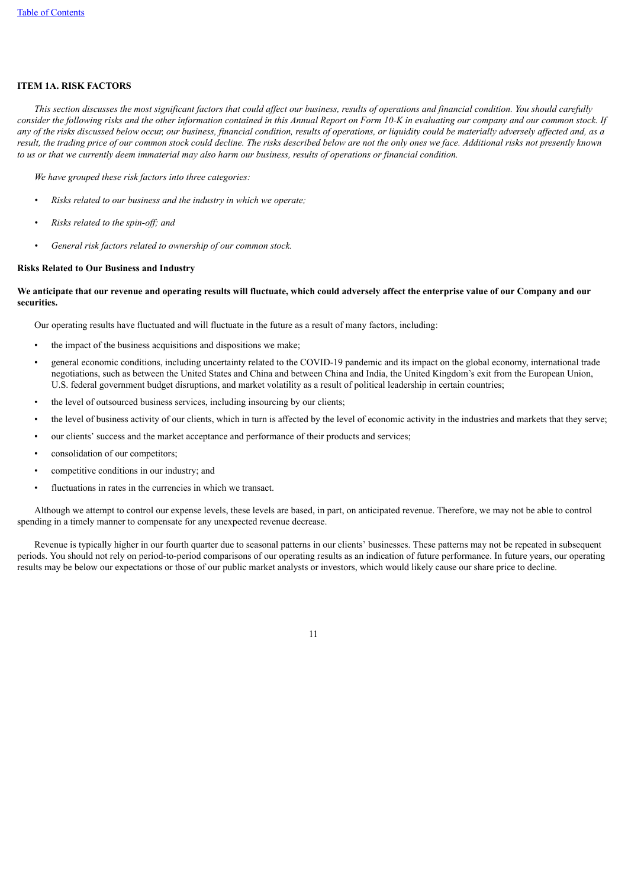## ITEM 1A. RISK FACTORS

*This section discusses the most significant factors that could affect our business, results of operations and financial condition. You should carefully consider the following risks and the other information contained in this Annual Report on Form 10-K in evaluating our company and our common stock. If any of the risks discussed below occur, our business, financial condition, results of operations, or liquidity could be materially adversely affected and, as a result, the trading price of our common stock could decline. The risks described below are not the only ones we face. Additional risks not presently known to us or that we currently deem immaterial may also harm our business, results of operations or financial condition.*

*We have grouped these risk factors into three categories:*

- *Risks related to our business and the industry in which we operate;*
- *Risks related to the spin-off; and*
- *General risk factors related to ownership of our common stock.*

### Risks Related to Our Business and Industry

**We anticipate that our revenue and operating results will fluctuate, which could adversely affect the enterprise value of our Company and our securities.**

Our operating results have fluctuated and will fluctuate in the future as a result of many factors, including:

- the impact of the business acquisitions and dispositions we make;
- general economic conditions, including uncertainty related to the COVID-19 pandemic and its impact on the global economy, international trade negotiations, such as between the United States and China and between China and India, the United Kingdom's exit from the European Union, U.S. federal government budget disruptions, and market volatility as a result of political leadership in certain countries;
- the level of outsourced business services, including insourcing by our clients;
- the level of business activity of our clients, which in turn is affected by the level of economic activity in the industries and markets that they serve;
- our clients' success and the market acceptance and performance of their products and services;
- consolidation of our competitors;
- competitive conditions in our industry; and
- fluctuations in rates in the currencies in which we transact.

Although we attempt to control our expense levels, these levels are based, in part, on anticipated revenue. Therefore, we may not be able to control spending in a timely manner to compensate for any unexpected revenue decrease.

Revenue is typically higher in our fourth quarter due to seasonal patterns in our clients' businesses. These patterns may not be repeated in subsequent periods. You should not rely on period-to-period comparisons of our operating results as an indication of future performance. In future years, our operating results may be below our expectations or those of our public market analysts or investors, which would likely cause our share price to decline.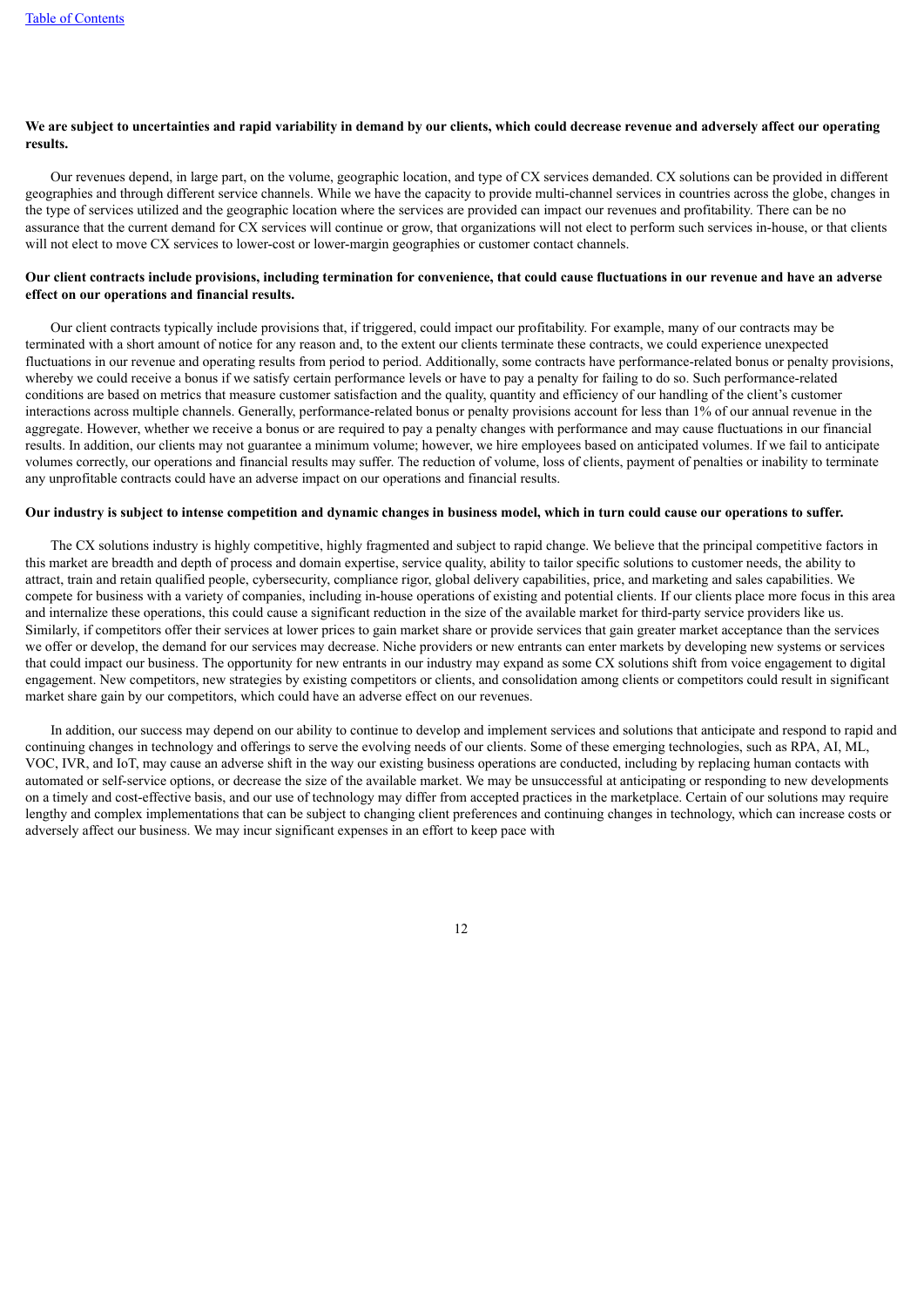**We are subject to uncertainties and rapid variability in demand by our clients, which could decrease revenue and adversely affect our operating results.**

Our revenues depend, in large part, on the volume, geographic location, and type of CX services demanded. CX solutions can be provided in different geographies and through different service channels. While we have the capacity to provide multi-channel services in countries across the globe, changes in the type of services utilized and the geographic location where the services are provided can impact our revenues and profitability. There can be no assurance that the current demand for CX services will continue or grow, that organizations will not elect to perform such services in-house, or that clients will not elect to move CX services to lower-cost or lower-margin geographies or customer contact channels.

**Our client contracts include provisions, including termination for convenience, that could cause fluctuations in our revenue and have an adverse effect on our operations and financial results.**

Our client contracts typically include provisions that, if triggered, could impact our profitability. For example, many of our contracts may be terminated with a short amount of notice for any reason and, to the extent our clients terminate these contracts, we could experience unexpected fluctuations in our revenue and operating results from period to period. Additionally, some contracts have performance-related bonus or penalty provisions, whereby we could receive a bonus if we satisfy certain performance levels or have to pay a penalty for failing to do so. Such performance-related conditions are based on metrics that measure customer satisfaction and the quality, quantity and efficiency of our handling of the client's customer interactions across multiple channels. Generally, performance-related bonus or penalty provisions account for less than 1% of our annual revenue in the aggregate. However, whether we receive a bonus or are required to pay a penalty changes with performance and may cause fluctuations in our financial results. In addition, our clients may not guarantee a minimum volume; however, we hire employees based on anticipated volumes. If we fail to anticipate volumes correctly, our operations and financial results may suffer. The reduction of volume, loss of clients, payment of penalties or inability to terminate any unprofitable contracts could have an adverse impact on our operations and financial results.

**Our industry is subject to intense competition and dynamic changes in business model, which in turn could cause our operations to suffer.**

The CX solutions industry is highly competitive, highly fragmented and subject to rapid change. We believe that the principal competitive factors in this market are breadth and depth of process and domain expertise, service quality, ability to tailor specific solutions to customer needs, the ability to attract, train and retain qualified people, cybersecurity, compliance rigor, global delivery capabilities, price, and marketing and sales capabilities. We compete for business with a variety of companies, including in-house operations of existing and potential clients. If our clients place more focus in this area and internalize these operations, this could cause a significant reduction in the size of the available market for third-party service providers like us. Similarly, if competitors offer their services at lower prices to gain market share or provide services that gain greater market acceptance than the services we offer or develop, the demand for our services may decrease. Niche providers or new entrants can enter markets by developing new systems or services that could impact our business. The opportunity for new entrants in our industry may expand as some CX solutions shift from voice engagement to digital engagement. New competitors, new strategies by existing competitors or clients, and consolidation among clients or competitors could result in significant market share gain by our competitors, which could have an adverse effect on our revenues.

In addition, our success may depend on our ability to continue to develop and implement services and solutions that anticipate and respond to rapid and continuing changes in technology and offerings to serve the evolving needs of our clients. Some of these emerging technologies, such as RPA, AI, ML, VOC, IVR, and IoT, may cause an adverse shift in the way our existing business operations are conducted, including by replacing human contacts with automated or self-service options, or decrease the size of the available market. We may be unsuccessful at anticipating or responding to new developments on a timely and cost-effective basis, and our use of technology may differ from accepted practices in the marketplace. Certain of our solutions may require lengthy and complex implementations that can be subject to changing client preferences and continuing changes in technology, which can increase costs or adversely affect our business. We may incur significant expenses in an effort to keep pace with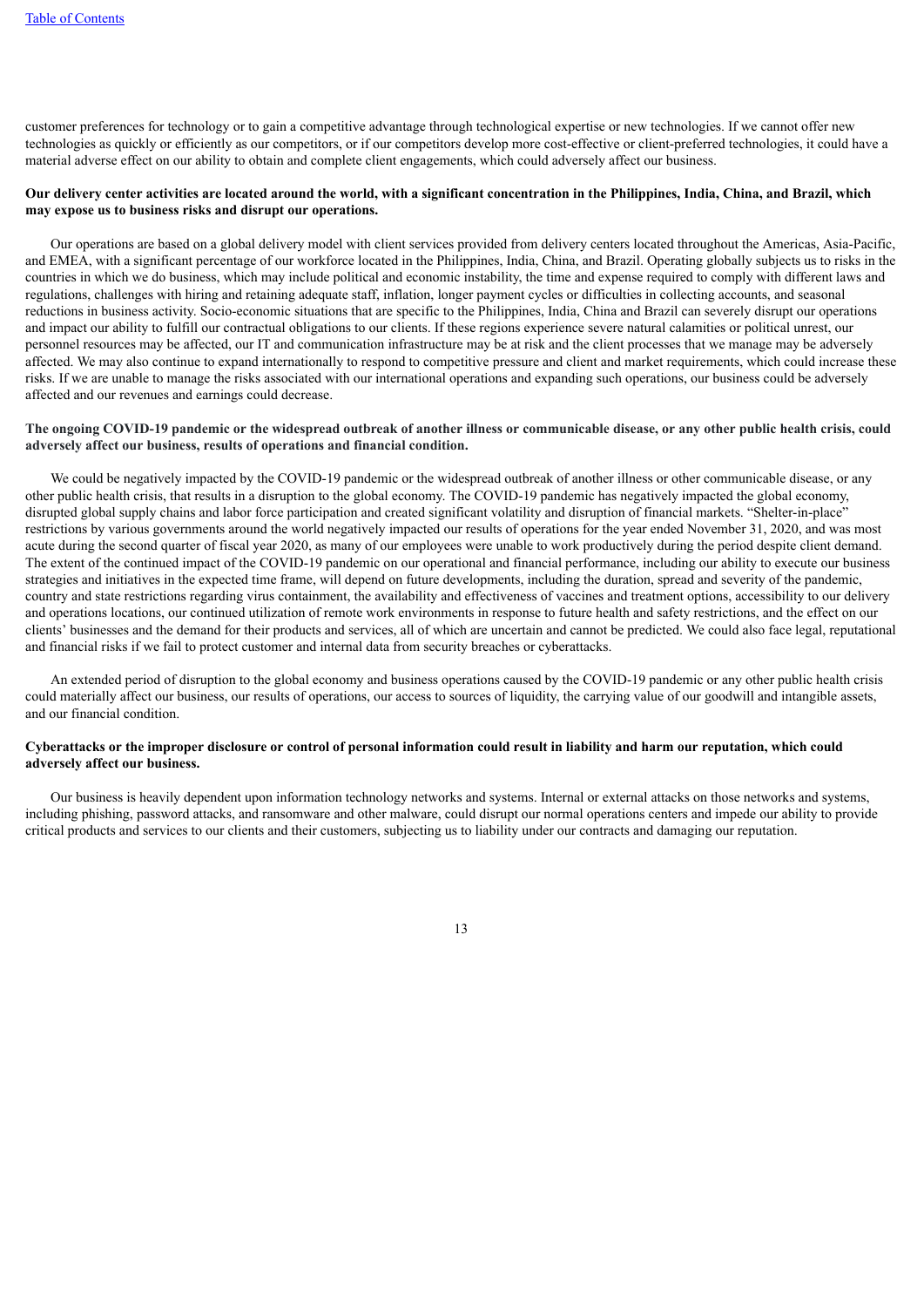customer preferences for technology or to gain a competitive advantage through technological expertise or new technologies. If we cannot offer new technologies as quickly or efficiently as our competitors, or if our competitors develop more cost-effective or client-preferred technologies, it could have a material adverse effect on our ability to obtain and complete client engagements, which could adversely affect our business.

**Our delivery center activities are located around the world, with a significant concentration in the Philippines, India, China, and Brazil, which may expose us to business risks and disrupt our operations.**

Our operations are based on a global delivery model with client services provided from delivery centers located throughout the Americas, Asia-Pacific, and EMEA, with a significant percentage of our workforce located in the Philippines, India, China, and Brazil. Operating globally subjects us to risks in the countries in which we do business, which may include political and economic instability, the time and expense required to comply with different laws and regulations, challenges with hiring and retaining adequate staff, inflation, longer payment cycles or difficulties in collecting accounts, and seasonal reductions in business activity. Socio-economic situations that are specific to the Philippines, India, China and Brazil can severely disrupt our operations and impact our ability to fulfill our contractual obligations to our clients. If these regions experience severe natural calamities or political unrest, our personnel resources may be affected, our IT and communication infrastructure may be at risk and the client processes that we manage may be adversely affected. We may also continue to expand internationally to respond to competitive pressure and client and market requirements, which could increase these risks. If we are unable to manage the risks associated with our international operations and expanding such operations, our business could be adversely affected and our revenues and earnings could decrease.

**The ongoing COVID-19 pandemic or the widespread outbreak of another illness or communicable disease, or any other public health crisis, could adversely affect our business, results of operations and financial condition.**

We could be negatively impacted by the COVID-19 pandemic or the widespread outbreak of another illness or other communicable disease, or any other public health crisis, that results in a disruption to the global economy. The COVID-19 pandemic has negatively impacted the global economy, disrupted global supply chains and labor force participation and created significant volatility and disruption of financial markets. "Shelter-in-place" restrictions by various governments around the world negatively impacted our results of operations for the year ended November 31, 2020, and was most acute during the second quarter of fiscal year 2020, as many of our employees were unable to work productively during the period despite client demand. The extent of the continued impact of the COVID-19 pandemic on our operational and financial performance, including our ability to execute our business strategies and initiatives in the expected time frame, will depend on future developments, including the duration, spread and severity of the pandemic, country and state restrictions regarding virus containment, the availability and effectiveness of vaccines and treatment options, accessibility to our delivery and operations locations, our continued utilization of remote work environments in response to future health and safety restrictions, and the effect on our clients' businesses and the demand for their products and services, all of which are uncertain and cannot be predicted. We could also face legal, reputational and financial risks if we fail to protect customer and internal data from security breaches or cyberattacks.

An extended period of disruption to the global economy and business operations caused by the COVID-19 pandemic or any other public health crisis could materially affect our business, our results of operations, our access to sources of liquidity, the carrying value of our goodwill and intangible assets, and our financial condition.

**Cyberattacks or the improper disclosure or control of personal information could result in liability and harm our reputation, which could adversely affect our business.**

Our business is heavily dependent upon information technology networks and systems. Internal or external attacks on those networks and systems, including phishing, password attacks, and ransomware and other malware, could disrupt our normal operations centers and impede our ability to provide critical products and services to our clients and their customers, subjecting us to liability under our contracts and damaging our reputation.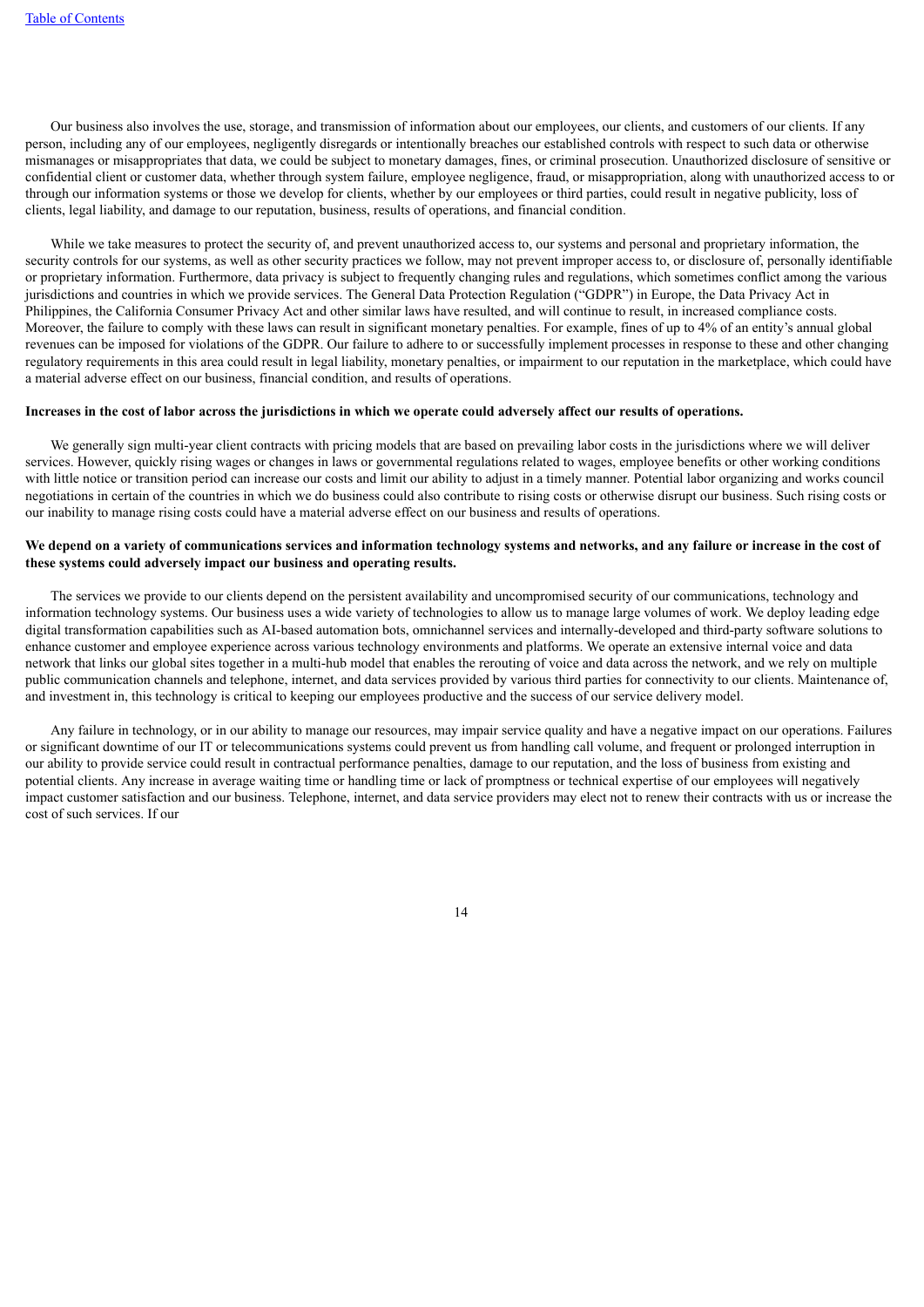Our business also involves the use, storage, and transmission of information about our employees, our clients, and customers of our clients. If any person, including any of our employees, negligently disregards or intentionally breaches our established controls with respect to such data or otherwise mismanages or misappropriates that data, we could be subject to monetary damages, fines, or criminal prosecution. Unauthorized disclosure of sensitive or confidential client or customer data, whether through system failure, employee negligence, fraud, or misappropriation, along with unauthorized access to or through our information systems or those we develop for clients, whether by our employees or third parties, could result in negative publicity, loss of clients, legal liability, and damage to our reputation, business, results of operations, and financial condition.

While we take measures to protect the security of, and prevent unauthorized access to, our systems and personal and proprietary information, the security controls for our systems, as well as other security practices we follow, may not prevent improper access to, or disclosure of, personally identifiable or proprietary information. Furthermore, data privacy is subject to frequently changing rules and regulations, which sometimes conflict among the various jurisdictions and countries in which we provide services. The General Data Protection Regulation ("GDPR") in Europe, the Data Privacy Act in Philippines, the California Consumer Privacy Act and other similar laws have resulted, and will continue to result, in increased compliance costs. Moreover, the failure to comply with these laws can result in significant monetary penalties. For example, fines of up to 4% of an entity's annual global revenues can be imposed for violations of the GDPR. Our failure to adhere to or successfully implement processes in response to these and other changing regulatory requirements in this area could result in legal liability, monetary penalties, or impairment to our reputation in the marketplace, which could have a material adverse effect on our business, financial condition, and results of operations.

**Increases in the cost of labor across the jurisdictions in which we operate could adversely affect our results of operations.**

We generally sign multi-year client contracts with pricing models that are based on prevailing labor costs in the jurisdictions where we will deliver services. However, quickly rising wages or changes in laws or governmental regulations related to wages, employee benefits or other working conditions with little notice or transition period can increase our costs and limit our ability to adjust in a timely manner. Potential labor organizing and works council negotiations in certain of the countries in which we do business could also contribute to rising costs or otherwise disrupt our business. Such rising costs or our inability to manage rising costs could have a material adverse effect on our business and results of operations.

**We depend on a variety of communications services and information technology systems and networks, and any failure or increase in the cost of these systems could adversely impact our business and operating results.**

The services we provide to our clients depend on the persistent availability and uncompromised security of our communications, technology and information technology systems. Our business uses a wide variety of technologies to allow us to manage large volumes of work. We deploy leading edge digital transformation capabilities such as AI-based automation bots, omnichannel services and internally-developed and third-party software solutions to enhance customer and employee experience across various technology environments and platforms. We operate an extensive internal voice and data network that links our global sites together in a multi-hub model that enables the rerouting of voice and data across the network, and we rely on multiple public communication channels and telephone, internet, and data services provided by various third parties for connectivity to our clients. Maintenance of, and investment in, this technology is critical to keeping our employees productive and the success of our service delivery model.

Any failure in technology, or in our ability to manage our resources, may impair service quality and have a negative impact on our operations. Failures or significant downtime of our IT or telecommunications systems could prevent us from handling call volume, and frequent or prolonged interruption in our ability to provide service could result in contractual performance penalties, damage to our reputation, and the loss of business from existing and potential clients. Any increase in average waiting time or handling time or lack of promptness or technical expertise of our employees will negatively impact customer satisfaction and our business. Telephone, internet, and data service providers may elect not to renew their contracts with us or increase the cost of such services. If our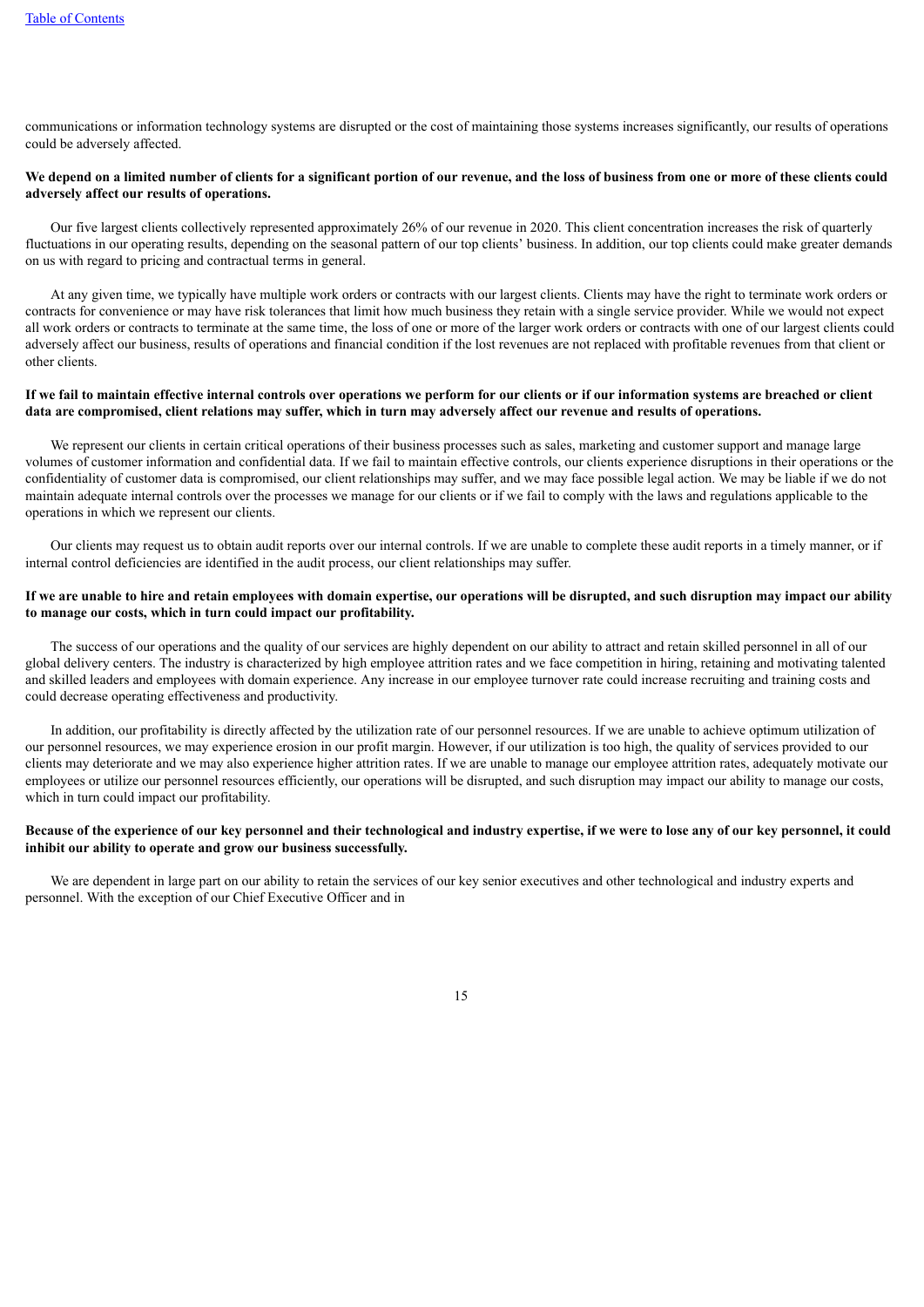communications or information technology systems are disrupted or the cost of maintaining those systems increases significantly, our results of operations could be adversely affected.

**We depend on a limited number of clients for a significant portion of our revenue, and the loss of business from one or more of these clients could adversely affect our results of operations.**

Our five largest clients collectively represented approximately 26% of our revenue in 2020. This client concentration increases the risk of quarterly fluctuations in our operating results, depending on the seasonal pattern of our top clients' business. In addition, our top clients could make greater demands on us with regard to pricing and contractual terms in general.

At any given time, we typically have multiple work orders or contracts with our largest clients. Clients may have the right to terminate work orders or contracts for convenience or may have risk tolerances that limit how much business they retain with a single service provider. While we would not expect all work orders or contracts to terminate at the same time, the loss of one or more of the larger work orders or contracts with one of our largest clients could adversely affect our business, results of operations and financial condition if the lost revenues are not replaced with profitable revenues from that client or other clients.

**If we fail to maintain effective internal controls over operations we perform for our clients or if our information systems are breached or client data are compromised, client relations may suffer, which in turn may adversely affect our revenue and results of operations.**

We represent our clients in certain critical operations of their business processes such as sales, marketing and customer support and manage large volumes of customer information and confidential data. If we fail to maintain effective controls, our clients experience disruptions in their operations or the confidentiality of customer data is compromised, our client relationships may suffer, and we may face possible legal action. We may be liable if we do not maintain adequate internal controls over the processes we manage for our clients or if we fail to comply with the laws and regulations applicable to the operations in which we represent our clients.

Our clients may request us to obtain audit reports over our internal controls. If we are unable to complete these audit reports in a timely manner, or if internal control deficiencies are identified in the audit process, our client relationships may suffer.

**If we are unable to hire and retain employees with domain expertise, our operations will be disrupted, and such disruption may impact our ability to manage our costs, which in turn could impact our profitability.**

The success of our operations and the quality of our services are highly dependent on our ability to attract and retain skilled personnel in all of our global delivery centers. The industry is characterized by high employee attrition rates and we face competition in hiring, retaining and motivating talented and skilled leaders and employees with domain experience. Any increase in our employee turnover rate could increase recruiting and training costs and could decrease operating effectiveness and productivity.

In addition, our profitability is directly affected by the utilization rate of our personnel resources. If we are unable to achieve optimum utilization of our personnel resources, we may experience erosion in our profit margin. However, if our utilization is too high, the quality of services provided to our clients may deteriorate and we may also experience higher attrition rates. If we are unable to manage our employee attrition rates, adequately motivate our employees or utilize our personnel resources efficiently, our operations will be disrupted, and such disruption may impact our ability to manage our costs, which in turn could impact our profitability.

**Because of the experience of our key personnel and their technological and industry expertise, if we were to lose any of our key personnel, it could inhibit our ability to operate and grow our business successfully.**

We are dependent in large part on our ability to retain the services of our key senior executives and other technological and industry experts and personnel. With the exception of our Chief Executive Officer and in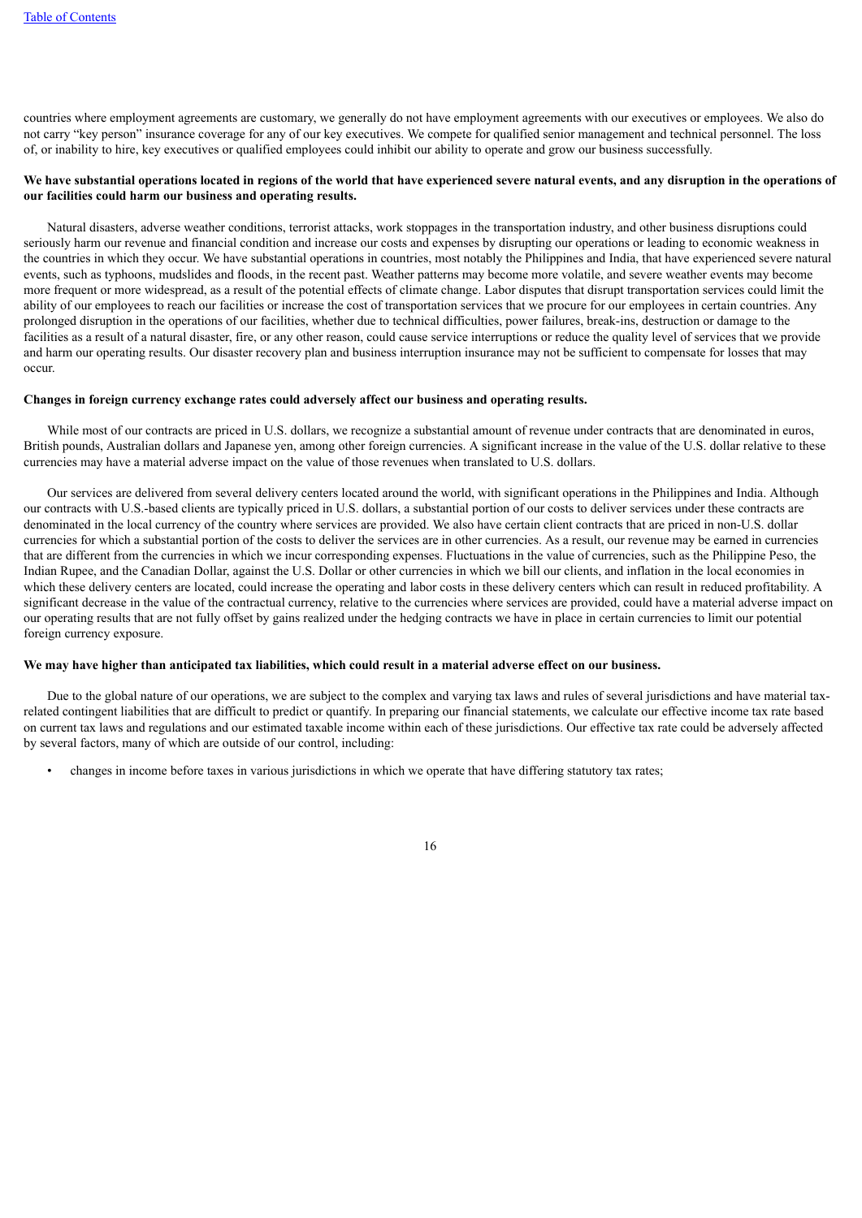countries where employment agreements are customary, we generally do not have employment agreements with our executives or employees. We also do not carry "key person" insurance coverage for any of our key executives. We compete for qualified senior management and technical personnel. The loss of, or inability to hire, key executives or qualified employees could inhibit our ability to operate and grow our business successfully.

**We have substantial operations located in regions of the world that have experienced severe natural events, and any disruption in the operations of our facilities could harm our business and operating results.**

Natural disasters, adverse weather conditions, terrorist attacks, work stoppages in the transportation industry, and other business disruptions could seriously harm our revenue and financial condition and increase our costs and expenses by disrupting our operations or leading to economic weakness in the countries in which they occur. We have substantial operations in countries, most notably the Philippines and India, that have experienced severe natural events, such as typhoons, mudslides and floods, in the recent past. Weather patterns may become more volatile, and severe weather events may become more frequent or more widespread, as a result of the potential effects of climate change. Labor disputes that disrupt transportation services could limit the ability of our employees to reach our facilities or increase the cost of transportation services that we procure for our employees in certain countries. Any prolonged disruption in the operations of our facilities, whether due to technical difficulties, power failures, break-ins, destruction or damage to the facilities as a result of a natural disaster, fire, or any other reason, could cause service interruptions or reduce the quality level of services that we provide and harm our operating results. Our disaster recovery plan and business interruption insurance may not be sufficient to compensate for losses that may occur.

**Changes in foreign currency exchange rates could adversely affect our business and operating results.**

While most of our contracts are priced in U.S. dollars, we recognize a substantial amount of revenue under contracts that are denominated in euros, British pounds, Australian dollars and Japanese yen, among other foreign currencies. A significant increase in the value of the U.S. dollar relative to these currencies may have a material adverse impact on the value of those revenues when translated to U.S. dollars.

Our services are delivered from several delivery centers located around the world, with significant operations in the Philippines and India. Although our contracts with U.S.-based clients are typically priced in U.S. dollars, a substantial portion of our costs to deliver services under these contracts are denominated in the local currency of the country where services are provided. We also have certain client contracts that are priced in non-U.S. dollar currencies for which a substantial portion of the costs to deliver the services are in other currencies. As a result, our revenue may be earned in currencies that are different from the currencies in which we incur corresponding expenses. Fluctuations in the value of currencies, such as the Philippine Peso, the Indian Rupee, and the Canadian Dollar, against the U.S. Dollar or other currencies in which we bill our clients, and inflation in the local economies in which these delivery centers are located, could increase the operating and labor costs in these delivery centers which can result in reduced profitability. A significant decrease in the value of the contractual currency, relative to the currencies where services are provided, could have a material adverse impact on our operating results that are not fully offset by gains realized under the hedging contracts we have in place in certain currencies to limit our potential foreign currency exposure.

**We may have higher than anticipated tax liabilities, which could result in a material adverse effect on our business.**

Due to the global nature of our operations, we are subject to the complex and varying tax laws and rules of several jurisdictions and have material tax-related contingent liabilities that are difficult to predict or quantify. In preparing our financial statements, we calculate our effective income tax rate based on current tax laws and regulations and our estimated taxable income within each of these jurisdictions. Our effective tax rate could be adversely affected by several factors, many of which are outside of our control, including:

- changes in income before taxes in various jurisdictions in which we operate that have differing statutory tax rates;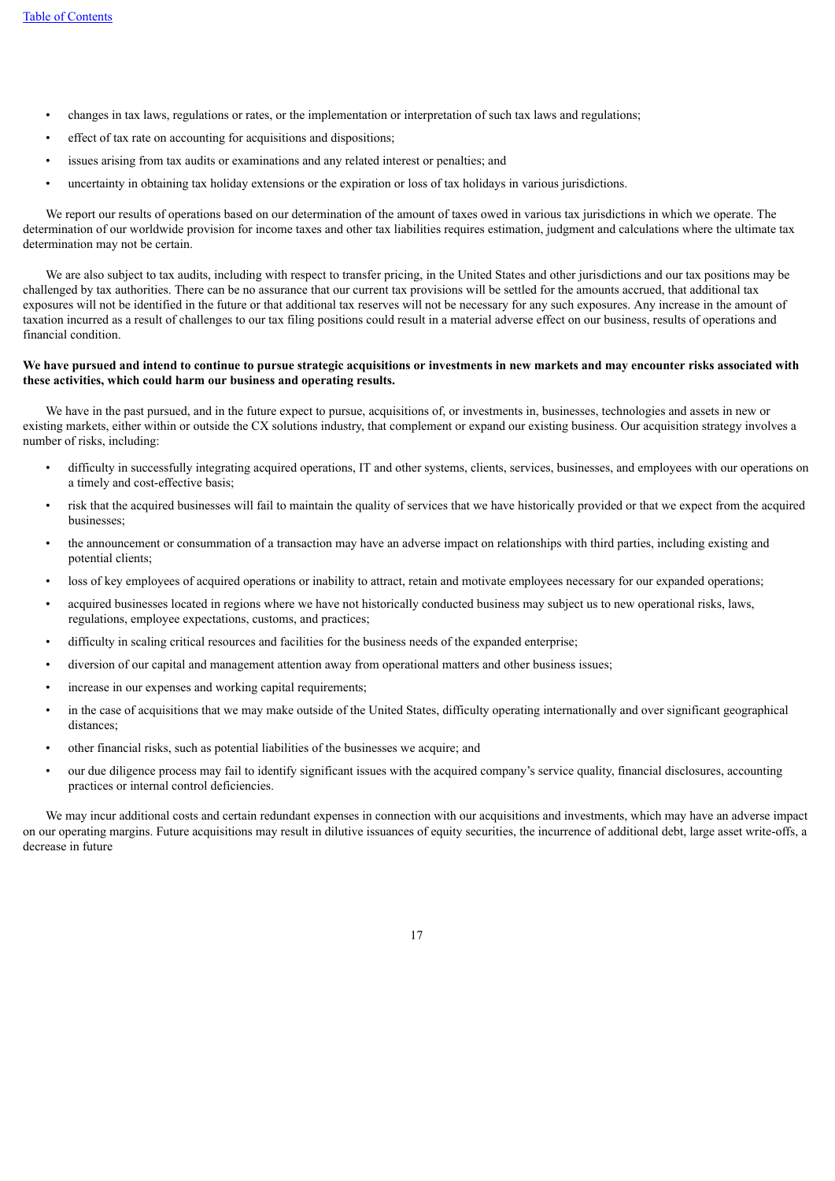- changes in tax laws, regulations or rates, or the implementation or interpretation of such tax laws and regulations;
- effect of tax rate on accounting for acquisitions and dispositions;
- issues arising from tax audits or examinations and any related interest or penalties; and
- uncertainty in obtaining tax holiday extensions or the expiration or loss of tax holidays in various jurisdictions.

We report our results of operations based on our determination of the amount of taxes owed in various tax jurisdictions in which we operate. The determination of our worldwide provision for income taxes and other tax liabilities requires estimation, judgment and calculations where the ultimate tax determination may not be certain.

We are also subject to tax audits, including with respect to transfer pricing, in the United States and other jurisdictions and our tax positions may be challenged by tax authorities. There can be no assurance that our current tax provisions will be settled for the amounts accrued, that additional tax exposures will not be identified in the future or that additional tax reserves will not be necessary for any such exposures. Any increase in the amount of taxation incurred as a result of challenges to our tax filing positions could result in a material adverse effect on our business, results of operations and financial condition.

**We have pursued and intend to continue to pursue strategic acquisitions or investments in new markets and may encounter risks associated with these activities, which could harm our business and operating results.**

We have in the past pursued, and in the future expect to pursue, acquisitions of, or investments in, businesses, technologies and assets in new or existing markets, either within or outside the CX solutions industry, that complement or expand our existing business. Our acquisition strategy involves a number of risks, including:

- difficulty in successfully integrating acquired operations, IT and other systems, clients, services, businesses, and employees with our operations on a timely and cost-effective basis;
- risk that the acquired businesses will fail to maintain the quality of services that we have historically provided or that we expect from the acquired businesses;
- the announcement or consummation of a transaction may have an adverse impact on relationships with third parties, including existing and potential clients;
- loss of key employees of acquired operations or inability to attract, retain and motivate employees necessary for our expanded operations;
- acquired businesses located in regions where we have not historically conducted business may subject us to new operational risks, laws, regulations, employee expectations, customs, and practices;
- difficulty in scaling critical resources and facilities for the business needs of the expanded enterprise;
- diversion of our capital and management attention away from operational matters and other business issues;
- increase in our expenses and working capital requirements;
- in the case of acquisitions that we may make outside of the United States, difficulty operating internationally and over significant geographical distances;
- other financial risks, such as potential liabilities of the businesses we acquire; and
- our due diligence process may fail to identify significant issues with the acquired company's service quality, financial disclosures, accounting practices or internal control deficiencies.

We may incur additional costs and certain redundant expenses in connection with our acquisitions and investments, which may have an adverse impact on our operating margins. Future acquisitions may result in dilutive issuances of equity securities, the incurrence of additional debt, large asset write-offs, a decrease in future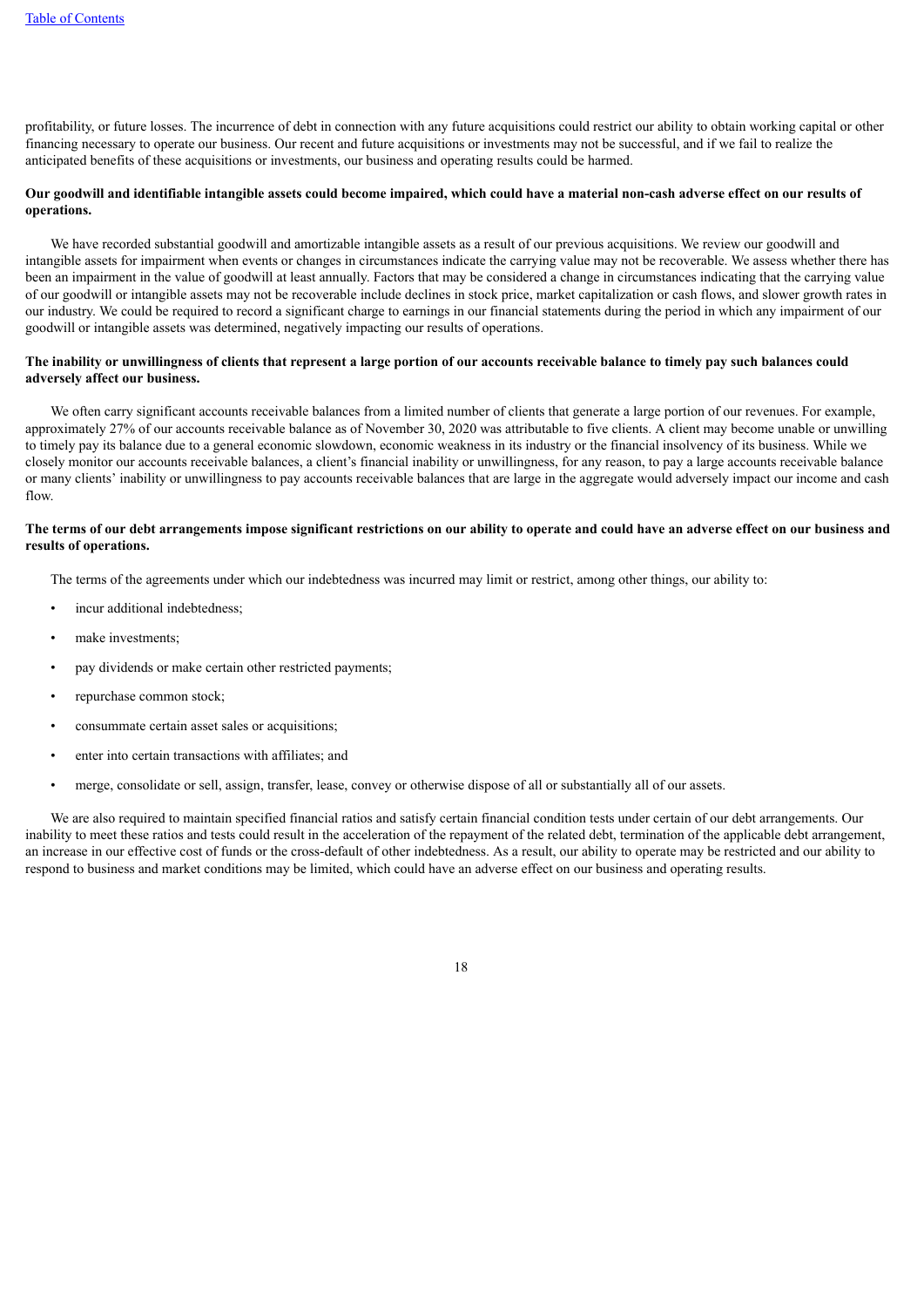profitability, or future losses. The incurrence of debt in connection with any future acquisitions could restrict our ability to obtain working capital or other financing necessary to operate our business. Our recent and future acquisitions or investments may not be successful, and if we fail to realize the anticipated benefits of these acquisitions or investments, our business and operating results could be harmed.

**Our goodwill and identifiable intangible assets could become impaired, which could have a material non-cash adverse effect on our results of operations.**

We have recorded substantial goodwill and amortizable intangible assets as a result of our previous acquisitions. We review our goodwill and intangible assets for impairment when events or changes in circumstances indicate the carrying value may not be recoverable. We assess whether there has been an impairment in the value of goodwill at least annually. Factors that may be considered a change in circumstances indicating that the carrying value of our goodwill or intangible assets may not be recoverable include declines in stock price, market capitalization or cash flows, and slower growth rates in our industry. We could be required to record a significant charge to earnings in our financial statements during the period in which any impairment of our goodwill or intangible assets was determined, negatively impacting our results of operations.

**The inability or unwillingness of clients that represent a large portion of our accounts receivable balance to timely pay such balances could adversely affect our business.**

We often carry significant accounts receivable balances from a limited number of clients that generate a large portion of our revenues. For example, approximately 27% of our accounts receivable balance as of November 30, 2020 was attributable to five clients. A client may become unable or unwilling to timely pay its balance due to a general economic slowdown, economic weakness in its industry or the financial insolvency of its business. While we closely monitor our accounts receivable balances, a client's financial inability or unwillingness, for any reason, to pay a large accounts receivable balance or many clients' inability or unwillingness to pay accounts receivable balances that are large in the aggregate would adversely impact our income and cash flow.

**The terms of our debt arrangements impose significant restrictions on our ability to operate and could have an adverse effect on our business and results of operations.**

The terms of the agreements under which our indebtedness was incurred may limit or restrict, among other things, our ability to:

- incur additional indebtedness;
- make investments;
- pay dividends or make certain other restricted payments;
- repurchase common stock;
- consummate certain asset sales or acquisitions;
- enter into certain transactions with affiliates; and
- merge, consolidate or sell, assign, transfer, lease, convey or otherwise dispose of all or substantially all of our assets.

We are also required to maintain specified financial ratios and satisfy certain financial condition tests under certain of our debt arrangements. Our inability to meet these ratios and tests could result in the acceleration of the repayment of the related debt, termination of the applicable debt arrangement, an increase in our effective cost of funds or the cross-default of other indebtedness. As a result, our ability to operate may be restricted and our ability to respond to business and market conditions may be limited, which could have an adverse effect on our business and operating results.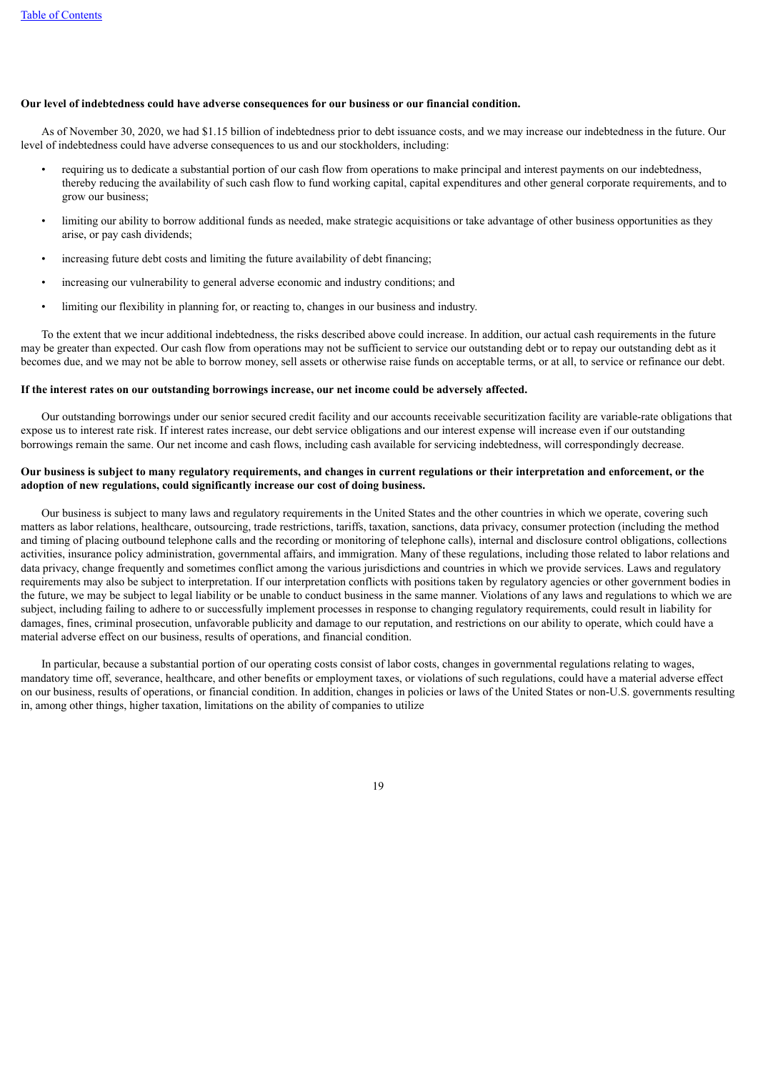**Our level of indebtedness could have adverse consequences for our business or our financial condition.**

As of November 30, 2020, we had $1.15 billion of indebtedness prior to debt issuance costs, and we may increase our indebtedness in the future. Our level of indebtedness could have adverse consequences to us and our stockholders, including:

- requiring us to dedicate a substantial portion of our cash flow from operations to make principal and interest payments on our indebtedness, thereby reducing the availability of such cash flow to fund working capital, capital expenditures and other general corporate requirements, and to grow our business;
- limiting our ability to borrow additional funds as needed, make strategic acquisitions or take advantage of other business opportunities as they arise, or pay cash dividends;
- increasing future debt costs and limiting the future availability of debt financing;
- increasing our vulnerability to general adverse economic and industry conditions; and
- limiting our flexibility in planning for, or reacting to, changes in our business and industry.

To the extent that we incur additional indebtedness, the risks described above could increase. In addition, our actual cash requirements in the future may be greater than expected. Our cash flow from operations may not be sufficient to service our outstanding debt or to repay our outstanding debt as it becomes due, and we may not be able to borrow money, sell assets or otherwise raise funds on acceptable terms, or at all, to service or refinance our debt.

**If the interest rates on our outstanding borrowings increase, our net income could be adversely affected.**

Our outstanding borrowings under our senior secured credit facility and our accounts receivable securitization facility are variable-rate obligations that expose us to interest rate risk. If interest rates increase, our debt service obligations and our interest expense will increase even if our outstanding borrowings remain the same. Our net income and cash flows, including cash available for servicing indebtedness, will correspondingly decrease.

**Our business is subject to many regulatory requirements, and changes in current regulations or their interpretation and enforcement, or the adoption of new regulations, could significantly increase our cost of doing business.**

Our business is subject to many laws and regulatory requirements in the United States and the other countries in which we operate, covering such matters as labor relations, healthcare, outsourcing, trade restrictions, tariffs, taxation, sanctions, data privacy, consumer protection (including the method and timing of placing outbound telephone calls and the recording or monitoring of telephone calls), internal and disclosure control obligations, collections activities, insurance policy administration, governmental affairs, and immigration. Many of these regulations, including those related to labor relations and data privacy, change frequently and sometimes conflict among the various jurisdictions and countries in which we provide services. Laws and regulatory requirements may also be subject to interpretation. If our interpretation conflicts with positions taken by regulatory agencies or other government bodies in the future, we may be subject to legal liability or be unable to conduct business in the same manner. Violations of any laws and regulations to which we are subject, including failing to adhere to or successfully implement processes in response to changing regulatory requirements, could result in liability for damages, fines, criminal prosecution, unfavorable publicity and damage to our reputation, and restrictions on our ability to operate, which could have a material adverse effect on our business, results of operations, and financial condition.

In particular, because a substantial portion of our operating costs consist of labor costs, changes in governmental regulations relating to wages, mandatory time off, severance, healthcare, and other benefits or employment taxes, or violations of such regulations, could have a material adverse effect on our business, results of operations, or financial condition. In addition, changes in policies or laws of the United States or non-U.S. governments resulting in, among other things, higher taxation, limitations on the ability of companies to utilize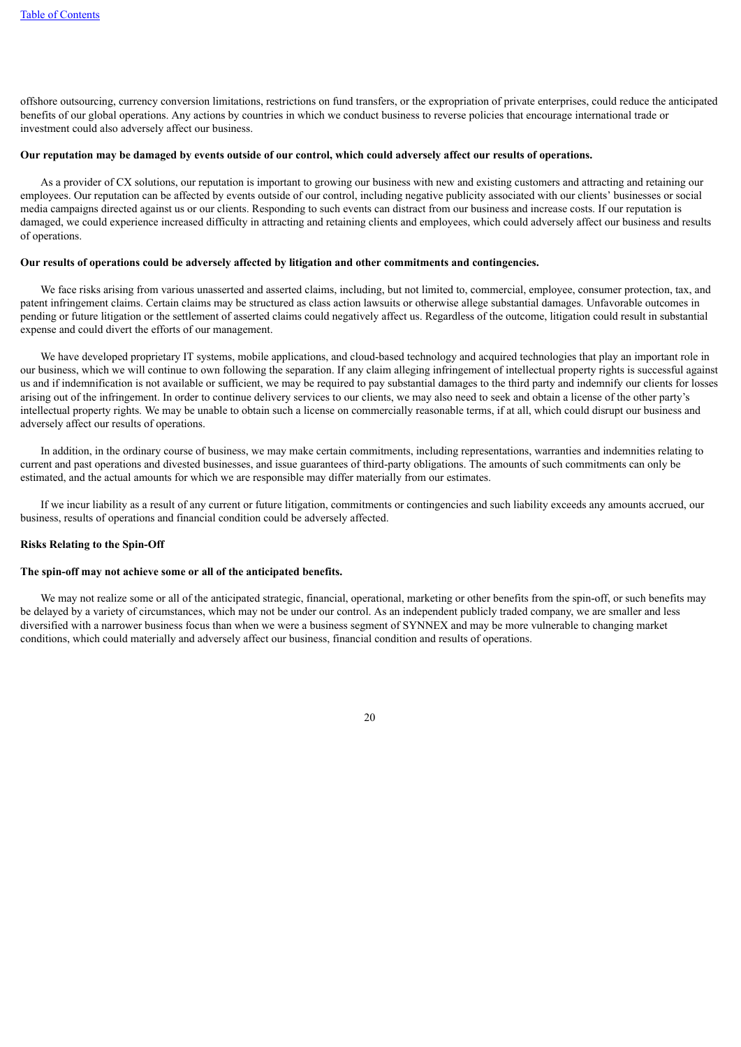offshore outsourcing, currency conversion limitations, restrictions on fund transfers, or the expropriation of private enterprises, could reduce the anticipated benefits of our global operations. Any actions by countries in which we conduct business to reverse policies that encourage international trade or investment could also adversely affect our business.

**Our reputation may be damaged by events outside of our control, which could adversely affect our results of operations.**

As a provider of CX solutions, our reputation is important to growing our business with new and existing customers and attracting and retaining our employees. Our reputation can be affected by events outside of our control, including negative publicity associated with our clients' businesses or social media campaigns directed against us or our clients. Responding to such events can distract from our business and increase costs. If our reputation is damaged, we could experience increased difficulty in attracting and retaining clients and employees, which could adversely affect our business and results of operations.

**Our results of operations could be adversely affected by litigation and other commitments and contingencies.**

We face risks arising from various unasserted and asserted claims, including, but not limited to, commercial, employee, consumer protection, tax, and patent infringement claims. Certain claims may be structured as class action lawsuits or otherwise allege substantial damages. Unfavorable outcomes in pending or future litigation or the settlement of asserted claims could negatively affect us. Regardless of the outcome, litigation could result in substantial expense and could divert the efforts of our management.

We have developed proprietary IT systems, mobile applications, and cloud-based technology and acquired technologies that play an important role in our business, which we will continue to own following the separation. If any claim alleging infringement of intellectual property rights is successful against us and if indemnification is not available or sufficient, we may be required to pay substantial damages to the third party and indemnify our clients for losses arising out of the infringement. In order to continue delivery services to our clients, we may also need to seek and obtain a license of the other party's intellectual property rights. We may be unable to obtain such a license on commercially reasonable terms, if at all, which could disrupt our business and adversely affect our results of operations.

In addition, in the ordinary course of business, we may make certain commitments, including representations, warranties and indemnities relating to current and past operations and divested businesses, and issue guarantees of third-party obligations. The amounts of such commitments can only be estimated, and the actual amounts for which we are responsible may differ materially from our estimates.

If we incur liability as a result of any current or future litigation, commitments or contingencies and such liability exceeds any amounts accrued, our business, results of operations and financial condition could be adversely affected.

**Risks Relating to the Spin-Off**

**The spin-off may not achieve some or all of the anticipated benefits.**

We may not realize some or all of the anticipated strategic, financial, operational, marketing or other benefits from the spin-off, or such benefits may be delayed by a variety of circumstances, which may not be under our control. As an independent publicly traded company, we are smaller and less diversified with a narrower business focus than when we were a business segment of SYNNEX and may be more vulnerable to changing market conditions, which could materially and adversely affect our business, financial condition and results of operations.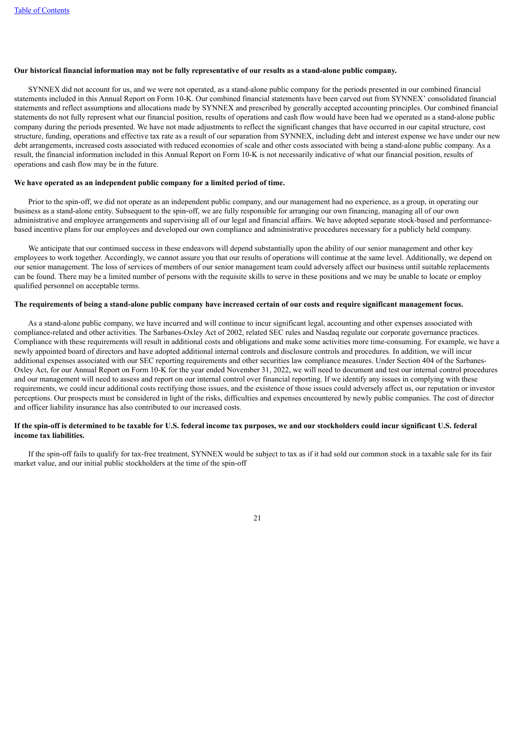[Table of Contents](#)

**Our historical financial information may not be fully representative of our results as a stand-alone public company.**

SYNNEX did not account for us, and we were not operated, as a stand-alone public company for the periods presented in our combined financial statements included in this Annual Report on Form 10-K. Our combined financial statements have been carved out from SYNNEX' consolidated financial statements and reflect assumptions and allocations made by SYNNEX and prescribed by generally accepted accounting principles. Our combined financial statements do not fully represent what our financial position, results of operations and cash flow would have been had we operated as a stand-alone public company during the periods presented. We have not made adjustments to reflect the significant changes that have occurred in our capital structure, cost structure, funding, operations and effective tax rate as a result of our separation from SYNNEX, including debt and interest expense we have under our new debt arrangements, increased costs associated with reduced economies of scale and other costs associated with being a stand-alone public company. As a result, the financial information included in this Annual Report on Form 10-K is not necessarily indicative of what our financial position, results of operations and cash flow may be in the future.

**We have operated as an independent public company for a limited period of time.**

Prior to the spin-off, we did not operate as an independent public company, and our management had no experience, as a group, in operating our business as a stand-alone entity. Subsequent to the spin-off, we are fully responsible for arranging our own financing, managing all of our own administrative and employee arrangements and supervising all of our legal and financial affairs. We have adopted separate stock-based and performance-based incentive plans for our employees and developed our own compliance and administrative procedures necessary for a publicly held company.

We anticipate that our continued success in these endeavors will depend substantially upon the ability of our senior management and other key employees to work together. Accordingly, we cannot assure you that our results of operations will continue at the same level. Additionally, we depend on our senior management. The loss of services of members of our senior management team could adversely affect our business until suitable replacements can be found. There may be a limited number of persons with the requisite skills to serve in these positions and we may be unable to locate or employ qualified personnel on acceptable terms.

**The requirements of being a stand-alone public company have increased certain of our costs and require significant management focus.**

As a stand-alone public company, we have incurred and will continue to incur significant legal, accounting and other expenses associated with compliance-related and other activities. The Sarbanes-Oxley Act of 2002, related SEC rules and Nasdaq regulate our corporate governance practices. Compliance with these requirements will result in additional costs and obligations and make some activities more time-consuming. For example, we have a newly appointed board of directors and have adopted additional internal controls and disclosure controls and procedures. In addition, we will incur additional expenses associated with our SEC reporting requirements and other securities law compliance measures. Under Section 404 of the Sarbanes-Oxley Act, for our Annual Report on Form 10-K for the year ended November 31, 2022, we will need to document and test our internal control procedures and our management will need to assess and report on our internal control over financial reporting. If we identify any issues in complying with these requirements, we could incur additional costs rectifying those issues, and the existence of those issues could adversely affect us, our reputation or investor perceptions. Our prospects must be considered in light of the risks, difficulties and expenses encountered by newly public companies. The cost of director and officer liability insurance has also contributed to our increased costs.

**If the spin-off is determined to be taxable for U.S. federal income tax purposes, we and our stockholders could incur significant U.S. federal income tax liabilities.**

If the spin-off fails to qualify for tax-free treatment, SYNNEX would be subject to tax as if it had sold our common stock in a taxable sale for its fair market value, and our initial public stockholders at the time of the spin-off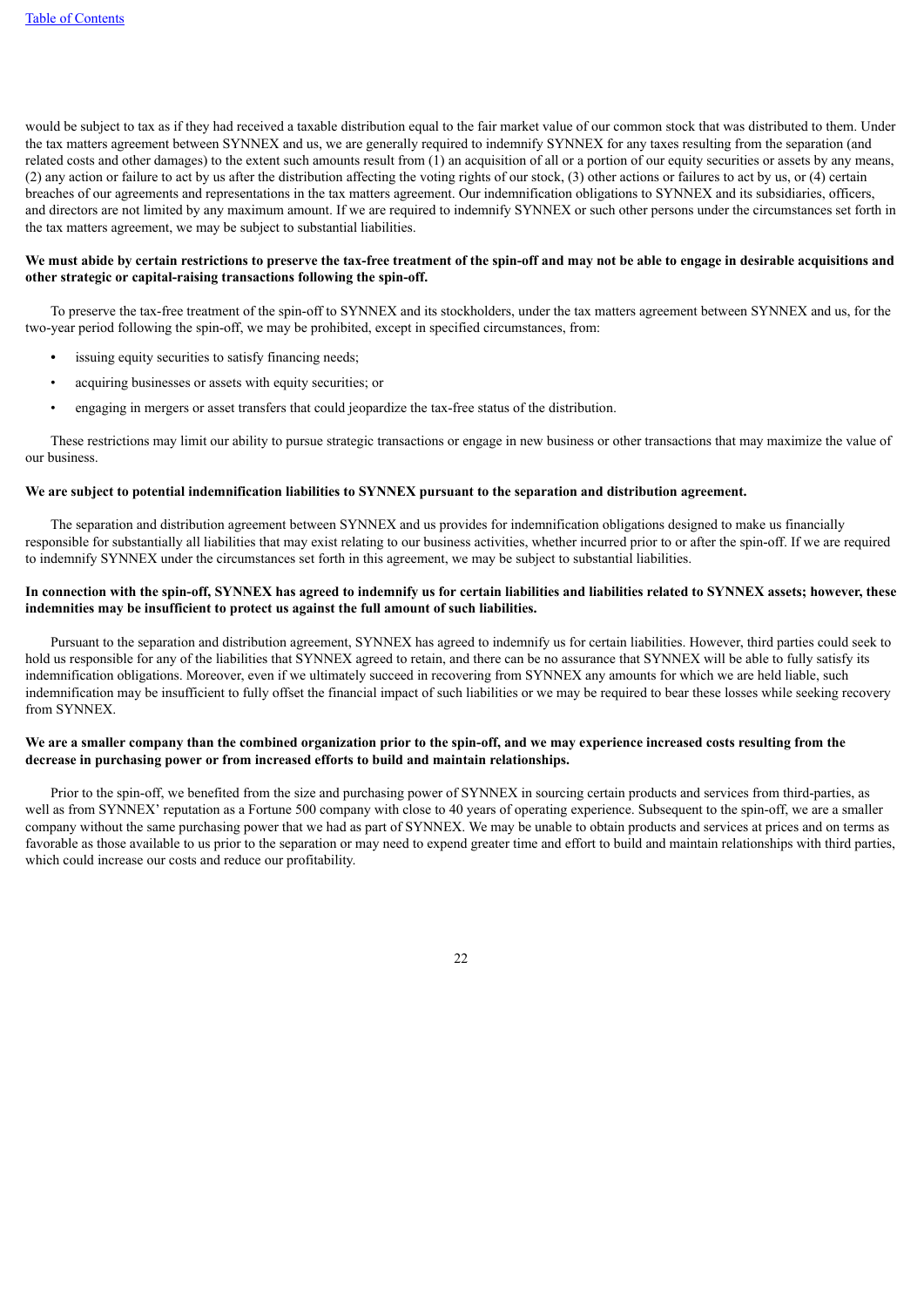would be subject to tax as if they had received a taxable distribution equal to the fair market value of our common stock that was distributed to them. Under the tax matters agreement between SYNNEX and us, we are generally required to indemnify SYNNEX for any taxes resulting from the separation (and related costs and other damages) to the extent such amounts result from (1) an acquisition of all or a portion of our equity securities or assets by any means, (2) any action or failure to act by us after the distribution affecting the voting rights of our stock, (3) other actions or failures to act by us, or (4) certain breaches of our agreements and representations in the tax matters agreement. Our indemnification obligations to SYNNEX and its subsidiaries, officers, and directors are not limited by any maximum amount. If we are required to indemnify SYNNEX or such other persons under the circumstances set forth in the tax matters agreement, we may be subject to substantial liabilities.

**We must abide by certain restrictions to preserve the tax-free treatment of the spin-off and may not be able to engage in desirable acquisitions and other strategic or capital-raising transactions following the spin-off.**

To preserve the tax-free treatment of the spin-off to SYNNEX and its stockholders, under the tax matters agreement between SYNNEX and us, for the two-year period following the spin-off, we may be prohibited, except in specified circumstances, from:

- issuing equity securities to satisfy financing needs;
- acquiring businesses or assets with equity securities; or
- engaging in mergers or asset transfers that could jeopardize the tax-free status of the distribution.

These restrictions may limit our ability to pursue strategic transactions or engage in new business or other transactions that may maximize the value of our business.

**We are subject to potential indemnification liabilities to SYNNEX pursuant to the separation and distribution agreement.**

The separation and distribution agreement between SYNNEX and us provides for indemnification obligations designed to make us financially responsible for substantially all liabilities that may exist relating to our business activities, whether incurred prior to or after the spin-off. If we are required to indemnify SYNNEX under the circumstances set forth in this agreement, we may be subject to substantial liabilities.

**In connection with the spin-off, SYNNEX has agreed to indemnify us for certain liabilities and liabilities related to SYNNEX assets; however, these indemnities may be insufficient to protect us against the full amount of such liabilities.**

Pursuant to the separation and distribution agreement, SYNNEX has agreed to indemnify us for certain liabilities. However, third parties could seek to hold us responsible for any of the liabilities that SYNNEX agreed to retain, and there can be no assurance that SYNNEX will be able to fully satisfy its indemnification obligations. Moreover, even if we ultimately succeed in recovering from SYNNEX any amounts for which we are held liable, such indemnification may be insufficient to fully offset the financial impact of such liabilities or we may be required to bear these losses while seeking recovery from SYNNEX.

**We are a smaller company than the combined organization prior to the spin-off, and we may experience increased costs resulting from the decrease in purchasing power or from increased efforts to build and maintain relationships.**

Prior to the spin-off, we benefited from the size and purchasing power of SYNNEX in sourcing certain products and services from third-parties, as well as from SYNNEX' reputation as a Fortune 500 company with close to 40 years of operating experience. Subsequent to the spin-off, we are a smaller company without the same purchasing power that we had as part of SYNNEX. We may be unable to obtain products and services at prices and on terms as favorable as those available to us prior to the separation or may need to expend greater time and effort to build and maintain relationships with third parties, which could increase our costs and reduce our profitability.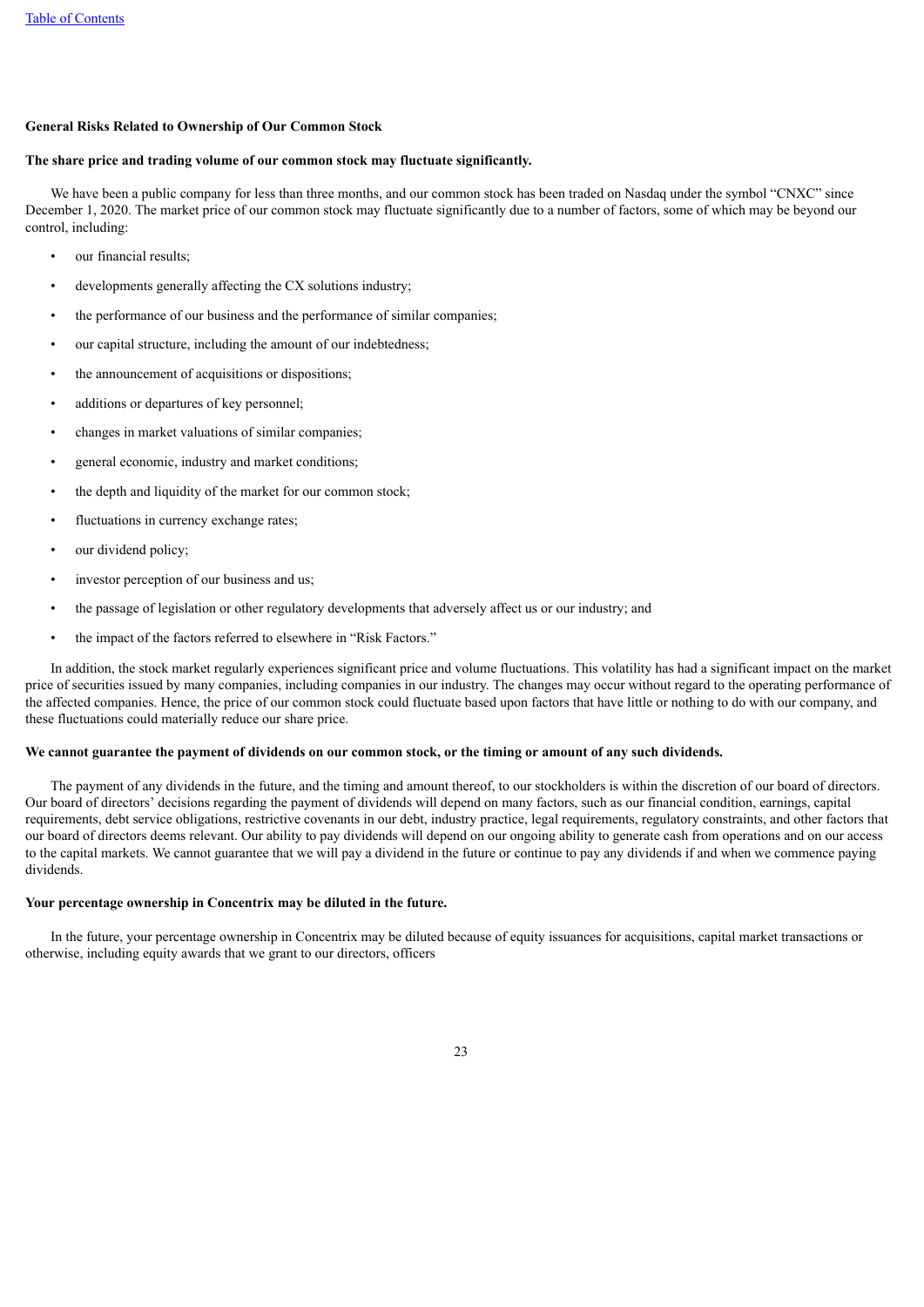**General Risks Related to Ownership of Our Common Stock**

**The share price and trading volume of our common stock may fluctuate significantly.**

We have been a public company for less than three months, and our common stock has been traded on Nasdaq under the symbol "CNXC" since December 1, 2020. The market price of our common stock may fluctuate significantly due to a number of factors, some of which may be beyond our control, including:

- our financial results;
- developments generally affecting the CX solutions industry;
- the performance of our business and the performance of similar companies;
- our capital structure, including the amount of our indebtedness;
- the announcement of acquisitions or dispositions;
- additions or departures of key personnel;
- changes in market valuations of similar companies;
- general economic, industry and market conditions;
- the depth and liquidity of the market for our common stock;
- fluctuations in currency exchange rates;
- our dividend policy;
- investor perception of our business and us;
- the passage of legislation or other regulatory developments that adversely affect us or our industry; and
- the impact of the factors referred to elsewhere in "Risk Factors."

In addition, the stock market regularly experiences significant price and volume fluctuations. This volatility has had a significant impact on the market price of securities issued by many companies, including companies in our industry. The changes may occur without regard to the operating performance of the affected companies. Hence, the price of our common stock could fluctuate based upon factors that have little or nothing to do with our company, and these fluctuations could materially reduce our share price.

**We cannot guarantee the payment of dividends on our common stock, or the timing or amount of any such dividends.**

The payment of any dividends in the future, and the timing and amount thereof, to our stockholders is within the discretion of our board of directors. Our board of directors' decisions regarding the payment of dividends will depend on many factors, such as our financial condition, earnings, capital requirements, debt service obligations, restrictive covenants in our debt, industry practice, legal requirements, regulatory constraints, and other factors that our board of directors deems relevant. Our ability to pay dividends will depend on our ongoing ability to generate cash from operations and on our access to the capital markets. We cannot guarantee that we will pay a dividend in the future or continue to pay any dividends if and when we commence paying dividends.

**Your percentage ownership in Concentrix may be diluted in the future.**

In the future, your percentage ownership in Concentrix may be diluted because of equity issuances for acquisitions, capital market transactions or otherwise, including equity awards that we grant to our directors, officers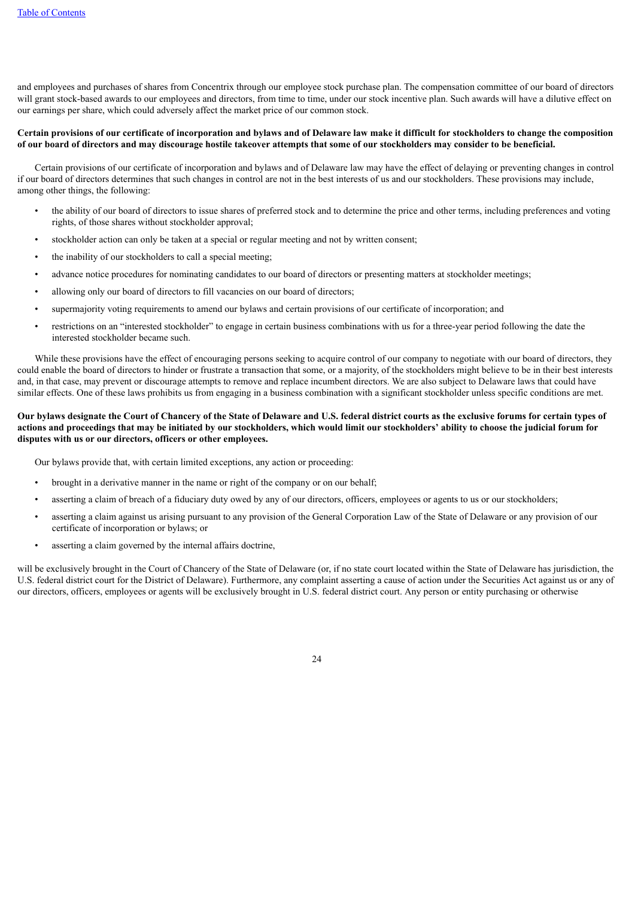and employees and purchases of shares from Concentrix through our employee stock purchase plan. The compensation committee of our board of directors will grant stock-based awards to our employees and directors, from time to time, under our stock incentive plan. Such awards will have a dilutive effect on our earnings per share, which could adversely affect the market price of our common stock.

**Certain provisions of our certificate of incorporation and bylaws and of Delaware law make it difficult for stockholders to change the composition of our board of directors and may discourage hostile takeover attempts that some of our stockholders may consider to be beneficial.**

Certain provisions of our certificate of incorporation and bylaws and of Delaware law may have the effect of delaying or preventing changes in control if our board of directors determines that such changes in control are not in the best interests of us and our stockholders. These provisions may include, among other things, the following:

- the ability of our board of directors to issue shares of preferred stock and to determine the price and other terms, including preferences and voting rights, of those shares without stockholder approval;
- stockholder action can only be taken at a special or regular meeting and not by written consent;
- the inability of our stockholders to call a special meeting;
- advance notice procedures for nominating candidates to our board of directors or presenting matters at stockholder meetings;
- allowing only our board of directors to fill vacancies on our board of directors;
- supermajority voting requirements to amend our bylaws and certain provisions of our certificate of incorporation; and
- restrictions on an "interested stockholder" to engage in certain business combinations with us for a three-year period following the date the interested stockholder became such.

While these provisions have the effect of encouraging persons seeking to acquire control of our company to negotiate with our board of directors, they could enable the board of directors to hinder or frustrate a transaction that some, or a majority, of the stockholders might believe to be in their best interests and, in that case, may prevent or discourage attempts to remove and replace incumbent directors. We are also subject to Delaware laws that could have similar effects. One of these laws prohibits us from engaging in a business combination with a significant stockholder unless specific conditions are met.

**Our bylaws designate the Court of Chancery of the State of Delaware and U.S. federal district courts as the exclusive forums for certain types of actions and proceedings that may be initiated by our stockholders, which would limit our stockholders' ability to choose the judicial forum for disputes with us or our directors, officers or other employees.**

Our bylaws provide that, with certain limited exceptions, any action or proceeding:

- brought in a derivative manner in the name or right of the company or on our behalf;
- asserting a claim of breach of a fiduciary duty owed by any of our directors, officers, employees or agents to us or our stockholders;
- asserting a claim against us arising pursuant to any provision of the General Corporation Law of the State of Delaware or any provision of our certificate of incorporation or bylaws; or
- asserting a claim governed by the internal affairs doctrine,

will be exclusively brought in the Court of Chancery of the State of Delaware (or, if no state court located within the State of Delaware has jurisdiction, the U.S. federal district court for the District of Delaware). Furthermore, any complaint asserting a cause of action under the Securities Act against us or any of our directors, officers, employees or agents will be exclusively brought in U.S. federal district court. Any person or entity purchasing or otherwise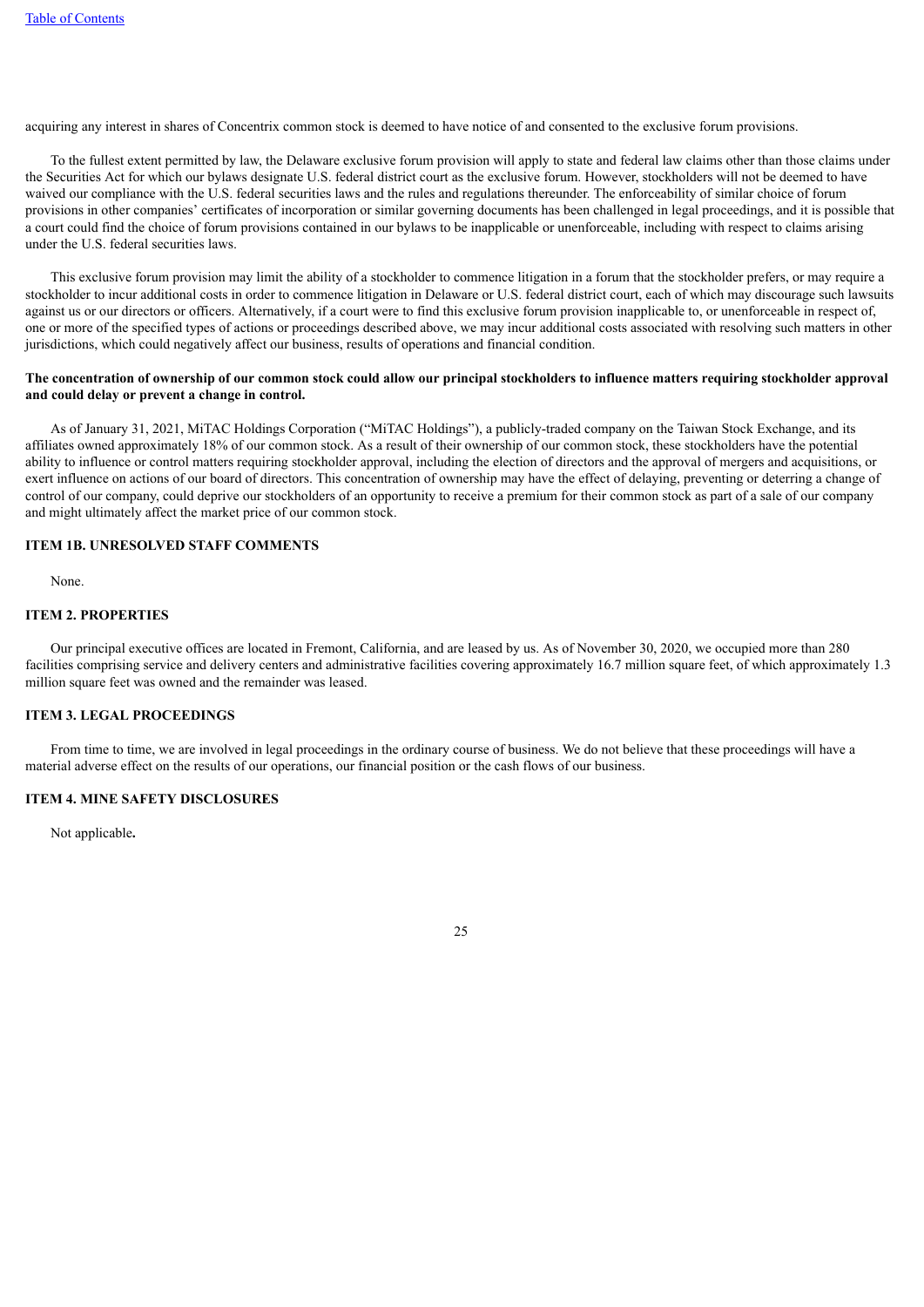acquiring any interest in shares of Concentrix common stock is deemed to have notice of and consented to the exclusive forum provisions.

To the fullest extent permitted by law, the Delaware exclusive forum provision will apply to state and federal law claims other than those claims under the Securities Act for which our bylaws designate U.S. federal district court as the exclusive forum. However, stockholders will not be deemed to have waived our compliance with the U.S. federal securities laws and the rules and regulations thereunder. The enforceability of similar choice of forum provisions in other companies' certificates of incorporation or similar governing documents has been challenged in legal proceedings, and it is possible that a court could find the choice of forum provisions contained in our bylaws to be inapplicable or unenforceable, including with respect to claims arising under the U.S. federal securities laws.

This exclusive forum provision may limit the ability of a stockholder to commence litigation in a forum that the stockholder prefers, or may require a stockholder to incur additional costs in order to commence litigation in Delaware or U.S. federal district court, each of which may discourage such lawsuits against us or our directors or officers. Alternatively, if a court were to find this exclusive forum provision inapplicable to, or unenforceable in respect of, one or more of the specified types of actions or proceedings described above, we may incur additional costs associated with resolving such matters in other jurisdictions, which could negatively affect our business, results of operations and financial condition.

**The concentration of ownership of our common stock could allow our principal stockholders to influence matters requiring stockholder approval and could delay or prevent a change in control.**

As of January 31, 2021, MiTAC Holdings Corporation ("MiTAC Holdings"), a publicly-traded company on the Taiwan Stock Exchange, and its affiliates owned approximately 18% of our common stock. As a result of their ownership of our common stock, these stockholders have the potential ability to influence or control matters requiring stockholder approval, including the election of directors and the approval of mergers and acquisitions, or exert influence on actions of our board of directors. This concentration of ownership may have the effect of delaying, preventing or deterring a change of control of our company, could deprive our stockholders of an opportunity to receive a premium for their common stock as part of a sale of our company and might ultimately affect the market price of our common stock.

## ITEM 1B. UNRESOLVED STAFF COMMENTS

None.

## ITEM 2. PROPERTIES

Our principal executive offices are located in Fremont, California, and are leased by us. As of November 30, 2020, we occupied more than 280 facilities comprising service and delivery centers and administrative facilities covering approximately 16.7 million square feet, of which approximately 1.3 million square feet was owned and the remainder was leased.

## ITEM 3. LEGAL PROCEEDINGS

From time to time, we are involved in legal proceedings in the ordinary course of business. We do not believe that these proceedings will have a material adverse effect on the results of our operations, our financial position or the cash flows of our business.

## ITEM 4. MINE SAFETY DISCLOSURES

Not applicable**.**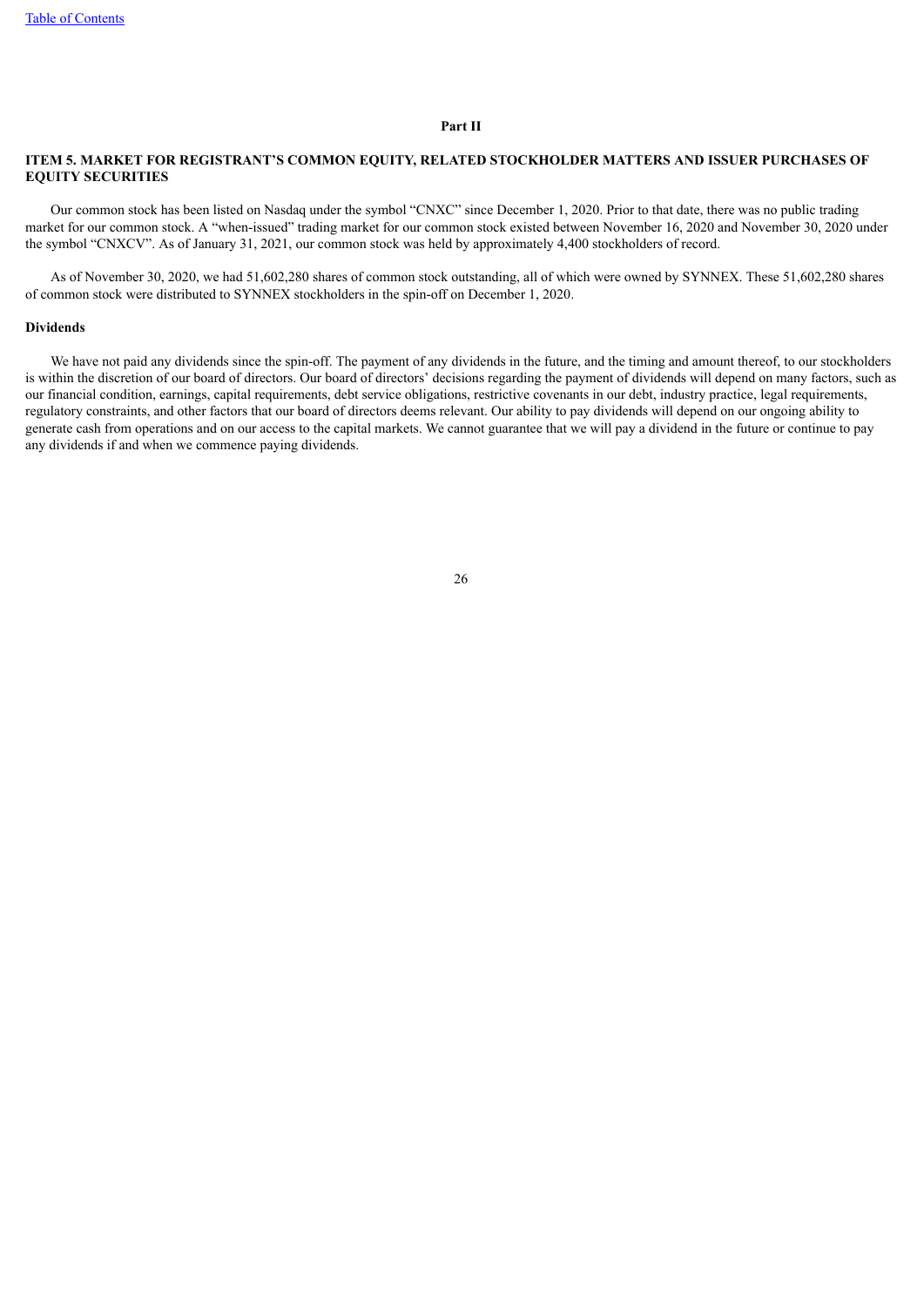# Part II

## ITEM 5. MARKET FOR REGISTRANT'S COMMON EQUITY, RELATED STOCKHOLDER MATTERS AND ISSUER PURCHASES OF EQUITY SECURITIES

Our common stock has been listed on Nasdaq under the symbol "CNXC" since December 1, 2020. Prior to that date, there was no public trading market for our common stock. A "when-issued" trading market for our common stock existed between November 16, 2020 and November 30, 2020 under the symbol "CNXCV". As of January 31, 2021, our common stock was held by approximately 4,400 stockholders of record.

As of November 30, 2020, we had 51,602,280 shares of common stock outstanding, all of which were owned by SYNNEX. These 51,602,280 shares of common stock were distributed to SYNNEX stockholders in the spin-off on December 1, 2020.

### Dividends

We have not paid any dividends since the spin-off. The payment of any dividends in the future, and the timing and amount thereof, to our stockholders is within the discretion of our board of directors. Our board of directors' decisions regarding the payment of dividends will depend on many factors, such as our financial condition, earnings, capital requirements, debt service obligations, restrictive covenants in our debt, industry practice, legal requirements, regulatory constraints, and other factors that our board of directors deems relevant. Our ability to pay dividends will depend on our ongoing ability to generate cash from operations and on our access to the capital markets. We cannot guarantee that we will pay a dividend in the future or continue to pay any dividends if and when we commence paying dividends.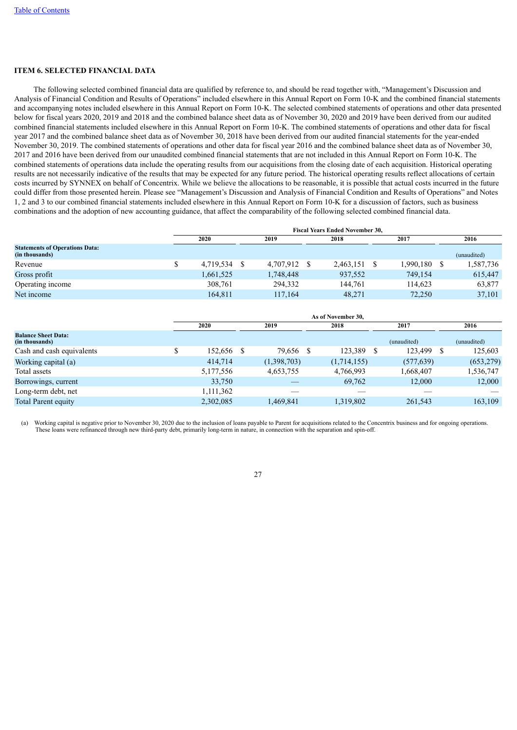## ITEM 6. SELECTED FINANCIAL DATA

The following selected combined financial data are qualified by reference to, and should be read together with, "Management's Discussion and Analysis of Financial Condition and Results of Operations" included elsewhere in this Annual Report on Form 10-K and the combined financial statements and accompanying notes included elsewhere in this Annual Report on Form 10-K. The selected combined statements of operations and other data presented below for fiscal years 2020, 2019 and 2018 and the combined balance sheet data as of November 30, 2020 and 2019 have been derived from our audited combined financial statements included elsewhere in this Annual Report on Form 10-K. The combined statements of operations and other data for fiscal year 2017 and the combined balance sheet data as of November 30, 2018 have been derived from our audited financial statements for the year-ended November 30, 2019. The combined statements of operations and other data for fiscal year 2016 and the combined balance sheet data as of November 30, 2017 and 2016 have been derived from our unaudited combined financial statements that are not included in this Annual Report on Form 10-K. The combined statements of operations data include the operating results from our acquisitions from the closing date of each acquisition. Historical operating results are not necessarily indicative of the results that may be expected for any future period. The historical operating results reflect allocations of certain costs incurred by SYNNEX on behalf of Concentrix. While we believe the allocations to be reasonable, it is possible that actual costs incurred in the future could differ from those presented herein. Please see "Management's Discussion and Analysis of Financial Condition and Results of Operations" and Notes 1, 2 and 3 to our combined financial statements included elsewhere in this Annual Report on Form 10-K for a discussion of factors, such as business combinations and the adoption of new accounting guidance, that affect the comparability of the following selected combined financial data.

| | Fiscal Years Ended November 30, | | | | |
|---|---|---|---|---|---|
| | 2020 | 2019 | 2018 | 2017 | 2016 |
| **Statements of Operations Data: (in thousands)** | | | | | (unaudited) |
| Revenue | $ 4,719,534 | $ 4,707,912 | $ 2,463,151 | $ 1,990,180 | $ 1,587,736 |
| Gross profit | 1,661,525 | 1,748,448 | 937,552 | 749,154 | 615,447 |
| Operating income | 308,761 | 294,332 | 144,761 | 114,623 | 63,877 |
| Net income | 164,811 | 117,164 | 48,271 | 72,250 | 37,101 |

| | As of November 30, | | | | |
|---|---|---|---|---|---|
| | 2020 | 2019 | 2018 | 2017 | 2016 |
| **Balance Sheet Data: (in thousands)** | | | | (unaudited) | (unaudited) |
| Cash and cash equivalents | $ 152,656 | $ 79,656 | $ 123,389 | $ 123,499 | $ 125,603 |
| Working capital (a) | 414,714 | (1,398,703) | (1,714,155) | (577,639) | (653,279) |
| Total assets | 5,177,556 | 4,653,755 | 4,766,993 | 1,668,407 | 1,536,747 |
| Borrowings, current | 33,750 | — | 69,762 | 12,000 | 12,000 |
| Long-term debt, net | 1,111,362 | — | — | — | — |
| Total Parent equity | 2,302,085 | 1,469,841 | 1,319,802 | 261,543 | 163,109 |

(a) Working capital is negative prior to November 30, 2020 due to the inclusion of loans payable to Parent for acquisitions related to the Concentrix business and for ongoing operations. These loans were refinanced through new third-party debt, primarily long-term in nature, in connection with the separation and spin-off.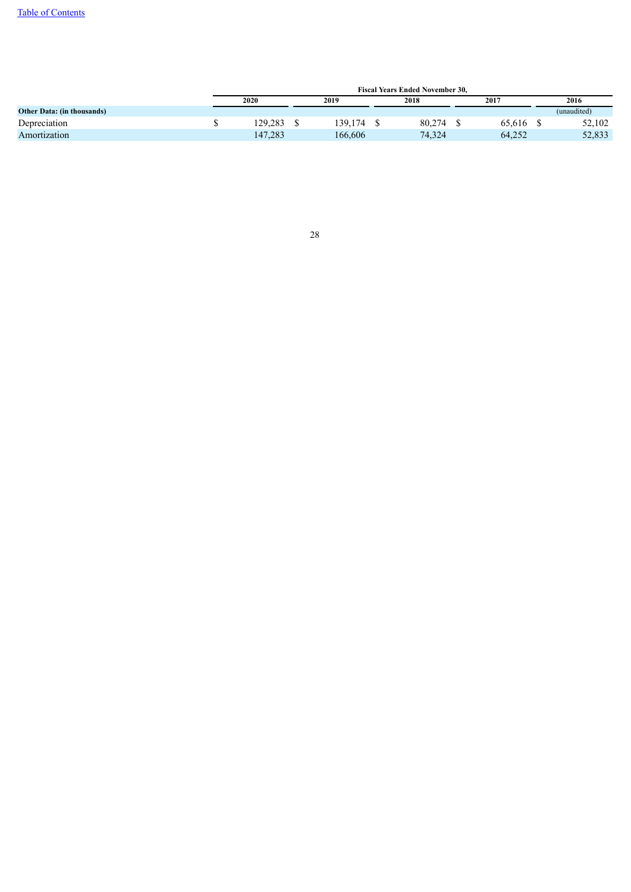| | Fiscal Years Ended November 30, | | | | |
|---|---|---|---|---|---|
| | 2020 | 2019 | 2018 | 2017 | 2016 |
| **Other Data: (in thousands)** | | | | | (unaudited) |
| Depreciation | $ 129,283 | $ 139,174 | $ 80,274 | $ 65,616 | $ 52,102 |
| Amortization | 147,283 | 166,606 | 74,324 | 64,252 | 52,833 |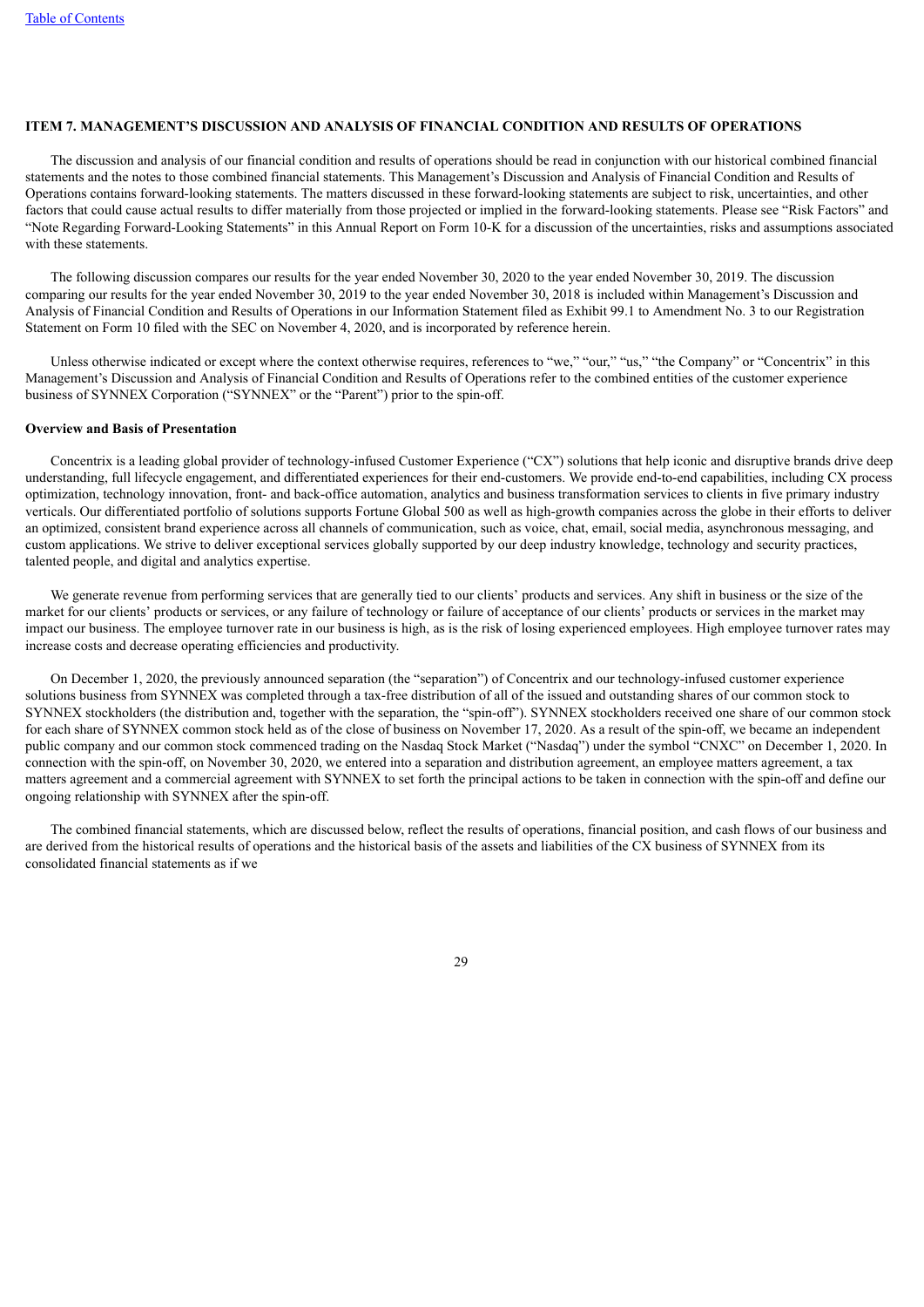## ITEM 7. MANAGEMENT'S DISCUSSION AND ANALYSIS OF FINANCIAL CONDITION AND RESULTS OF OPERATIONS

The discussion and analysis of our financial condition and results of operations should be read in conjunction with our historical combined financial statements and the notes to those combined financial statements. This Management's Discussion and Analysis of Financial Condition and Results of Operations contains forward-looking statements. The matters discussed in these forward-looking statements are subject to risk, uncertainties, and other factors that could cause actual results to differ materially from those projected or implied in the forward-looking statements. Please see "Risk Factors" and "Note Regarding Forward-Looking Statements" in this Annual Report on Form 10-K for a discussion of the uncertainties, risks and assumptions associated with these statements.

The following discussion compares our results for the year ended November 30, 2020 to the year ended November 30, 2019. The discussion comparing our results for the year ended November 30, 2019 to the year ended November 30, 2018 is included within Management's Discussion and Analysis of Financial Condition and Results of Operations in our Information Statement filed as Exhibit 99.1 to Amendment No. 3 to our Registration Statement on Form 10 filed with the SEC on November 4, 2020, and is incorporated by reference herein.

Unless otherwise indicated or except where the context otherwise requires, references to "we," "our," "us," "the Company" or "Concentrix" in this Management's Discussion and Analysis of Financial Condition and Results of Operations refer to the combined entities of the customer experience business of SYNNEX Corporation ("SYNNEX" or the "Parent") prior to the spin-off.

### Overview and Basis of Presentation

Concentrix is a leading global provider of technology-infused Customer Experience ("CX") solutions that help iconic and disruptive brands drive deep understanding, full lifecycle engagement, and differentiated experiences for their end-customers. We provide end-to-end capabilities, including CX process optimization, technology innovation, front- and back-office automation, analytics and business transformation services to clients in five primary industry verticals. Our differentiated portfolio of solutions supports Fortune Global 500 as well as high-growth companies across the globe in their efforts to deliver an optimized, consistent brand experience across all channels of communication, such as voice, chat, email, social media, asynchronous messaging, and custom applications. We strive to deliver exceptional services globally supported by our deep industry knowledge, technology and security practices, talented people, and digital and analytics expertise.

We generate revenue from performing services that are generally tied to our clients' products and services. Any shift in business or the size of the market for our clients' products or services, or any failure of technology or failure of acceptance of our clients' products or services in the market may impact our business. The employee turnover rate in our business is high, as is the risk of losing experienced employees. High employee turnover rates may increase costs and decrease operating efficiencies and productivity.

On December 1, 2020, the previously announced separation (the "separation") of Concentrix and our technology-infused customer experience solutions business from SYNNEX was completed through a tax-free distribution of all of the issued and outstanding shares of our common stock to SYNNEX stockholders (the distribution and, together with the separation, the "spin-off"). SYNNEX stockholders received one share of our common stock for each share of SYNNEX common stock held as of the close of business on November 17, 2020. As a result of the spin-off, we became an independent public company and our common stock commenced trading on the Nasdaq Stock Market ("Nasdaq") under the symbol "CNXC" on December 1, 2020. In connection with the spin-off, on November 30, 2020, we entered into a separation and distribution agreement, an employee matters agreement, a tax matters agreement and a commercial agreement with SYNNEX to set forth the principal actions to be taken in connection with the spin-off and define our ongoing relationship with SYNNEX after the spin-off.

The combined financial statements, which are discussed below, reflect the results of operations, financial position, and cash flows of our business and are derived from the historical results of operations and the historical basis of the assets and liabilities of the CX business of SYNNEX from its consolidated financial statements as if we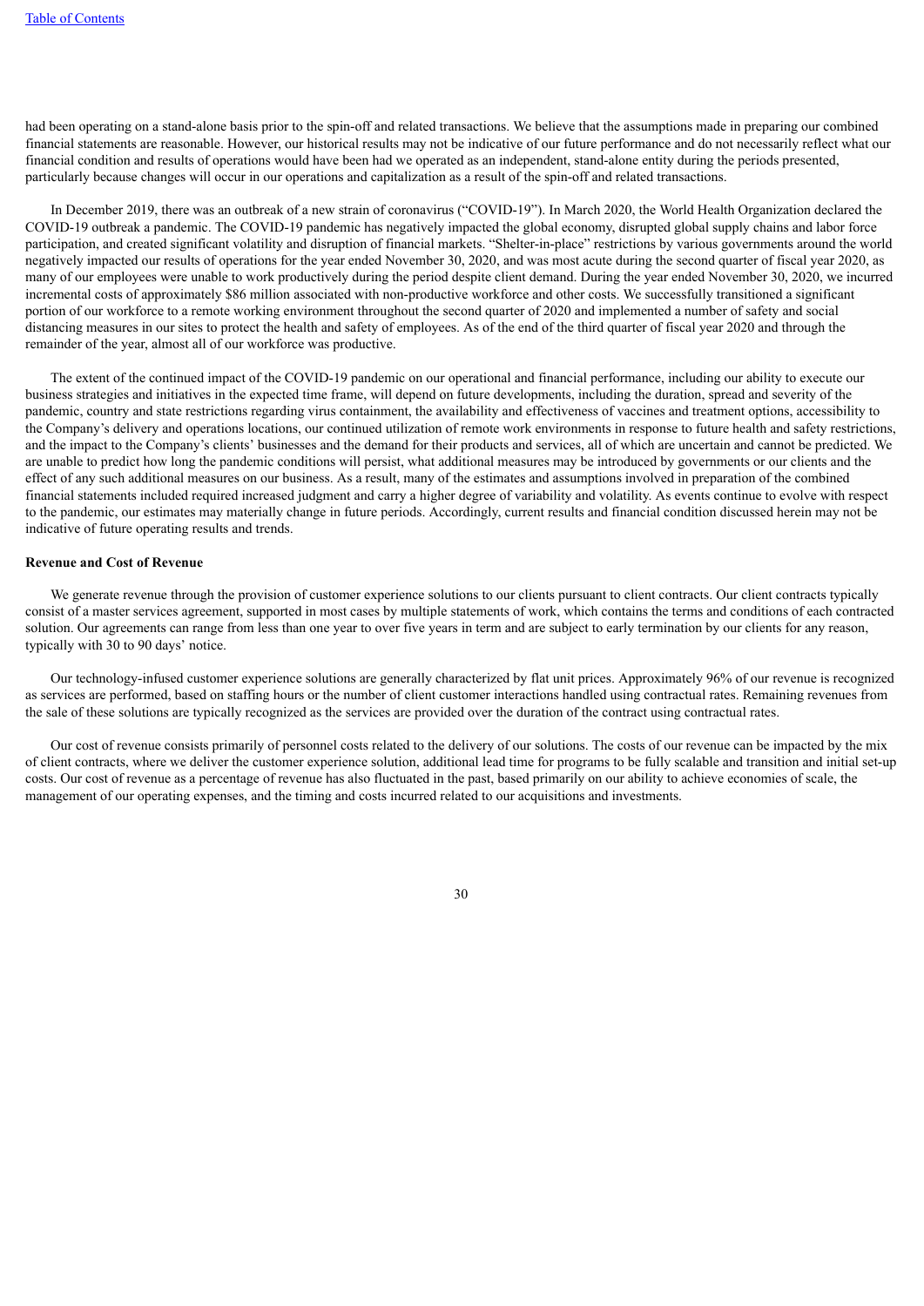had been operating on a stand-alone basis prior to the spin-off and related transactions. We believe that the assumptions made in preparing our combined financial statements are reasonable. However, our historical results may not be indicative of our future performance and do not necessarily reflect what our financial condition and results of operations would have been had we operated as an independent, stand-alone entity during the periods presented, particularly because changes will occur in our operations and capitalization as a result of the spin-off and related transactions.

In December 2019, there was an outbreak of a new strain of coronavirus ("COVID-19"). In March 2020, the World Health Organization declared the COVID-19 outbreak a pandemic. The COVID-19 pandemic has negatively impacted the global economy, disrupted global supply chains and labor force participation, and created significant volatility and disruption of financial markets. "Shelter-in-place" restrictions by various governments around the world negatively impacted our results of operations for the year ended November 30, 2020, and was most acute during the second quarter of fiscal year 2020, as many of our employees were unable to work productively during the period despite client demand. During the year ended November 30, 2020, we incurred incremental costs of approximately $86 million associated with non-productive workforce and other costs. We successfully transitioned a significant portion of our workforce to a remote working environment throughout the second quarter of 2020 and implemented a number of safety and social distancing measures in our sites to protect the health and safety of employees. As of the end of the third quarter of fiscal year 2020 and through the remainder of the year, almost all of our workforce was productive.

The extent of the continued impact of the COVID-19 pandemic on our operational and financial performance, including our ability to execute our business strategies and initiatives in the expected time frame, will depend on future developments, including the duration, spread and severity of the pandemic, country and state restrictions regarding virus containment, the availability and effectiveness of vaccines and treatment options, accessibility to the Company's delivery and operations locations, our continued utilization of remote work environments in response to future health and safety restrictions, and the impact to the Company's clients' businesses and the demand for their products and services, all of which are uncertain and cannot be predicted. We are unable to predict how long the pandemic conditions will persist, what additional measures may be introduced by governments or our clients and the effect of any such additional measures on our business. As a result, many of the estimates and assumptions involved in preparation of the combined financial statements included required increased judgment and carry a higher degree of variability and volatility. As events continue to evolve with respect to the pandemic, our estimates may materially change in future periods. Accordingly, current results and financial condition discussed herein may not be indicative of future operating results and trends.

**Revenue and Cost of Revenue**

We generate revenue through the provision of customer experience solutions to our clients pursuant to client contracts. Our client contracts typically consist of a master services agreement, supported in most cases by multiple statements of work, which contains the terms and conditions of each contracted solution. Our agreements can range from less than one year to over five years in term and are subject to early termination by our clients for any reason, typically with 30 to 90 days' notice.

Our technology-infused customer experience solutions are generally characterized by flat unit prices. Approximately 96% of our revenue is recognized as services are performed, based on staffing hours or the number of client customer interactions handled using contractual rates. Remaining revenues from the sale of these solutions are typically recognized as the services are provided over the duration of the contract using contractual rates.

Our cost of revenue consists primarily of personnel costs related to the delivery of our solutions. The costs of our revenue can be impacted by the mix of client contracts, where we deliver the customer experience solution, additional lead time for programs to be fully scalable and transition and initial set-up costs. Our cost of revenue as a percentage of revenue has also fluctuated in the past, based primarily on our ability to achieve economies of scale, the management of our operating expenses, and the timing and costs incurred related to our acquisitions and investments.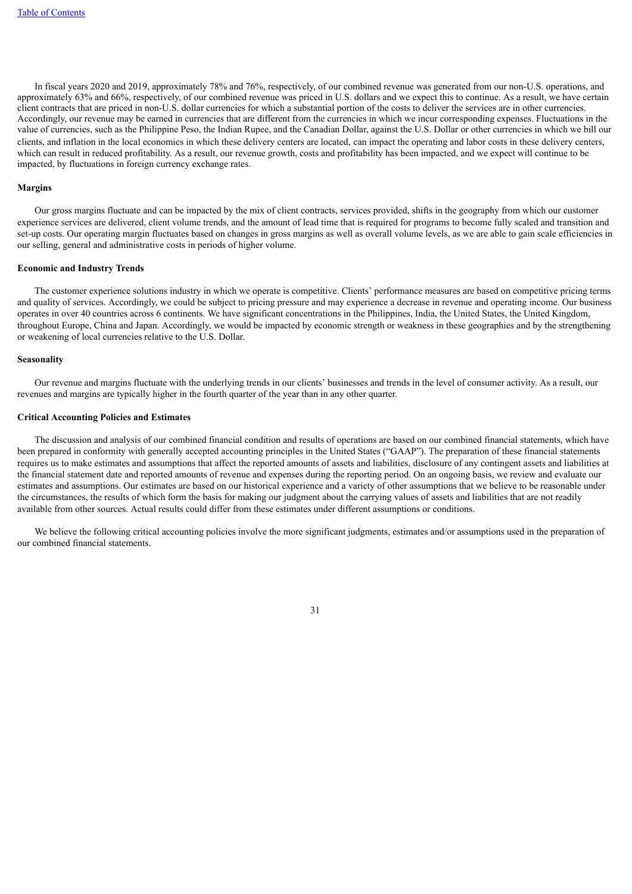In fiscal years 2020 and 2019, approximately 78% and 76%, respectively, of our combined revenue was generated from our non-U.S. operations, and approximately 63% and 66%, respectively, of our combined revenue was priced in U.S. dollars and we expect this to continue. As a result, we have certain client contracts that are priced in non-U.S. dollar currencies for which a substantial portion of the costs to deliver the services are in other currencies. Accordingly, our revenue may be earned in currencies that are different from the currencies in which we incur corresponding expenses. Fluctuations in the value of currencies, such as the Philippine Peso, the Indian Rupee, and the Canadian Dollar, against the U.S. Dollar or other currencies in which we bill our clients, and inflation in the local economies in which these delivery centers are located, can impact the operating and labor costs in these delivery centers, which can result in reduced profitability. As a result, our revenue growth, costs and profitability has been impacted, and we expect will continue to be impacted, by fluctuations in foreign currency exchange rates.

**Margins**

Our gross margins fluctuate and can be impacted by the mix of client contracts, services provided, shifts in the geography from which our customer experience services are delivered, client volume trends, and the amount of lead time that is required for programs to become fully scaled and transition and set-up costs. Our operating margin fluctuates based on changes in gross margins as well as overall volume levels, as we are able to gain scale efficiencies in our selling, general and administrative costs in periods of higher volume.

**Economic and Industry Trends**

The customer experience solutions industry in which we operate is competitive. Clients' performance measures are based on competitive pricing terms and quality of services. Accordingly, we could be subject to pricing pressure and may experience a decrease in revenue and operating income. Our business operates in over 40 countries across 6 continents. We have significant concentrations in the Philippines, India, the United States, the United Kingdom, throughout Europe, China and Japan. Accordingly, we would be impacted by economic strength or weakness in these geographies and by the strengthening or weakening of local currencies relative to the U.S. Dollar.

**Seasonality**

Our revenue and margins fluctuate with the underlying trends in our clients' businesses and trends in the level of consumer activity. As a result, our revenues and margins are typically higher in the fourth quarter of the year than in any other quarter.

**Critical Accounting Policies and Estimates**

The discussion and analysis of our combined financial condition and results of operations are based on our combined financial statements, which have been prepared in conformity with generally accepted accounting principles in the United States ("GAAP"). The preparation of these financial statements requires us to make estimates and assumptions that affect the reported amounts of assets and liabilities, disclosure of any contingent assets and liabilities at the financial statement date and reported amounts of revenue and expenses during the reporting period. On an ongoing basis, we review and evaluate our estimates and assumptions. Our estimates are based on our historical experience and a variety of other assumptions that we believe to be reasonable under the circumstances, the results of which form the basis for making our judgment about the carrying values of assets and liabilities that are not readily available from other sources. Actual results could differ from these estimates under different assumptions or conditions.

We believe the following critical accounting policies involve the more significant judgments, estimates and/or assumptions used in the preparation of our combined financial statements.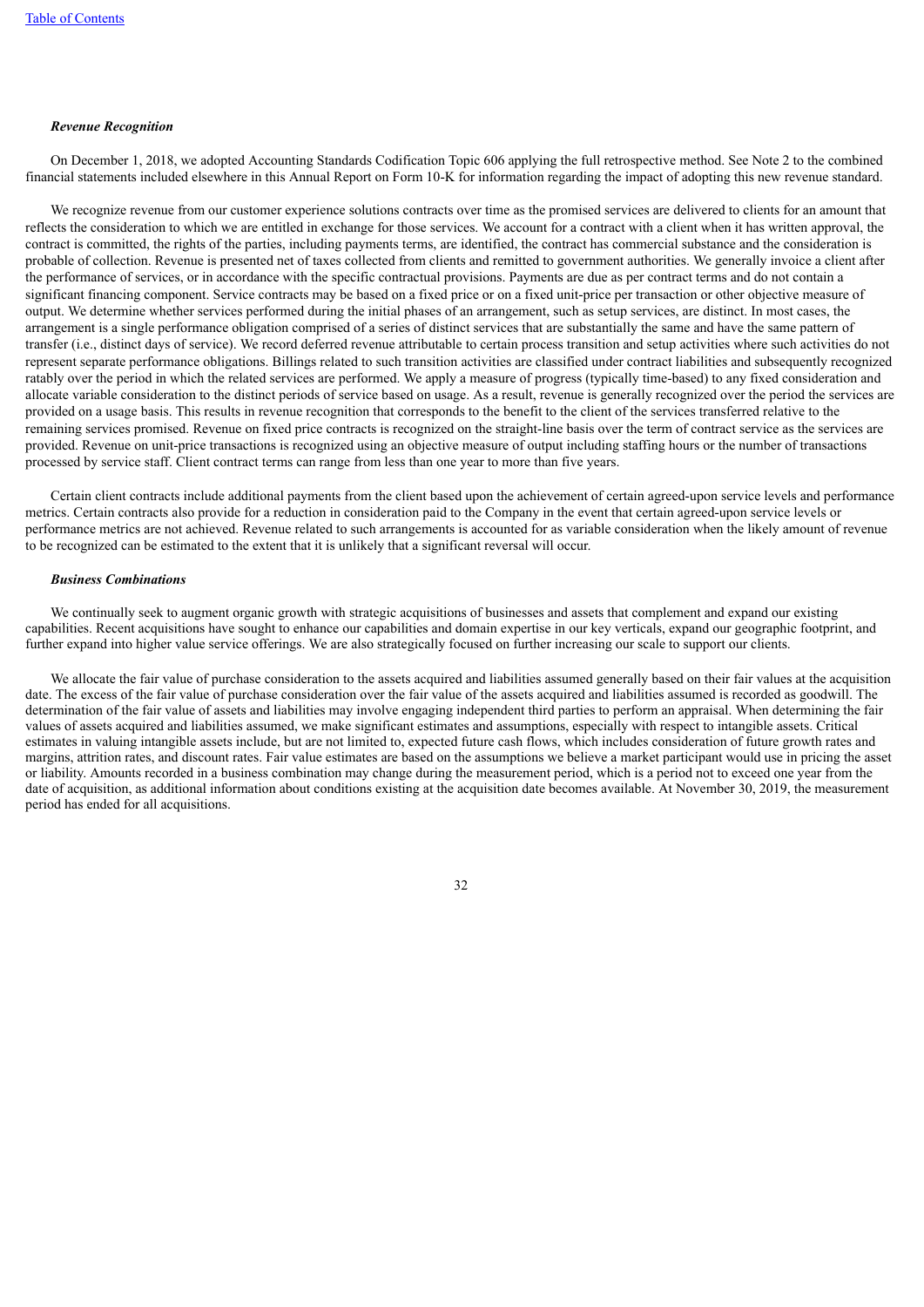*Revenue Recognition*

On December 1, 2018, we adopted Accounting Standards Codification Topic 606 applying the full retrospective method. See Note 2 to the combined financial statements included elsewhere in this Annual Report on Form 10-K for information regarding the impact of adopting this new revenue standard.

We recognize revenue from our customer experience solutions contracts over time as the promised services are delivered to clients for an amount that reflects the consideration to which we are entitled in exchange for those services. We account for a contract with a client when it has written approval, the contract is committed, the rights of the parties, including payments terms, are identified, the contract has commercial substance and the consideration is probable of collection. Revenue is presented net of taxes collected from clients and remitted to government authorities. We generally invoice a client after the performance of services, or in accordance with the specific contractual provisions. Payments are due as per contract terms and do not contain a significant financing component. Service contracts may be based on a fixed price or on a fixed unit-price per transaction or other objective measure of output. We determine whether services performed during the initial phases of an arrangement, such as setup services, are distinct. In most cases, the arrangement is a single performance obligation comprised of a series of distinct services that are substantially the same and have the same pattern of transfer (i.e., distinct days of service). We record deferred revenue attributable to certain process transition and setup activities where such activities do not represent separate performance obligations. Billings related to such transition activities are classified under contract liabilities and subsequently recognized ratably over the period in which the related services are performed. We apply a measure of progress (typically time-based) to any fixed consideration and allocate variable consideration to the distinct periods of service based on usage. As a result, revenue is generally recognized over the period the services are provided on a usage basis. This results in revenue recognition that corresponds to the benefit to the client of the services transferred relative to the remaining services promised. Revenue on fixed price contracts is recognized on the straight-line basis over the term of contract service as the services are provided. Revenue on unit-price transactions is recognized using an objective measure of output including staffing hours or the number of transactions processed by service staff. Client contract terms can range from less than one year to more than five years.

Certain client contracts include additional payments from the client based upon the achievement of certain agreed-upon service levels and performance metrics. Certain contracts also provide for a reduction in consideration paid to the Company in the event that certain agreed-upon service levels or performance metrics are not achieved. Revenue related to such arrangements is accounted for as variable consideration when the likely amount of revenue to be recognized can be estimated to the extent that it is unlikely that a significant reversal will occur.

*Business Combinations*

We continually seek to augment organic growth with strategic acquisitions of businesses and assets that complement and expand our existing capabilities. Recent acquisitions have sought to enhance our capabilities and domain expertise in our key verticals, expand our geographic footprint, and further expand into higher value service offerings. We are also strategically focused on further increasing our scale to support our clients.

We allocate the fair value of purchase consideration to the assets acquired and liabilities assumed generally based on their fair values at the acquisition date. The excess of the fair value of purchase consideration over the fair value of the assets acquired and liabilities assumed is recorded as goodwill. The determination of the fair value of assets and liabilities may involve engaging independent third parties to perform an appraisal. When determining the fair values of assets acquired and liabilities assumed, we make significant estimates and assumptions, especially with respect to intangible assets. Critical estimates in valuing intangible assets include, but are not limited to, expected future cash flows, which includes consideration of future growth rates and margins, attrition rates, and discount rates. Fair value estimates are based on the assumptions we believe a market participant would use in pricing the asset or liability. Amounts recorded in a business combination may change during the measurement period, which is a period not to exceed one year from the date of acquisition, as additional information about conditions existing at the acquisition date becomes available. At November 30, 2019, the measurement period has ended for all acquisitions.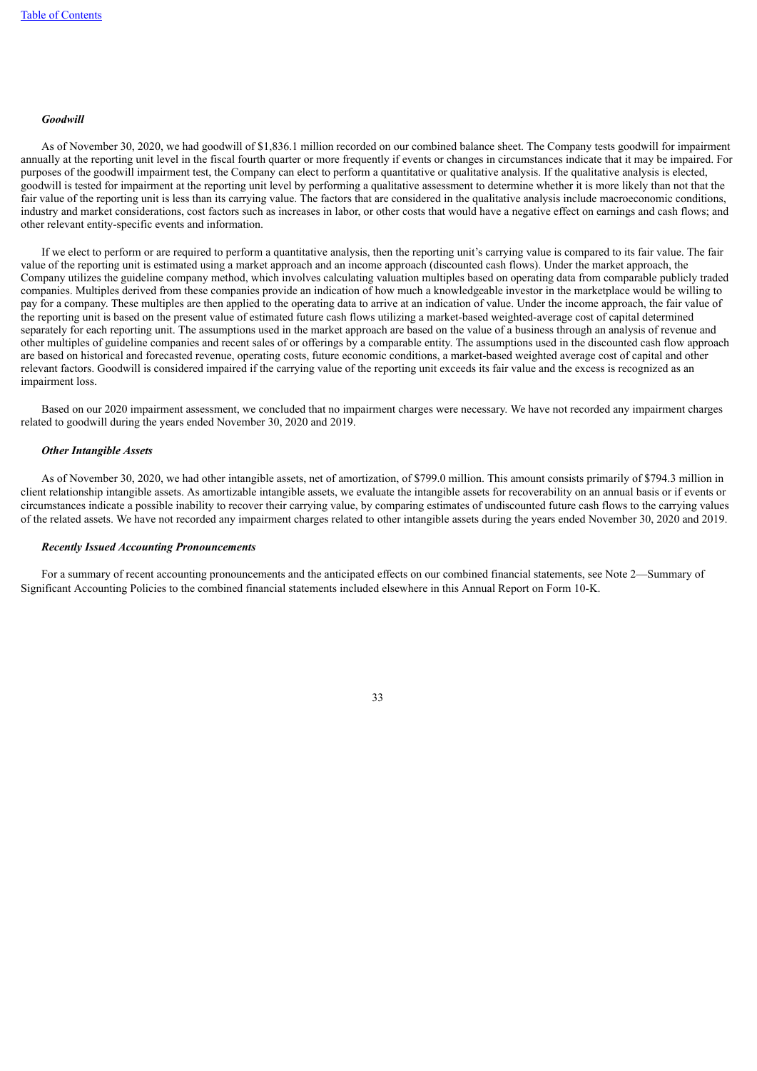***Goodwill***

As of November 30, 2020, we had goodwill of $1,836.1 million recorded on our combined balance sheet. The Company tests goodwill for impairment annually at the reporting unit level in the fiscal fourth quarter or more frequently if events or changes in circumstances indicate that it may be impaired. For purposes of the goodwill impairment test, the Company can elect to perform a quantitative or qualitative analysis. If the qualitative analysis is elected, goodwill is tested for impairment at the reporting unit level by performing a qualitative assessment to determine whether it is more likely than not that the fair value of the reporting unit is less than its carrying value. The factors that are considered in the qualitative analysis include macroeconomic conditions, industry and market considerations, cost factors such as increases in labor, or other costs that would have a negative effect on earnings and cash flows; and other relevant entity-specific events and information.

If we elect to perform or are required to perform a quantitative analysis, then the reporting unit's carrying value is compared to its fair value. The fair value of the reporting unit is estimated using a market approach and an income approach (discounted cash flows). Under the market approach, the Company utilizes the guideline company method, which involves calculating valuation multiples based on operating data from comparable publicly traded companies. Multiples derived from these companies provide an indication of how much a knowledgeable investor in the marketplace would be willing to pay for a company. These multiples are then applied to the operating data to arrive at an indication of value. Under the income approach, the fair value of the reporting unit is based on the present value of estimated future cash flows utilizing a market-based weighted-average cost of capital determined separately for each reporting unit. The assumptions used in the market approach are based on the value of a business through an analysis of revenue and other multiples of guideline companies and recent sales of or offerings by a comparable entity. The assumptions used in the discounted cash flow approach are based on historical and forecasted revenue, operating costs, future economic conditions, a market-based weighted average cost of capital and other relevant factors. Goodwill is considered impaired if the carrying value of the reporting unit exceeds its fair value and the excess is recognized as an impairment loss.

Based on our 2020 impairment assessment, we concluded that no impairment charges were necessary. We have not recorded any impairment charges related to goodwill during the years ended November 30, 2020 and 2019.

***Other Intangible Assets***

As of November 30, 2020, we had other intangible assets, net of amortization, of $799.0 million. This amount consists primarily of $794.3 million in client relationship intangible assets. As amortizable intangible assets, we evaluate the intangible assets for recoverability on an annual basis or if events or circumstances indicate a possible inability to recover their carrying value, by comparing estimates of undiscounted future cash flows to the carrying values of the related assets. We have not recorded any impairment charges related to other intangible assets during the years ended November 30, 2020 and 2019.

***Recently Issued Accounting Pronouncements***

For a summary of recent accounting pronouncements and the anticipated effects on our combined financial statements, see Note 2—Summary of Significant Accounting Policies to the combined financial statements included elsewhere in this Annual Report on Form 10-K.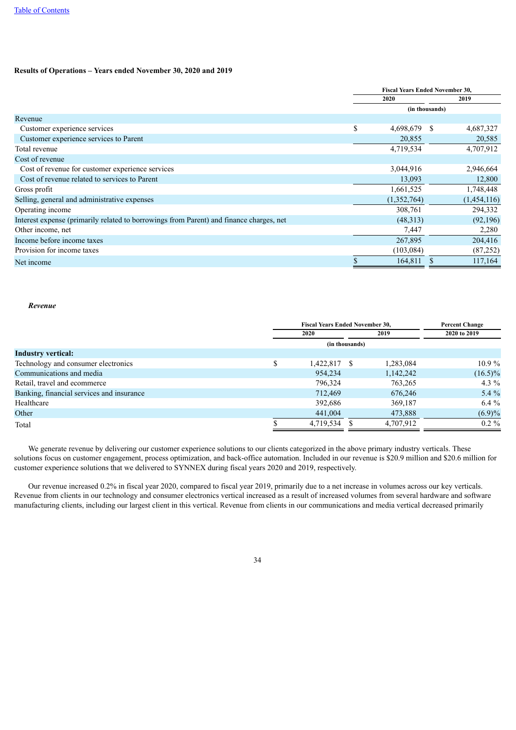[Table of Contents](#)

**Results of Operations – Years ended November 30, 2020 and 2019**

| | Fiscal Years Ended November 30, | |
|---|---|---|
| | 2020 | 2019 |
| | (in thousands) | |
| Revenue | | |
| Customer experience services | $ 4,698,679 | $ 4,687,327 |
| Customer experience services to Parent | 20,855 | 20,585 |
| Total revenue | 4,719,534 | 4,707,912 |
| Cost of revenue | | |
| Cost of revenue for customer experience services | 3,044,916 | 2,946,664 |
| Cost of revenue related to services to Parent | 13,093 | 12,800 |
| Gross profit | 1,661,525 | 1,748,448 |
| Selling, general and administrative expenses | (1,352,764) | (1,454,116) |
| Operating income | 308,761 | 294,332 |
| Interest expense (primarily related to borrowings from Parent) and finance charges, net | (48,313) | (92,196) |
| Other income, net | 7,447 | 2,280 |
| Income before income taxes | 267,895 | 204,416 |
| Provision for income taxes | (103,084) | (87,252) |
| Net income | $ 164,811 | $ 117,164 |

***Revenue***

| | Fiscal Years Ended November 30, | | Percent Change |
|---|---|---|---|
| | 2020 | 2019 | 2020 to 2019 |
| | (in thousands) | | |
| **Industry vertical:** | | | |
| Technology and consumer electronics | $ 1,422,817 | $ 1,283,084 | 10.9 % |
| Communications and media | 954,234 | 1,142,242 | (16.5)% |
| Retail, travel and ecommerce | 796,324 | 763,265 | 4.3 % |
| Banking, financial services and insurance | 712,469 | 676,246 | 5.4 % |
| Healthcare | 392,686 | 369,187 | 6.4 % |
| Other | 441,004 | 473,888 | (6.9)% |
| Total | $ 4,719,534 | $ 4,707,912 | 0.2 % |

We generate revenue by delivering our customer experience solutions to our clients categorized in the above primary industry verticals. These solutions focus on customer engagement, process optimization, and back-office automation. Included in our revenue is $20.9 million and $20.6 million for customer experience solutions that we delivered to SYNNEX during fiscal years 2020 and 2019, respectively.

Our revenue increased 0.2% in fiscal year 2020, compared to fiscal year 2019, primarily due to a net increase in volumes across our key verticals. Revenue from clients in our technology and consumer electronics vertical increased as a result of increased volumes from several hardware and software manufacturing clients, including our largest client in this vertical. Revenue from clients in our communications and media vertical decreased primarily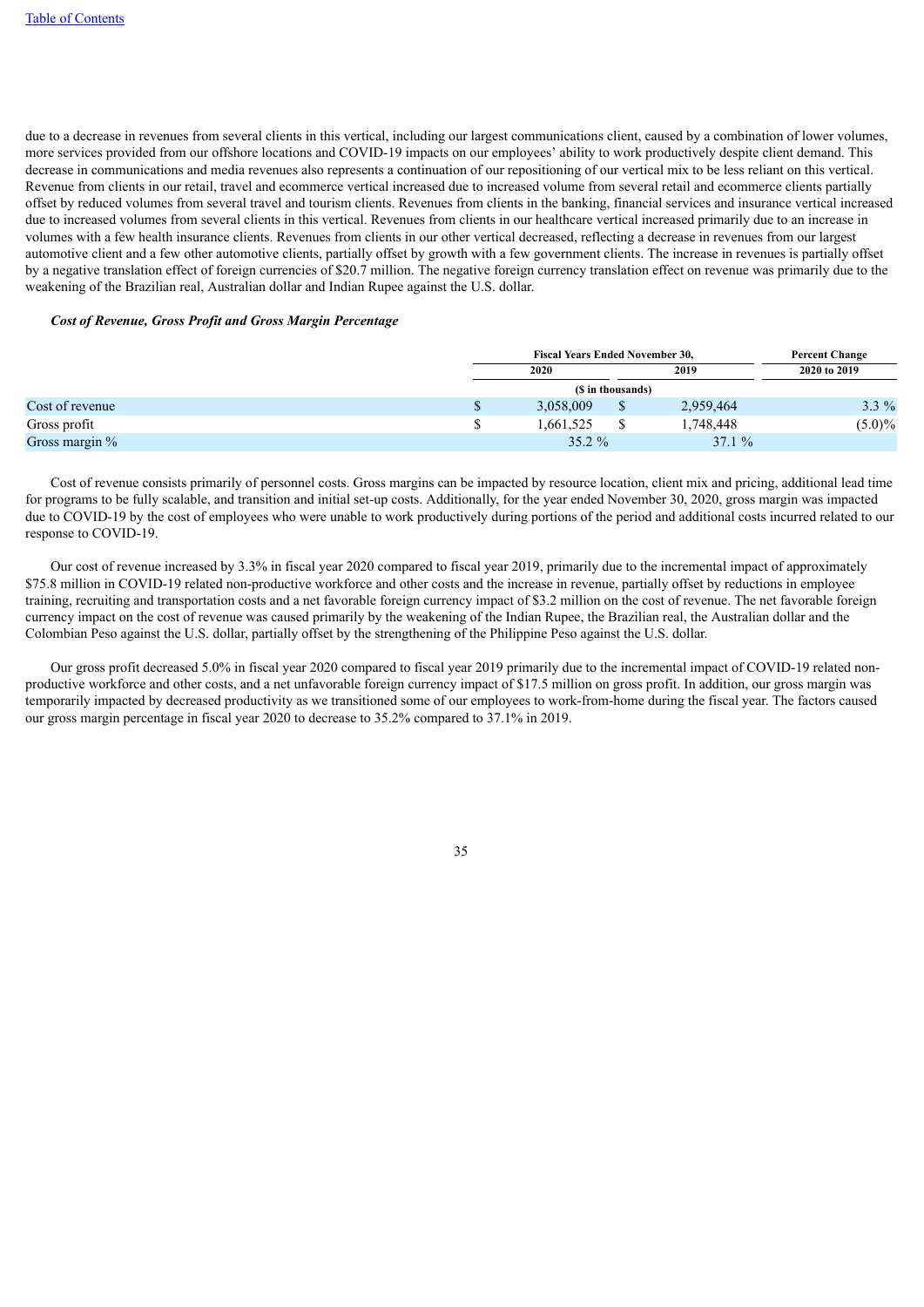due to a decrease in revenues from several clients in this vertical, including our largest communications client, caused by a combination of lower volumes, more services provided from our offshore locations and COVID-19 impacts on our employees' ability to work productively despite client demand. This decrease in communications and media revenues also represents a continuation of our repositioning of our vertical mix to be less reliant on this vertical. Revenue from clients in our retail, travel and ecommerce vertical increased due to increased volume from several retail and ecommerce clients partially offset by reduced volumes from several travel and tourism clients. Revenues from clients in the banking, financial services and insurance vertical increased due to increased volumes from several clients in this vertical. Revenues from clients in our healthcare vertical increased primarily due to an increase in volumes with a few health insurance clients. Revenues from clients in our other vertical decreased, reflecting a decrease in revenues from our largest automotive client and a few other automotive clients, partially offset by growth with a few government clients. The increase in revenues is partially offset by a negative translation effect of foreign currencies of $20.7 million. The negative foreign currency translation effect on revenue was primarily due to the weakening of the Brazilian real, Australian dollar and Indian Rupee against the U.S. dollar.

***Cost of Revenue, Gross Profit and Gross Margin Percentage***

| | Fiscal Years Ended November 30, | | Percent Change |
|---|---|---|---|
| | 2020 | 2019 | 2020 to 2019 |
| | ($ in thousands) | | |
| Cost of revenue | $ 3,058,009 | $ 2,959,464 | 3.3 % |
| Gross profit | $ 1,661,525 | $ 1,748,448 | (5.0)% |
| Gross margin % | 35.2 % | 37.1 % | |

Cost of revenue consists primarily of personnel costs. Gross margins can be impacted by resource location, client mix and pricing, additional lead time for programs to be fully scalable, and transition and initial set-up costs. Additionally, for the year ended November 30, 2020, gross margin was impacted due to COVID-19 by the cost of employees who were unable to work productively during portions of the period and additional costs incurred related to our response to COVID-19.

Our cost of revenue increased by 3.3% in fiscal year 2020 compared to fiscal year 2019, primarily due to the incremental impact of approximately $75.8 million in COVID-19 related non-productive workforce and other costs and the increase in revenue, partially offset by reductions in employee training, recruiting and transportation costs and a net favorable foreign currency impact of $3.2 million on the cost of revenue. The net favorable foreign currency impact on the cost of revenue was caused primarily by the weakening of the Indian Rupee, the Brazilian real, the Australian dollar and the Colombian Peso against the U.S. dollar, partially offset by the strengthening of the Philippine Peso against the U.S. dollar.

Our gross profit decreased 5.0% in fiscal year 2020 compared to fiscal year 2019 primarily due to the incremental impact of COVID-19 related non-productive workforce and other costs, and a net unfavorable foreign currency impact of $17.5 million on gross profit. In addition, our gross margin was temporarily impacted by decreased productivity as we transitioned some of our employees to work-from-home during the fiscal year. The factors caused our gross margin percentage in fiscal year 2020 to decrease to 35.2% compared to 37.1% in 2019.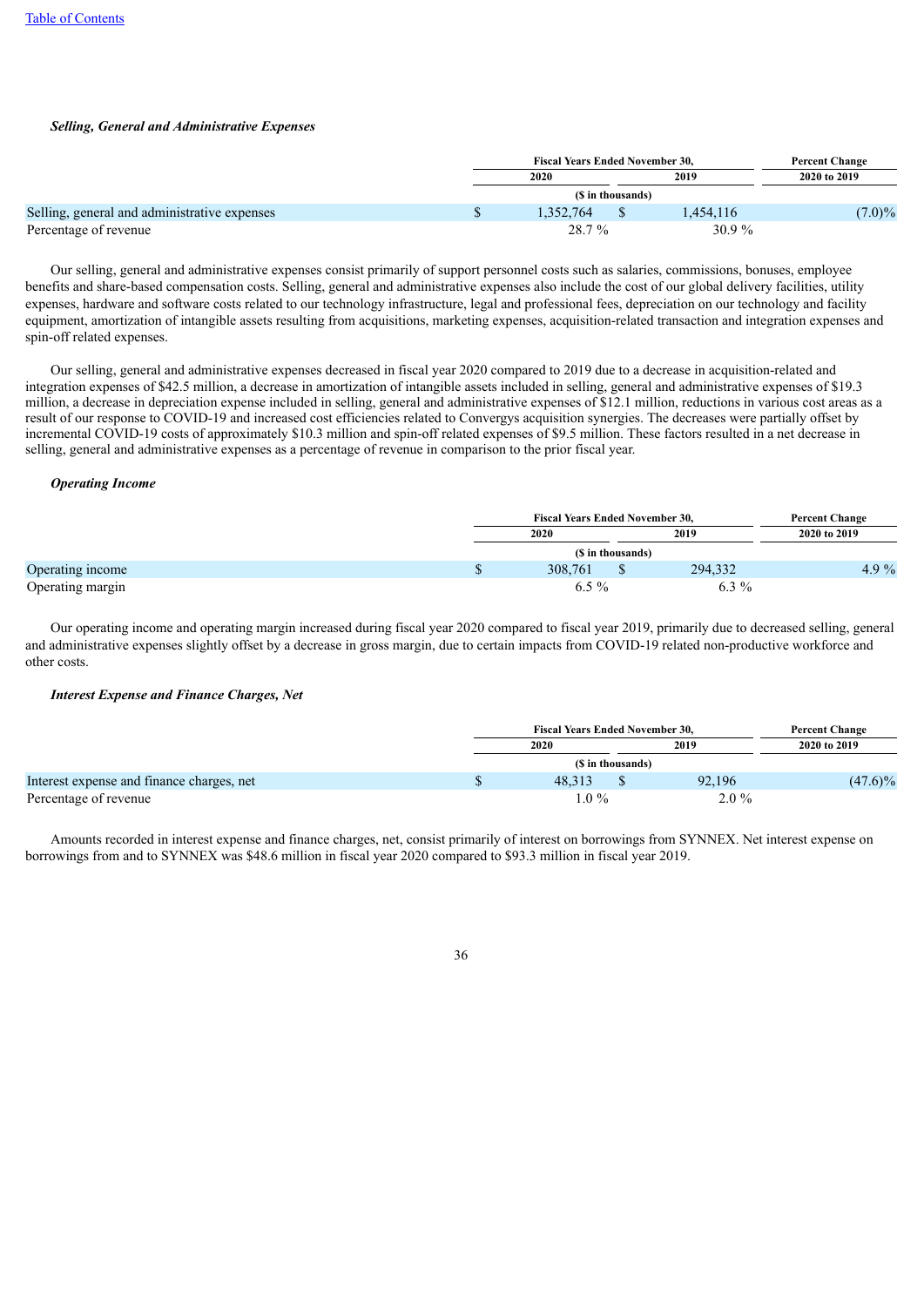***Selling, General and Administrative Expenses***

| | Fiscal Years Ended November 30, | | Percent Change |
|---|---|---|---|
| | 2020 | 2019 | 2020 to 2019 |
| | ($ in thousands) | | |
| Selling, general and administrative expenses | $ 1,352,764 | $ 1,454,116 | (7.0)% |
| Percentage of revenue | 28.7 % | 30.9 % | |

Our selling, general and administrative expenses consist primarily of support personnel costs such as salaries, commissions, bonuses, employee benefits and share-based compensation costs. Selling, general and administrative expenses also include the cost of our global delivery facilities, utility expenses, hardware and software costs related to our technology infrastructure, legal and professional fees, depreciation on our technology and facility equipment, amortization of intangible assets resulting from acquisitions, marketing expenses, acquisition-related transaction and integration expenses and spin-off related expenses.

Our selling, general and administrative expenses decreased in fiscal year 2020 compared to 2019 due to a decrease in acquisition-related and integration expenses of $42.5 million, a decrease in amortization of intangible assets included in selling, general and administrative expenses of $19.3 million, a decrease in depreciation expense included in selling, general and administrative expenses of $12.1 million, reductions in various cost areas as a result of our response to COVID-19 and increased cost efficiencies related to Convergys acquisition synergies. The decreases were partially offset by incremental COVID-19 costs of approximately $10.3 million and spin-off related expenses of $9.5 million. These factors resulted in a net decrease in selling, general and administrative expenses as a percentage of revenue in comparison to the prior fiscal year.

***Operating Income***

| | Fiscal Years Ended November 30, | | Percent Change |
|---|---|---|---|
| | 2020 | 2019 | 2020 to 2019 |
| | ($ in thousands) | | |
| Operating income | $ 308,761 | $ 294,332 | 4.9 % |
| Operating margin | 6.5 % | 6.3 % | |

Our operating income and operating margin increased during fiscal year 2020 compared to fiscal year 2019, primarily due to decreased selling, general and administrative expenses slightly offset by a decrease in gross margin, due to certain impacts from COVID-19 related non-productive workforce and other costs.

***Interest Expense and Finance Charges, Net***

| | Fiscal Years Ended November 30, | | Percent Change |
|---|---|---|---|
| | 2020 | 2019 | 2020 to 2019 |
| | ($ in thousands) | | |
| Interest expense and finance charges, net | $ 48,313 | $ 92,196 | (47.6)% |
| Percentage of revenue | 1.0 % | 2.0 % | |

Amounts recorded in interest expense and finance charges, net, consist primarily of interest on borrowings from SYNNEX. Net interest expense on borrowings from and to SYNNEX was $48.6 million in fiscal year 2020 compared to $93.3 million in fiscal year 2019.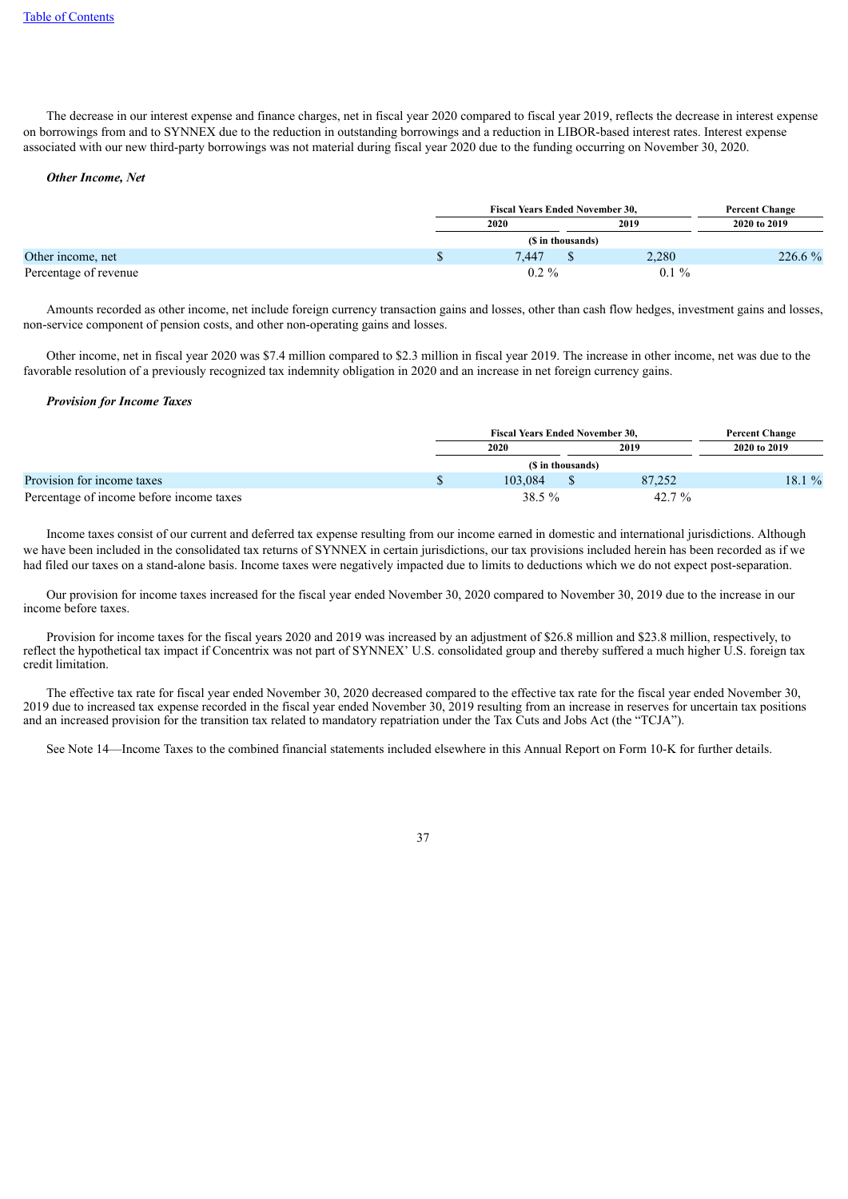The decrease in our interest expense and finance charges, net in fiscal year 2020 compared to fiscal year 2019, reflects the decrease in interest expense on borrowings from and to SYNNEX due to the reduction in outstanding borrowings and a reduction in LIBOR-based interest rates. Interest expense associated with our new third-party borrowings was not material during fiscal year 2020 due to the funding occurring on November 30, 2020.

***Other Income, Net***

| | Fiscal Years Ended November 30, | | Percent Change |
|---|---|---|---|
| | 2020 | 2019 | 2020 to 2019 |
| | ($ in thousands) | | |
| Other income, net | $ 7,447 | $ 2,280 | 226.6 % |
| Percentage of revenue | 0.2 % | 0.1 % | |

Amounts recorded as other income, net include foreign currency transaction gains and losses, other than cash flow hedges, investment gains and losses, non-service component of pension costs, and other non-operating gains and losses.

Other income, net in fiscal year 2020 was $7.4 million compared to $2.3 million in fiscal year 2019. The increase in other income, net was due to the favorable resolution of a previously recognized tax indemnity obligation in 2020 and an increase in net foreign currency gains.

***Provision for Income Taxes***

| | Fiscal Years Ended November 30, | | Percent Change |
|---|---|---|---|
| | 2020 | 2019 | 2020 to 2019 |
| | ($ in thousands) | | |
| Provision for income taxes | $ 103,084 | $ 87,252 | 18.1 % |
| Percentage of income before income taxes | 38.5 % | 42.7 % | |

Income taxes consist of our current and deferred tax expense resulting from our income earned in domestic and international jurisdictions. Although we have been included in the consolidated tax returns of SYNNEX in certain jurisdictions, our tax provisions included herein has been recorded as if we had filed our taxes on a stand-alone basis. Income taxes were negatively impacted due to limits to deductions which we do not expect post-separation.

Our provision for income taxes increased for the fiscal year ended November 30, 2020 compared to November 30, 2019 due to the increase in our income before taxes.

Provision for income taxes for the fiscal years 2020 and 2019 was increased by an adjustment of $26.8 million and $23.8 million, respectively, to reflect the hypothetical tax impact if Concentrix was not part of SYNNEX' U.S. consolidated group and thereby suffered a much higher U.S. foreign tax credit limitation.

The effective tax rate for fiscal year ended November 30, 2020 decreased compared to the effective tax rate for the fiscal year ended November 30, 2019 due to increased tax expense recorded in the fiscal year ended November 30, 2019 resulting from an increase in reserves for uncertain tax positions and an increased provision for the transition tax related to mandatory repatriation under the Tax Cuts and Jobs Act (the "TCJA").

See Note 14—Income Taxes to the combined financial statements included elsewhere in this Annual Report on Form 10-K for further details.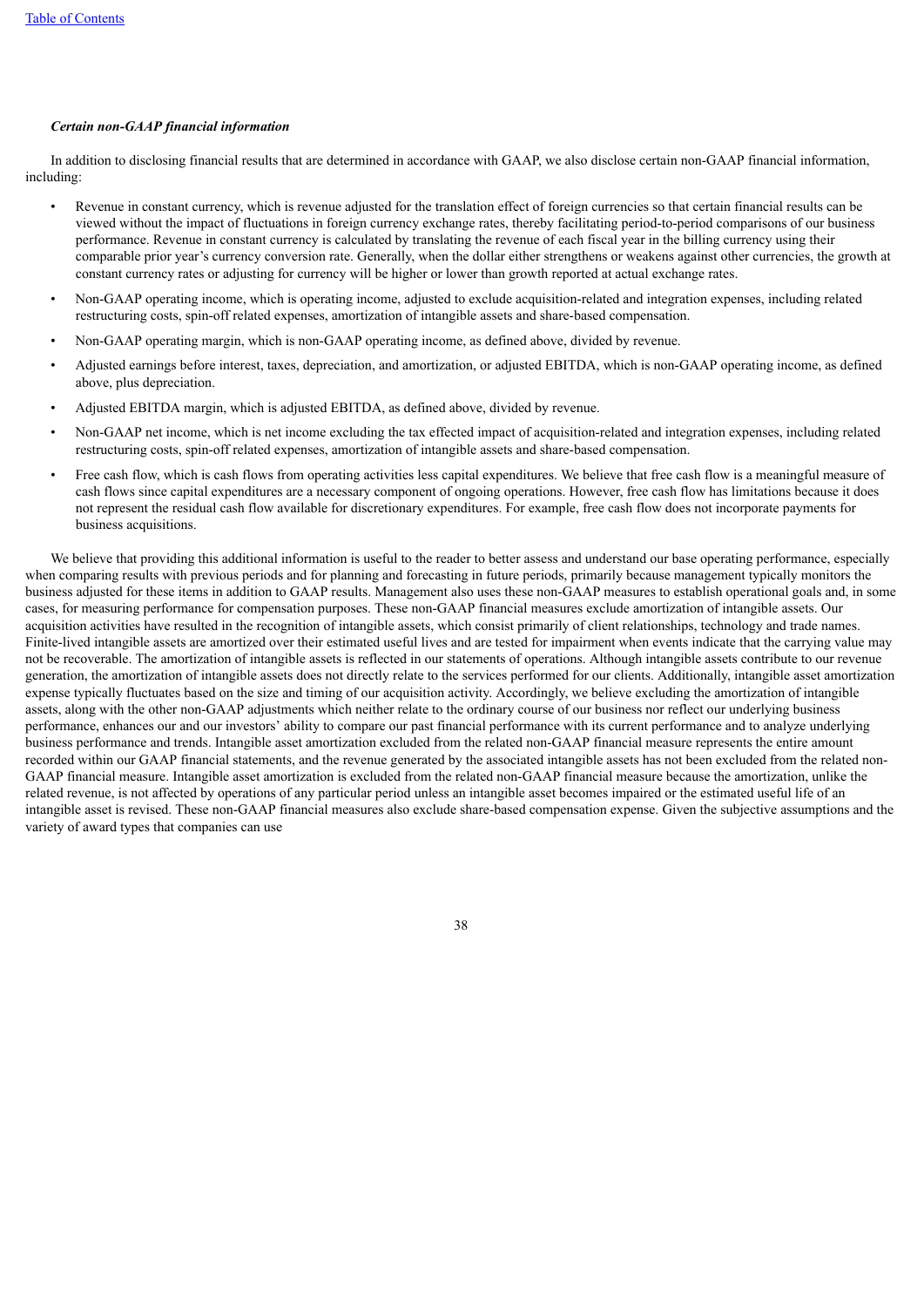***Certain non-GAAP financial information***

In addition to disclosing financial results that are determined in accordance with GAAP, we also disclose certain non-GAAP financial information, including:

- Revenue in constant currency, which is revenue adjusted for the translation effect of foreign currencies so that certain financial results can be viewed without the impact of fluctuations in foreign currency exchange rates, thereby facilitating period-to-period comparisons of our business performance. Revenue in constant currency is calculated by translating the revenue of each fiscal year in the billing currency using their comparable prior year's currency conversion rate. Generally, when the dollar either strengthens or weakens against other currencies, the growth at constant currency rates or adjusting for currency will be higher or lower than growth reported at actual exchange rates.
- Non-GAAP operating income, which is operating income, adjusted to exclude acquisition-related and integration expenses, including related restructuring costs, spin-off related expenses, amortization of intangible assets and share-based compensation.
- Non-GAAP operating margin, which is non-GAAP operating income, as defined above, divided by revenue.
- Adjusted earnings before interest, taxes, depreciation, and amortization, or adjusted EBITDA, which is non-GAAP operating income, as defined above, plus depreciation.
- Adjusted EBITDA margin, which is adjusted EBITDA, as defined above, divided by revenue.
- Non-GAAP net income, which is net income excluding the tax effected impact of acquisition-related and integration expenses, including related restructuring costs, spin-off related expenses, amortization of intangible assets and share-based compensation.
- Free cash flow, which is cash flows from operating activities less capital expenditures. We believe that free cash flow is a meaningful measure of cash flows since capital expenditures are a necessary component of ongoing operations. However, free cash flow has limitations because it does not represent the residual cash flow available for discretionary expenditures. For example, free cash flow does not incorporate payments for business acquisitions.

We believe that providing this additional information is useful to the reader to better assess and understand our base operating performance, especially when comparing results with previous periods and for planning and forecasting in future periods, primarily because management typically monitors the business adjusted for these items in addition to GAAP results. Management also uses these non-GAAP measures to establish operational goals and, in some cases, for measuring performance for compensation purposes. These non-GAAP financial measures exclude amortization of intangible assets. Our acquisition activities have resulted in the recognition of intangible assets, which consist primarily of client relationships, technology and trade names. Finite-lived intangible assets are amortized over their estimated useful lives and are tested for impairment when events indicate that the carrying value may not be recoverable. The amortization of intangible assets is reflected in our statements of operations. Although intangible assets contribute to our revenue generation, the amortization of intangible assets does not directly relate to the services performed for our clients. Additionally, intangible asset amortization expense typically fluctuates based on the size and timing of our acquisition activity. Accordingly, we believe excluding the amortization of intangible assets, along with the other non-GAAP adjustments which neither relate to the ordinary course of our business nor reflect our underlying business performance, enhances our and our investors' ability to compare our past financial performance with its current performance and to analyze underlying business performance and trends. Intangible asset amortization excluded from the related non-GAAP financial measure represents the entire amount recorded within our GAAP financial statements, and the revenue generated by the associated intangible assets has not been excluded from the related non-GAAP financial measure. Intangible asset amortization is excluded from the related non-GAAP financial measure because the amortization, unlike the related revenue, is not affected by operations of any particular period unless an intangible asset becomes impaired or the estimated useful life of an intangible asset is revised. These non-GAAP financial measures also exclude share-based compensation expense. Given the subjective assumptions and the variety of award types that companies can use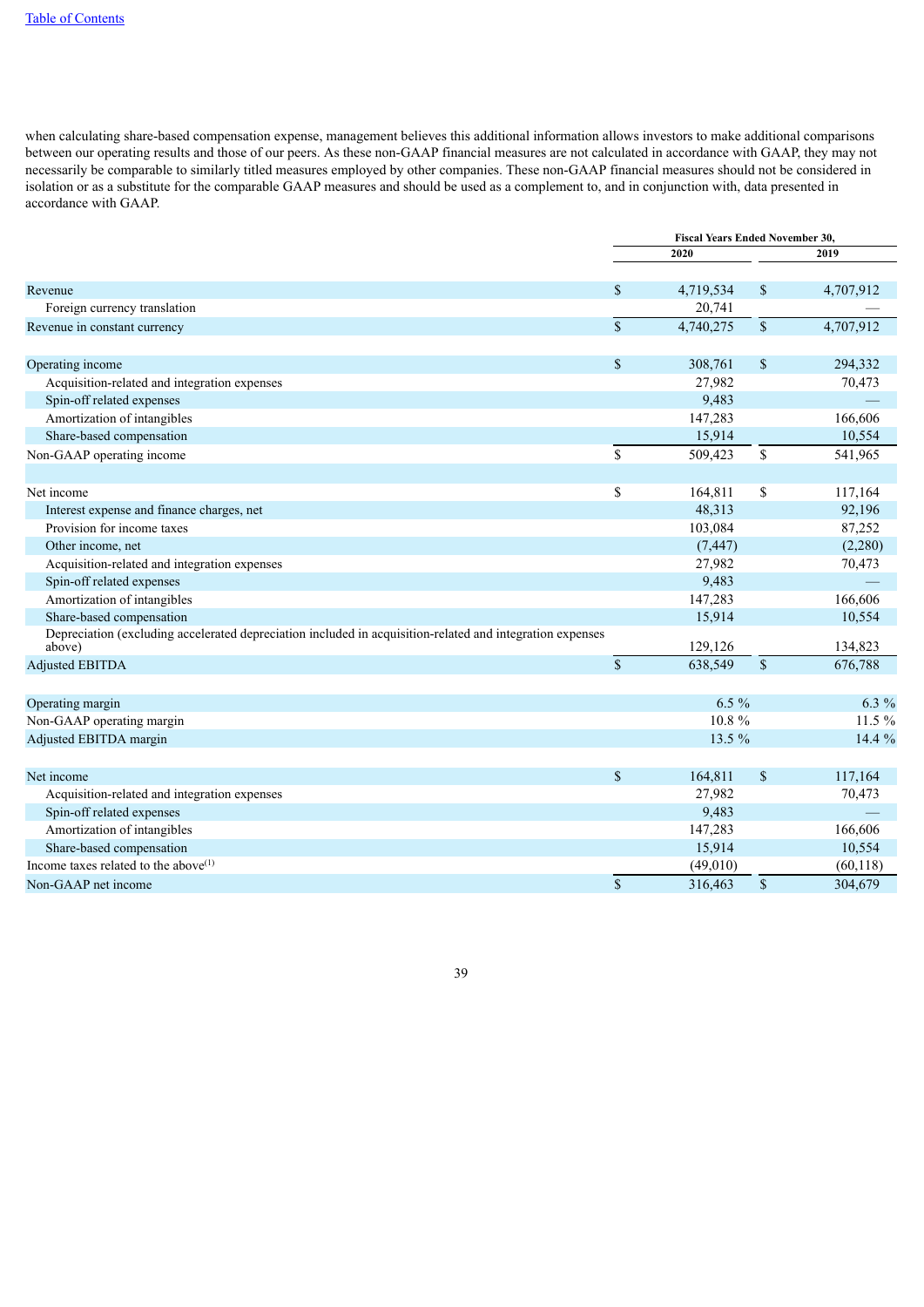when calculating share-based compensation expense, management believes this additional information allows investors to make additional comparisons between our operating results and those of our peers. As these non-GAAP financial measures are not calculated in accordance with GAAP, they may not necessarily be comparable to similarly titled measures employed by other companies. These non-GAAP financial measures should not be considered in isolation or as a substitute for the comparable GAAP measures and should be used as a complement to, and in conjunction with, data presented in accordance with GAAP.

| | Fiscal Years Ended November 30, | |
|---|---|---|
| | 2020 | 2019 |
| Revenue | $ 4,719,534 | $ 4,707,912 |
| Foreign currency translation | 20,741 | — |
| Revenue in constant currency | $ 4,740,275 | $ 4,707,912 |
| | | |
| Operating income | $ 308,761 | $ 294,332 |
| Acquisition-related and integration expenses | 27,982 | 70,473 |
| Spin-off related expenses | 9,483 | — |
| Amortization of intangibles | 147,283 | 166,606 |
| Share-based compensation | 15,914 | 10,554 |
| Non-GAAP operating income | $ 509,423 | $ 541,965 |
| | | |
| Net income | $ 164,811 | $ 117,164 |
| Interest expense and finance charges, net | 48,313 | 92,196 |
| Provision for income taxes | 103,084 | 87,252 |
| Other income, net | (7,447) | (2,280) |
| Acquisition-related and integration expenses | 27,982 | 70,473 |
| Spin-off related expenses | 9,483 | — |
| Amortization of intangibles | 147,283 | 166,606 |
| Share-based compensation | 15,914 | 10,554 |
| Depreciation (excluding accelerated depreciation included in acquisition-related and integration expenses above) | 129,126 | 134,823 |
| Adjusted EBITDA | $ 638,549 | $ 676,788 |
| | | |
| Operating margin | 6.5 % | 6.3 % |
| Non-GAAP operating margin | 10.8 % | 11.5 % |
| Adjusted EBITDA margin | 13.5 % | 14.4 % |
| | | |
| Net income | $ 164,811 | $ 117,164 |
| Acquisition-related and integration expenses | 27,982 | 70,473 |
| Spin-off related expenses | 9,483 | — |
| Amortization of intangibles | 147,283 | 166,606 |
| Share-based compensation | 15,914 | 10,554 |
| Income taxes related to the above[1] | (49,010) | (60,118) |
| Non-GAAP net income | $ 316,463 | $ 304,679 |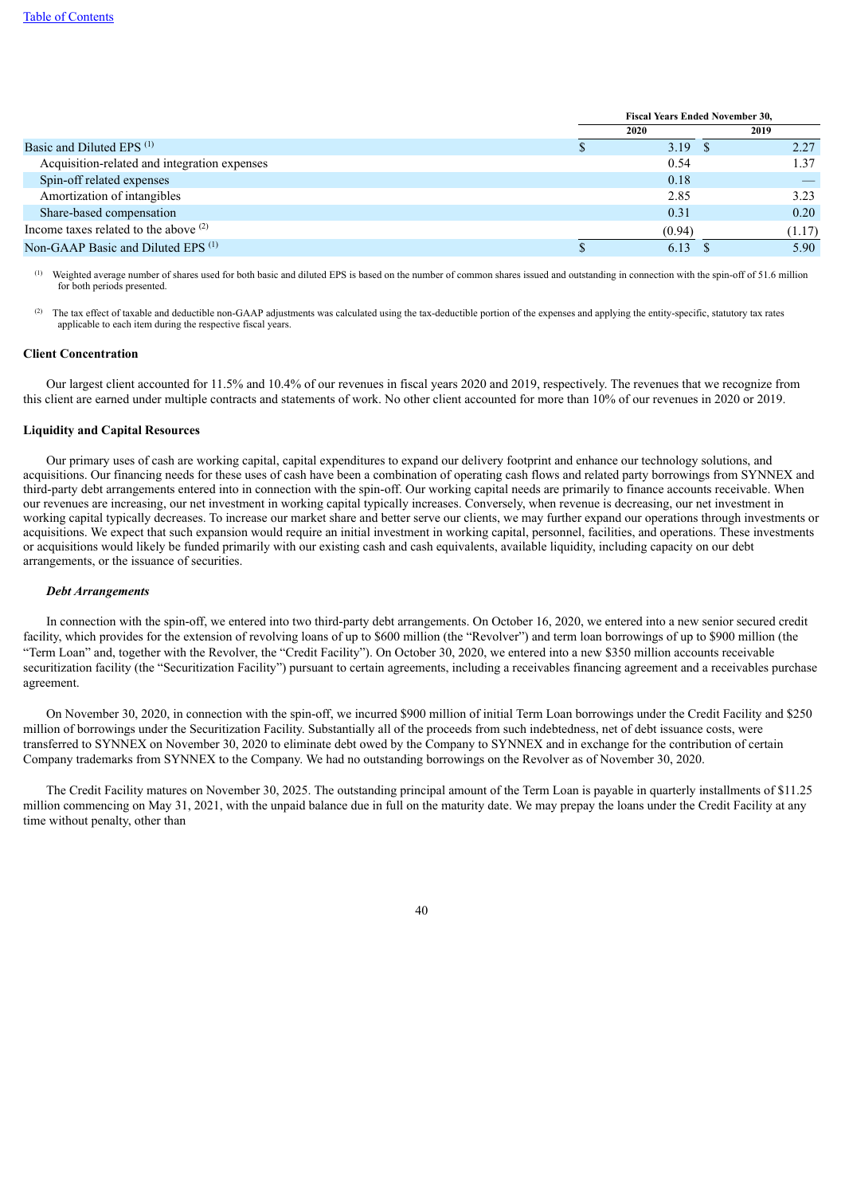| | Fiscal Years Ended November 30, | |
|---|---|---|
| | 2020 | 2019 |
| Basic and Diluted EPS [(1)] | $ 3.19 | $ 2.27 |
| Acquisition-related and integration expenses | 0.54 | 1.37 |
| Spin-off related expenses | 0.18 | — |
| Amortization of intangibles | 2.85 | 3.23 |
| Share-based compensation | 0.31 | 0.20 |
| Income taxes related to the above [(2)] | (0.94) | (1.17) |
| Non-GAAP Basic and Diluted EPS [(1)] | $ 6.13 | $ 5.90 |

[(1)] Weighted average number of shares used for both basic and diluted EPS is based on the number of common shares issued and outstanding in connection with the spin-off of 51.6 million for both periods presented.

[(2)] The tax effect of taxable and deductible non-GAAP adjustments was calculated using the tax-deductible portion of the expenses and applying the entity-specific, statutory tax rates applicable to each item during the respective fiscal years.

**Client Concentration**

Our largest client accounted for 11.5% and 10.4% of our revenues in fiscal years 2020 and 2019, respectively. The revenues that we recognize from this client are earned under multiple contracts and statements of work. No other client accounted for more than 10% of our revenues in 2020 or 2019.

**Liquidity and Capital Resources**

Our primary uses of cash are working capital, capital expenditures to expand our delivery footprint and enhance our technology solutions, and acquisitions. Our financing needs for these uses of cash have been a combination of operating cash flows and related party borrowings from SYNNEX and third-party debt arrangements entered into in connection with the spin-off. Our working capital needs are primarily to finance accounts receivable. When our revenues are increasing, our net investment in working capital typically increases. Conversely, when revenue is decreasing, our net investment in working capital typically decreases. To increase our market share and better serve our clients, we may further expand our operations through investments or acquisitions. We expect that such expansion would require an initial investment in working capital, personnel, facilities, and operations. These investments or acquisitions would likely be funded primarily with our existing cash and cash equivalents, available liquidity, including capacity on our debt arrangements, or the issuance of securities.

***Debt Arrangements***

In connection with the spin-off, we entered into two third-party debt arrangements. On October 16, 2020, we entered into a new senior secured credit facility, which provides for the extension of revolving loans of up to $600 million (the "Revolver") and term loan borrowings of up to $900 million (the "Term Loan" and, together with the Revolver, the "Credit Facility"). On October 30, 2020, we entered into a new $350 million accounts receivable securitization facility (the "Securitization Facility") pursuant to certain agreements, including a receivables financing agreement and a receivables purchase agreement.

On November 30, 2020, in connection with the spin-off, we incurred $900 million of initial Term Loan borrowings under the Credit Facility and $250 million of borrowings under the Securitization Facility. Substantially all of the proceeds from such indebtedness, net of debt issuance costs, were transferred to SYNNEX on November 30, 2020 to eliminate debt owed by the Company to SYNNEX and in exchange for the contribution of certain Company trademarks from SYNNEX to the Company. We had no outstanding borrowings on the Revolver as of November 30, 2020.

The Credit Facility matures on November 30, 2025. The outstanding principal amount of the Term Loan is payable in quarterly installments of $11.25 million commencing on May 31, 2021, with the unpaid balance due in full on the maturity date. We may prepay the loans under the Credit Facility at any time without penalty, other than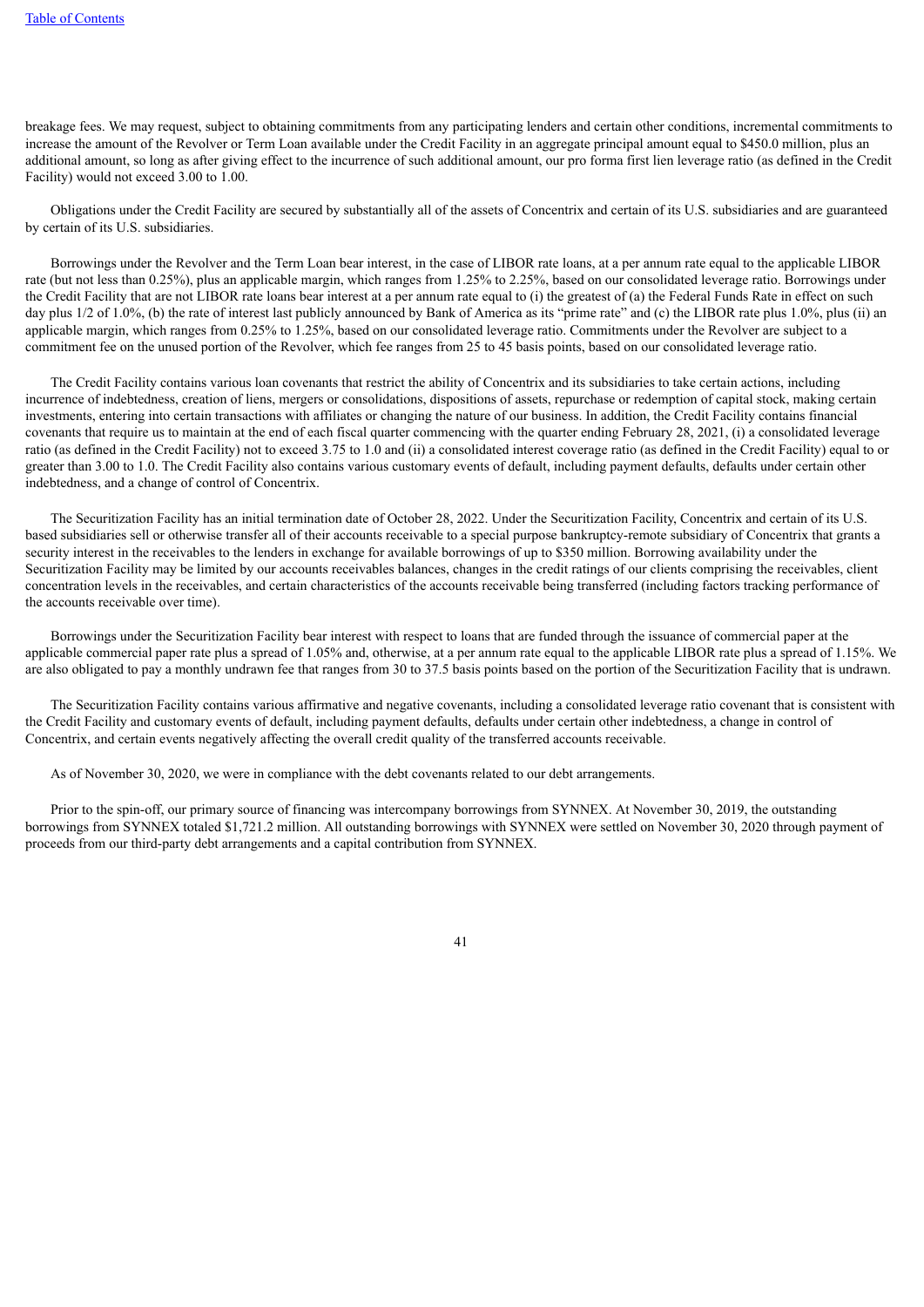breakage fees. We may request, subject to obtaining commitments from any participating lenders and certain other conditions, incremental commitments to increase the amount of the Revolver or Term Loan available under the Credit Facility in an aggregate principal amount equal to $450.0 million, plus an additional amount, so long as after giving effect to the incurrence of such additional amount, our pro forma first lien leverage ratio (as defined in the Credit Facility) would not exceed 3.00 to 1.00.

Obligations under the Credit Facility are secured by substantially all of the assets of Concentrix and certain of its U.S. subsidiaries and are guaranteed by certain of its U.S. subsidiaries.

Borrowings under the Revolver and the Term Loan bear interest, in the case of LIBOR rate loans, at a per annum rate equal to the applicable LIBOR rate (but not less than 0.25%), plus an applicable margin, which ranges from 1.25% to 2.25%, based on our consolidated leverage ratio. Borrowings under the Credit Facility that are not LIBOR rate loans bear interest at a per annum rate equal to (i) the greatest of (a) the Federal Funds Rate in effect on such day plus 1/2 of 1.0%, (b) the rate of interest last publicly announced by Bank of America as its "prime rate" and (c) the LIBOR rate plus 1.0%, plus (ii) an applicable margin, which ranges from 0.25% to 1.25%, based on our consolidated leverage ratio. Commitments under the Revolver are subject to a commitment fee on the unused portion of the Revolver, which fee ranges from 25 to 45 basis points, based on our consolidated leverage ratio.

The Credit Facility contains various loan covenants that restrict the ability of Concentrix and its subsidiaries to take certain actions, including incurrence of indebtedness, creation of liens, mergers or consolidations, dispositions of assets, repurchase or redemption of capital stock, making certain investments, entering into certain transactions with affiliates or changing the nature of our business. In addition, the Credit Facility contains financial covenants that require us to maintain at the end of each fiscal quarter commencing with the quarter ending February 28, 2021, (i) a consolidated leverage ratio (as defined in the Credit Facility) not to exceed 3.75 to 1.0 and (ii) a consolidated interest coverage ratio (as defined in the Credit Facility) equal to or greater than 3.00 to 1.0. The Credit Facility also contains various customary events of default, including payment defaults, defaults under certain other indebtedness, and a change of control of Concentrix.

The Securitization Facility has an initial termination date of October 28, 2022. Under the Securitization Facility, Concentrix and certain of its U.S. based subsidiaries sell or otherwise transfer all of their accounts receivable to a special purpose bankruptcy-remote subsidiary of Concentrix that grants a security interest in the receivables to the lenders in exchange for available borrowings of up to $350 million. Borrowing availability under the Securitization Facility may be limited by our accounts receivables balances, changes in the credit ratings of our clients comprising the receivables, client concentration levels in the receivables, and certain characteristics of the accounts receivable being transferred (including factors tracking performance of the accounts receivable over time).

Borrowings under the Securitization Facility bear interest with respect to loans that are funded through the issuance of commercial paper at the applicable commercial paper rate plus a spread of 1.05% and, otherwise, at a per annum rate equal to the applicable LIBOR rate plus a spread of 1.15%. We are also obligated to pay a monthly undrawn fee that ranges from 30 to 37.5 basis points based on the portion of the Securitization Facility that is undrawn.

The Securitization Facility contains various affirmative and negative covenants, including a consolidated leverage ratio covenant that is consistent with the Credit Facility and customary events of default, including payment defaults, defaults under certain other indebtedness, a change in control of Concentrix, and certain events negatively affecting the overall credit quality of the transferred accounts receivable.

As of November 30, 2020, we were in compliance with the debt covenants related to our debt arrangements.

Prior to the spin-off, our primary source of financing was intercompany borrowings from SYNNEX. At November 30, 2019, the outstanding borrowings from SYNNEX totaled $1,721.2 million. All outstanding borrowings with SYNNEX were settled on November 30, 2020 through payment of proceeds from our third-party debt arrangements and a capital contribution from SYNNEX.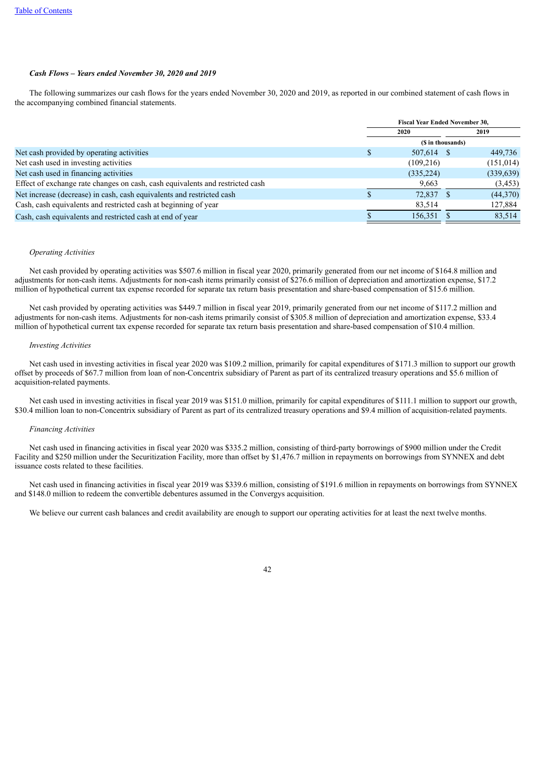*Cash Flows – Years ended November 30, 2020 and 2019*

The following summarizes our cash flows for the years ended November 30, 2020 and 2019, as reported in our combined statement of cash flows in the accompanying combined financial statements.

| | Fiscal Year Ended November 30, | |
|---|---|---|
| | 2020 | 2019 |
| | ($ in thousands) | |
| Net cash provided by operating activities | $ 507,614 | $ 449,736 |
| Net cash used in investing activities | (109,216) | (151,014) |
| Net cash used in financing activities | (335,224) | (339,639) |
| Effect of exchange rate changes on cash, cash equivalents and restricted cash | 9,663 | (3,453) |
| Net increase (decrease) in cash, cash equivalents and restricted cash | $ 72,837 | $ (44,370) |
| Cash, cash equivalents and restricted cash at beginning of year | 83,514 | 127,884 |
| Cash, cash equivalents and restricted cash at end of year | $ 156,351 | $ 83,514 |

*Operating Activities*

Net cash provided by operating activities was $507.6 million in fiscal year 2020, primarily generated from our net income of $164.8 million and adjustments for non-cash items. Adjustments for non-cash items primarily consist of $276.6 million of depreciation and amortization expense, $17.2 million of hypothetical current tax expense recorded for separate tax return basis presentation and share-based compensation of $15.6 million.

Net cash provided by operating activities was $449.7 million in fiscal year 2019, primarily generated from our net income of $117.2 million and adjustments for non-cash items. Adjustments for non-cash items primarily consist of $305.8 million of depreciation and amortization expense, $33.4 million of hypothetical current tax expense recorded for separate tax return basis presentation and share-based compensation of $10.4 million.

*Investing Activities*

Net cash used in investing activities in fiscal year 2020 was $109.2 million, primarily for capital expenditures of $171.3 million to support our growth offset by proceeds of $67.7 million from loan of non-Concentrix subsidiary of Parent as part of its centralized treasury operations and $5.6 million of acquisition-related payments.

Net cash used in investing activities in fiscal year 2019 was $151.0 million, primarily for capital expenditures of $111.1 million to support our growth, $30.4 million loan to non-Concentrix subsidiary of Parent as part of its centralized treasury operations and $9.4 million of acquisition-related payments.

*Financing Activities*

Net cash used in financing activities in fiscal year 2020 was $335.2 million, consisting of third-party borrowings of $900 million under the Credit Facility and $250 million under the Securitization Facility, more than offset by $1,476.7 million in repayments on borrowings from SYNNEX and debt issuance costs related to these facilities.

Net cash used in financing activities in fiscal year 2019 was $339.6 million, consisting of $191.6 million in repayments on borrowings from SYNNEX and $148.0 million to redeem the convertible debentures assumed in the Convergys acquisition.

We believe our current cash balances and credit availability are enough to support our operating activities for at least the next twelve months.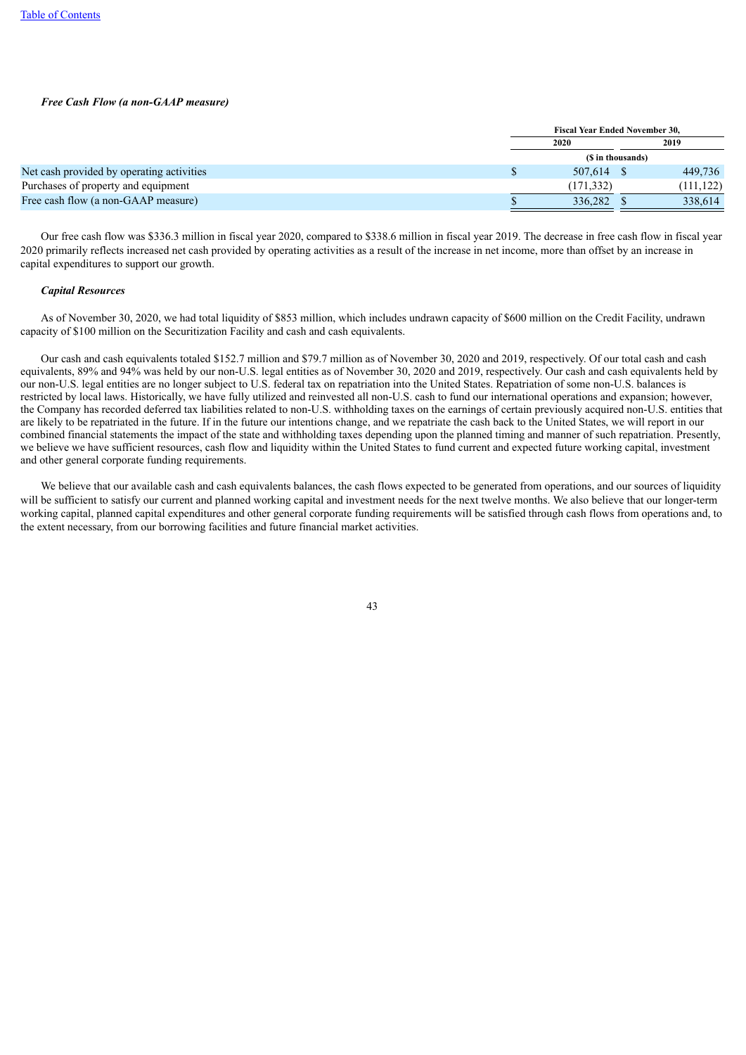***Free Cash Flow (a non-GAAP measure)***

| | Fiscal Year Ended November 30, | |
|---|---|---|
| | 2020 | 2019 |
| | ($ in thousands) | |
| Net cash provided by operating activities | $ 507,614 | $ 449,736 |
| Purchases of property and equipment | (171,332) | (111,122) |
| Free cash flow (a non-GAAP measure) | $ 336,282 | $ 338,614 |

Our free cash flow was $336.3 million in fiscal year 2020, compared to $338.6 million in fiscal year 2019. The decrease in free cash flow in fiscal year 2020 primarily reflects increased net cash provided by operating activities as a result of the increase in net income, more than offset by an increase in capital expenditures to support our growth.

***Capital Resources***

As of November 30, 2020, we had total liquidity of $853 million, which includes undrawn capacity of $600 million on the Credit Facility, undrawn capacity of $100 million on the Securitization Facility and cash and cash equivalents.

Our cash and cash equivalents totaled $152.7 million and $79.7 million as of November 30, 2020 and 2019, respectively. Of our total cash and cash equivalents, 89% and 94% was held by our non-U.S. legal entities as of November 30, 2020 and 2019, respectively. Our cash and cash equivalents held by our non-U.S. legal entities are no longer subject to U.S. federal tax on repatriation into the United States. Repatriation of some non-U.S. balances is restricted by local laws. Historically, we have fully utilized and reinvested all non-U.S. cash to fund our international operations and expansion; however, the Company has recorded deferred tax liabilities related to non-U.S. withholding taxes on the earnings of certain previously acquired non-U.S. entities that are likely to be repatriated in the future. If in the future our intentions change, and we repatriate the cash back to the United States, we will report in our combined financial statements the impact of the state and withholding taxes depending upon the planned timing and manner of such repatriation. Presently, we believe we have sufficient resources, cash flow and liquidity within the United States to fund current and expected future working capital, investment and other general corporate funding requirements.

We believe that our available cash and cash equivalents balances, the cash flows expected to be generated from operations, and our sources of liquidity will be sufficient to satisfy our current and planned working capital and investment needs for the next twelve months. We also believe that our longer-term working capital, planned capital expenditures and other general corporate funding requirements will be satisfied through cash flows from operations and, to the extent necessary, from our borrowing facilities and future financial market activities.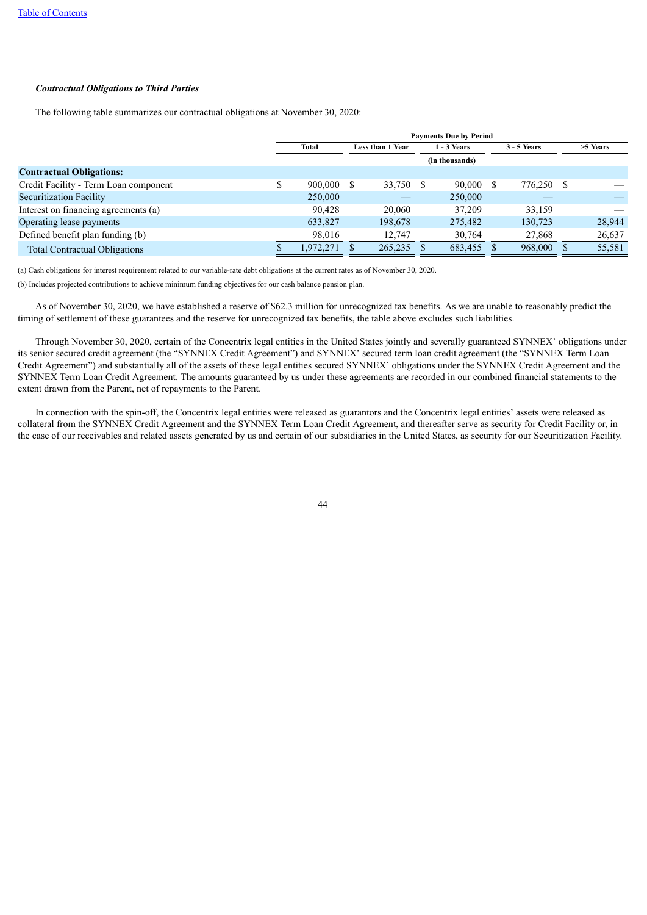***Contractual Obligations to Third Parties***

The following table summarizes our contractual obligations at November 30, 2020:

| | Payments Due by Period | | | | |
|---|---|---|---|---|---|
| | Total | Less than 1 Year | 1 - 3 Years | 3 - 5 Years | >5 Years |
| | | | (in thousands) | | |
| **Contractual Obligations:** | | | | | |
| Credit Facility - Term Loan component | $ 900,000 | $ 33,750 | $ 90,000 | $ 776,250 | $ — |
| Securitization Facility | 250,000 | — | 250,000 | — | — |
| Interest on financing agreements (a) | 90,428 | 20,060 | 37,209 | 33,159 | — |
| Operating lease payments | 633,827 | 198,678 | 275,482 | 130,723 | 28,944 |
| Defined benefit plan funding (b) | 98,016 | 12,747 | 30,764 | 27,868 | 26,637 |
| Total Contractual Obligations | $ 1,972,271 | $ 265,235 | $ 683,455 | $ 968,000 | $ 55,581 |

(a) Cash obligations for interest requirement related to our variable-rate debt obligations at the current rates as of November 30, 2020.

(b) Includes projected contributions to achieve minimum funding objectives for our cash balance pension plan.

As of November 30, 2020, we have established a reserve of $62.3 million for unrecognized tax benefits. As we are unable to reasonably predict the timing of settlement of these guarantees and the reserve for unrecognized tax benefits, the table above excludes such liabilities.

Through November 30, 2020, certain of the Concentrix legal entities in the United States jointly and severally guaranteed SYNNEX' obligations under its senior secured credit agreement (the "SYNNEX Credit Agreement") and SYNNEX' secured term loan credit agreement (the "SYNNEX Term Loan Credit Agreement") and substantially all of the assets of these legal entities secured SYNNEX' obligations under the SYNNEX Credit Agreement and the SYNNEX Term Loan Credit Agreement. The amounts guaranteed by us under these agreements are recorded in our combined financial statements to the extent drawn from the Parent, net of repayments to the Parent.

In connection with the spin-off, the Concentrix legal entities were released as guarantors and the Concentrix legal entities' assets were released as collateral from the SYNNEX Credit Agreement and the SYNNEX Term Loan Credit Agreement, and thereafter serve as security for Credit Facility or, in the case of our receivables and related assets generated by us and certain of our subsidiaries in the United States, as security for our Securitization Facility.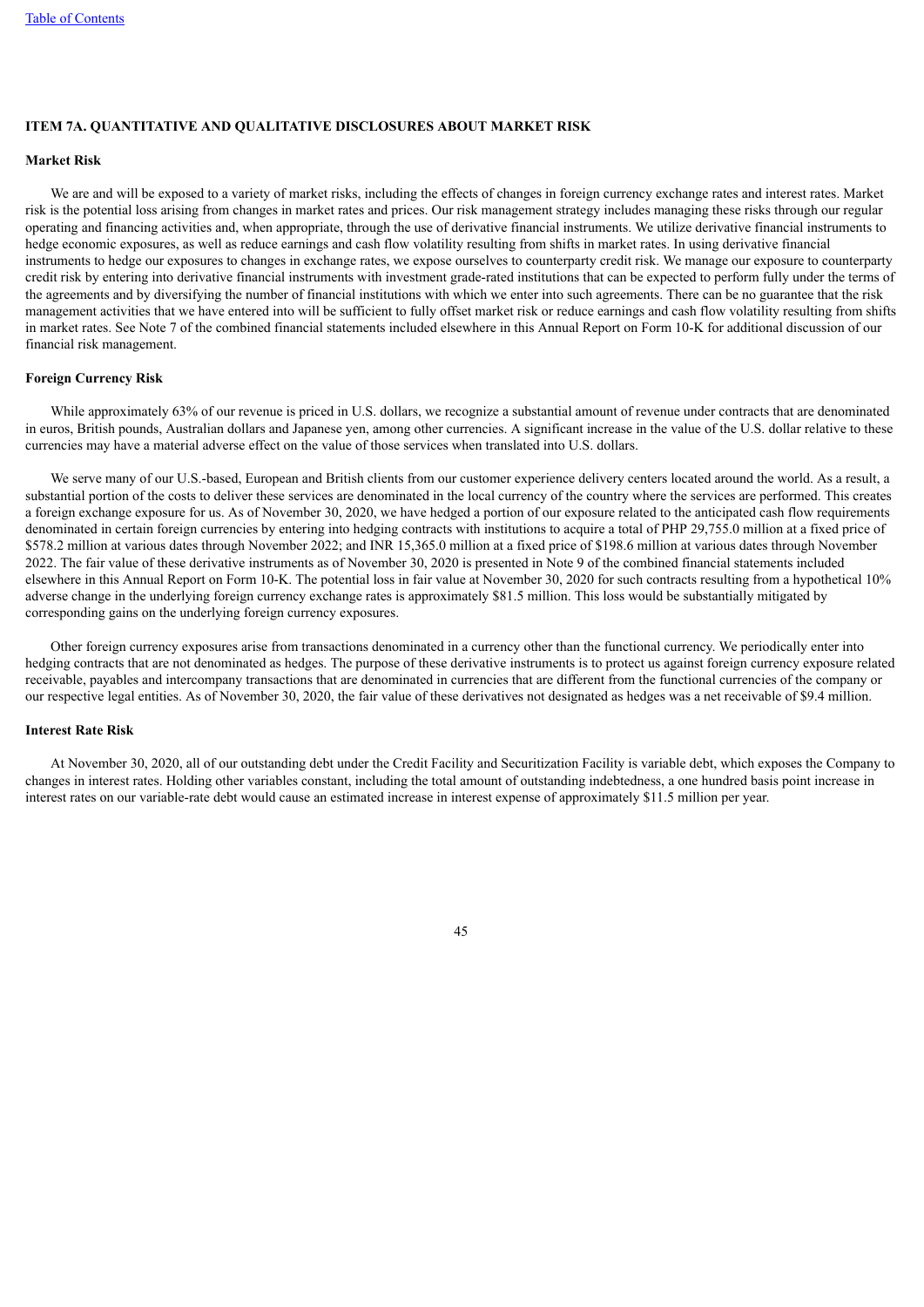## ITEM 7A. QUANTITATIVE AND QUALITATIVE DISCLOSURES ABOUT MARKET RISK

### Market Risk

We are and will be exposed to a variety of market risks, including the effects of changes in foreign currency exchange rates and interest rates. Market risk is the potential loss arising from changes in market rates and prices. Our risk management strategy includes managing these risks through our regular operating and financing activities and, when appropriate, through the use of derivative financial instruments. We utilize derivative financial instruments to hedge economic exposures, as well as reduce earnings and cash flow volatility resulting from shifts in market rates. In using derivative financial instruments to hedge our exposures to changes in exchange rates, we expose ourselves to counterparty credit risk. We manage our exposure to counterparty credit risk by entering into derivative financial instruments with investment grade-rated institutions that can be expected to perform fully under the terms of the agreements and by diversifying the number of financial institutions with which we enter into such agreements. There can be no guarantee that the risk management activities that we have entered into will be sufficient to fully offset market risk or reduce earnings and cash flow volatility resulting from shifts in market rates. See Note 7 of the combined financial statements included elsewhere in this Annual Report on Form 10-K for additional discussion of our financial risk management.

### Foreign Currency Risk

While approximately 63% of our revenue is priced in U.S. dollars, we recognize a substantial amount of revenue under contracts that are denominated in euros, British pounds, Australian dollars and Japanese yen, among other currencies. A significant increase in the value of the U.S. dollar relative to these currencies may have a material adverse effect on the value of those services when translated into U.S. dollars.

We serve many of our U.S.-based, European and British clients from our customer experience delivery centers located around the world. As a result, a substantial portion of the costs to deliver these services are denominated in the local currency of the country where the services are performed. This creates a foreign exchange exposure for us. As of November 30, 2020, we have hedged a portion of our exposure related to the anticipated cash flow requirements denominated in certain foreign currencies by entering into hedging contracts with institutions to acquire a total of PHP 29,755.0 million at a fixed price of $578.2 million at various dates through November 2022; and INR 15,365.0 million at a fixed price of $198.6 million at various dates through November 2022. The fair value of these derivative instruments as of November 30, 2020 is presented in Note 9 of the combined financial statements included elsewhere in this Annual Report on Form 10-K. The potential loss in fair value at November 30, 2020 for such contracts resulting from a hypothetical 10% adverse change in the underlying foreign currency exchange rates is approximately $81.5 million. This loss would be substantially mitigated by corresponding gains on the underlying foreign currency exposures.

Other foreign currency exposures arise from transactions denominated in a currency other than the functional currency. We periodically enter into hedging contracts that are not denominated as hedges. The purpose of these derivative instruments is to protect us against foreign currency exposure related receivable, payables and intercompany transactions that are denominated in currencies that are different from the functional currencies of the company or our respective legal entities. As of November 30, 2020, the fair value of these derivatives not designated as hedges was a net receivable of $9.4 million.

### Interest Rate Risk

At November 30, 2020, all of our outstanding debt under the Credit Facility and Securitization Facility is variable debt, which exposes the Company to changes in interest rates. Holding other variables constant, including the total amount of outstanding indebtedness, a one hundred basis point increase in interest rates on our variable-rate debt would cause an estimated increase in interest expense of approximately $11.5 million per year.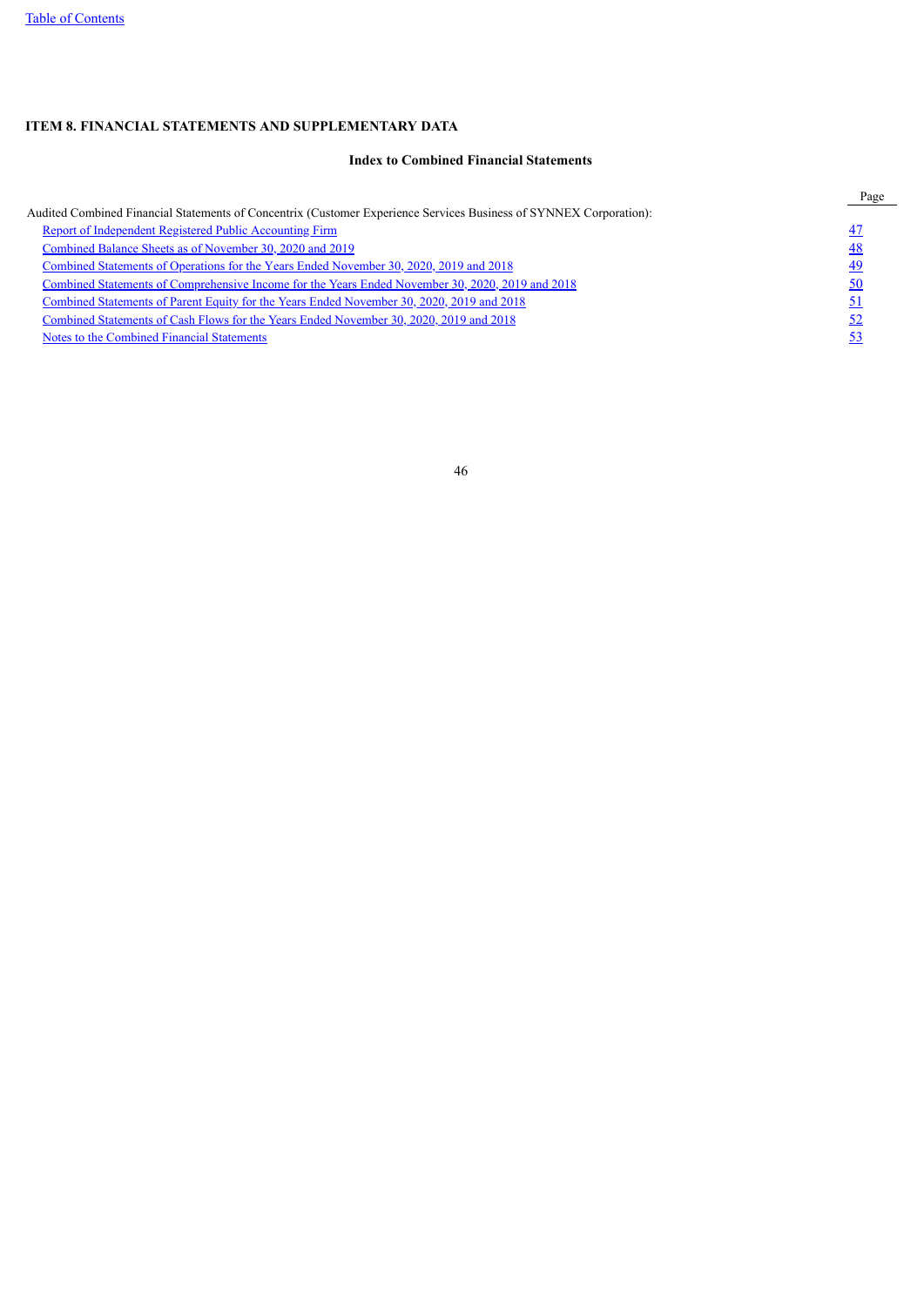# ITEM 8. FINANCIAL STATEMENTS AND SUPPLEMENTARY DATA

## Index to Combined Financial Statements

| | Page |
|---|---|
| Audited Combined Financial Statements of Concentrix (Customer Experience Services Business of SYNNEX Corporation): | |
| Report of Independent Registered Public Accounting Firm | 47 |
| Combined Balance Sheets as of November 30, 2020 and 2019 | 48 |
| Combined Statements of Operations for the Years Ended November 30, 2020, 2019 and 2018 | 49 |
| Combined Statements of Comprehensive Income for the Years Ended November 30, 2020, 2019 and 2018 | 50 |
| Combined Statements of Parent Equity for the Years Ended November 30, 2020, 2019 and 2018 | 51 |
| Combined Statements of Cash Flows for the Years Ended November 30, 2020, 2019 and 2018 | 52 |
| Notes to the Combined Financial Statements | 53 |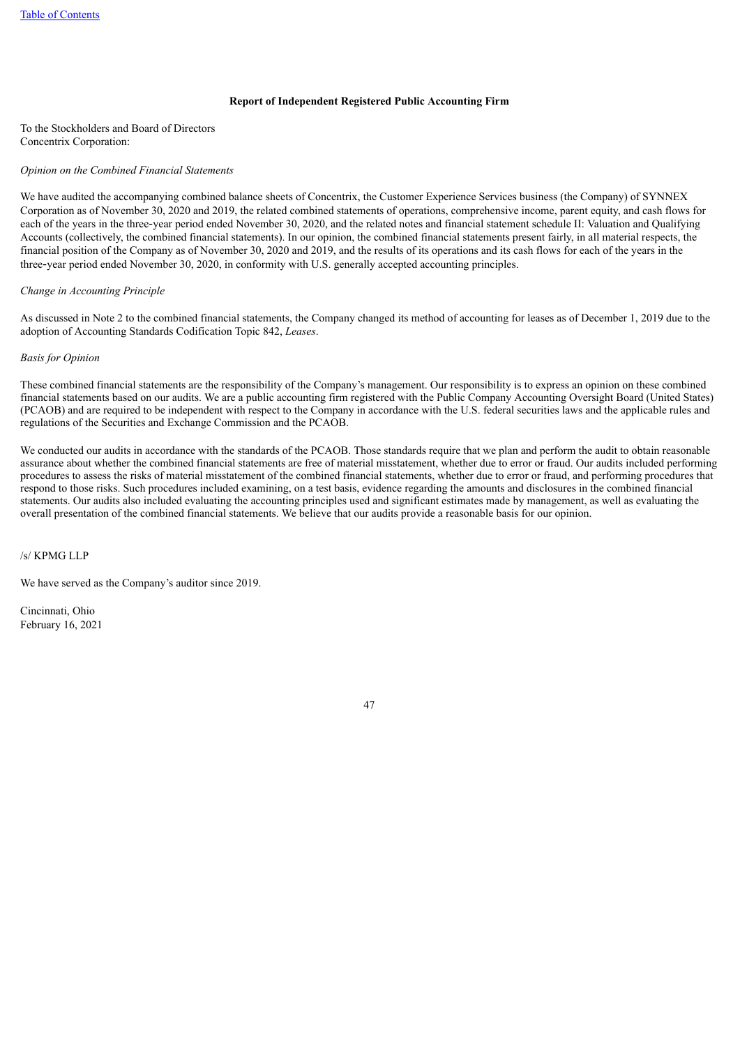## Report of Independent Registered Public Accounting Firm

To the Stockholders and Board of Directors
Concentrix Corporation:

*Opinion on the Combined Financial Statements*

We have audited the accompanying combined balance sheets of Concentrix, the Customer Experience Services business (the Company) of SYNNEX Corporation as of November 30, 2020 and 2019, the related combined statements of operations, comprehensive income, parent equity, and cash flows for each of the years in the three-year period ended November 30, 2020, and the related notes and financial statement schedule II: Valuation and Qualifying Accounts (collectively, the combined financial statements). In our opinion, the combined financial statements present fairly, in all material respects, the financial position of the Company as of November 30, 2020 and 2019, and the results of its operations and its cash flows for each of the years in the three-year period ended November 30, 2020, in conformity with U.S. generally accepted accounting principles.

*Change in Accounting Principle*

As discussed in Note 2 to the combined financial statements, the Company changed its method of accounting for leases as of December 1, 2019 due to the adoption of Accounting Standards Codification Topic 842, *Leases*.

*Basis for Opinion*

These combined financial statements are the responsibility of the Company's management. Our responsibility is to express an opinion on these combined financial statements based on our audits. We are a public accounting firm registered with the Public Company Accounting Oversight Board (United States) (PCAOB) and are required to be independent with respect to the Company in accordance with the U.S. federal securities laws and the applicable rules and regulations of the Securities and Exchange Commission and the PCAOB.

We conducted our audits in accordance with the standards of the PCAOB. Those standards require that we plan and perform the audit to obtain reasonable assurance about whether the combined financial statements are free of material misstatement, whether due to error or fraud. Our audits included performing procedures to assess the risks of material misstatement of the combined financial statements, whether due to error or fraud, and performing procedures that respond to those risks. Such procedures included examining, on a test basis, evidence regarding the amounts and disclosures in the combined financial statements. Our audits also included evaluating the accounting principles used and significant estimates made by management, as well as evaluating the overall presentation of the combined financial statements. We believe that our audits provide a reasonable basis for our opinion.

/s/ KPMG LLP

We have served as the Company's auditor since 2019.

Cincinnati, Ohio
February 16, 2021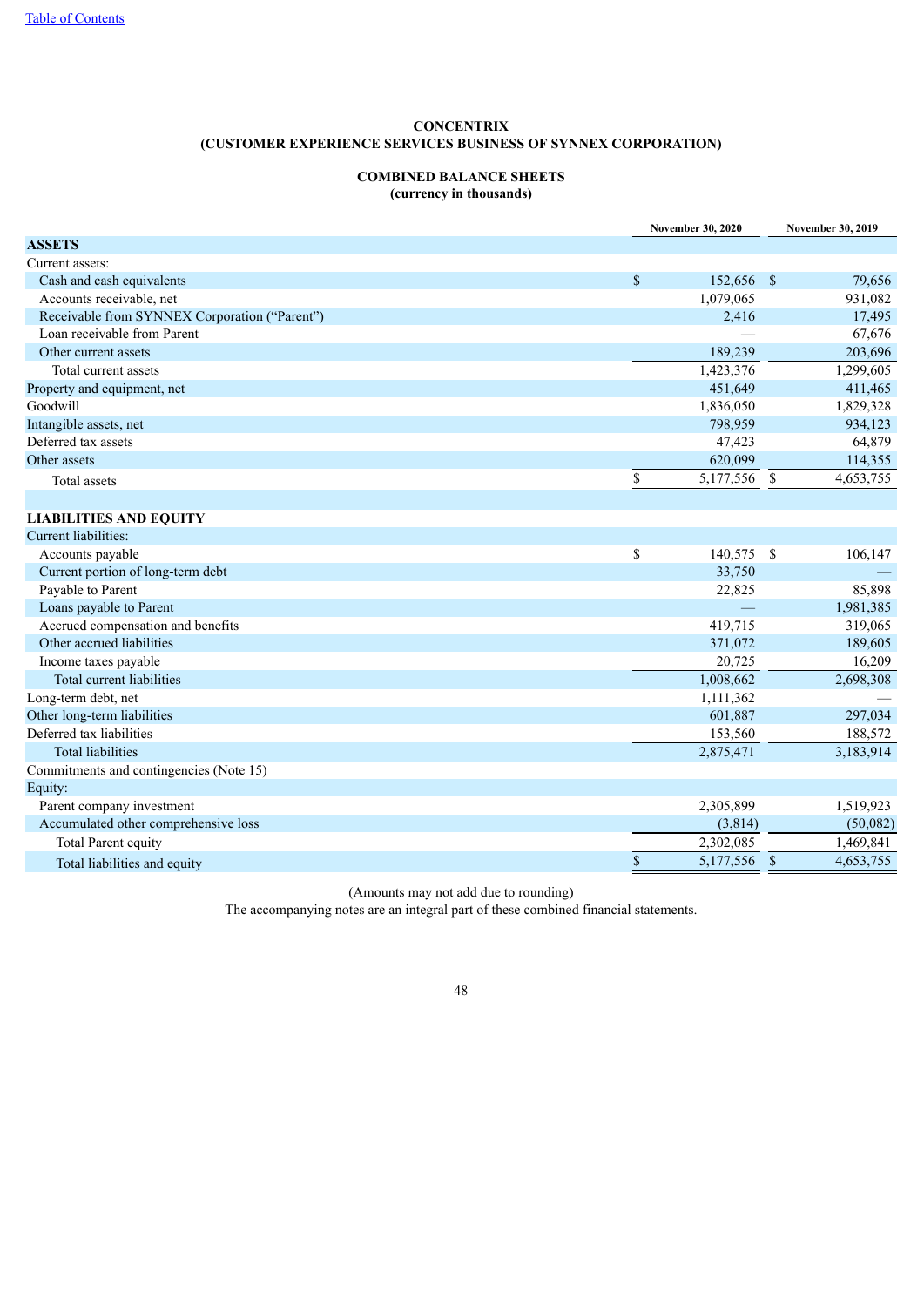**CONCENTRIX**
**(CUSTOMER EXPERIENCE SERVICES BUSINESS OF SYNNEX CORPORATION)**

**COMBINED BALANCE SHEETS**
**(currency in thousands)**

| | November 30, 2020 | November 30, 2019 |
|---|---|---|
| **ASSETS** | | |
| Current assets: | | |
| Cash and cash equivalents | $ 152,656 | $ 79,656 |
| Accounts receivable, net | 1,079,065 | 931,082 |
| Receivable from SYNNEX Corporation ("Parent") | 2,416 | 17,495 |
| Loan receivable from Parent | — | 67,676 |
| Other current assets | 189,239 | 203,696 |
| Total current assets | 1,423,376 | 1,299,605 |
| Property and equipment, net | 451,649 | 411,465 |
| Goodwill | 1,836,050 | 1,829,328 |
| Intangible assets, net | 798,959 | 934,123 |
| Deferred tax assets | 47,423 | 64,879 |
| Other assets | 620,099 | 114,355 |
| Total assets | $ 5,177,556 | $ 4,653,755 |
| | | |
| **LIABILITIES AND EQUITY** | | |
| Current liabilities: | | |
| Accounts payable | $ 140,575 | $ 106,147 |
| Current portion of long-term debt | 33,750 | — |
| Payable to Parent | 22,825 | 85,898 |
| Loans payable to Parent | — | 1,981,385 |
| Accrued compensation and benefits | 419,715 | 319,065 |
| Other accrued liabilities | 371,072 | 189,605 |
| Income taxes payable | 20,725 | 16,209 |
| Total current liabilities | 1,008,662 | 2,698,308 |
| Long-term debt, net | 1,111,362 | — |
| Other long-term liabilities | 601,887 | 297,034 |
| Deferred tax liabilities | 153,560 | 188,572 |
| Total liabilities | 2,875,471 | 3,183,914 |
| Commitments and contingencies (Note 15) | | |
| Equity: | | |
| Parent company investment | 2,305,899 | 1,519,923 |
| Accumulated other comprehensive loss | (3,814) | (50,082) |
| Total Parent equity | 2,302,085 | 1,469,841 |
| Total liabilities and equity | $ 5,177,556 | $ 4,653,755 |

(Amounts may not add due to rounding)

The accompanying notes are an integral part of these combined financial statements.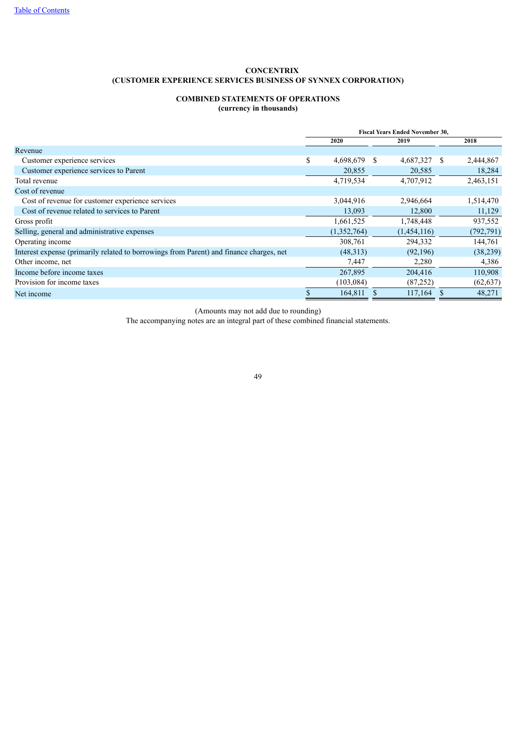**CONCENTRIX**
**(CUSTOMER EXPERIENCE SERVICES BUSINESS OF SYNNEX CORPORATION)**

**COMBINED STATEMENTS OF OPERATIONS**
**(currency in thousands)**

| | Fiscal Years Ended November 30, | | |
|---|---|---|---|
| | 2020 | 2019 | 2018 |
| Revenue | | | |
| Customer experience services | $ 4,698,679 | $ 4,687,327 | $ 2,444,867 |
| Customer experience services to Parent | 20,855 | 20,585 | 18,284 |
| Total revenue | 4,719,534 | 4,707,912 | 2,463,151 |
| Cost of revenue | | | |
| Cost of revenue for customer experience services | 3,044,916 | 2,946,664 | 1,514,470 |
| Cost of revenue related to services to Parent | 13,093 | 12,800 | 11,129 |
| Gross profit | 1,661,525 | 1,748,448 | 937,552 |
| Selling, general and administrative expenses | (1,352,764) | (1,454,116) | (792,791) |
| Operating income | 308,761 | 294,332 | 144,761 |
| Interest expense (primarily related to borrowings from Parent) and finance charges, net | (48,313) | (92,196) | (38,239) |
| Other income, net | 7,447 | 2,280 | 4,386 |
| Income before income taxes | 267,895 | 204,416 | 110,908 |
| Provision for income taxes | (103,084) | (87,252) | (62,637) |
| Net income | $ 164,811 | $ 117,164 | $ 48,271 |

(Amounts may not add due to rounding)

The accompanying notes are an integral part of these combined financial statements.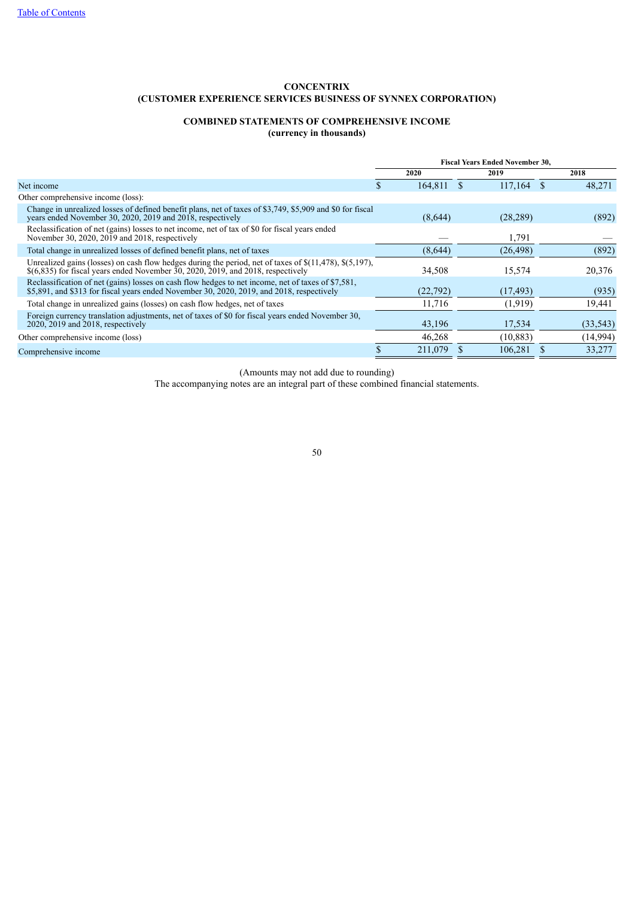**CONCENTRIX**
**(CUSTOMER EXPERIENCE SERVICES BUSINESS OF SYNNEX CORPORATION)**

**COMBINED STATEMENTS OF COMPREHENSIVE INCOME**
**(currency in thousands)**

| | Fiscal Years Ended November 30, | | |
|---|---|---|---|
| | 2020 | 2019 | 2018 |
| Net income | $ 164,811 | $ 117,164 | $ 48,271 |
| Other comprehensive income (loss): | | | |
| Change in unrealized losses of defined benefit plans, net of taxes of $3,749, $5,909 and $0 for fiscal years ended November 30, 2020, 2019 and 2018, respectively | (8,644) | (28,289) | (892) |
| Reclassification of net (gains) losses to net income, net of tax of $0 for fiscal years ended November 30, 2020, 2019 and 2018, respectively | — | 1,791 | — |
| Total change in unrealized losses of defined benefit plans, net of taxes | (8,644) | (26,498) | (892) |
| Unrealized gains (losses) on cash flow hedges during the period, net of taxes of $(11,478), $(5,197), $(6,835) for fiscal years ended November 30, 2020, 2019, and 2018, respectively | 34,508 | 15,574 | 20,376 |
| Reclassification of net (gains) losses on cash flow hedges to net income, net of taxes of $7,581, $5,891, and $313 for fiscal years ended November 30, 2020, 2019, and 2018, respectively | (22,792) | (17,493) | (935) |
| Total change in unrealized gains (losses) on cash flow hedges, net of taxes | 11,716 | (1,919) | 19,441 |
| Foreign currency translation adjustments, net of taxes of $0 for fiscal years ended November 30, 2020, 2019 and 2018, respectively | 43,196 | 17,534 | (33,543) |
| Other comprehensive income (loss) | 46,268 | (10,883) | (14,994) |
| Comprehensive income | $ 211,079 | $ 106,281 | $ 33,277 |

(Amounts may not add due to rounding)

The accompanying notes are an integral part of these combined financial statements.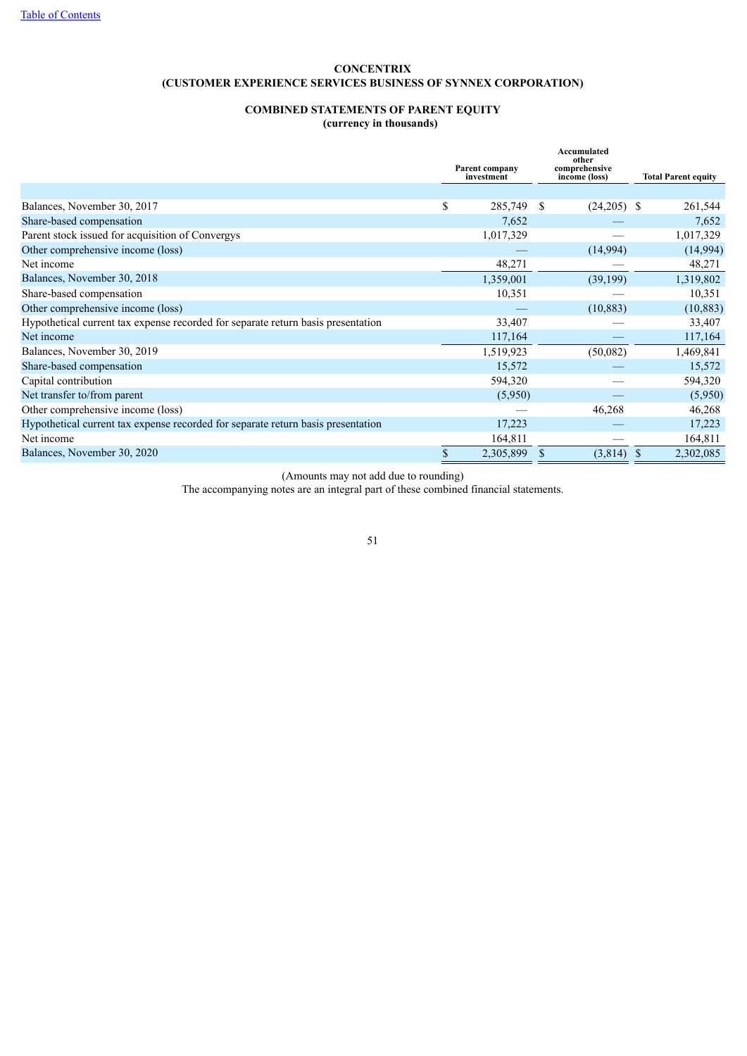[Table of Contents](#)

**CONCENTRIX**
**(CUSTOMER EXPERIENCE SERVICES BUSINESS OF SYNNEX CORPORATION)**

**COMBINED STATEMENTS OF PARENT EQUITY**
**(currency in thousands)**

| | Parent company investment | Accumulated other comprehensive income (loss) | Total Parent equity |
|---|---|---|---|
| Balances, November 30, 2017 | $ 285,749 | $ (24,205) | $ 261,544 |
| Share-based compensation | 7,652 | — | 7,652 |
| Parent stock issued for acquisition of Convergys | 1,017,329 | — | 1,017,329 |
| Other comprehensive income (loss) | — | (14,994) | (14,994) |
| Net income | 48,271 | — | 48,271 |
| Balances, November 30, 2018 | 1,359,001 | (39,199) | 1,319,802 |
| Share-based compensation | 10,351 | — | 10,351 |
| Other comprehensive income (loss) | — | (10,883) | (10,883) |
| Hypothetical current tax expense recorded for separate return basis presentation | 33,407 | — | 33,407 |
| Net income | 117,164 | — | 117,164 |
| Balances, November 30, 2019 | 1,519,923 | (50,082) | 1,469,841 |
| Share-based compensation | 15,572 | — | 15,572 |
| Capital contribution | 594,320 | — | 594,320 |
| Net transfer to/from parent | (5,950) | — | (5,950) |
| Other comprehensive income (loss) | — | 46,268 | 46,268 |
| Hypothetical current tax expense recorded for separate return basis presentation | 17,223 | — | 17,223 |
| Net income | 164,811 | — | 164,811 |
| Balances, November 30, 2020 | $ 2,305,899 | $ (3,814) | $ 2,302,085 |

(Amounts may not add due to rounding)

The accompanying notes are an integral part of these combined financial statements.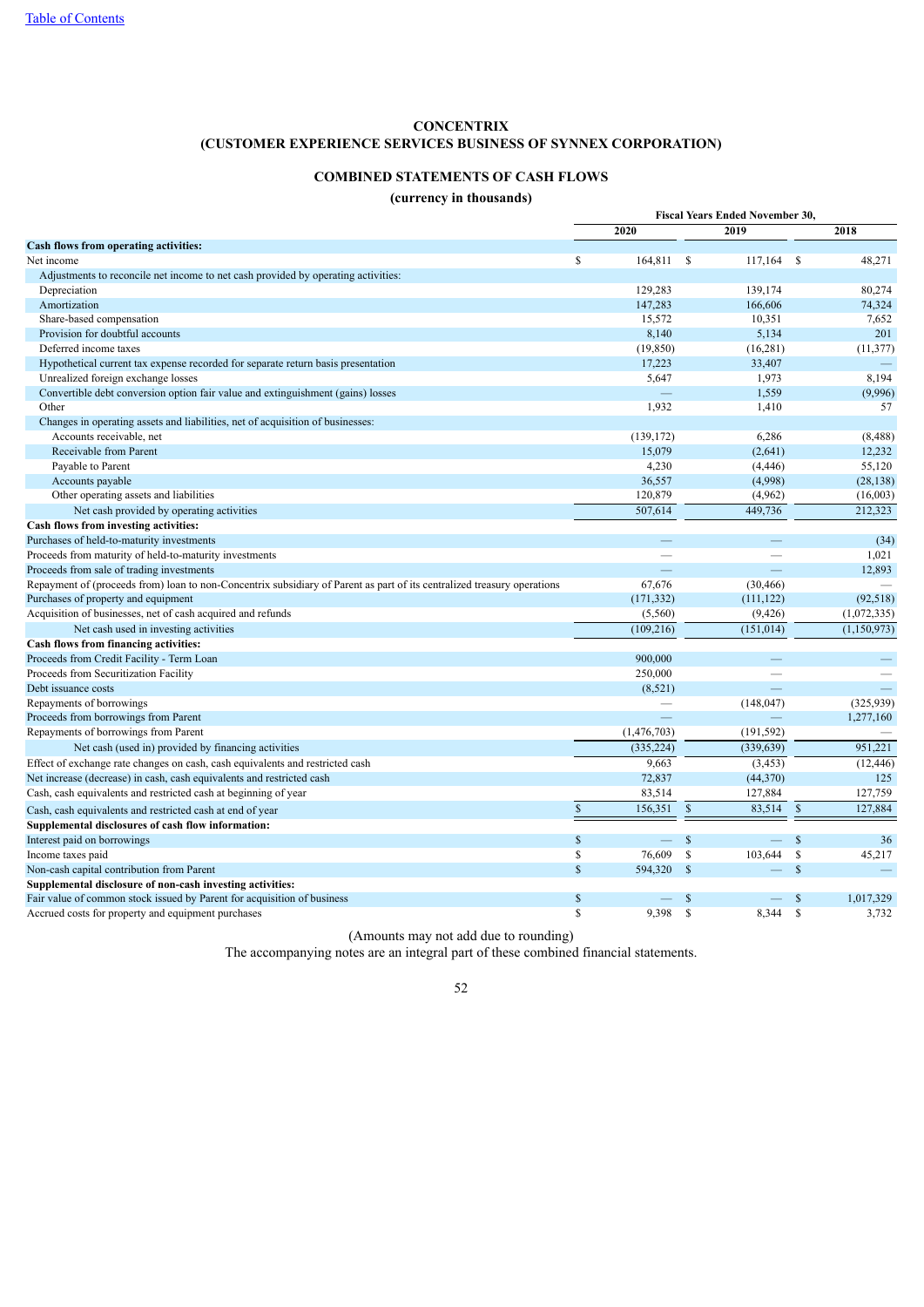**CONCENTRIX**
**(CUSTOMER EXPERIENCE SERVICES BUSINESS OF SYNNEX CORPORATION)**

**COMBINED STATEMENTS OF CASH FLOWS**

**(currency in thousands)**

| | Fiscal Years Ended November 30, | | |
|---|---|---|---|
| | 2020 | 2019 | 2018 |
| **Cash flows from operating activities:** | | | |
| Net income | $ 164,811 | $ 117,164 | $ 48,271 |
| Adjustments to reconcile net income to net cash provided by operating activities: | | | |
| Depreciation | 129,283 | 139,174 | 80,274 |
| Amortization | 147,283 | 166,606 | 74,324 |
| Share-based compensation | 15,572 | 10,351 | 7,652 |
| Provision for doubtful accounts | 8,140 | 5,134 | 201 |
| Deferred income taxes | (19,850) | (16,281) | (11,377) |
| Hypothetical current tax expense recorded for separate return basis presentation | 17,223 | 33,407 | — |
| Unrealized foreign exchange losses | 5,647 | 1,973 | 8,194 |
| Convertible debt conversion option fair value and extinguishment (gains) losses | — | 1,559 | (9,996) |
| Other | 1,932 | 1,410 | 57 |
| Changes in operating assets and liabilities, net of acquisition of businesses: | | | |
| Accounts receivable, net | (139,172) | 6,286 | (8,488) |
| Receivable from Parent | 15,079 | (2,641) | 12,232 |
| Payable to Parent | 4,230 | (4,446) | 55,120 |
| Accounts payable | 36,557 | (4,998) | (28,138) |
| Other operating assets and liabilities | 120,879 | (4,962) | (16,003) |
| Net cash provided by operating activities | 507,614 | 449,736 | 212,323 |
| **Cash flows from investing activities:** | | | |
| Purchases of held-to-maturity investments | — | — | (34) |
| Proceeds from maturity of held-to-maturity investments | — | — | 1,021 |
| Proceeds from sale of trading investments | — | — | 12,893 |
| Repayment of (proceeds from) loan to non-Concentrix subsidiary of Parent as part of its centralized treasury operations | 67,676 | (30,466) | — |
| Purchases of property and equipment | (171,332) | (111,122) | (92,518) |
| Acquisition of businesses, net of cash acquired and refunds | (5,560) | (9,426) | (1,072,335) |
| Net cash used in investing activities | (109,216) | (151,014) | (1,150,973) |
| **Cash flows from financing activities:** | | | |
| Proceeds from Credit Facility - Term Loan | 900,000 | — | — |
| Proceeds from Securitization Facility | 250,000 | — | — |
| Debt issuance costs | (8,521) | — | — |
| Repayments of borrowings | — | (148,047) | (325,939) |
| Proceeds from borrowings from Parent | — | — | 1,277,160 |
| Repayments of borrowings from Parent | (1,476,703) | (191,592) | — |
| Net cash (used in) provided by financing activities | (335,224) | (339,639) | 951,221 |
| Effect of exchange rate changes on cash, cash equivalents and restricted cash | 9,663 | (3,453) | (12,446) |
| Net increase (decrease) in cash, cash equivalents and restricted cash | 72,837 | (44,370) | 125 |
| Cash, cash equivalents and restricted cash at beginning of year | 83,514 | 127,884 | 127,759 |
| Cash, cash equivalents and restricted cash at end of year | $ 156,351 | $ 83,514 | $ 127,884 |
| **Supplemental disclosures of cash flow information:** | | | |
| Interest paid on borrowings | $ — | $ — | $ 36 |
| Income taxes paid | $ 76,609 | $ 103,644 | $ 45,217 |
| Non-cash capital contribution from Parent | $ 594,320 | $ — | $ — |
| **Supplemental disclosure of non-cash investing activities:** | | | |
| Fair value of common stock issued by Parent for acquisition of business | $ — | $ — | $ 1,017,329 |
| Accrued costs for property and equipment purchases | $ 9,398 | $ 8,344 | $ 3,732 |

(Amounts may not add due to rounding)

The accompanying notes are an integral part of these combined financial statements.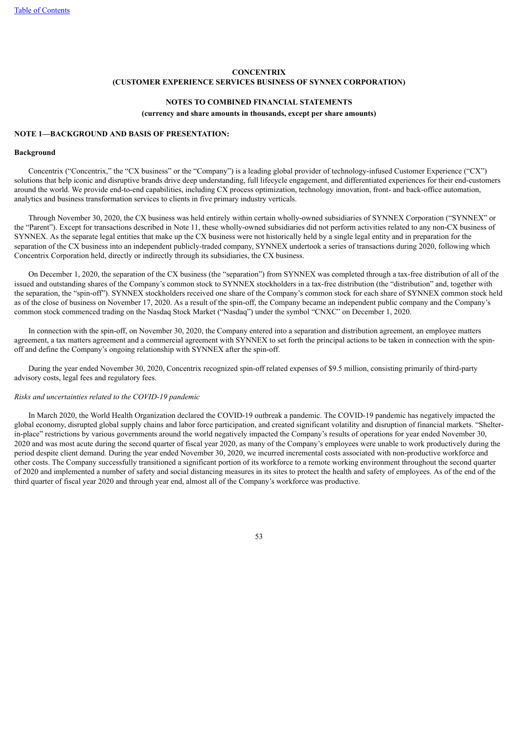**CONCENTRIX**
**(CUSTOMER EXPERIENCE SERVICES BUSINESS OF SYNNEX CORPORATION)**

**NOTES TO COMBINED FINANCIAL STATEMENTS**
**(currency and share amounts in thousands, except per share amounts)**

## NOTE 1—BACKGROUND AND BASIS OF PRESENTATION:

### Background

Concentrix ("Concentrix," the "CX business" or the "Company") is a leading global provider of technology-infused Customer Experience ("CX") solutions that help iconic and disruptive brands drive deep understanding, full lifecycle engagement, and differentiated experiences for their end-customers around the world. We provide end-to-end capabilities, including CX process optimization, technology innovation, front- and back-office automation, analytics and business transformation services to clients in five primary industry verticals.

Through November 30, 2020, the CX business was held entirely within certain wholly-owned subsidiaries of SYNNEX Corporation ("SYNNEX" or the "Parent"). Except for transactions described in Note 11, these wholly-owned subsidiaries did not perform activities related to any non-CX business of SYNNEX. As the separate legal entities that make up the CX business were not historically held by a single legal entity and in preparation for the separation of the CX business into an independent publicly-traded company, SYNNEX undertook a series of transactions during 2020, following which Concentrix Corporation held, directly or indirectly through its subsidiaries, the CX business.

On December 1, 2020, the separation of the CX business (the "separation") from SYNNEX was completed through a tax-free distribution of all of the issued and outstanding shares of the Company's common stock to SYNNEX stockholders in a tax-free distribution (the "distribution" and, together with the separation, the "spin-off"). SYNNEX stockholders received one share of the Company's common stock for each share of SYNNEX common stock held as of the close of business on November 17, 2020. As a result of the spin-off, the Company became an independent public company and the Company's common stock commenced trading on the Nasdaq Stock Market ("Nasdaq") under the symbol "CNXC" on December 1, 2020.

In connection with the spin-off, on November 30, 2020, the Company entered into a separation and distribution agreement, an employee matters agreement, a tax matters agreement and a commercial agreement with SYNNEX to set forth the principal actions to be taken in connection with the spin-off and define the Company's ongoing relationship with SYNNEX after the spin-off.

During the year ended November 30, 2020, Concentrix recognized spin-off related expenses of $9.5 million, consisting primarily of third-party advisory costs, legal fees and regulatory fees.

*Risks and uncertainties related to the COVID-19 pandemic*

In March 2020, the World Health Organization declared the COVID-19 outbreak a pandemic. The COVID-19 pandemic has negatively impacted the global economy, disrupted global supply chains and labor force participation, and created significant volatility and disruption of financial markets. "Shelter-in-place" restrictions by various governments around the world negatively impacted the Company's results of operations for year ended November 30, 2020 and was most acute during the second quarter of fiscal year 2020, as many of the Company's employees were unable to work productively during the period despite client demand. During the year ended November 30, 2020, we incurred incremental costs associated with non-productive workforce and other costs. The Company successfully transitioned a significant portion of its workforce to a remote working environment throughout the second quarter of 2020 and implemented a number of safety and social distancing measures in its sites to protect the health and safety of employees. As of the end of the third quarter of fiscal year 2020 and through year end, almost all of the Company's workforce was productive.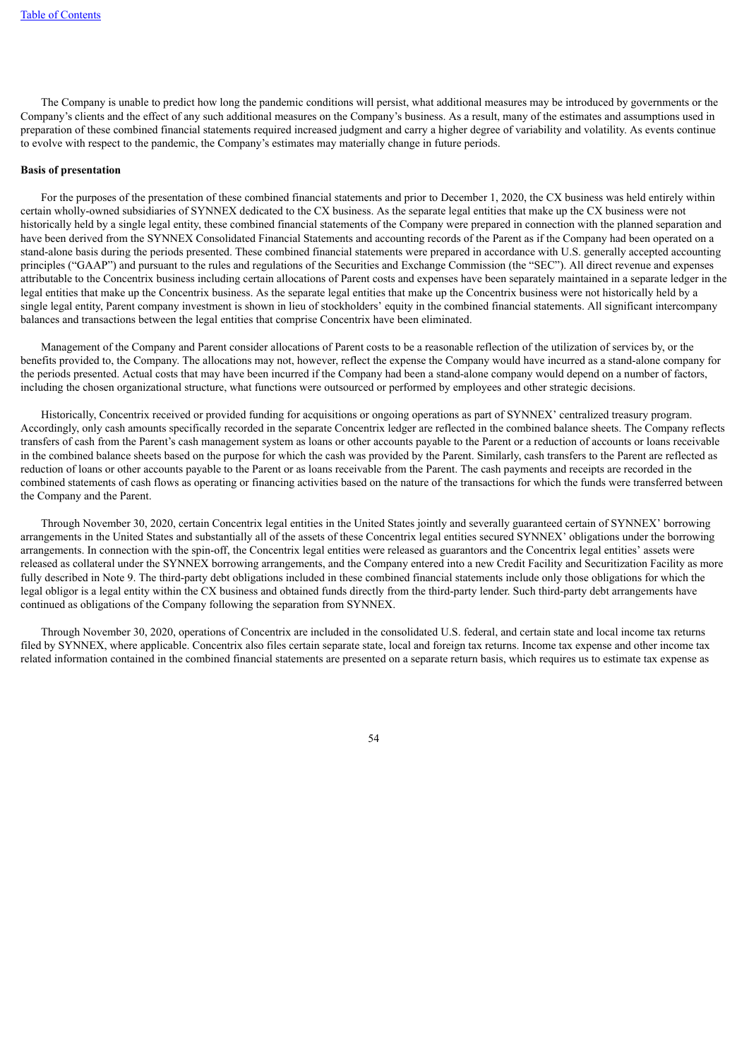The Company is unable to predict how long the pandemic conditions will persist, what additional measures may be introduced by governments or the Company's clients and the effect of any such additional measures on the Company's business. As a result, many of the estimates and assumptions used in preparation of these combined financial statements required increased judgment and carry a higher degree of variability and volatility. As events continue to evolve with respect to the pandemic, the Company's estimates may materially change in future periods.

**Basis of presentation**

For the purposes of the presentation of these combined financial statements and prior to December 1, 2020, the CX business was held entirely within certain wholly-owned subsidiaries of SYNNEX dedicated to the CX business. As the separate legal entities that make up the CX business were not historically held by a single legal entity, these combined financial statements of the Company were prepared in connection with the planned separation and have been derived from the SYNNEX Consolidated Financial Statements and accounting records of the Parent as if the Company had been operated on a stand-alone basis during the periods presented. These combined financial statements were prepared in accordance with U.S. generally accepted accounting principles ("GAAP") and pursuant to the rules and regulations of the Securities and Exchange Commission (the "SEC"). All direct revenue and expenses attributable to the Concentrix business including certain allocations of Parent costs and expenses have been separately maintained in a separate ledger in the legal entities that make up the Concentrix business. As the separate legal entities that make up the Concentrix business were not historically held by a single legal entity, Parent company investment is shown in lieu of stockholders' equity in the combined financial statements. All significant intercompany balances and transactions between the legal entities that comprise Concentrix have been eliminated.

Management of the Company and Parent consider allocations of Parent costs to be a reasonable reflection of the utilization of services by, or the benefits provided to, the Company. The allocations may not, however, reflect the expense the Company would have incurred as a stand-alone company for the periods presented. Actual costs that may have been incurred if the Company had been a stand-alone company would depend on a number of factors, including the chosen organizational structure, what functions were outsourced or performed by employees and other strategic decisions.

Historically, Concentrix received or provided funding for acquisitions or ongoing operations as part of SYNNEX' centralized treasury program. Accordingly, only cash amounts specifically recorded in the separate Concentrix ledger are reflected in the combined balance sheets. The Company reflects transfers of cash from the Parent's cash management system as loans or other accounts payable to the Parent or a reduction of accounts or loans receivable in the combined balance sheets based on the purpose for which the cash was provided by the Parent. Similarly, cash transfers to the Parent are reflected as reduction of loans or other accounts payable to the Parent or as loans receivable from the Parent. The cash payments and receipts are recorded in the combined statements of cash flows as operating or financing activities based on the nature of the transactions for which the funds were transferred between the Company and the Parent.

Through November 30, 2020, certain Concentrix legal entities in the United States jointly and severally guaranteed certain of SYNNEX' borrowing arrangements in the United States and substantially all of the assets of these Concentrix legal entities secured SYNNEX' obligations under the borrowing arrangements. In connection with the spin-off, the Concentrix legal entities were released as guarantors and the Concentrix legal entities' assets were released as collateral under the SYNNEX borrowing arrangements, and the Company entered into a new Credit Facility and Securitization Facility as more fully described in Note 9. The third-party debt obligations included in these combined financial statements include only those obligations for which the legal obligor is a legal entity within the CX business and obtained funds directly from the third-party lender. Such third-party debt arrangements have continued as obligations of the Company following the separation from SYNNEX.

Through November 30, 2020, operations of Concentrix are included in the consolidated U.S. federal, and certain state and local income tax returns filed by SYNNEX, where applicable. Concentrix also files certain separate state, local and foreign tax returns. Income tax expense and other income tax related information contained in the combined financial statements are presented on a separate return basis, which requires us to estimate tax expense as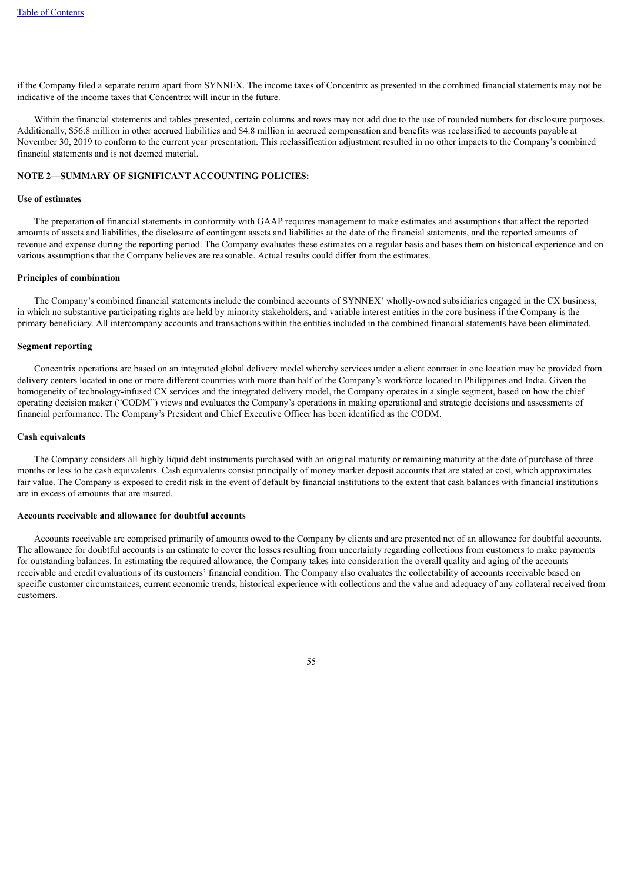if the Company filed a separate return apart from SYNNEX. The income taxes of Concentrix as presented in the combined financial statements may not be indicative of the income taxes that Concentrix will incur in the future.

Within the financial statements and tables presented, certain columns and rows may not add due to the use of rounded numbers for disclosure purposes. Additionally, $56.8 million in other accrued liabilities and $4.8 million in accrued compensation and benefits was reclassified to accounts payable at November 30, 2019 to conform to the current year presentation. This reclassification adjustment resulted in no other impacts to the Company's combined financial statements and is not deemed material.

## NOTE 2—SUMMARY OF SIGNIFICANT ACCOUNTING POLICIES:

### Use of estimates

The preparation of financial statements in conformity with GAAP requires management to make estimates and assumptions that affect the reported amounts of assets and liabilities, the disclosure of contingent assets and liabilities at the date of the financial statements, and the reported amounts of revenue and expense during the reporting period. The Company evaluates these estimates on a regular basis and bases them on historical experience and on various assumptions that the Company believes are reasonable. Actual results could differ from the estimates.

### Principles of combination

The Company's combined financial statements include the combined accounts of SYNNEX' wholly-owned subsidiaries engaged in the CX business, in which no substantive participating rights are held by minority stakeholders, and variable interest entities in the core business if the Company is the primary beneficiary. All intercompany accounts and transactions within the entities included in the combined financial statements have been eliminated.

### Segment reporting

Concentrix operations are based on an integrated global delivery model whereby services under a client contract in one location may be provided from delivery centers located in one or more different countries with more than half of the Company's workforce located in Philippines and India. Given the homogeneity of technology-infused CX services and the integrated delivery model, the Company operates in a single segment, based on how the chief operating decision maker ("CODM") views and evaluates the Company's operations in making operational and strategic decisions and assessments of financial performance. The Company's President and Chief Executive Officer has been identified as the CODM.

### Cash equivalents

The Company considers all highly liquid debt instruments purchased with an original maturity or remaining maturity at the date of purchase of three months or less to be cash equivalents. Cash equivalents consist principally of money market deposit accounts that are stated at cost, which approximates fair value. The Company is exposed to credit risk in the event of default by financial institutions to the extent that cash balances with financial institutions are in excess of amounts that are insured.

### Accounts receivable and allowance for doubtful accounts

Accounts receivable are comprised primarily of amounts owed to the Company by clients and are presented net of an allowance for doubtful accounts. The allowance for doubtful accounts is an estimate to cover the losses resulting from uncertainty regarding collections from customers to make payments for outstanding balances. In estimating the required allowance, the Company takes into consideration the overall quality and aging of the accounts receivable and credit evaluations of its customers' financial condition. The Company also evaluates the collectability of accounts receivable based on specific customer circumstances, current economic trends, historical experience with collections and the value and adequacy of any collateral received from customers.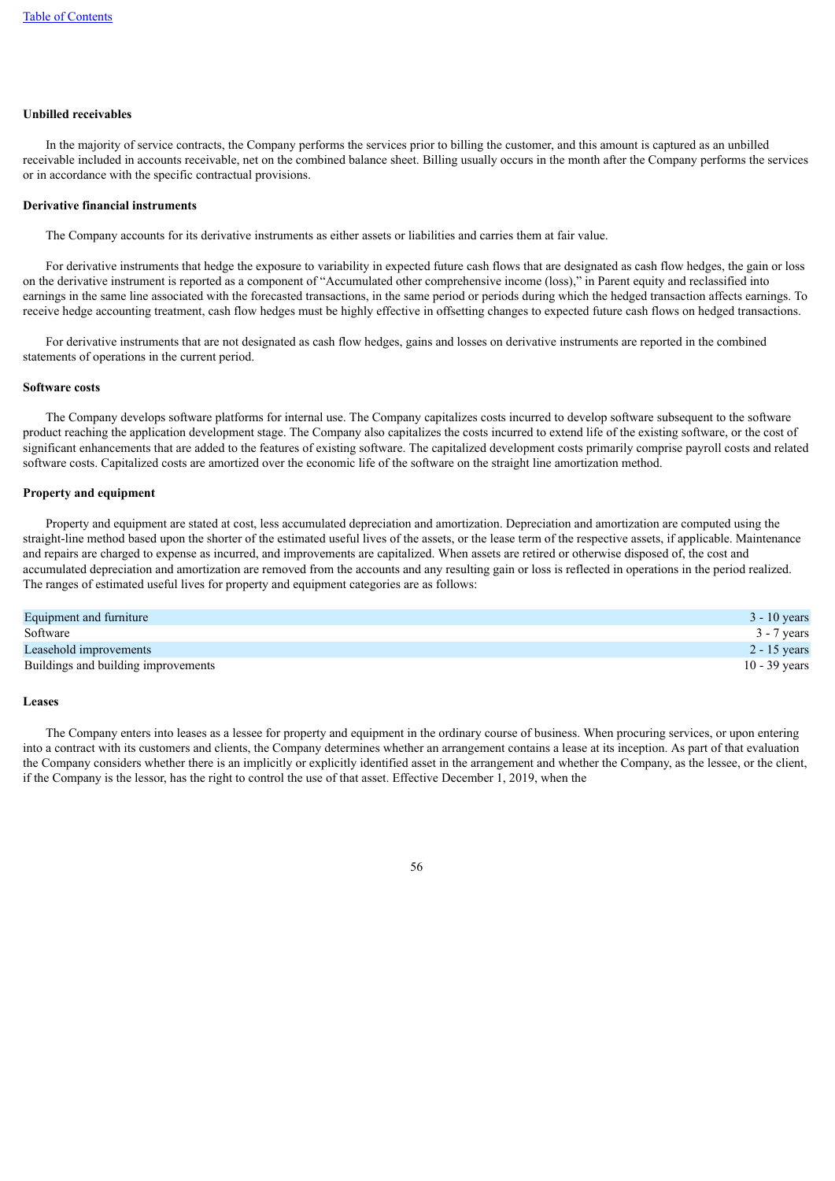**Unbilled receivables**

In the majority of service contracts, the Company performs the services prior to billing the customer, and this amount is captured as an unbilled receivable included in accounts receivable, net on the combined balance sheet. Billing usually occurs in the month after the Company performs the services or in accordance with the specific contractual provisions.

**Derivative financial instruments**

The Company accounts for its derivative instruments as either assets or liabilities and carries them at fair value.

For derivative instruments that hedge the exposure to variability in expected future cash flows that are designated as cash flow hedges, the gain or loss on the derivative instrument is reported as a component of "Accumulated other comprehensive income (loss)," in Parent equity and reclassified into earnings in the same line associated with the forecasted transactions, in the same period or periods during which the hedged transaction affects earnings. To receive hedge accounting treatment, cash flow hedges must be highly effective in offsetting changes to expected future cash flows on hedged transactions.

For derivative instruments that are not designated as cash flow hedges, gains and losses on derivative instruments are reported in the combined statements of operations in the current period.

**Software costs**

The Company develops software platforms for internal use. The Company capitalizes costs incurred to develop software subsequent to the software product reaching the application development stage. The Company also capitalizes the costs incurred to extend life of the existing software, or the cost of significant enhancements that are added to the features of existing software. The capitalized development costs primarily comprise payroll costs and related software costs. Capitalized costs are amortized over the economic life of the software on the straight line amortization method.

**Property and equipment**

Property and equipment are stated at cost, less accumulated depreciation and amortization. Depreciation and amortization are computed using the straight-line method based upon the shorter of the estimated useful lives of the assets, or the lease term of the respective assets, if applicable. Maintenance and repairs are charged to expense as incurred, and improvements are capitalized. When assets are retired or otherwise disposed of, the cost and accumulated depreciation and amortization are removed from the accounts and any resulting gain or loss is reflected in operations in the period realized. The ranges of estimated useful lives for property and equipment categories are as follows:

| | |
|---|---|
| Equipment and furniture | 3 - 10 years |
| Software | 3 - 7 years |
| Leasehold improvements | 2 - 15 years |
| Buildings and building improvements | 10 - 39 years |

**Leases**

The Company enters into leases as a lessee for property and equipment in the ordinary course of business. When procuring services, or upon entering into a contract with its customers and clients, the Company determines whether an arrangement contains a lease at its inception. As part of that evaluation the Company considers whether there is an implicitly or explicitly identified asset in the arrangement and whether the Company, as the lessee, or the client, if the Company is the lessor, has the right to control the use of that asset. Effective December 1, 2019, when the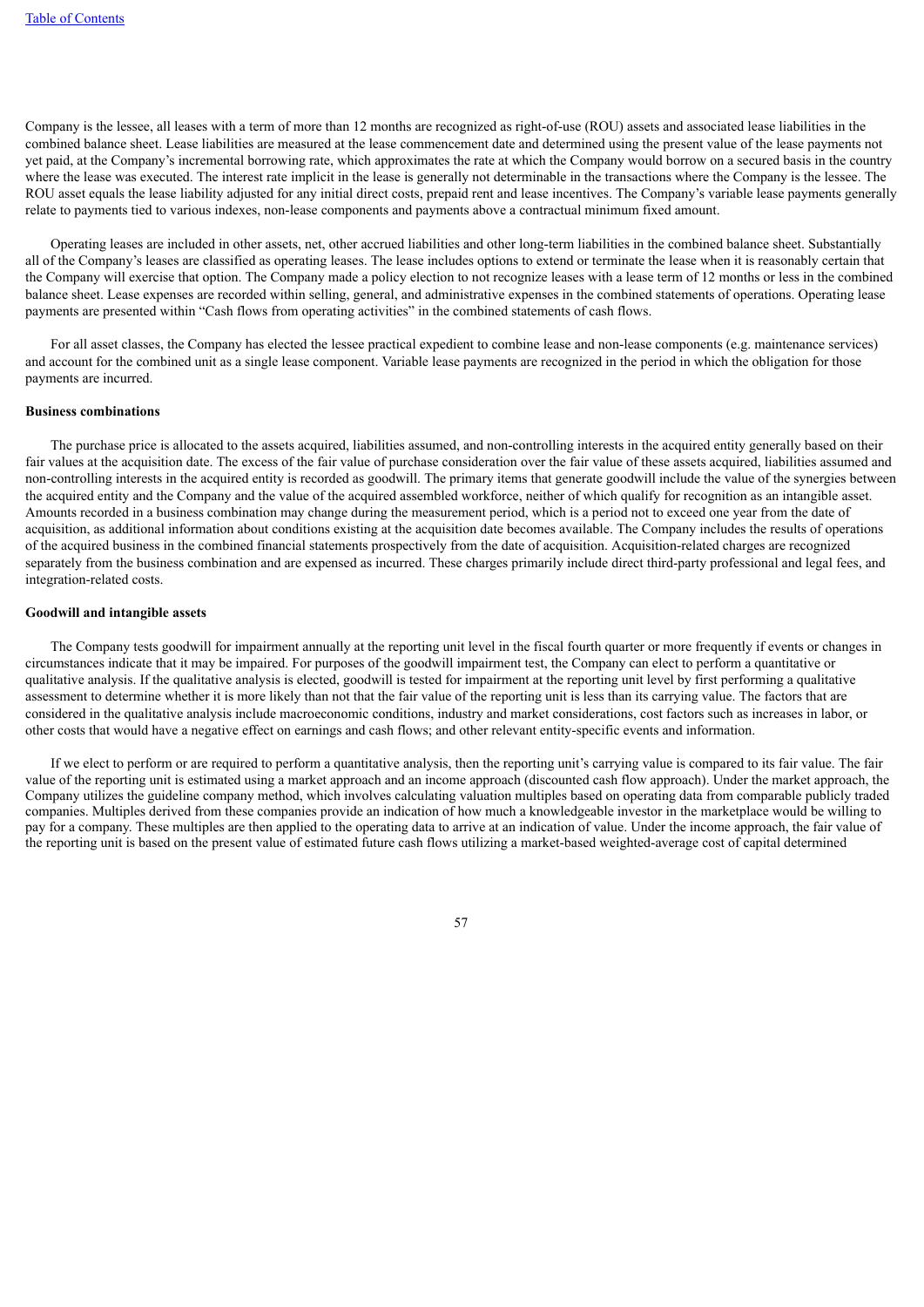Company is the lessee, all leases with a term of more than 12 months are recognized as right-of-use (ROU) assets and associated lease liabilities in the combined balance sheet. Lease liabilities are measured at the lease commencement date and determined using the present value of the lease payments not yet paid, at the Company's incremental borrowing rate, which approximates the rate at which the Company would borrow on a secured basis in the country where the lease was executed. The interest rate implicit in the lease is generally not determinable in the transactions where the Company is the lessee. The ROU asset equals the lease liability adjusted for any initial direct costs, prepaid rent and lease incentives. The Company's variable lease payments generally relate to payments tied to various indexes, non-lease components and payments above a contractual minimum fixed amount.

Operating leases are included in other assets, net, other accrued liabilities and other long-term liabilities in the combined balance sheet. Substantially all of the Company's leases are classified as operating leases. The lease includes options to extend or terminate the lease when it is reasonably certain that the Company will exercise that option. The Company made a policy election to not recognize leases with a lease term of 12 months or less in the combined balance sheet. Lease expenses are recorded within selling, general, and administrative expenses in the combined statements of operations. Operating lease payments are presented within "Cash flows from operating activities" in the combined statements of cash flows.

For all asset classes, the Company has elected the lessee practical expedient to combine lease and non-lease components (e.g. maintenance services) and account for the combined unit as a single lease component. Variable lease payments are recognized in the period in which the obligation for those payments are incurred.

**Business combinations**

The purchase price is allocated to the assets acquired, liabilities assumed, and non-controlling interests in the acquired entity generally based on their fair values at the acquisition date. The excess of the fair value of purchase consideration over the fair value of these assets acquired, liabilities assumed and non-controlling interests in the acquired entity is recorded as goodwill. The primary items that generate goodwill include the value of the synergies between the acquired entity and the Company and the value of the acquired assembled workforce, neither of which qualify for recognition as an intangible asset. Amounts recorded in a business combination may change during the measurement period, which is a period not to exceed one year from the date of acquisition, as additional information about conditions existing at the acquisition date becomes available. The Company includes the results of operations of the acquired business in the combined financial statements prospectively from the date of acquisition. Acquisition-related charges are recognized separately from the business combination and are expensed as incurred. These charges primarily include direct third-party professional and legal fees, and integration-related costs.

**Goodwill and intangible assets**

The Company tests goodwill for impairment annually at the reporting unit level in the fiscal fourth quarter or more frequently if events or changes in circumstances indicate that it may be impaired. For purposes of the goodwill impairment test, the Company can elect to perform a quantitative or qualitative analysis. If the qualitative analysis is elected, goodwill is tested for impairment at the reporting unit level by first performing a qualitative assessment to determine whether it is more likely than not that the fair value of the reporting unit is less than its carrying value. The factors that are considered in the qualitative analysis include macroeconomic conditions, industry and market considerations, cost factors such as increases in labor, or other costs that would have a negative effect on earnings and cash flows; and other relevant entity-specific events and information.

If we elect to perform or are required to perform a quantitative analysis, then the reporting unit's carrying value is compared to its fair value. The fair value of the reporting unit is estimated using a market approach and an income approach (discounted cash flow approach). Under the market approach, the Company utilizes the guideline company method, which involves calculating valuation multiples based on operating data from comparable publicly traded companies. Multiples derived from these companies provide an indication of how much a knowledgeable investor in the marketplace would be willing to pay for a company. These multiples are then applied to the operating data to arrive at an indication of value. Under the income approach, the fair value of the reporting unit is based on the present value of estimated future cash flows utilizing a market-based weighted-average cost of capital determined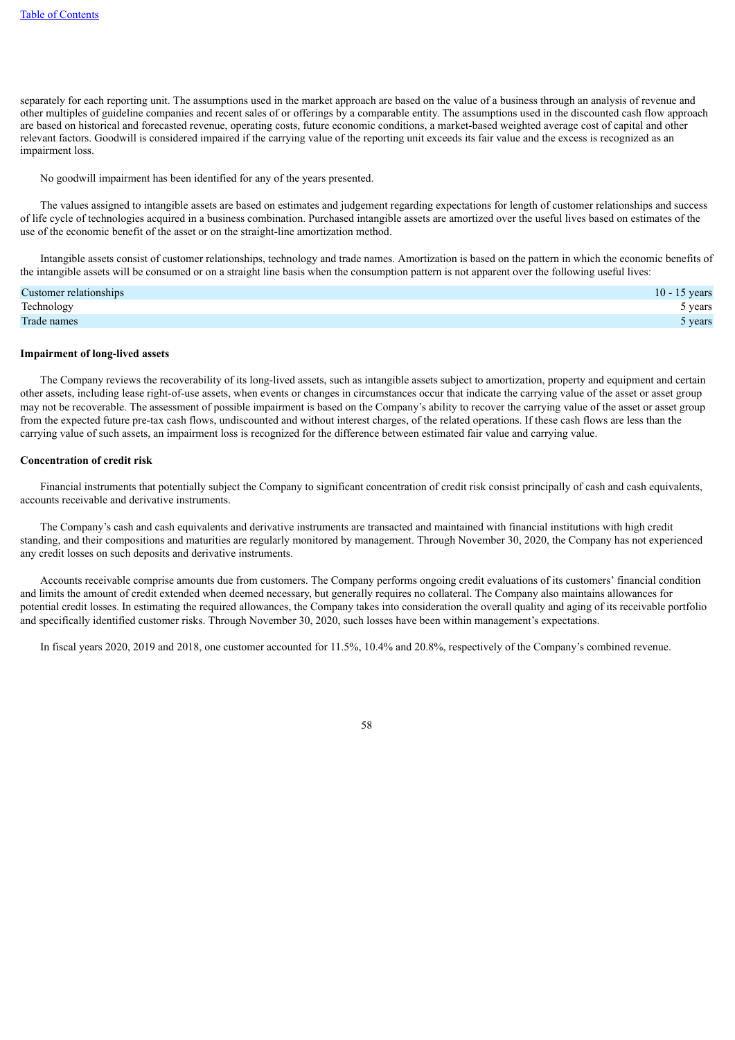separately for each reporting unit. The assumptions used in the market approach are based on the value of a business through an analysis of revenue and other multiples of guideline companies and recent sales of or offerings by a comparable entity. The assumptions used in the discounted cash flow approach are based on historical and forecasted revenue, operating costs, future economic conditions, a market-based weighted average cost of capital and other relevant factors. Goodwill is considered impaired if the carrying value of the reporting unit exceeds its fair value and the excess is recognized as an impairment loss.

No goodwill impairment has been identified for any of the years presented.

The values assigned to intangible assets are based on estimates and judgement regarding expectations for length of customer relationships and success of life cycle of technologies acquired in a business combination. Purchased intangible assets are amortized over the useful lives based on estimates of the use of the economic benefit of the asset or on the straight-line amortization method.

Intangible assets consist of customer relationships, technology and trade names. Amortization is based on the pattern in which the economic benefits of the intangible assets will be consumed or on a straight line basis when the consumption pattern is not apparent over the following useful lives:

| | |
|---|---|
| Customer relationships | 10 - 15 years |
| Technology | 5 years |
| Trade names | 5 years |

**Impairment of long-lived assets**

The Company reviews the recoverability of its long-lived assets, such as intangible assets subject to amortization, property and equipment and certain other assets, including lease right-of-use assets, when events or changes in circumstances occur that indicate the carrying value of the asset or asset group may not be recoverable. The assessment of possible impairment is based on the Company's ability to recover the carrying value of the asset or asset group from the expected future pre-tax cash flows, undiscounted and without interest charges, of the related operations. If these cash flows are less than the carrying value of such assets, an impairment loss is recognized for the difference between estimated fair value and carrying value.

**Concentration of credit risk**

Financial instruments that potentially subject the Company to significant concentration of credit risk consist principally of cash and cash equivalents, accounts receivable and derivative instruments.

The Company's cash and cash equivalents and derivative instruments are transacted and maintained with financial institutions with high credit standing, and their compositions and maturities are regularly monitored by management. Through November 30, 2020, the Company has not experienced any credit losses on such deposits and derivative instruments.

Accounts receivable comprise amounts due from customers. The Company performs ongoing credit evaluations of its customers' financial condition and limits the amount of credit extended when deemed necessary, but generally requires no collateral. The Company also maintains allowances for potential credit losses. In estimating the required allowances, the Company takes into consideration the overall quality and aging of its receivable portfolio and specifically identified customer risks. Through November 30, 2020, such losses have been within management's expectations.

In fiscal years 2020, 2019 and 2018, one customer accounted for 11.5%, 10.4% and 20.8%, respectively of the Company's combined revenue.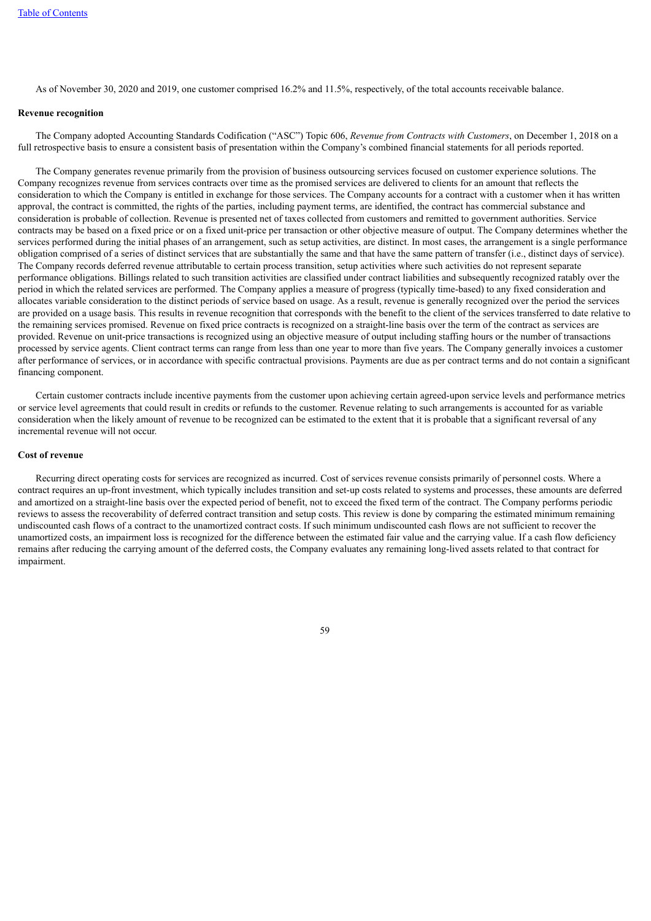As of November 30, 2020 and 2019, one customer comprised 16.2% and 11.5%, respectively, of the total accounts receivable balance.

**Revenue recognition**

The Company adopted Accounting Standards Codification ("ASC") Topic 606, *Revenue from Contracts with Customers*, on December 1, 2018 on a full retrospective basis to ensure a consistent basis of presentation within the Company's combined financial statements for all periods reported.

The Company generates revenue primarily from the provision of business outsourcing services focused on customer experience solutions. The Company recognizes revenue from services contracts over time as the promised services are delivered to clients for an amount that reflects the consideration to which the Company is entitled in exchange for those services. The Company accounts for a contract with a customer when it has written approval, the contract is committed, the rights of the parties, including payment terms, are identified, the contract has commercial substance and consideration is probable of collection. Revenue is presented net of taxes collected from customers and remitted to government authorities. Service contracts may be based on a fixed price or on a fixed unit-price per transaction or other objective measure of output. The Company determines whether the services performed during the initial phases of an arrangement, such as setup activities, are distinct. In most cases, the arrangement is a single performance obligation comprised of a series of distinct services that are substantially the same and that have the same pattern of transfer (i.e., distinct days of service). The Company records deferred revenue attributable to certain process transition, setup activities where such activities do not represent separate performance obligations. Billings related to such transition activities are classified under contract liabilities and subsequently recognized ratably over the period in which the related services are performed. The Company applies a measure of progress (typically time-based) to any fixed consideration and allocates variable consideration to the distinct periods of service based on usage. As a result, revenue is generally recognized over the period the services are provided on a usage basis. This results in revenue recognition that corresponds with the benefit to the client of the services transferred to date relative to the remaining services promised. Revenue on fixed price contracts is recognized on a straight-line basis over the term of the contract as services are provided. Revenue on unit-price transactions is recognized using an objective measure of output including staffing hours or the number of transactions processed by service agents. Client contract terms can range from less than one year to more than five years. The Company generally invoices a customer after performance of services, or in accordance with specific contractual provisions. Payments are due as per contract terms and do not contain a significant financing component.

Certain customer contracts include incentive payments from the customer upon achieving certain agreed-upon service levels and performance metrics or service level agreements that could result in credits or refunds to the customer. Revenue relating to such arrangements is accounted for as variable consideration when the likely amount of revenue to be recognized can be estimated to the extent that it is probable that a significant reversal of any incremental revenue will not occur.

**Cost of revenue**

Recurring direct operating costs for services are recognized as incurred. Cost of services revenue consists primarily of personnel costs. Where a contract requires an up-front investment, which typically includes transition and set-up costs related to systems and processes, these amounts are deferred and amortized on a straight-line basis over the expected period of benefit, not to exceed the fixed term of the contract. The Company performs periodic reviews to assess the recoverability of deferred contract transition and setup costs. This review is done by comparing the estimated minimum remaining undiscounted cash flows of a contract to the unamortized contract costs. If such minimum undiscounted cash flows are not sufficient to recover the unamortized costs, an impairment loss is recognized for the difference between the estimated fair value and the carrying value. If a cash flow deficiency remains after reducing the carrying amount of the deferred costs, the Company evaluates any remaining long-lived assets related to that contract for impairment.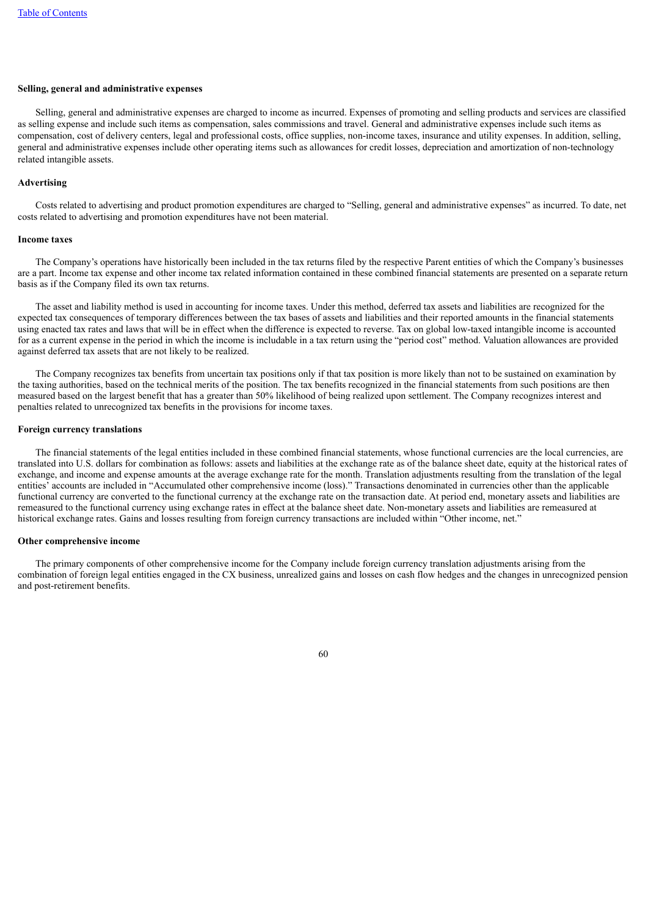**Selling, general and administrative expenses**

Selling, general and administrative expenses are charged to income as incurred. Expenses of promoting and selling products and services are classified as selling expense and include such items as compensation, sales commissions and travel. General and administrative expenses include such items as compensation, cost of delivery centers, legal and professional costs, office supplies, non-income taxes, insurance and utility expenses. In addition, selling, general and administrative expenses include other operating items such as allowances for credit losses, depreciation and amortization of non-technology related intangible assets.

**Advertising**

Costs related to advertising and product promotion expenditures are charged to "Selling, general and administrative expenses" as incurred. To date, net costs related to advertising and promotion expenditures have not been material.

**Income taxes**

The Company's operations have historically been included in the tax returns filed by the respective Parent entities of which the Company's businesses are a part. Income tax expense and other income tax related information contained in these combined financial statements are presented on a separate return basis as if the Company filed its own tax returns.

The asset and liability method is used in accounting for income taxes. Under this method, deferred tax assets and liabilities are recognized for the expected tax consequences of temporary differences between the tax bases of assets and liabilities and their reported amounts in the financial statements using enacted tax rates and laws that will be in effect when the difference is expected to reverse. Tax on global low-taxed intangible income is accounted for as a current expense in the period in which the income is includable in a tax return using the "period cost" method. Valuation allowances are provided against deferred tax assets that are not likely to be realized.

The Company recognizes tax benefits from uncertain tax positions only if that tax position is more likely than not to be sustained on examination by the taxing authorities, based on the technical merits of the position. The tax benefits recognized in the financial statements from such positions are then measured based on the largest benefit that has a greater than 50% likelihood of being realized upon settlement. The Company recognizes interest and penalties related to unrecognized tax benefits in the provisions for income taxes.

**Foreign currency translations**

The financial statements of the legal entities included in these combined financial statements, whose functional currencies are the local currencies, are translated into U.S. dollars for combination as follows: assets and liabilities at the exchange rate as of the balance sheet date, equity at the historical rates of exchange, and income and expense amounts at the average exchange rate for the month. Translation adjustments resulting from the translation of the legal entities' accounts are included in "Accumulated other comprehensive income (loss)." Transactions denominated in currencies other than the applicable functional currency are converted to the functional currency at the exchange rate on the transaction date. At period end, monetary assets and liabilities are remeasured to the functional currency using exchange rates in effect at the balance sheet date. Non-monetary assets and liabilities are remeasured at historical exchange rates. Gains and losses resulting from foreign currency transactions are included within "Other income, net."

**Other comprehensive income**

The primary components of other comprehensive income for the Company include foreign currency translation adjustments arising from the combination of foreign legal entities engaged in the CX business, unrealized gains and losses on cash flow hedges and the changes in unrecognized pension and post-retirement benefits.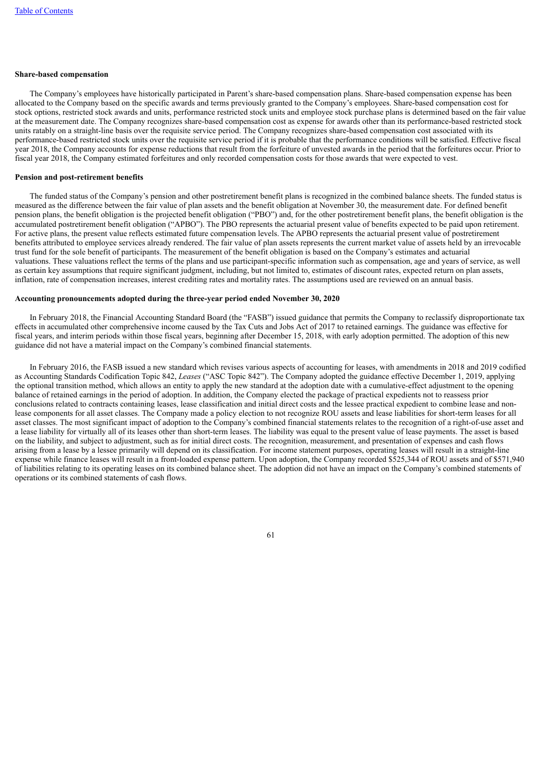**Share-based compensation**

The Company's employees have historically participated in Parent's share-based compensation plans. Share-based compensation expense has been allocated to the Company based on the specific awards and terms previously granted to the Company's employees. Share-based compensation cost for stock options, restricted stock awards and units, performance restricted stock units and employee stock purchase plans is determined based on the fair value at the measurement date. The Company recognizes share-based compensation cost as expense for awards other than its performance-based restricted stock units ratably on a straight-line basis over the requisite service period. The Company recognizes share-based compensation cost associated with its performance-based restricted stock units over the requisite service period if it is probable that the performance conditions will be satisfied. Effective fiscal year 2018, the Company accounts for expense reductions that result from the forfeiture of unvested awards in the period that the forfeitures occur. Prior to fiscal year 2018, the Company estimated forfeitures and only recorded compensation costs for those awards that were expected to vest.

**Pension and post-retirement benefits**

The funded status of the Company's pension and other postretirement benefit plans is recognized in the combined balance sheets. The funded status is measured as the difference between the fair value of plan assets and the benefit obligation at November 30, the measurement date. For defined benefit pension plans, the benefit obligation is the projected benefit obligation ("PBO") and, for the other postretirement benefit plans, the benefit obligation is the accumulated postretirement benefit obligation ("APBO"). The PBO represents the actuarial present value of benefits expected to be paid upon retirement. For active plans, the present value reflects estimated future compensation levels. The APBO represents the actuarial present value of postretirement benefits attributed to employee services already rendered. The fair value of plan assets represents the current market value of assets held by an irrevocable trust fund for the sole benefit of participants. The measurement of the benefit obligation is based on the Company's estimates and actuarial valuations. These valuations reflect the terms of the plans and use participant-specific information such as compensation, age and years of service, as well as certain key assumptions that require significant judgment, including, but not limited to, estimates of discount rates, expected return on plan assets, inflation, rate of compensation increases, interest crediting rates and mortality rates. The assumptions used are reviewed on an annual basis.

**Accounting pronouncements adopted during the three-year period ended November 30, 2020**

In February 2018, the Financial Accounting Standard Board (the "FASB") issued guidance that permits the Company to reclassify disproportionate tax effects in accumulated other comprehensive income caused by the Tax Cuts and Jobs Act of 2017 to retained earnings. The guidance was effective for fiscal years, and interim periods within those fiscal years, beginning after December 15, 2018, with early adoption permitted. The adoption of this new guidance did not have a material impact on the Company's combined financial statements.

In February 2016, the FASB issued a new standard which revises various aspects of accounting for leases, with amendments in 2018 and 2019 codified as Accounting Standards Codification Topic 842, *Leases* ("ASC Topic 842"). The Company adopted the guidance effective December 1, 2019, applying the optional transition method, which allows an entity to apply the new standard at the adoption date with a cumulative-effect adjustment to the opening balance of retained earnings in the period of adoption. In addition, the Company elected the package of practical expedients not to reassess prior conclusions related to contracts containing leases, lease classification and initial direct costs and the lessee practical expedient to combine lease and non-lease components for all asset classes. The Company made a policy election to not recognize ROU assets and lease liabilities for short-term leases for all asset classes. The most significant impact of adoption to the Company's combined financial statements relates to the recognition of a right-of-use asset and a lease liability for virtually all of its leases other than short-term leases. The liability was equal to the present value of lease payments. The asset is based on the liability, and subject to adjustment, such as for initial direct costs. The recognition, measurement, and presentation of expenses and cash flows arising from a lease by a lessee primarily will depend on its classification. For income statement purposes, operating leases will result in a straight-line expense while finance leases will result in a front-loaded expense pattern. Upon adoption, the Company recorded $525,344 of ROU assets and of $571,940 of liabilities relating to its operating leases on its combined balance sheet. The adoption did not have an impact on the Company's combined statements of operations or its combined statements of cash flows.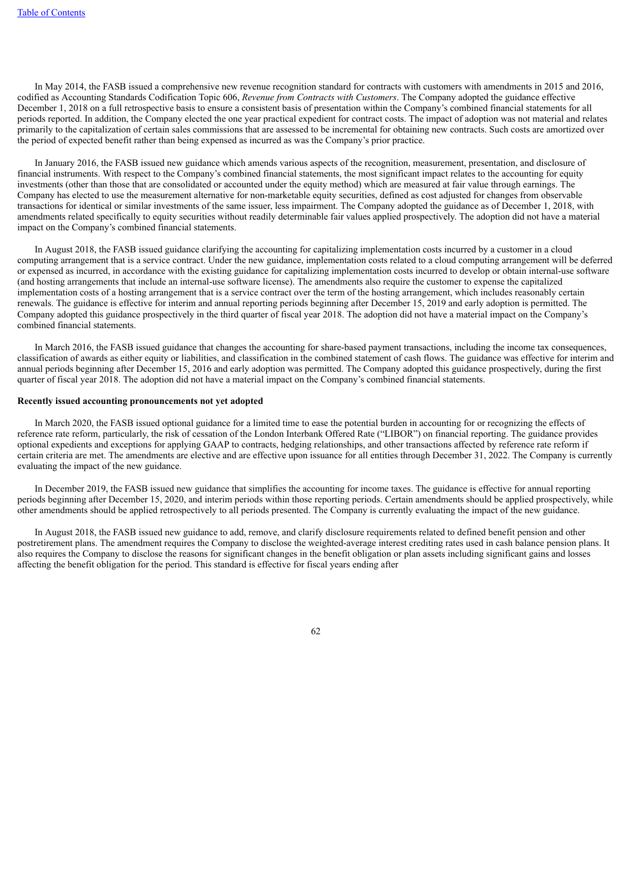In May 2014, the FASB issued a comprehensive new revenue recognition standard for contracts with customers with amendments in 2015 and 2016, codified as Accounting Standards Codification Topic 606, *Revenue from Contracts with Customers*. The Company adopted the guidance effective December 1, 2018 on a full retrospective basis to ensure a consistent basis of presentation within the Company's combined financial statements for all periods reported. In addition, the Company elected the one year practical expedient for contract costs. The impact of adoption was not material and relates primarily to the capitalization of certain sales commissions that are assessed to be incremental for obtaining new contracts. Such costs are amortized over the period of expected benefit rather than being expensed as incurred as was the Company's prior practice.

In January 2016, the FASB issued new guidance which amends various aspects of the recognition, measurement, presentation, and disclosure of financial instruments. With respect to the Company's combined financial statements, the most significant impact relates to the accounting for equity investments (other than those that are consolidated or accounted under the equity method) which are measured at fair value through earnings. The Company has elected to use the measurement alternative for non-marketable equity securities, defined as cost adjusted for changes from observable transactions for identical or similar investments of the same issuer, less impairment. The Company adopted the guidance as of December 1, 2018, with amendments related specifically to equity securities without readily determinable fair values applied prospectively. The adoption did not have a material impact on the Company's combined financial statements.

In August 2018, the FASB issued guidance clarifying the accounting for capitalizing implementation costs incurred by a customer in a cloud computing arrangement that is a service contract. Under the new guidance, implementation costs related to a cloud computing arrangement will be deferred or expensed as incurred, in accordance with the existing guidance for capitalizing implementation costs incurred to develop or obtain internal-use software (and hosting arrangements that include an internal-use software license). The amendments also require the customer to expense the capitalized implementation costs of a hosting arrangement that is a service contract over the term of the hosting arrangement, which includes reasonably certain renewals. The guidance is effective for interim and annual reporting periods beginning after December 15, 2019 and early adoption is permitted. The Company adopted this guidance prospectively in the third quarter of fiscal year 2018. The adoption did not have a material impact on the Company's combined financial statements.

In March 2016, the FASB issued guidance that changes the accounting for share-based payment transactions, including the income tax consequences, classification of awards as either equity or liabilities, and classification in the combined statement of cash flows. The guidance was effective for interim and annual periods beginning after December 15, 2016 and early adoption was permitted. The Company adopted this guidance prospectively, during the first quarter of fiscal year 2018. The adoption did not have a material impact on the Company's combined financial statements.

**Recently issued accounting pronouncements not yet adopted**

In March 2020, the FASB issued optional guidance for a limited time to ease the potential burden in accounting for or recognizing the effects of reference rate reform, particularly, the risk of cessation of the London Interbank Offered Rate ("LIBOR") on financial reporting. The guidance provides optional expedients and exceptions for applying GAAP to contracts, hedging relationships, and other transactions affected by reference rate reform if certain criteria are met. The amendments are elective and are effective upon issuance for all entities through December 31, 2022. The Company is currently evaluating the impact of the new guidance.

In December 2019, the FASB issued new guidance that simplifies the accounting for income taxes. The guidance is effective for annual reporting periods beginning after December 15, 2020, and interim periods within those reporting periods. Certain amendments should be applied prospectively, while other amendments should be applied retrospectively to all periods presented. The Company is currently evaluating the impact of the new guidance.

In August 2018, the FASB issued new guidance to add, remove, and clarify disclosure requirements related to defined benefit pension and other postretirement plans. The amendment requires the Company to disclose the weighted-average interest crediting rates used in cash balance pension plans. It also requires the Company to disclose the reasons for significant changes in the benefit obligation or plan assets including significant gains and losses affecting the benefit obligation for the period. This standard is effective for fiscal years ending after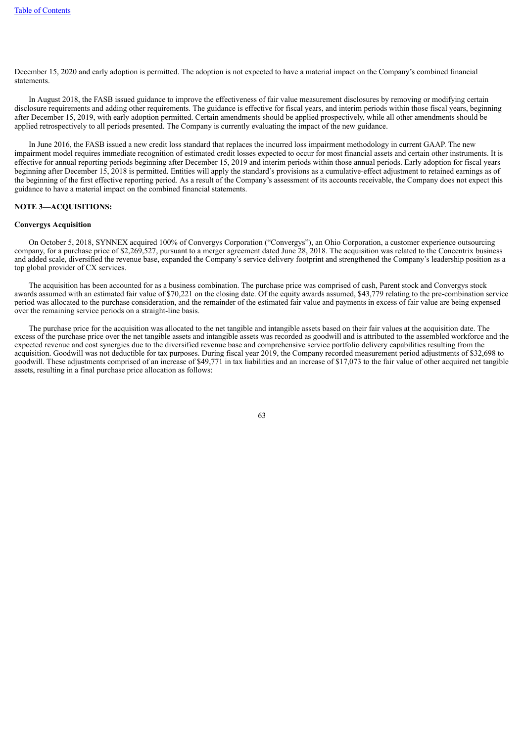December 15, 2020 and early adoption is permitted. The adoption is not expected to have a material impact on the Company's combined financial statements.

In August 2018, the FASB issued guidance to improve the effectiveness of fair value measurement disclosures by removing or modifying certain disclosure requirements and adding other requirements. The guidance is effective for fiscal years, and interim periods within those fiscal years, beginning after December 15, 2019, with early adoption permitted. Certain amendments should be applied prospectively, while all other amendments should be applied retrospectively to all periods presented. The Company is currently evaluating the impact of the new guidance.

In June 2016, the FASB issued a new credit loss standard that replaces the incurred loss impairment methodology in current GAAP. The new impairment model requires immediate recognition of estimated credit losses expected to occur for most financial assets and certain other instruments. It is effective for annual reporting periods beginning after December 15, 2019 and interim periods within those annual periods. Early adoption for fiscal years beginning after December 15, 2018 is permitted. Entities will apply the standard's provisions as a cumulative-effect adjustment to retained earnings as of the beginning of the first effective reporting period. As a result of the Company's assessment of its accounts receivable, the Company does not expect this guidance to have a material impact on the combined financial statements.

## NOTE 3—ACQUISITIONS:

### Convergys Acquisition

On October 5, 2018, SYNNEX acquired 100% of Convergys Corporation ("Convergys"), an Ohio Corporation, a customer experience outsourcing company, for a purchase price of $2,269,527, pursuant to a merger agreement dated June 28, 2018. The acquisition was related to the Concentrix business and added scale, diversified the revenue base, expanded the Company's service delivery footprint and strengthened the Company's leadership position as a top global provider of CX services.

The acquisition has been accounted for as a business combination. The purchase price was comprised of cash, Parent stock and Convergys stock awards assumed with an estimated fair value of $70,221 on the closing date. Of the equity awards assumed, $43,779 relating to the pre-combination service period was allocated to the purchase consideration, and the remainder of the estimated fair value and payments in excess of fair value are being expensed over the remaining service periods on a straight-line basis.

The purchase price for the acquisition was allocated to the net tangible and intangible assets based on their fair values at the acquisition date. The excess of the purchase price over the net tangible assets and intangible assets was recorded as goodwill and is attributed to the assembled workforce and the expected revenue and cost synergies due to the diversified revenue base and comprehensive service portfolio delivery capabilities resulting from the acquisition. Goodwill was not deductible for tax purposes. During fiscal year 2019, the Company recorded measurement period adjustments of $32,698 to goodwill. These adjustments comprised of an increase of $49,771 in tax liabilities and an increase of $17,073 to the fair value of other acquired net tangible assets, resulting in a final purchase price allocation as follows: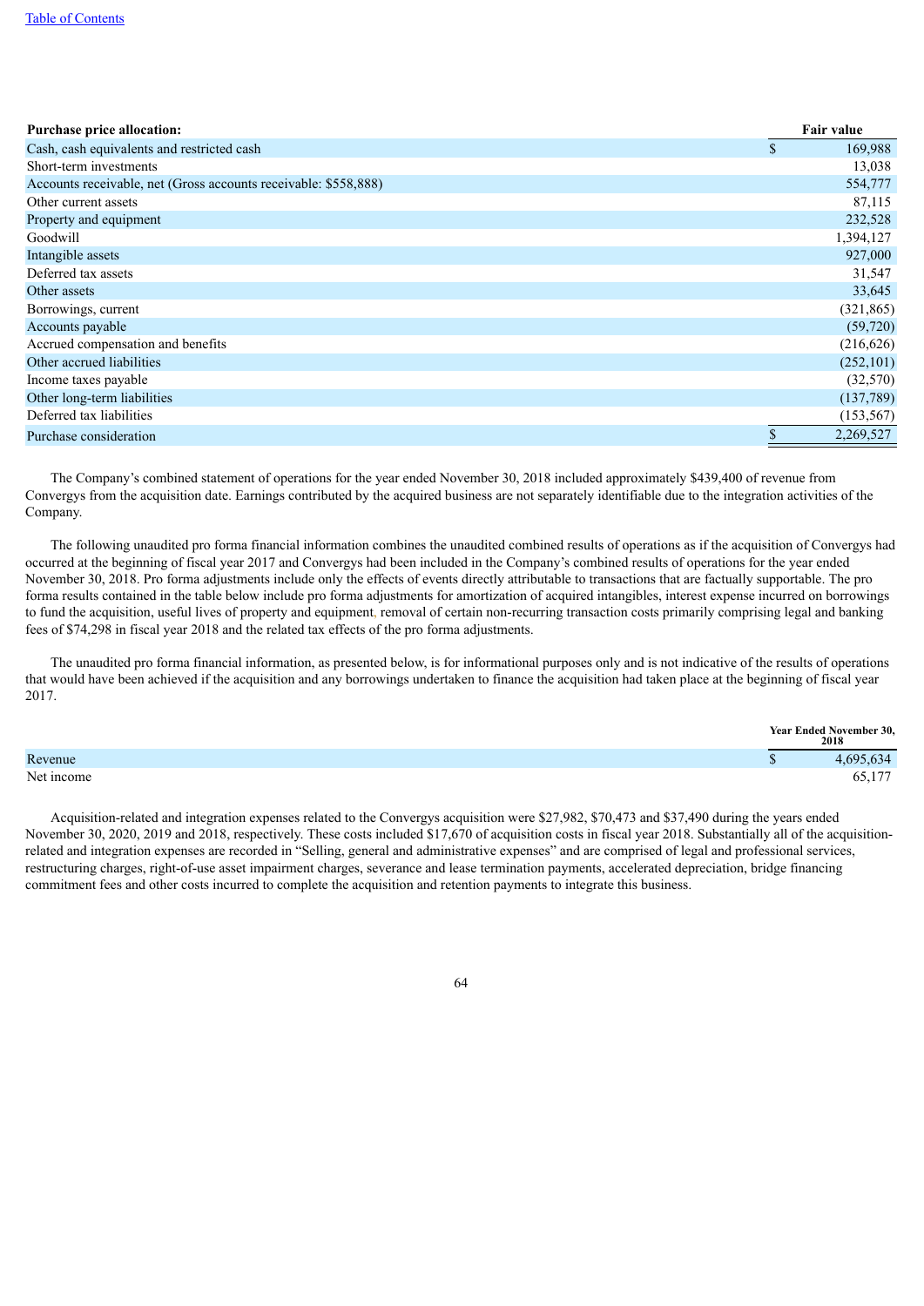| Purchase price allocation: | | Fair value |
|---|---|---|
| Cash, cash equivalents and restricted cash | $ | 169,988 |
| Short-term investments | | 13,038 |
| Accounts receivable, net (Gross accounts receivable: $558,888) | | 554,777 |
| Other current assets | | 87,115 |
| Property and equipment | | 232,528 |
| Goodwill | | 1,394,127 |
| Intangible assets | | 927,000 |
| Deferred tax assets | | 31,547 |
| Other assets | | 33,645 |
| Borrowings, current | | (321,865) |
| Accounts payable | | (59,720) |
| Accrued compensation and benefits | | (216,626) |
| Other accrued liabilities | | (252,101) |
| Income taxes payable | | (32,570) |
| Other long-term liabilities | | (137,789) |
| Deferred tax liabilities | | (153,567) |
| Purchase consideration | $ | 2,269,527 |

The Company's combined statement of operations for the year ended November 30, 2018 included approximately $439,400 of revenue from Convergys from the acquisition date. Earnings contributed by the acquired business are not separately identifiable due to the integration activities of the Company.

The following unaudited pro forma financial information combines the unaudited combined results of operations as if the acquisition of Convergys had occurred at the beginning of fiscal year 2017 and Convergys had been included in the Company's combined results of operations for the year ended November 30, 2018. Pro forma adjustments include only the effects of events directly attributable to transactions that are factually supportable. The pro forma results contained in the table below include pro forma adjustments for amortization of acquired intangibles, interest expense incurred on borrowings to fund the acquisition, useful lives of property and equipment, removal of certain non-recurring transaction costs primarily comprising legal and banking fees of $74,298 in fiscal year 2018 and the related tax effects of the pro forma adjustments.

The unaudited pro forma financial information, as presented below, is for informational purposes only and is not indicative of the results of operations that would have been achieved if the acquisition and any borrowings undertaken to finance the acquisition had taken place at the beginning of fiscal year 2017.

| | | Year Ended November 30, 2018 |
|---|---|---|
| Revenue | $ | 4,695,634 |
| Net income | | 65,177 |

Acquisition-related and integration expenses related to the Convergys acquisition were $27,982, $70,473 and $37,490 during the years ended November 30, 2020, 2019 and 2018, respectively. These costs included $17,670 of acquisition costs in fiscal year 2018. Substantially all of the acquisition-related and integration expenses are recorded in "Selling, general and administrative expenses" and are comprised of legal and professional services, restructuring charges, right-of-use asset impairment charges, severance and lease termination payments, accelerated depreciation, bridge financing commitment fees and other costs incurred to complete the acquisition and retention payments to integrate this business.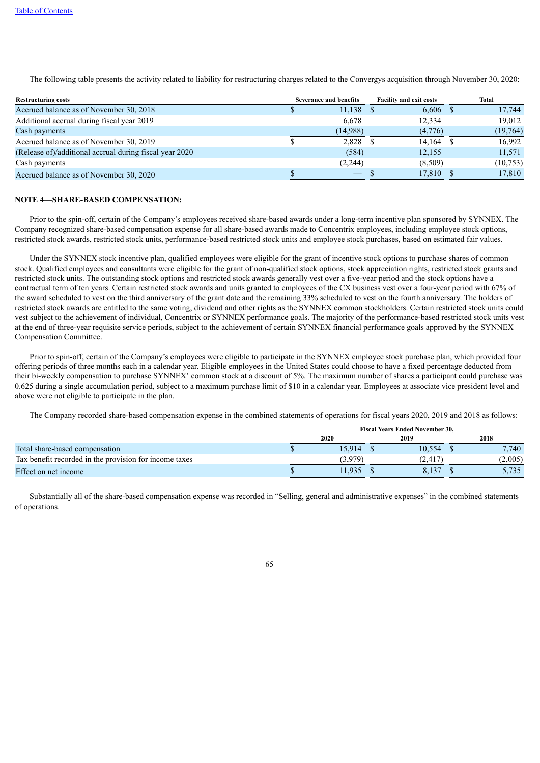The following table presents the activity related to liability for restructuring charges related to the Convergys acquisition through November 30, 2020:

| Restructuring costs | Severance and benefits | Facility and exit costs | Total |
|---|---|---|---|
| Accrued balance as of November 30, 2018 | $ 11,138 | $ 6,606 | $ 17,744 |
| Additional accrual during fiscal year 2019 | 6,678 | 12,334 | 19,012 |
| Cash payments | (14,988) | (4,776) | (19,764) |
| Accrued balance as of November 30, 2019 | $ 2,828 | $ 14,164 | $ 16,992 |
| (Release of)/additional accrual during fiscal year 2020 | (584) | 12,155 | 11,571 |
| Cash payments | (2,244) | (8,509) | (10,753) |
| Accrued balance as of November 30, 2020 | $ — | $ 17,810 | $ 17,810 |

**NOTE 4—SHARE-BASED COMPENSATION:**

Prior to the spin-off, certain of the Company's employees received share-based awards under a long-term incentive plan sponsored by SYNNEX. The Company recognized share-based compensation expense for all share-based awards made to Concentrix employees, including employee stock options, restricted stock awards, restricted stock units, performance-based restricted stock units and employee stock purchases, based on estimated fair values.

Under the SYNNEX stock incentive plan, qualified employees were eligible for the grant of incentive stock options to purchase shares of common stock. Qualified employees and consultants were eligible for the grant of non-qualified stock options, stock appreciation rights, restricted stock grants and restricted stock units. The outstanding stock options and restricted stock awards generally vest over a five-year period and the stock options have a contractual term of ten years. Certain restricted stock awards and units granted to employees of the CX business vest over a four-year period with 67% of the award scheduled to vest on the third anniversary of the grant date and the remaining 33% scheduled to vest on the fourth anniversary. The holders of restricted stock awards are entitled to the same voting, dividend and other rights as the SYNNEX common stockholders. Certain restricted stock units could vest subject to the achievement of individual, Concentrix or SYNNEX performance goals. The majority of the performance-based restricted stock units vest at the end of three-year requisite service periods, subject to the achievement of certain SYNNEX financial performance goals approved by the SYNNEX Compensation Committee.

Prior to spin-off, certain of the Company's employees were eligible to participate in the SYNNEX employee stock purchase plan, which provided four offering periods of three months each in a calendar year. Eligible employees in the United States could choose to have a fixed percentage deducted from their bi-weekly compensation to purchase SYNNEX' common stock at a discount of 5%. The maximum number of shares a participant could purchase was 0.625 during a single accumulation period, subject to a maximum purchase limit of $10 in a calendar year. Employees at associate vice president level and above were not eligible to participate in the plan.

The Company recorded share-based compensation expense in the combined statements of operations for fiscal years 2020, 2019 and 2018 as follows:

| | Fiscal Years Ended November 30, | | |
|---|---|---|---|
| | 2020 | 2019 | 2018 |
| Total share-based compensation | $ 15,914 | $ 10,554 | $ 7,740 |
| Tax benefit recorded in the provision for income taxes | (3,979) | (2,417) | (2,005) |
| Effect on net income | $ 11,935 | $ 8,137 | $ 5,735 |

Substantially all of the share-based compensation expense was recorded in "Selling, general and administrative expenses" in the combined statements of operations.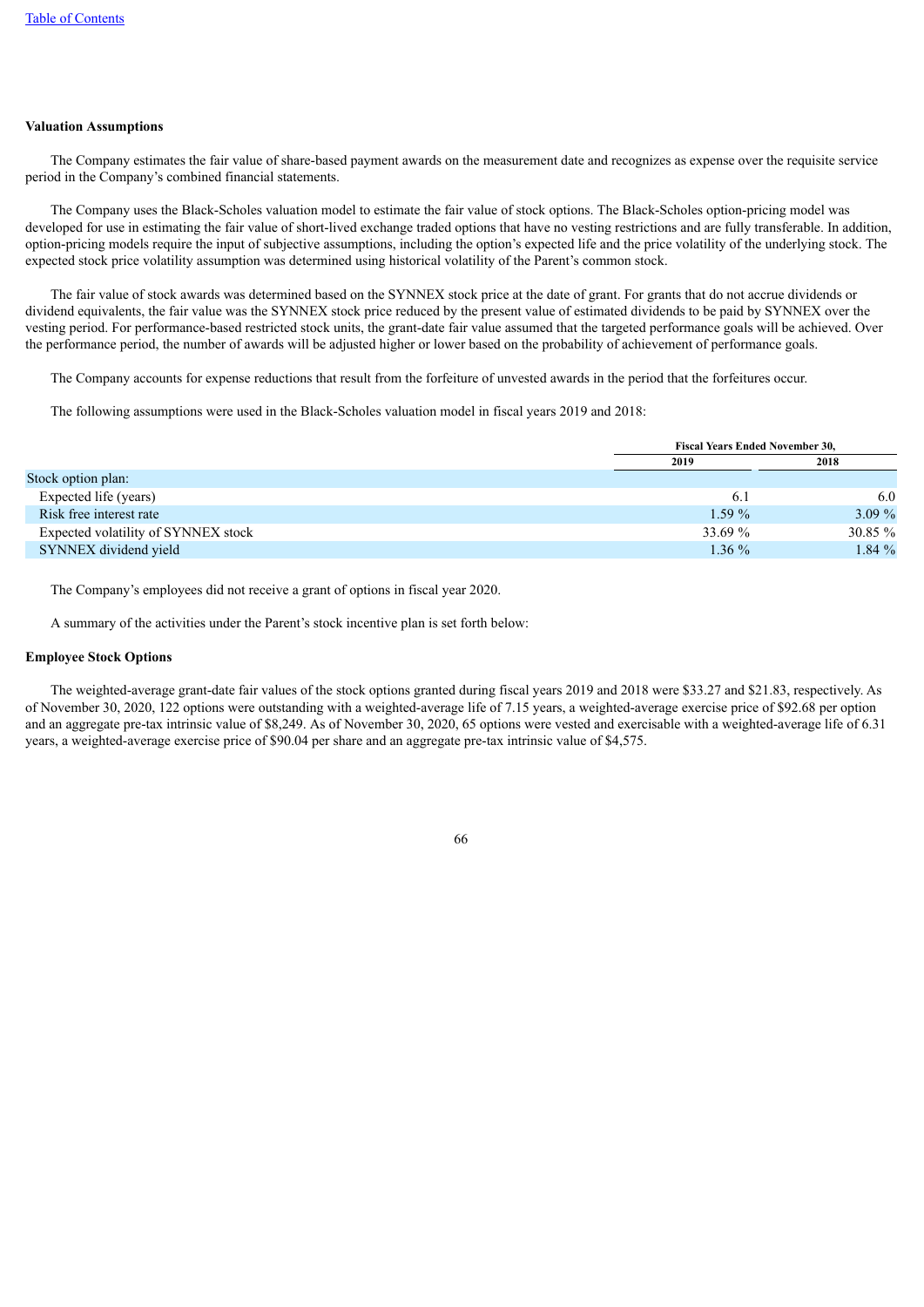**Valuation Assumptions**

The Company estimates the fair value of share-based payment awards on the measurement date and recognizes as expense over the requisite service period in the Company's combined financial statements.

The Company uses the Black-Scholes valuation model to estimate the fair value of stock options. The Black-Scholes option-pricing model was developed for use in estimating the fair value of short-lived exchange traded options that have no vesting restrictions and are fully transferable. In addition, option-pricing models require the input of subjective assumptions, including the option's expected life and the price volatility of the underlying stock. The expected stock price volatility assumption was determined using historical volatility of the Parent's common stock.

The fair value of stock awards was determined based on the SYNNEX stock price at the date of grant. For grants that do not accrue dividends or dividend equivalents, the fair value was the SYNNEX stock price reduced by the present value of estimated dividends to be paid by SYNNEX over the vesting period. For performance-based restricted stock units, the grant-date fair value assumed that the targeted performance goals will be achieved. Over the performance period, the number of awards will be adjusted higher or lower based on the probability of achievement of performance goals.

The Company accounts for expense reductions that result from the forfeiture of unvested awards in the period that the forfeitures occur.

The following assumptions were used in the Black-Scholes valuation model in fiscal years 2019 and 2018:

| | Fiscal Years Ended November 30, | |
|---|---|---|
| | 2019 | 2018 |
| Stock option plan: | | |
| Expected life (years) | 6.1 | 6.0 |
| Risk free interest rate | 1.59 % | 3.09 % |
| Expected volatility of SYNNEX stock | 33.69 % | 30.85 % |
| SYNNEX dividend yield | 1.36 % | 1.84 % |

The Company's employees did not receive a grant of options in fiscal year 2020.

A summary of the activities under the Parent's stock incentive plan is set forth below:

**Employee Stock Options**

The weighted-average grant-date fair values of the stock options granted during fiscal years 2019 and 2018 were $33.27 and $21.83, respectively. As of November 30, 2020, 122 options were outstanding with a weighted-average life of 7.15 years, a weighted-average exercise price of $92.68 per option and an aggregate pre-tax intrinsic value of $8,249. As of November 30, 2020, 65 options were vested and exercisable with a weighted-average life of 6.31 years, a weighted-average exercise price of $90.04 per share and an aggregate pre-tax intrinsic value of $4,575.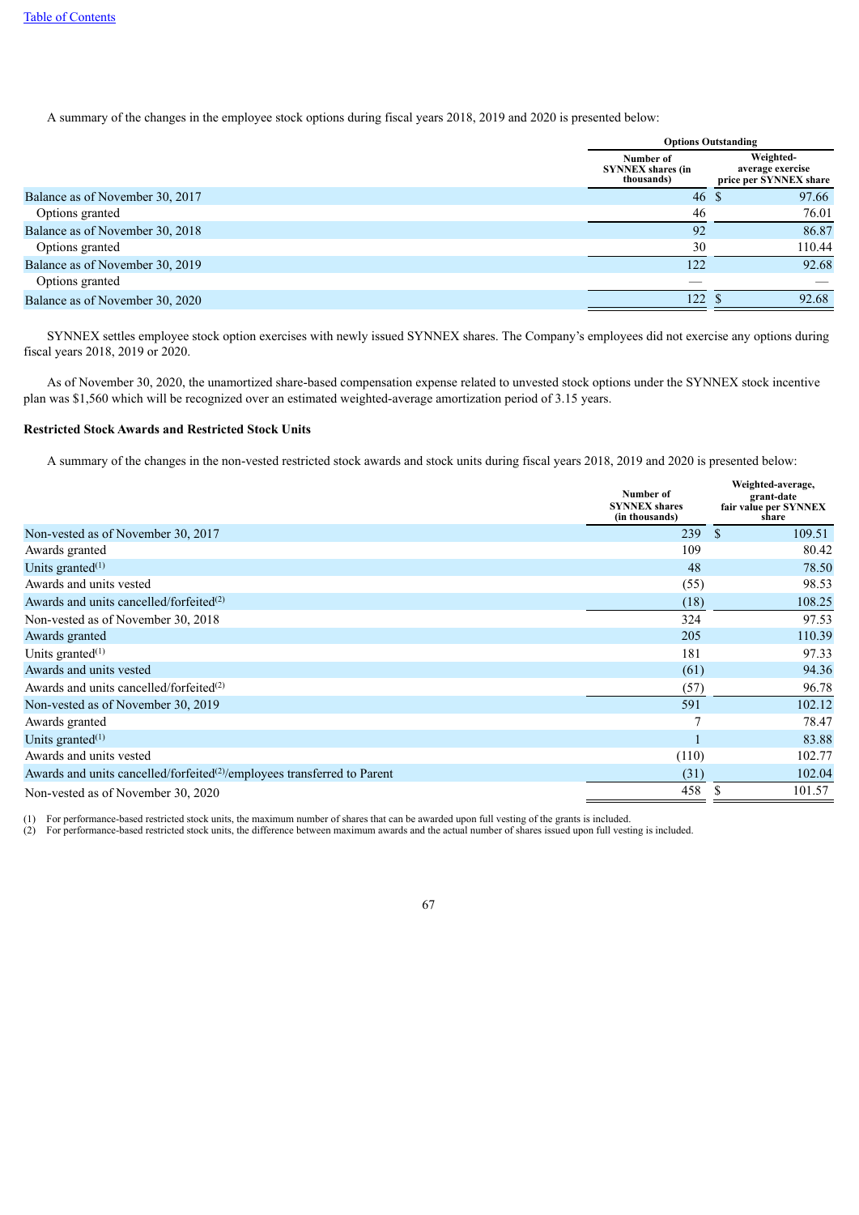A summary of the changes in the employee stock options during fiscal years 2018, 2019 and 2020 is presented below:

| | Options Outstanding | |
|---|---|---|
| | Number of SYNNEX shares (in thousands) | Weighted-average exercise price per SYNNEX share |
| Balance as of November 30, 2017 | 46 | $ 97.66 |
| Options granted | 46 | 76.01 |
| Balance as of November 30, 2018 | 92 | 86.87 |
| Options granted | 30 | 110.44 |
| Balance as of November 30, 2019 | 122 | 92.68 |
| Options granted | — | — |
| Balance as of November 30, 2020 | 122 | $ 92.68 |

SYNNEX settles employee stock option exercises with newly issued SYNNEX shares. The Company's employees did not exercise any options during fiscal years 2018, 2019 or 2020.

As of November 30, 2020, the unamortized share-based compensation expense related to unvested stock options under the SYNNEX stock incentive plan was $1,560 which will be recognized over an estimated weighted-average amortization period of 3.15 years.

**Restricted Stock Awards and Restricted Stock Units**

A summary of the changes in the non-vested restricted stock awards and stock units during fiscal years 2018, 2019 and 2020 is presented below:

| | Number of SYNNEX shares (in thousands) | Weighted-average, grant-date fair value per SYNNEX share |
|---|---|---|
| Non-vested as of November 30, 2017 | 239 | $ 109.51 |
| Awards granted | 109 | 80.42 |
| Units granted[(1)] | 48 | 78.50 |
| Awards and units vested | (55) | 98.53 |
| Awards and units cancelled/forfeited[(2)] | (18) | 108.25 |
| Non-vested as of November 30, 2018 | 324 | 97.53 |
| Awards granted | 205 | 110.39 |
| Units granted[(1)] | 181 | 97.33 |
| Awards and units vested | (61) | 94.36 |
| Awards and units cancelled/forfeited[(2)] | (57) | 96.78 |
| Non-vested as of November 30, 2019 | 591 | 102.12 |
| Awards granted | 7 | 78.47 |
| Units granted[(1)] | 1 | 83.88 |
| Awards and units vested | (110) | 102.77 |
| Awards and units cancelled/forfeited[(2)]/employees transferred to Parent | (31) | 102.04 |
| Non-vested as of November 30, 2020 | 458 | $ 101.57 |

(1) For performance-based restricted stock units, the maximum number of shares that can be awarded upon full vesting of the grants is included.
(2) For performance-based restricted stock units, the difference between maximum awards and the actual number of shares issued upon full vesting is included.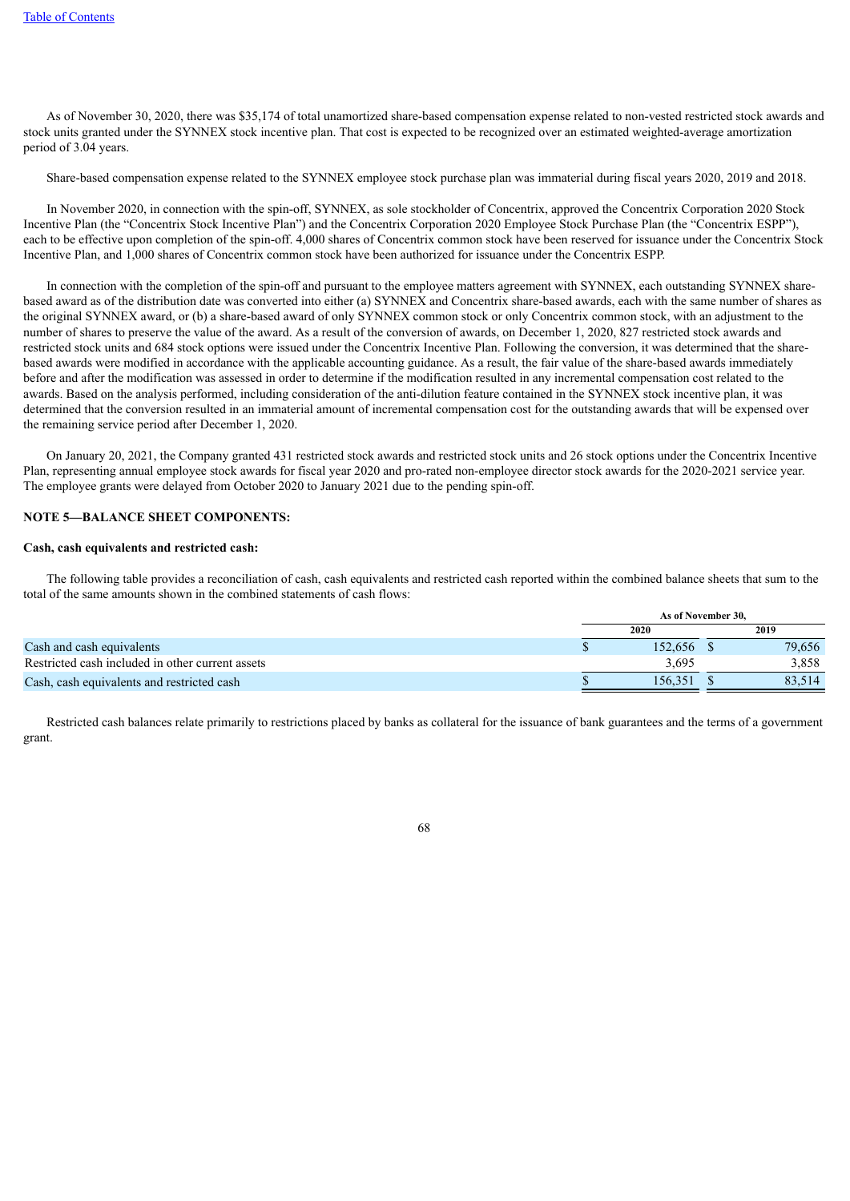As of November 30, 2020, there was $35,174 of total unamortized share-based compensation expense related to non-vested restricted stock awards and stock units granted under the SYNNEX stock incentive plan. That cost is expected to be recognized over an estimated weighted-average amortization period of 3.04 years.

Share-based compensation expense related to the SYNNEX employee stock purchase plan was immaterial during fiscal years 2020, 2019 and 2018.

In November 2020, in connection with the spin-off, SYNNEX, as sole stockholder of Concentrix, approved the Concentrix Corporation 2020 Stock Incentive Plan (the "Concentrix Stock Incentive Plan") and the Concentrix Corporation 2020 Employee Stock Purchase Plan (the "Concentrix ESPP"), each to be effective upon completion of the spin-off. 4,000 shares of Concentrix common stock have been reserved for issuance under the Concentrix Stock Incentive Plan, and 1,000 shares of Concentrix common stock have been authorized for issuance under the Concentrix ESPP.

In connection with the completion of the spin-off and pursuant to the employee matters agreement with SYNNEX, each outstanding SYNNEX share-based award as of the distribution date was converted into either (a) SYNNEX and Concentrix share-based awards, each with the same number of shares as the original SYNNEX award, or (b) a share-based award of only SYNNEX common stock or only Concentrix common stock, with an adjustment to the number of shares to preserve the value of the award. As a result of the conversion of awards, on December 1, 2020, 827 restricted stock awards and restricted stock units and 684 stock options were issued under the Concentrix Incentive Plan. Following the conversion, it was determined that the share-based awards were modified in accordance with the applicable accounting guidance. As a result, the fair value of the share-based awards immediately before and after the modification was assessed in order to determine if the modification resulted in any incremental compensation cost related to the awards. Based on the analysis performed, including consideration of the anti-dilution feature contained in the SYNNEX stock incentive plan, it was determined that the conversion resulted in an immaterial amount of incremental compensation cost for the outstanding awards that will be expensed over the remaining service period after December 1, 2020.

On January 20, 2021, the Company granted 431 restricted stock awards and restricted stock units and 26 stock options under the Concentrix Incentive Plan, representing annual employee stock awards for fiscal year 2020 and pro-rated non-employee director stock awards for the 2020-2021 service year. The employee grants were delayed from October 2020 to January 2021 due to the pending spin-off.

**NOTE 5—BALANCE SHEET COMPONENTS:**

**Cash, cash equivalents and restricted cash:**

The following table provides a reconciliation of cash, cash equivalents and restricted cash reported within the combined balance sheets that sum to the total of the same amounts shown in the combined statements of cash flows:

| | As of November 30, | |
|---|---|---|
| | 2020 | 2019 |
| Cash and cash equivalents | $ 152,656 | $ 79,656 |
| Restricted cash included in other current assets | 3,695 | 3,858 |
| Cash, cash equivalents and restricted cash | $ 156,351 | $ 83,514 |

Restricted cash balances relate primarily to restrictions placed by banks as collateral for the issuance of bank guarantees and the terms of a government grant.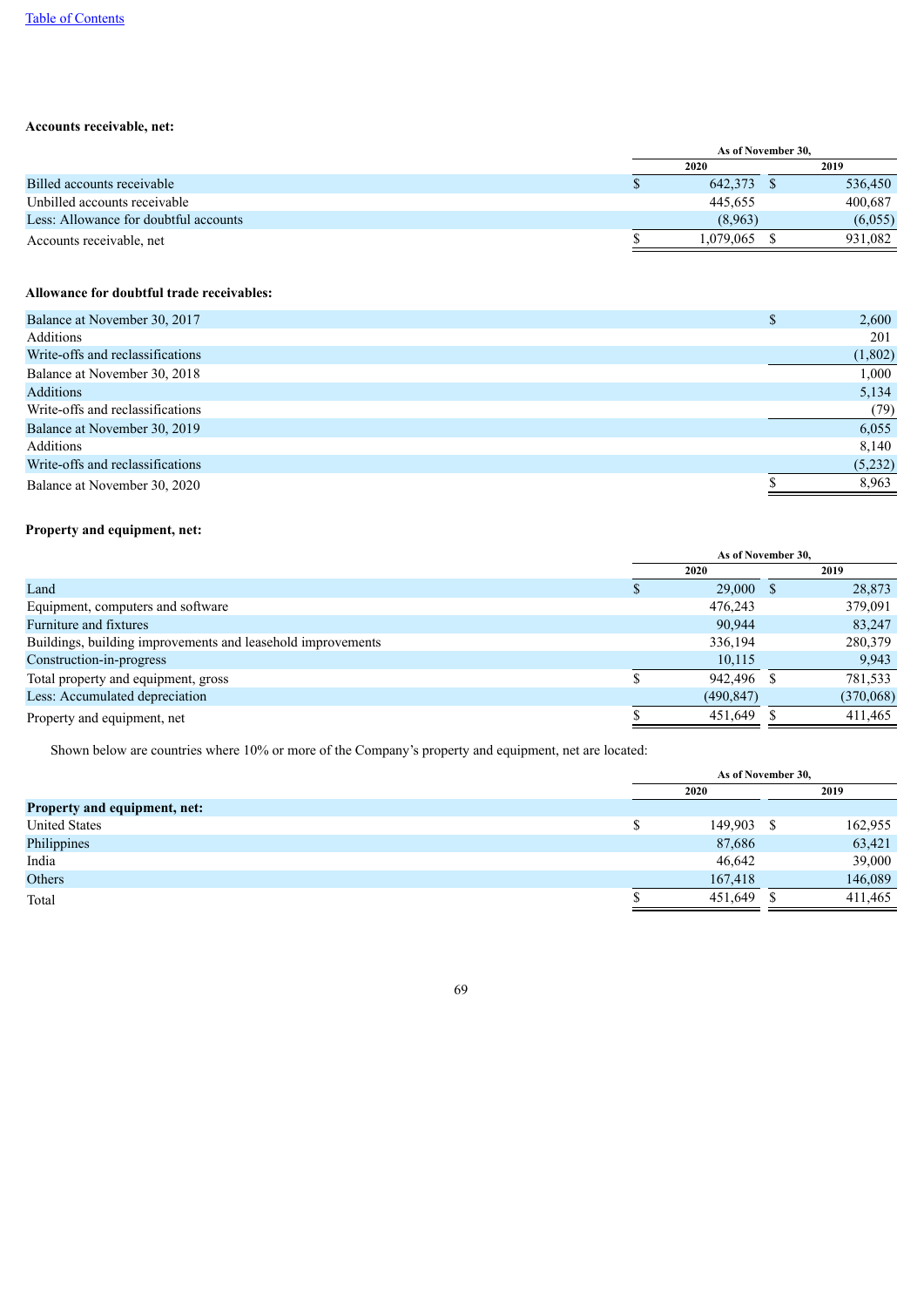**Accounts receivable, net:**

| | As of November 30, | |
|---|---|---|
| | 2020 | 2019 |
| Billed accounts receivable | $ 642,373 | $ 536,450 |
| Unbilled accounts receivable | 445,655 | 400,687 |
| Less: Allowance for doubtful accounts | (8,963) | (6,055) |
| Accounts receivable, net | $ 1,079,065 | $ 931,082 |

**Allowance for doubtful trade receivables:**

| | |
|---|---|
| Balance at November 30, 2017 | $ 2,600 |
| Additions | 201 |
| Write-offs and reclassifications | (1,802) |
| Balance at November 30, 2018 | 1,000 |
| Additions | 5,134 |
| Write-offs and reclassifications | (79) |
| Balance at November 30, 2019 | 6,055 |
| Additions | 8,140 |
| Write-offs and reclassifications | (5,232) |
| Balance at November 30, 2020 | $ 8,963 |

**Property and equipment, net:**

| | As of November 30, | |
|---|---|---|
| | 2020 | 2019 |
| Land | $ 29,000 | $ 28,873 |
| Equipment, computers and software | 476,243 | 379,091 |
| Furniture and fixtures | 90,944 | 83,247 |
| Buildings, building improvements and leasehold improvements | 336,194 | 280,379 |
| Construction-in-progress | 10,115 | 9,943 |
| Total property and equipment, gross | $ 942,496 | $ 781,533 |
| Less: Accumulated depreciation | (490,847) | (370,068) |
| Property and equipment, net | $ 451,649 | $ 411,465 |

Shown below are countries where 10% or more of the Company's property and equipment, net are located:

| | As of November 30, | |
|---|---|---|
| | 2020 | 2019 |
| **Property and equipment, net:** | | |
| United States | $ 149,903 | $ 162,955 |
| Philippines | 87,686 | 63,421 |
| India | 46,642 | 39,000 |
| Others | 167,418 | 146,089 |
| Total | $ 451,649 | $ 411,465 |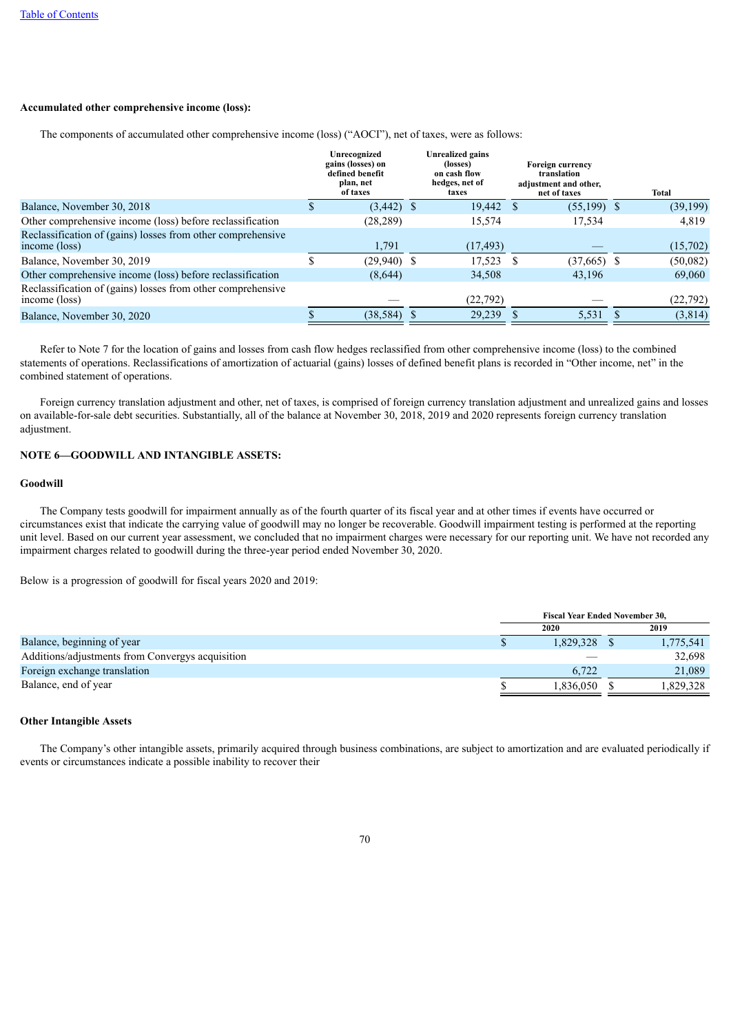**Accumulated other comprehensive income (loss):**

The components of accumulated other comprehensive income (loss) ("AOCI"), net of taxes, were as follows:

| | Unrecognized gains (losses) on defined benefit plan, net of taxes | Unrealized gains (losses) on cash flow hedges, net of taxes | Foreign currency translation adjustment and other, net of taxes | Total |
|---|---|---|---|---|
| Balance, November 30, 2018 | $ (3,442) | $ 19,442 | $ (55,199) | $ (39,199) |
| Other comprehensive income (loss) before reclassification | (28,289) | 15,574 | 17,534 | 4,819 |
| Reclassification of (gains) losses from other comprehensive income (loss) | 1,791 | (17,493) | — | (15,702) |
| Balance, November 30, 2019 | $ (29,940) | $ 17,523 | $ (37,665) | $ (50,082) |
| Other comprehensive income (loss) before reclassification | (8,644) | 34,508 | 43,196 | 69,060 |
| Reclassification of (gains) losses from other comprehensive income (loss) | — | (22,792) | — | (22,792) |
| Balance, November 30, 2020 | $ (38,584) | $ 29,239 | $ 5,531 | $ (3,814) |

Refer to Note 7 for the location of gains and losses from cash flow hedges reclassified from other comprehensive income (loss) to the combined statements of operations. Reclassifications of amortization of actuarial (gains) losses of defined benefit plans is recorded in "Other income, net" in the combined statement of operations.

Foreign currency translation adjustment and other, net of taxes, is comprised of foreign currency translation adjustment and unrealized gains and losses on available-for-sale debt securities. Substantially, all of the balance at November 30, 2018, 2019 and 2020 represents foreign currency translation adjustment.

## NOTE 6—GOODWILL AND INTANGIBLE ASSETS:

### Goodwill

The Company tests goodwill for impairment annually as of the fourth quarter of its fiscal year and at other times if events have occurred or circumstances exist that indicate the carrying value of goodwill may no longer be recoverable. Goodwill impairment testing is performed at the reporting unit level. Based on our current year assessment, we concluded that no impairment charges were necessary for our reporting unit. We have not recorded any impairment charges related to goodwill during the three-year period ended November 30, 2020.

Below is a progression of goodwill for fiscal years 2020 and 2019:

| | Fiscal Year Ended November 30, | |
|---|---|---|
| | 2020 | 2019 |
| Balance, beginning of year | $ 1,829,328 | $ 1,775,541 |
| Additions/adjustments from Convergys acquisition | — | 32,698 |
| Foreign exchange translation | 6,722 | 21,089 |
| Balance, end of year | $ 1,836,050 | $ 1,829,328 |

### Other Intangible Assets

The Company's other intangible assets, primarily acquired through business combinations, are subject to amortization and are evaluated periodically if events or circumstances indicate a possible inability to recover their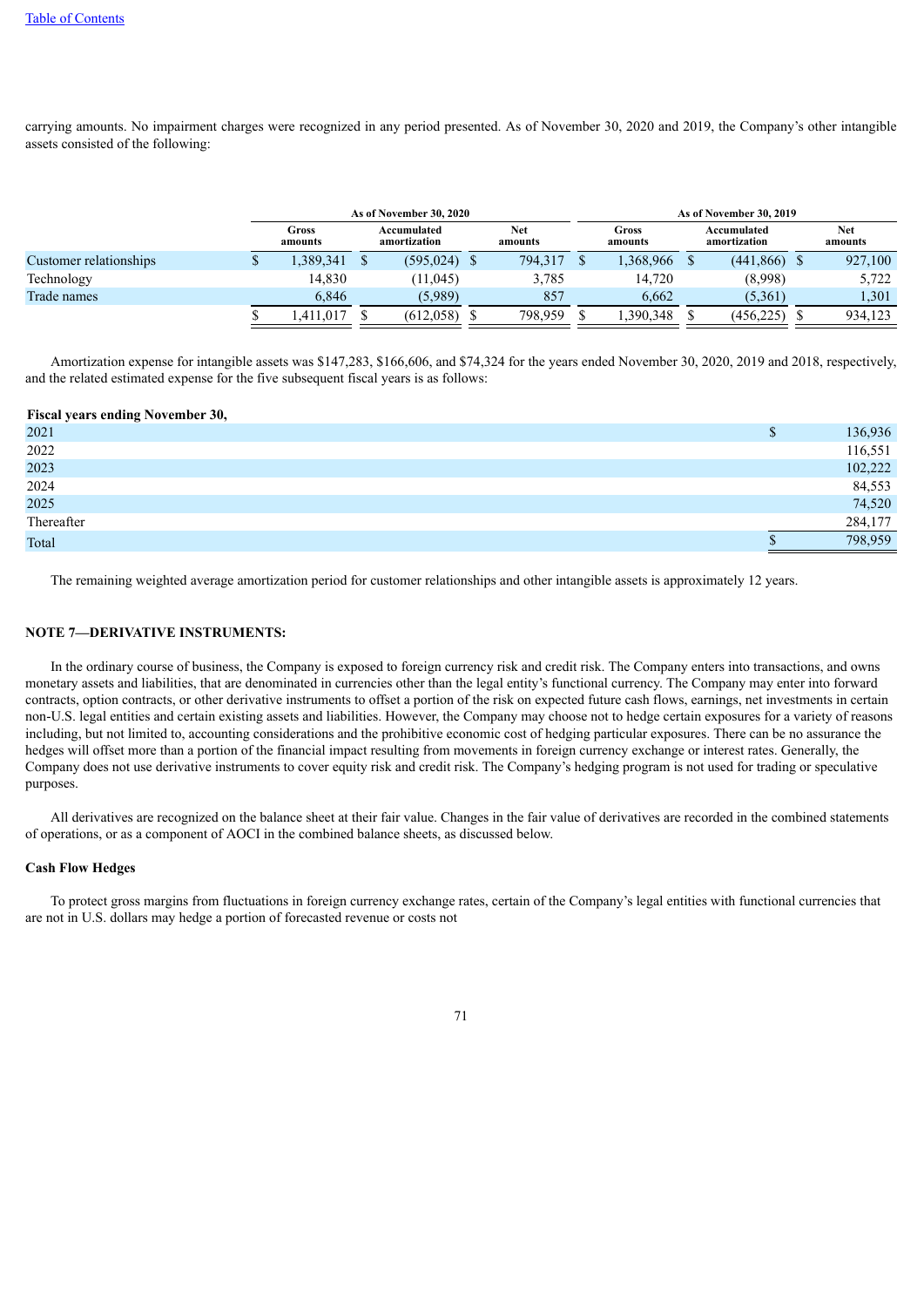carrying amounts. No impairment charges were recognized in any period presented. As of November 30, 2020 and 2019, the Company's other intangible assets consisted of the following:

| | As of November 30, 2020 | | | As of November 30, 2019 | | |
|---|---|---|---|---|---|---|
| | Gross amounts | Accumulated amortization | Net amounts | Gross amounts | Accumulated amortization | Net amounts |
| Customer relationships | $ 1,389,341 | $ (595,024) | $ 794,317 | $ 1,368,966 | $ (441,866) | $ 927,100 |
| Technology | 14,830 | (11,045) | 3,785 | 14,720 | (8,998) | 5,722 |
| Trade names | 6,846 | (5,989) | 857 | 6,662 | (5,361) | 1,301 |
| | $ 1,411,017 | $ (612,058) | $ 798,959 | $ 1,390,348 | $ (456,225) | $ 934,123 |

Amortization expense for intangible assets was $147,283, $166,606, and $74,324 for the years ended November 30, 2020, 2019 and 2018, respectively, and the related estimated expense for the five subsequent fiscal years is as follows:

| Fiscal years ending November 30, | |
|---|---|
| 2021 | $ 136,936 |
| 2022 | 116,551 |
| 2023 | 102,222 |
| 2024 | 84,553 |
| 2025 | 74,520 |
| Thereafter | 284,177 |
| Total | $ 798,959 |

The remaining weighted average amortization period for customer relationships and other intangible assets is approximately 12 years.

## NOTE 7—DERIVATIVE INSTRUMENTS:

In the ordinary course of business, the Company is exposed to foreign currency risk and credit risk. The Company enters into transactions, and owns monetary assets and liabilities, that are denominated in currencies other than the legal entity's functional currency. The Company may enter into forward contracts, option contracts, or other derivative instruments to offset a portion of the risk on expected future cash flows, earnings, net investments in certain non-U.S. legal entities and certain existing assets and liabilities. However, the Company may choose not to hedge certain exposures for a variety of reasons including, but not limited to, accounting considerations and the prohibitive economic cost of hedging particular exposures. There can be no assurance the hedges will offset more than a portion of the financial impact resulting from movements in foreign currency exchange or interest rates. Generally, the Company does not use derivative instruments to cover equity risk and credit risk. The Company's hedging program is not used for trading or speculative purposes.

All derivatives are recognized on the balance sheet at their fair value. Changes in the fair value of derivatives are recorded in the combined statements of operations, or as a component of AOCI in the combined balance sheets, as discussed below.

### Cash Flow Hedges

To protect gross margins from fluctuations in foreign currency exchange rates, certain of the Company's legal entities with functional currencies that are not in U.S. dollars may hedge a portion of forecasted revenue or costs not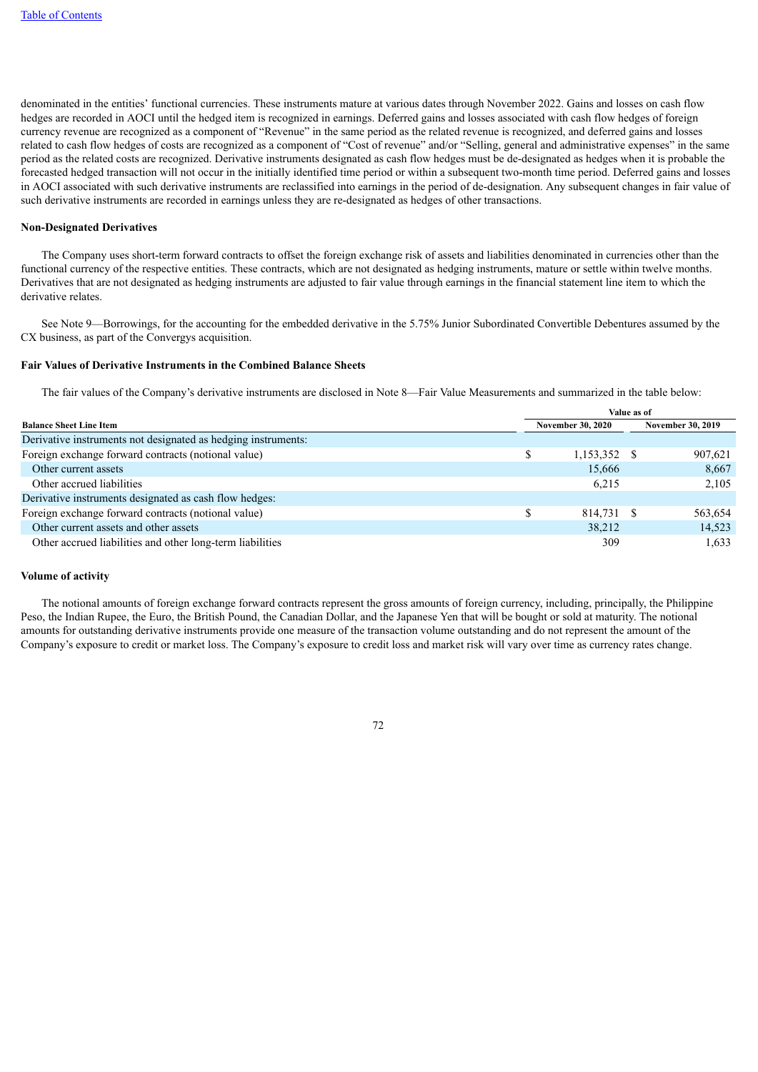denominated in the entities' functional currencies. These instruments mature at various dates through November 2022. Gains and losses on cash flow hedges are recorded in AOCI until the hedged item is recognized in earnings. Deferred gains and losses associated with cash flow hedges of foreign currency revenue are recognized as a component of "Revenue" in the same period as the related revenue is recognized, and deferred gains and losses related to cash flow hedges of costs are recognized as a component of "Cost of revenue" and/or "Selling, general and administrative expenses" in the same period as the related costs are recognized. Derivative instruments designated as cash flow hedges must be de-designated as hedges when it is probable the forecasted hedged transaction will not occur in the initially identified time period or within a subsequent two-month time period. Deferred gains and losses in AOCI associated with such derivative instruments are reclassified into earnings in the period of de-designation. Any subsequent changes in fair value of such derivative instruments are recorded in earnings unless they are re-designated as hedges of other transactions.

**Non-Designated Derivatives**

The Company uses short-term forward contracts to offset the foreign exchange risk of assets and liabilities denominated in currencies other than the functional currency of the respective entities. These contracts, which are not designated as hedging instruments, mature or settle within twelve months. Derivatives that are not designated as hedging instruments are adjusted to fair value through earnings in the financial statement line item to which the derivative relates.

See Note 9—Borrowings, for the accounting for the embedded derivative in the 5.75% Junior Subordinated Convertible Debentures assumed by the CX business, as part of the Convergys acquisition.

**Fair Values of Derivative Instruments in the Combined Balance Sheets**

The fair values of the Company's derivative instruments are disclosed in Note 8—Fair Value Measurements and summarized in the table below:

| Balance Sheet Line Item | Value as of November 30, 2020 | Value as of November 30, 2019 |
|---|---|---|
| Derivative instruments not designated as hedging instruments: | | |
| Foreign exchange forward contracts (notional value) | $ 1,153,352 | $ 907,621 |
| Other current assets | 15,666 | 8,667 |
| Other accrued liabilities | 6,215 | 2,105 |
| Derivative instruments designated as cash flow hedges: | | |
| Foreign exchange forward contracts (notional value) | $ 814,731 | $ 563,654 |
| Other current assets and other assets | 38,212 | 14,523 |
| Other accrued liabilities and other long-term liabilities | 309 | 1,633 |

**Volume of activity**

The notional amounts of foreign exchange forward contracts represent the gross amounts of foreign currency, including, principally, the Philippine Peso, the Indian Rupee, the Euro, the British Pound, the Canadian Dollar, and the Japanese Yen that will be bought or sold at maturity. The notional amounts for outstanding derivative instruments provide one measure of the transaction volume outstanding and do not represent the amount of the Company's exposure to credit or market loss. The Company's exposure to credit loss and market risk will vary over time as currency rates change.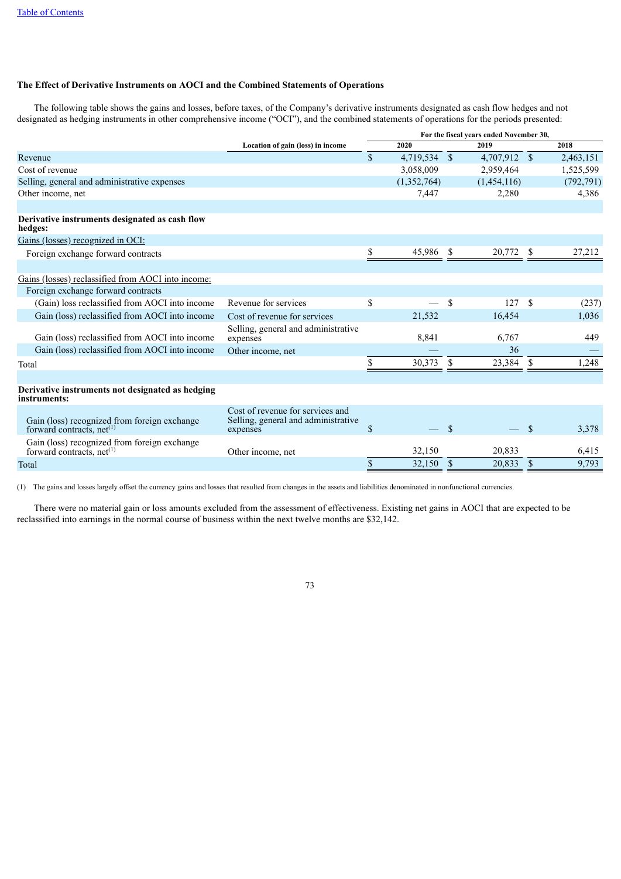**The Effect of Derivative Instruments on AOCI and the Combined Statements of Operations**

The following table shows the gains and losses, before taxes, of the Company's derivative instruments designated as cash flow hedges and not designated as hedging instruments in other comprehensive income ("OCI"), and the combined statements of operations for the periods presented:

| | Location of gain (loss) in income | For the fiscal years ended November 30, 2020 | 2019 | 2018 |
|---|---|---|---|---|
| Revenue | | $ 4,719,534 | $ 4,707,912 | $ 2,463,151 |
| Cost of revenue | | 3,058,009 | 2,959,464 | 1,525,599 |
| Selling, general and administrative expenses | | (1,352,764) | (1,454,116) | (792,791) |
| Other income, net | | 7,447 | 2,280 | 4,386 |
| | | | | |
| **Derivative instruments designated as cash flow hedges:** | | | | |
| Gains (losses) recognized in OCI: | | | | |
| Foreign exchange forward contracts | | $ 45,986 | $ 20,772 | $ 27,212 |
| | | | | |
| Gains (losses) reclassified from AOCI into income: | | | | |
| Foreign exchange forward contracts | | | | |
| (Gain) loss reclassified from AOCI into income | Revenue for services | $ — | $ 127 | $ (237) |
| Gain (loss) reclassified from AOCI into income | Cost of revenue for services | 21,532 | 16,454 | 1,036 |
| Gain (loss) reclassified from AOCI into income | Selling, general and administrative expenses | 8,841 | 6,767 | 449 |
| Gain (loss) reclassified from AOCI into income | Other income, net | — | 36 | — |
| Total | | $ 30,373 | $ 23,384 | $ 1,248 |
| | | | | |
| **Derivative instruments not designated as hedging instruments:** | | | | |
| Gain (loss) recognized from foreign exchange forward contracts, net[(1)] | Cost of revenue for services and Selling, general and administrative expenses | $ — | $ — | $ 3,378 |
| Gain (loss) recognized from foreign exchange forward contracts, net[(1)] | Other income, net | 32,150 | 20,833 | 6,415 |
| Total | | $ 32,150 | $ 20,833 | $ 9,793 |

(1) The gains and losses largely offset the currency gains and losses that resulted from changes in the assets and liabilities denominated in nonfunctional currencies.

There were no material gain or loss amounts excluded from the assessment of effectiveness. Existing net gains in AOCI that are expected to be reclassified into earnings in the normal course of business within the next twelve months are $32,142.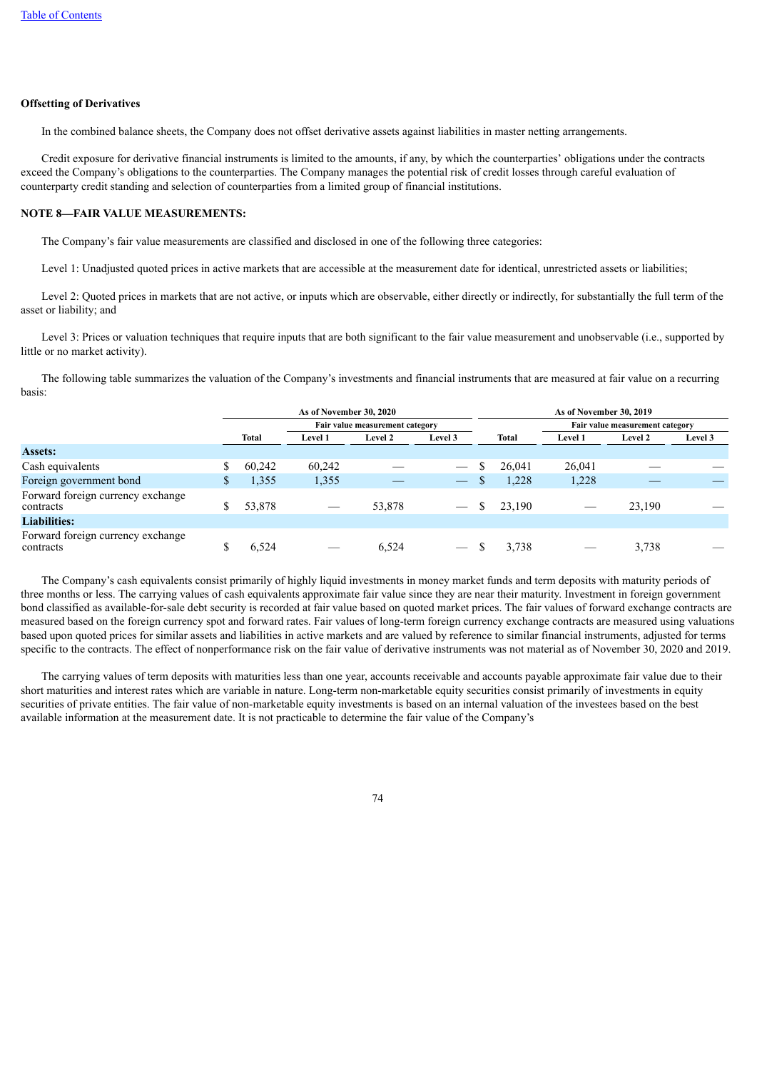**Offsetting of Derivatives**

In the combined balance sheets, the Company does not offset derivative assets against liabilities in master netting arrangements.

Credit exposure for derivative financial instruments is limited to the amounts, if any, by which the counterparties' obligations under the contracts exceed the Company's obligations to the counterparties. The Company manages the potential risk of credit losses through careful evaluation of counterparty credit standing and selection of counterparties from a limited group of financial institutions.

**NOTE 8—FAIR VALUE MEASUREMENTS:**

The Company's fair value measurements are classified and disclosed in one of the following three categories:

Level 1: Unadjusted quoted prices in active markets that are accessible at the measurement date for identical, unrestricted assets or liabilities;

Level 2: Quoted prices in markets that are not active, or inputs which are observable, either directly or indirectly, for substantially the full term of the asset or liability; and

Level 3: Prices or valuation techniques that require inputs that are both significant to the fair value measurement and unobservable (i.e., supported by little or no market activity).

The following table summarizes the valuation of the Company's investments and financial instruments that are measured at fair value on a recurring basis:

| | As of November 30, 2020 | | | | As of November 30, 2019 | | | |
|---|---|---|---|---|---|---|---|---|
| | | Fair value measurement category | | | | Fair value measurement category | | |
| | Total | Level 1 | Level 2 | Level 3 | Total | Level 1 | Level 2 | Level 3 |
| **Assets:** | | | | | | | | |
| Cash equivalents | $ 60,242 | 60,242 | — | — | $ 26,041 | 26,041 | — | — |
| Foreign government bond | $ 1,355 | 1,355 | — | — | $ 1,228 | 1,228 | — | — |
| Forward foreign currency exchange contracts | $ 53,878 | — | 53,878 | — | $ 23,190 | — | 23,190 | — |
| **Liabilities:** | | | | | | | | |
| Forward foreign currency exchange contracts | $ 6,524 | — | 6,524 | — | $ 3,738 | — | 3,738 | — |

The Company's cash equivalents consist primarily of highly liquid investments in money market funds and term deposits with maturity periods of three months or less. The carrying values of cash equivalents approximate fair value since they are near their maturity. Investment in foreign government bond classified as available-for-sale debt security is recorded at fair value based on quoted market prices. The fair values of forward exchange contracts are measured based on the foreign currency spot and forward rates. Fair values of long-term foreign currency exchange contracts are measured using valuations based upon quoted prices for similar assets and liabilities in active markets and are valued by reference to similar financial instruments, adjusted for terms specific to the contracts. The effect of nonperformance risk on the fair value of derivative instruments was not material as of November 30, 2020 and 2019.

The carrying values of term deposits with maturities less than one year, accounts receivable and accounts payable approximate fair value due to their short maturities and interest rates which are variable in nature. Long-term non-marketable equity securities consist primarily of investments in equity securities of private entities. The fair value of non-marketable equity investments is based on an internal valuation of the investees based on the best available information at the measurement date. It is not practicable to determine the fair value of the Company's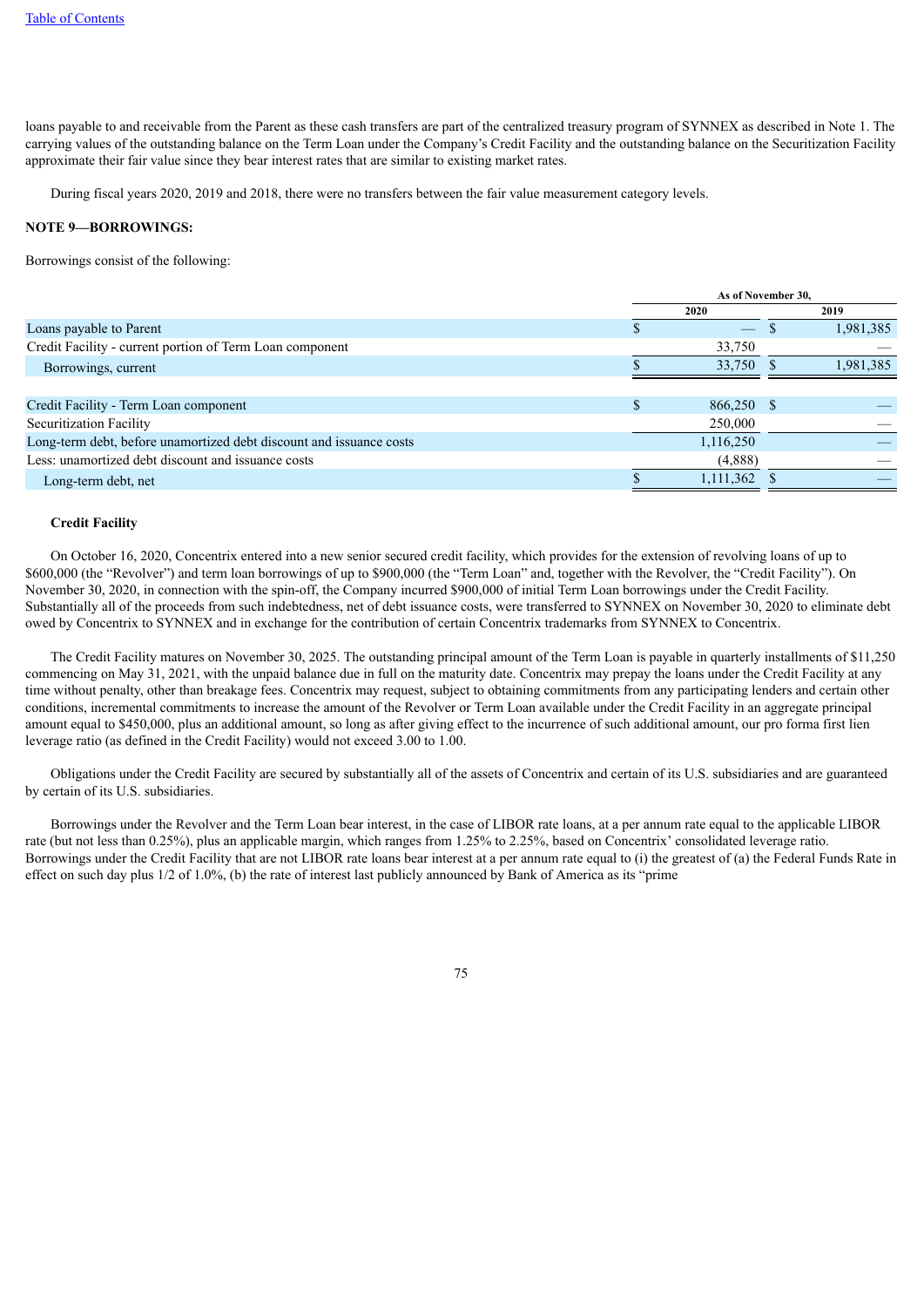loans payable to and receivable from the Parent as these cash transfers are part of the centralized treasury program of SYNNEX as described in Note 1. The carrying values of the outstanding balance on the Term Loan under the Company's Credit Facility and the outstanding balance on the Securitization Facility approximate their fair value since they bear interest rates that are similar to existing market rates.

During fiscal years 2020, 2019 and 2018, there were no transfers between the fair value measurement category levels.

**NOTE 9—BORROWINGS:**

Borrowings consist of the following:

| | As of November 30, | |
|---|---|---|
| | 2020 | 2019 |
| Loans payable to Parent | $ — | $ 1,981,385 |
| Credit Facility - current portion of Term Loan component | 33,750 | — |
| Borrowings, current | $ 33,750 | $ 1,981,385 |
| | | |
| Credit Facility - Term Loan component | $ 866,250 | $ — |
| Securitization Facility | 250,000 | — |
| Long-term debt, before unamortized debt discount and issuance costs | 1,116,250 | — |
| Less: unamortized debt discount and issuance costs | (4,888) | — |
| Long-term debt, net | $ 1,111,362 | $ — |

**Credit Facility**

On October 16, 2020, Concentrix entered into a new senior secured credit facility, which provides for the extension of revolving loans of up to \$600,000 (the "Revolver") and term loan borrowings of up to \$900,000 (the "Term Loan" and, together with the Revolver, the "Credit Facility"). On November 30, 2020, in connection with the spin-off, the Company incurred \$900,000 of initial Term Loan borrowings under the Credit Facility. Substantially all of the proceeds from such indebtedness, net of debt issuance costs, were transferred to SYNNEX on November 30, 2020 to eliminate debt owed by Concentrix to SYNNEX and in exchange for the contribution of certain Concentrix trademarks from SYNNEX to Concentrix.

The Credit Facility matures on November 30, 2025. The outstanding principal amount of the Term Loan is payable in quarterly installments of \$11,250 commencing on May 31, 2021, with the unpaid balance due in full on the maturity date. Concentrix may prepay the loans under the Credit Facility at any time without penalty, other than breakage fees. Concentrix may request, subject to obtaining commitments from any participating lenders and certain other conditions, incremental commitments to increase the amount of the Revolver or Term Loan available under the Credit Facility in an aggregate principal amount equal to \$450,000, plus an additional amount, so long as after giving effect to the incurrence of such additional amount, our pro forma first lien leverage ratio (as defined in the Credit Facility) would not exceed 3.00 to 1.00.

Obligations under the Credit Facility are secured by substantially all of the assets of Concentrix and certain of its U.S. subsidiaries and are guaranteed by certain of its U.S. subsidiaries.

Borrowings under the Revolver and the Term Loan bear interest, in the case of LIBOR rate loans, at a per annum rate equal to the applicable LIBOR rate (but not less than 0.25%), plus an applicable margin, which ranges from 1.25% to 2.25%, based on Concentrix' consolidated leverage ratio. Borrowings under the Credit Facility that are not LIBOR rate loans bear interest at a per annum rate equal to (i) the greatest of (a) the Federal Funds Rate in effect on such day plus 1/2 of 1.0%, (b) the rate of interest last publicly announced by Bank of America as its "prime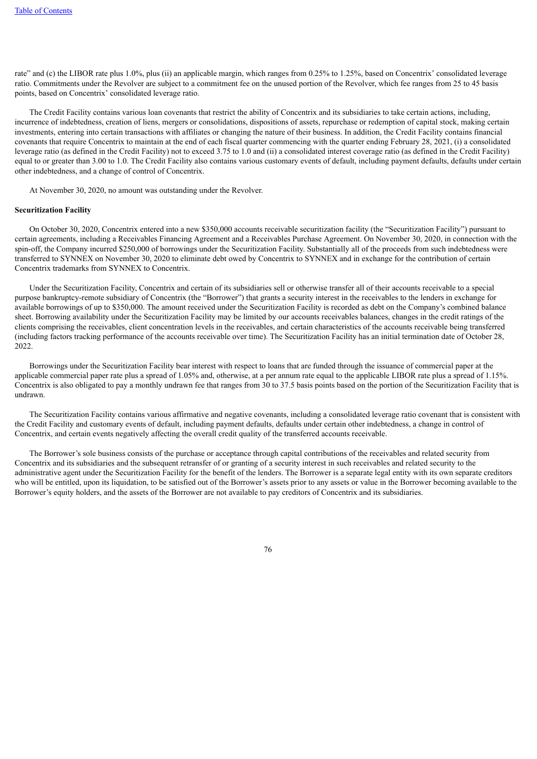rate" and (c) the LIBOR rate plus 1.0%, plus (ii) an applicable margin, which ranges from 0.25% to 1.25%, based on Concentrix' consolidated leverage ratio. Commitments under the Revolver are subject to a commitment fee on the unused portion of the Revolver, which fee ranges from 25 to 45 basis points, based on Concentrix' consolidated leverage ratio.

The Credit Facility contains various loan covenants that restrict the ability of Concentrix and its subsidiaries to take certain actions, including, incurrence of indebtedness, creation of liens, mergers or consolidations, dispositions of assets, repurchase or redemption of capital stock, making certain investments, entering into certain transactions with affiliates or changing the nature of their business. In addition, the Credit Facility contains financial covenants that require Concentrix to maintain at the end of each fiscal quarter commencing with the quarter ending February 28, 2021, (i) a consolidated leverage ratio (as defined in the Credit Facility) not to exceed 3.75 to 1.0 and (ii) a consolidated interest coverage ratio (as defined in the Credit Facility) equal to or greater than 3.00 to 1.0. The Credit Facility also contains various customary events of default, including payment defaults, defaults under certain other indebtedness, and a change of control of Concentrix.

At November 30, 2020, no amount was outstanding under the Revolver.

**Securitization Facility**

On October 30, 2020, Concentrix entered into a new $350,000 accounts receivable securitization facility (the "Securitization Facility") pursuant to certain agreements, including a Receivables Financing Agreement and a Receivables Purchase Agreement. On November 30, 2020, in connection with the spin-off, the Company incurred $250,000 of borrowings under the Securitization Facility. Substantially all of the proceeds from such indebtedness were transferred to SYNNEX on November 30, 2020 to eliminate debt owed by Concentrix to SYNNEX and in exchange for the contribution of certain Concentrix trademarks from SYNNEX to Concentrix.

Under the Securitization Facility, Concentrix and certain of its subsidiaries sell or otherwise transfer all of their accounts receivable to a special purpose bankruptcy-remote subsidiary of Concentrix (the "Borrower") that grants a security interest in the receivables to the lenders in exchange for available borrowings of up to $350,000. The amount received under the Securitization Facility is recorded as debt on the Company's combined balance sheet. Borrowing availability under the Securitization Facility may be limited by our accounts receivables balances, changes in the credit ratings of the clients comprising the receivables, client concentration levels in the receivables, and certain characteristics of the accounts receivable being transferred (including factors tracking performance of the accounts receivable over time). The Securitization Facility has an initial termination date of October 28, 2022.

Borrowings under the Securitization Facility bear interest with respect to loans that are funded through the issuance of commercial paper at the applicable commercial paper rate plus a spread of 1.05% and, otherwise, at a per annum rate equal to the applicable LIBOR rate plus a spread of 1.15%. Concentrix is also obligated to pay a monthly undrawn fee that ranges from 30 to 37.5 basis points based on the portion of the Securitization Facility that is undrawn.

The Securitization Facility contains various affirmative and negative covenants, including a consolidated leverage ratio covenant that is consistent with the Credit Facility and customary events of default, including payment defaults, defaults under certain other indebtedness, a change in control of Concentrix, and certain events negatively affecting the overall credit quality of the transferred accounts receivable.

The Borrower's sole business consists of the purchase or acceptance through capital contributions of the receivables and related security from Concentrix and its subsidiaries and the subsequent retransfer of or granting of a security interest in such receivables and related security to the administrative agent under the Securitization Facility for the benefit of the lenders. The Borrower is a separate legal entity with its own separate creditors who will be entitled, upon its liquidation, to be satisfied out of the Borrower's assets prior to any assets or value in the Borrower becoming available to the Borrower's equity holders, and the assets of the Borrower are not available to pay creditors of Concentrix and its subsidiaries.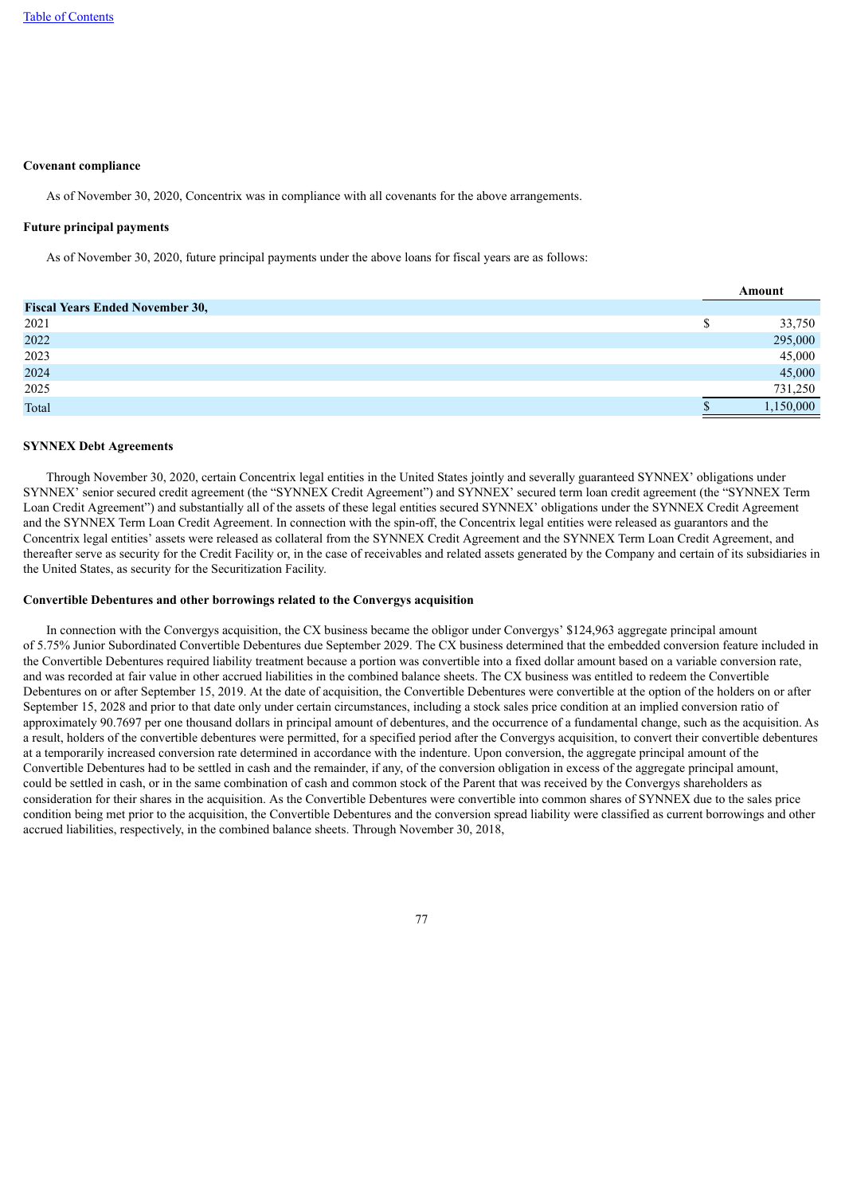**Covenant compliance**

As of November 30, 2020, Concentrix was in compliance with all covenants for the above arrangements.

**Future principal payments**

As of November 30, 2020, future principal payments under the above loans for fiscal years are as follows:

| | Amount |
|---|---|
| **Fiscal Years Ended November 30,** | |
| 2021 | $ 33,750 |
| 2022 | 295,000 |
| 2023 | 45,000 |
| 2024 | 45,000 |
| 2025 | 731,250 |
| Total | $ 1,150,000 |

**SYNNEX Debt Agreements**

Through November 30, 2020, certain Concentrix legal entities in the United States jointly and severally guaranteed SYNNEX' obligations under SYNNEX' senior secured credit agreement (the "SYNNEX Credit Agreement") and SYNNEX' secured term loan credit agreement (the "SYNNEX Term Loan Credit Agreement") and substantially all of the assets of these legal entities secured SYNNEX' obligations under the SYNNEX Credit Agreement and the SYNNEX Term Loan Credit Agreement. In connection with the spin-off, the Concentrix legal entities were released as guarantors and the Concentrix legal entities' assets were released as collateral from the SYNNEX Credit Agreement and the SYNNEX Term Loan Credit Agreement, and thereafter serve as security for the Credit Facility or, in the case of receivables and related assets generated by the Company and certain of its subsidiaries in the United States, as security for the Securitization Facility.

**Convertible Debentures and other borrowings related to the Convergys acquisition**

In connection with the Convergys acquisition, the CX business became the obligor under Convergys' $124,963 aggregate principal amount of 5.75% Junior Subordinated Convertible Debentures due September 2029. The CX business determined that the embedded conversion feature included in the Convertible Debentures required liability treatment because a portion was convertible into a fixed dollar amount based on a variable conversion rate, and was recorded at fair value in other accrued liabilities in the combined balance sheets. The CX business was entitled to redeem the Convertible Debentures on or after September 15, 2019. At the date of acquisition, the Convertible Debentures were convertible at the option of the holders on or after September 15, 2028 and prior to that date only under certain circumstances, including a stock sales price condition at an implied conversion ratio of approximately 90.7697 per one thousand dollars in principal amount of debentures, and the occurrence of a fundamental change, such as the acquisition. As a result, holders of the convertible debentures were permitted, for a specified period after the Convergys acquisition, to convert their convertible debentures at a temporarily increased conversion rate determined in accordance with the indenture. Upon conversion, the aggregate principal amount of the Convertible Debentures had to be settled in cash and the remainder, if any, of the conversion obligation in excess of the aggregate principal amount, could be settled in cash, or in the same combination of cash and common stock of the Parent that was received by the Convergys shareholders as consideration for their shares in the acquisition. As the Convertible Debentures were convertible into common shares of SYNNEX due to the sales price condition being met prior to the acquisition, the Convertible Debentures and the conversion spread liability were classified as current borrowings and other accrued liabilities, respectively, in the combined balance sheets. Through November 30, 2018,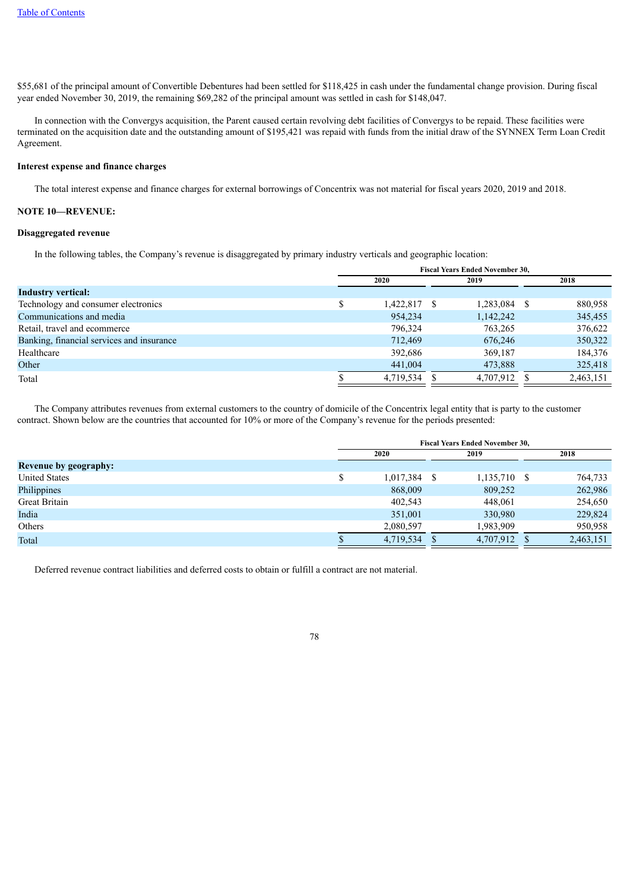$55,681 of the principal amount of Convertible Debentures had been settled for $118,425 in cash under the fundamental change provision. During fiscal year ended November 30, 2019, the remaining $69,282 of the principal amount was settled in cash for $148,047.

In connection with the Convergys acquisition, the Parent caused certain revolving debt facilities of Convergys to be repaid. These facilities were terminated on the acquisition date and the outstanding amount of $195,421 was repaid with funds from the initial draw of the SYNNEX Term Loan Credit Agreement.

**Interest expense and finance charges**

The total interest expense and finance charges for external borrowings of Concentrix was not material for fiscal years 2020, 2019 and 2018.

**NOTE 10—REVENUE:**

**Disaggregated revenue**

In the following tables, the Company's revenue is disaggregated by primary industry verticals and geographic location:

| | Fiscal Years Ended November 30, | | |
|---|---|---|---|
| | 2020 | 2019 | 2018 |
| **Industry vertical:** | | | |
| Technology and consumer electronics | $ 1,422,817 | $ 1,283,084 | $ 880,958 |
| Communications and media | 954,234 | 1,142,242 | 345,455 |
| Retail, travel and ecommerce | 796,324 | 763,265 | 376,622 |
| Banking, financial services and insurance | 712,469 | 676,246 | 350,322 |
| Healthcare | 392,686 | 369,187 | 184,376 |
| Other | 441,004 | 473,888 | 325,418 |
| Total | $ 4,719,534 | $ 4,707,912 | $ 2,463,151 |

The Company attributes revenues from external customers to the country of domicile of the Concentrix legal entity that is party to the customer contract. Shown below are the countries that accounted for 10% or more of the Company's revenue for the periods presented:

| | Fiscal Years Ended November 30, | | |
|---|---|---|---|
| | 2020 | 2019 | 2018 |
| **Revenue by geography:** | | | |
| United States | $ 1,017,384 | $ 1,135,710 | $ 764,733 |
| Philippines | 868,009 | 809,252 | 262,986 |
| Great Britain | 402,543 | 448,061 | 254,650 |
| India | 351,001 | 330,980 | 229,824 |
| Others | 2,080,597 | 1,983,909 | 950,958 |
| Total | $ 4,719,534 | $ 4,707,912 | $ 2,463,151 |

Deferred revenue contract liabilities and deferred costs to obtain or fulfill a contract are not material.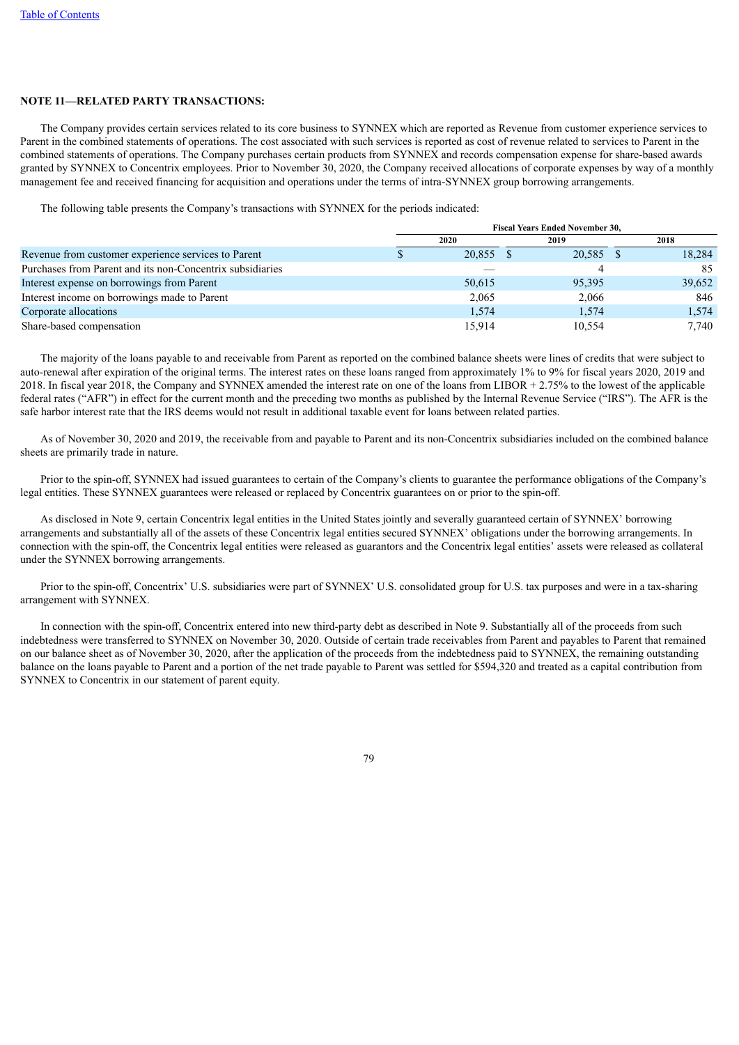**NOTE 11—RELATED PARTY TRANSACTIONS:**

The Company provides certain services related to its core business to SYNNEX which are reported as Revenue from customer experience services to Parent in the combined statements of operations. The cost associated with such services is reported as cost of revenue related to services to Parent in the combined statements of operations. The Company purchases certain products from SYNNEX and records compensation expense for share-based awards granted by SYNNEX to Concentrix employees. Prior to November 30, 2020, the Company received allocations of corporate expenses by way of a monthly management fee and received financing for acquisition and operations under the terms of intra-SYNNEX group borrowing arrangements.

The following table presents the Company's transactions with SYNNEX for the periods indicated:

| | Fiscal Years Ended November 30, | | |
|---|---|---|---|
| | 2020 | 2019 | 2018 |
| Revenue from customer experience services to Parent | $ 20,855 | $ 20,585 | $ 18,284 |
| Purchases from Parent and its non-Concentrix subsidiaries | — | 4 | 85 |
| Interest expense on borrowings from Parent | 50,615 | 95,395 | 39,652 |
| Interest income on borrowings made to Parent | 2,065 | 2,066 | 846 |
| Corporate allocations | 1,574 | 1,574 | 1,574 |
| Share-based compensation | 15,914 | 10,554 | 7,740 |

The majority of the loans payable to and receivable from Parent as reported on the combined balance sheets were lines of credits that were subject to auto-renewal after expiration of the original terms. The interest rates on these loans ranged from approximately 1% to 9% for fiscal years 2020, 2019 and 2018. In fiscal year 2018, the Company and SYNNEX amended the interest rate on one of the loans from LIBOR + 2.75% to the lowest of the applicable federal rates ("AFR") in effect for the current month and the preceding two months as published by the Internal Revenue Service ("IRS"). The AFR is the safe harbor interest rate that the IRS deems would not result in additional taxable event for loans between related parties.

As of November 30, 2020 and 2019, the receivable from and payable to Parent and its non-Concentrix subsidiaries included on the combined balance sheets are primarily trade in nature.

Prior to the spin-off, SYNNEX had issued guarantees to certain of the Company's clients to guarantee the performance obligations of the Company's legal entities. These SYNNEX guarantees were released or replaced by Concentrix guarantees on or prior to the spin-off.

As disclosed in Note 9, certain Concentrix legal entities in the United States jointly and severally guaranteed certain of SYNNEX' borrowing arrangements and substantially all of the assets of these Concentrix legal entities secured SYNNEX' obligations under the borrowing arrangements. In connection with the spin-off, the Concentrix legal entities were released as guarantors and the Concentrix legal entities' assets were released as collateral under the SYNNEX borrowing arrangements.

Prior to the spin-off, Concentrix' U.S. subsidiaries were part of SYNNEX' U.S. consolidated group for U.S. tax purposes and were in a tax-sharing arrangement with SYNNEX.

In connection with the spin-off, Concentrix entered into new third-party debt as described in Note 9. Substantially all of the proceeds from such indebtedness were transferred to SYNNEX on November 30, 2020. Outside of certain trade receivables from Parent and payables to Parent that remained on our balance sheet as of November 30, 2020, after the application of the proceeds from the indebtedness paid to SYNNEX, the remaining outstanding balance on the loans payable to Parent and a portion of the net trade payable to Parent was settled for $594,320 and treated as a capital contribution from SYNNEX to Concentrix in our statement of parent equity.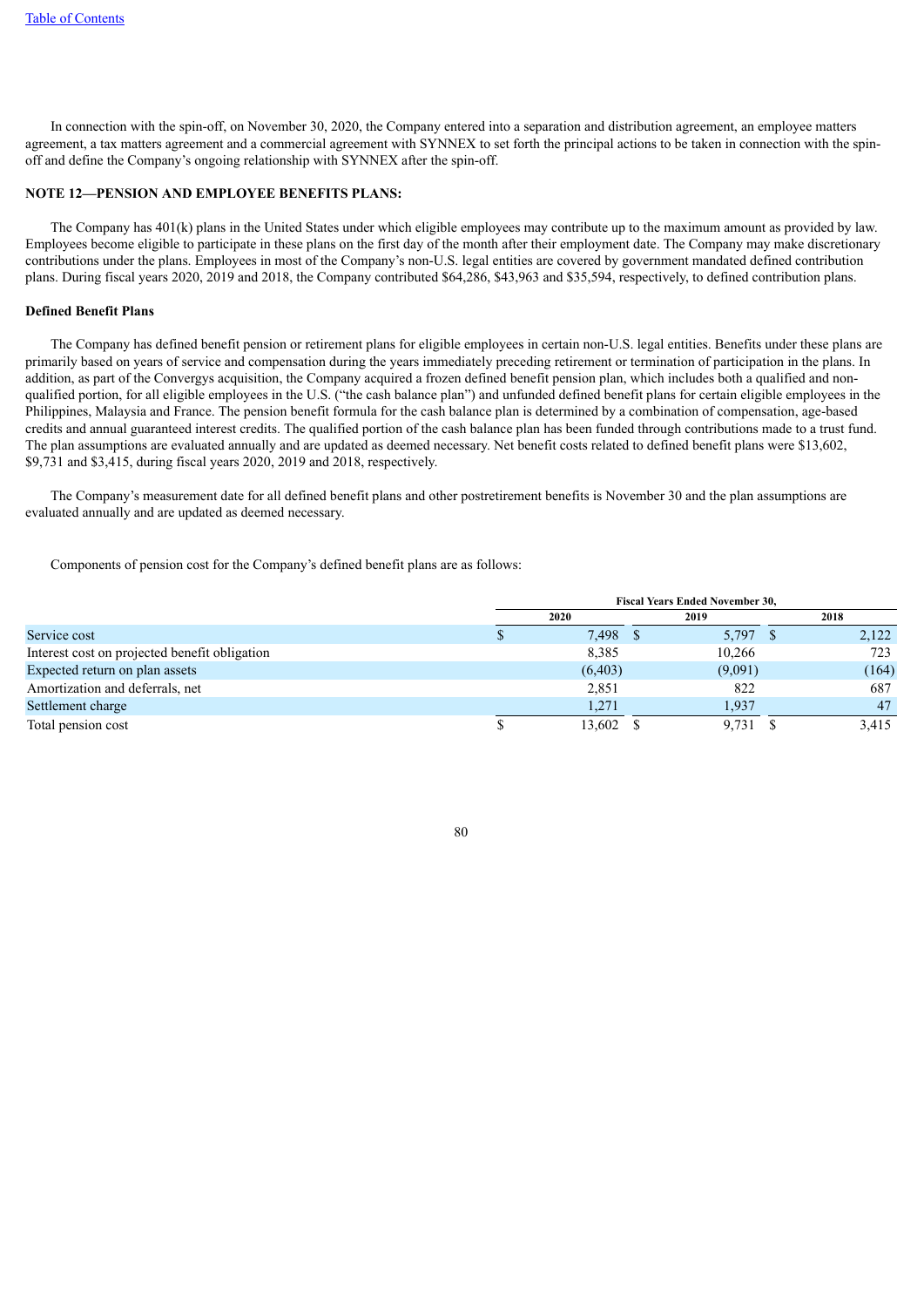In connection with the spin-off, on November 30, 2020, the Company entered into a separation and distribution agreement, an employee matters agreement, a tax matters agreement and a commercial agreement with SYNNEX to set forth the principal actions to be taken in connection with the spin-off and define the Company's ongoing relationship with SYNNEX after the spin-off.

**NOTE 12—PENSION AND EMPLOYEE BENEFITS PLANS:**

The Company has 401(k) plans in the United States under which eligible employees may contribute up to the maximum amount as provided by law. Employees become eligible to participate in these plans on the first day of the month after their employment date. The Company may make discretionary contributions under the plans. Employees in most of the Company's non-U.S. legal entities are covered by government mandated defined contribution plans. During fiscal years 2020, 2019 and 2018, the Company contributed $64,286, $43,963 and $35,594, respectively, to defined contribution plans.

**Defined Benefit Plans**

The Company has defined benefit pension or retirement plans for eligible employees in certain non-U.S. legal entities. Benefits under these plans are primarily based on years of service and compensation during the years immediately preceding retirement or termination of participation in the plans. In addition, as part of the Convergys acquisition, the Company acquired a frozen defined benefit pension plan, which includes both a qualified and non-qualified portion, for all eligible employees in the U.S. ("the cash balance plan") and unfunded defined benefit plans for certain eligible employees in the Philippines, Malaysia and France. The pension benefit formula for the cash balance plan is determined by a combination of compensation, age-based credits and annual guaranteed interest credits. The qualified portion of the cash balance plan has been funded through contributions made to a trust fund. The plan assumptions are evaluated annually and are updated as deemed necessary. Net benefit costs related to defined benefit plans were $13,602, $9,731 and $3,415, during fiscal years 2020, 2019 and 2018, respectively.

The Company's measurement date for all defined benefit plans and other postretirement benefits is November 30 and the plan assumptions are evaluated annually and are updated as deemed necessary.

Components of pension cost for the Company's defined benefit plans are as follows:

| | Fiscal Years Ended November 30, | | |
|---|---|---|---|
| | 2020 | 2019 | 2018 |
| Service cost | $ 7,498 | $ 5,797 | $ 2,122 |
| Interest cost on projected benefit obligation | 8,385 | 10,266 | 723 |
| Expected return on plan assets | (6,403) | (9,091) | (164) |
| Amortization and deferrals, net | 2,851 | 822 | 687 |
| Settlement charge | 1,271 | 1,937 | 47 |
| Total pension cost | $ 13,602 | $ 9,731 | $ 3,415 |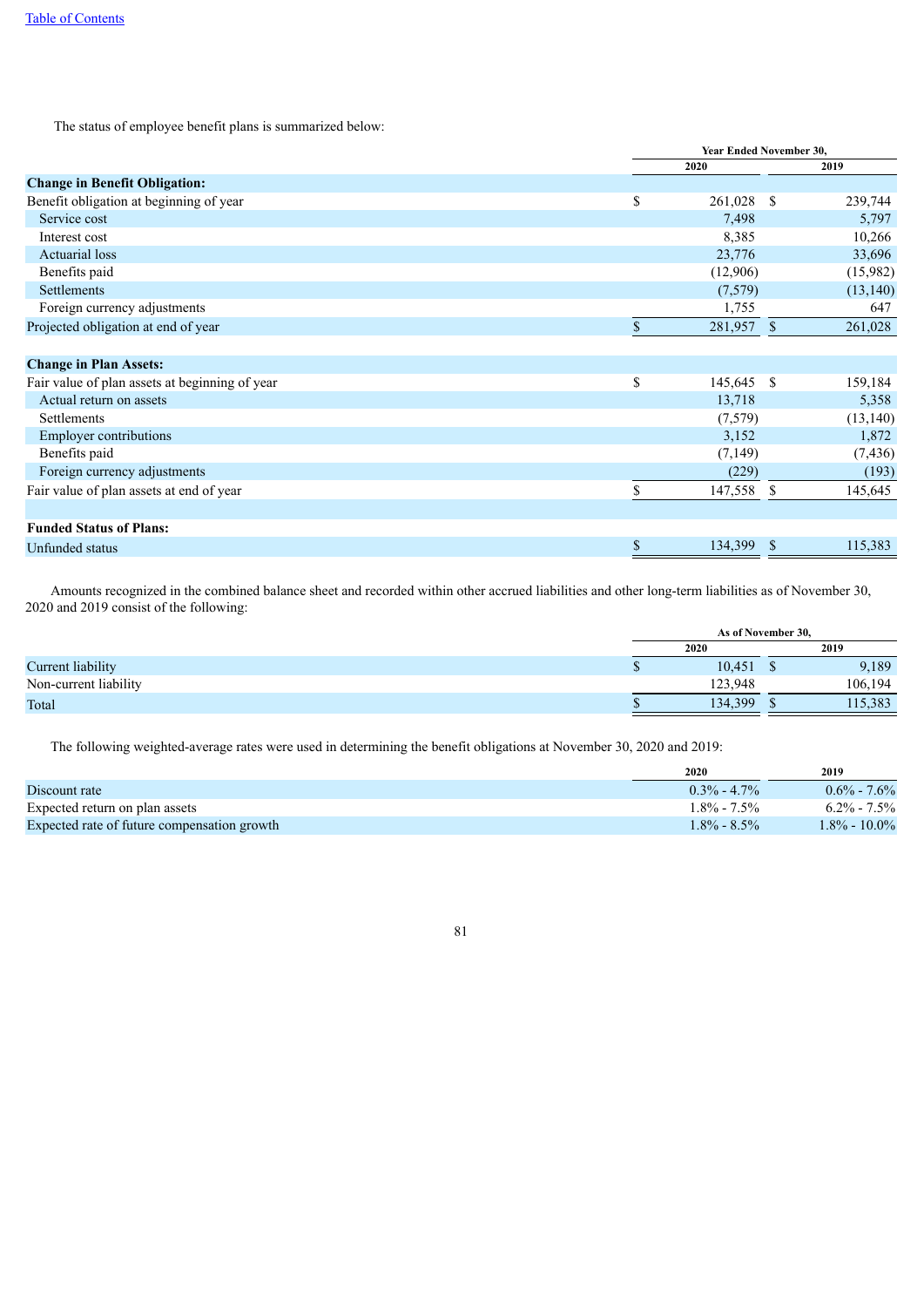The status of employee benefit plans is summarized below:

| | Year Ended November 30, | |
|---|---|---|
| | 2020 | 2019 |
| **Change in Benefit Obligation:** | | |
| Benefit obligation at beginning of year | $ 261,028 | $ 239,744 |
| Service cost | 7,498 | 5,797 |
| Interest cost | 8,385 | 10,266 |
| Actuarial loss | 23,776 | 33,696 |
| Benefits paid | (12,906) | (15,982) |
| Settlements | (7,579) | (13,140) |
| Foreign currency adjustments | 1,755 | 647 |
| Projected obligation at end of year | $ 281,957 | $ 261,028 |
| | | |
| **Change in Plan Assets:** | | |
| Fair value of plan assets at beginning of year | $ 145,645 | $ 159,184 |
| Actual return on assets | 13,718 | 5,358 |
| Settlements | (7,579) | (13,140) |
| Employer contributions | 3,152 | 1,872 |
| Benefits paid | (7,149) | (7,436) |
| Foreign currency adjustments | (229) | (193) |
| Fair value of plan assets at end of year | $ 147,558 | $ 145,645 |
| | | |
| **Funded Status of Plans:** | | |
| Unfunded status | $ 134,399 | $ 115,383 |

Amounts recognized in the combined balance sheet and recorded within other accrued liabilities and other long-term liabilities as of November 30, 2020 and 2019 consist of the following:

| | As of November 30, | |
|---|---|---|
| | 2020 | 2019 |
| Current liability | $ 10,451 | $ 9,189 |
| Non-current liability | 123,948 | 106,194 |
| Total | $ 134,399 | $ 115,383 |

The following weighted-average rates were used in determining the benefit obligations at November 30, 2020 and 2019:

| | 2020 | 2019 |
|---|---|---|
| Discount rate | 0.3% - 4.7% | 0.6% - 7.6% |
| Expected return on plan assets | 1.8% - 7.5% | 6.2% - 7.5% |
| Expected rate of future compensation growth | 1.8% - 8.5% | 1.8% - 10.0% |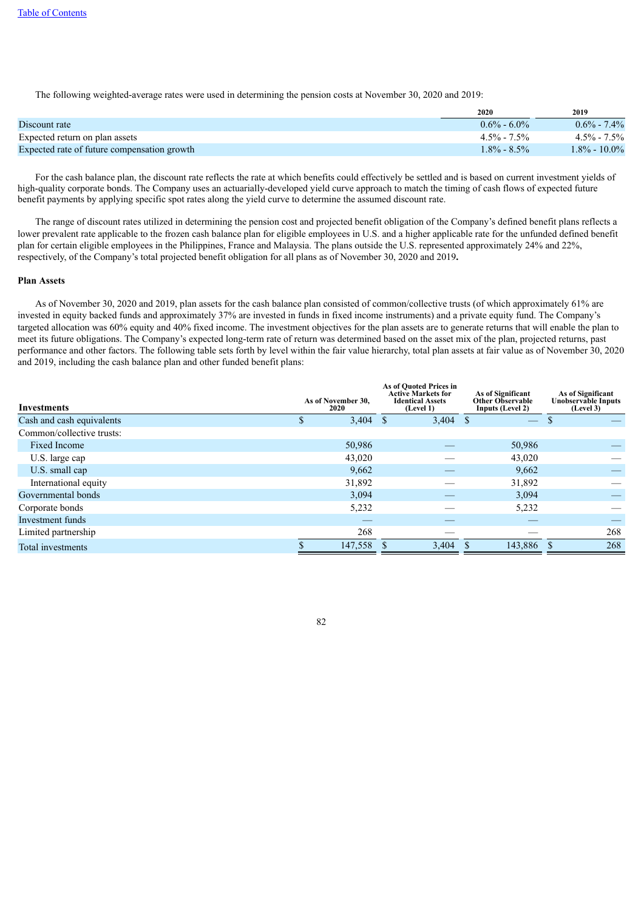The following weighted-average rates were used in determining the pension costs at November 30, 2020 and 2019:

| | 2020 | 2019 |
|---|---|---|
| Discount rate | 0.6% - 6.0% | 0.6% - 7.4% |
| Expected return on plan assets | 4.5% - 7.5% | 4.5% - 7.5% |
| Expected rate of future compensation growth | 1.8% - 8.5% | 1.8% - 10.0% |

For the cash balance plan, the discount rate reflects the rate at which benefits could effectively be settled and is based on current investment yields of high-quality corporate bonds. The Company uses an actuarially-developed yield curve approach to match the timing of cash flows of expected future benefit payments by applying specific spot rates along the yield curve to determine the assumed discount rate.

The range of discount rates utilized in determining the pension cost and projected benefit obligation of the Company's defined benefit plans reflects a lower prevalent rate applicable to the frozen cash balance plan for eligible employees in U.S. and a higher applicable rate for the unfunded defined benefit plan for certain eligible employees in the Philippines, France and Malaysia. The plans outside the U.S. represented approximately 24% and 22%, respectively, of the Company's total projected benefit obligation for all plans as of November 30, 2020 and 2019**.**

**Plan Assets**

As of November 30, 2020 and 2019, plan assets for the cash balance plan consisted of common/collective trusts (of which approximately 61% are invested in equity backed funds and approximately 37% are invested in funds in fixed income instruments) and a private equity fund. The Company's targeted allocation was 60% equity and 40% fixed income. The investment objectives for the plan assets are to generate returns that will enable the plan to meet its future obligations. The Company's expected long-term rate of return was determined based on the asset mix of the plan, projected returns, past performance and other factors. The following table sets forth by level within the fair value hierarchy, total plan assets at fair value as of November 30, 2020 and 2019, including the cash balance plan and other funded benefit plans:

| Investments | As of November 30, 2020 | As of Quoted Prices in Active Markets for Identical Assets (Level 1) | As of Significant Other Observable Inputs (Level 2) | As of Significant Unobservable Inputs (Level 3) |
|---|---|---|---|---|
| Cash and cash equivalents | $ 3,404 | $ 3,404 | $ — | $ — |
| Common/collective trusts: | | | | |
| Fixed Income | 50,986 | — | 50,986 | — |
| U.S. large cap | 43,020 | — | 43,020 | — |
| U.S. small cap | 9,662 | — | 9,662 | — |
| International equity | 31,892 | — | 31,892 | — |
| Governmental bonds | 3,094 | — | 3,094 | — |
| Corporate bonds | 5,232 | — | 5,232 | — |
| Investment funds | — | — | — | — |
| Limited partnership | 268 | — | — | 268 |
| Total investments | $ 147,558 | $ 3,404 | $ 143,886 | $ 268 |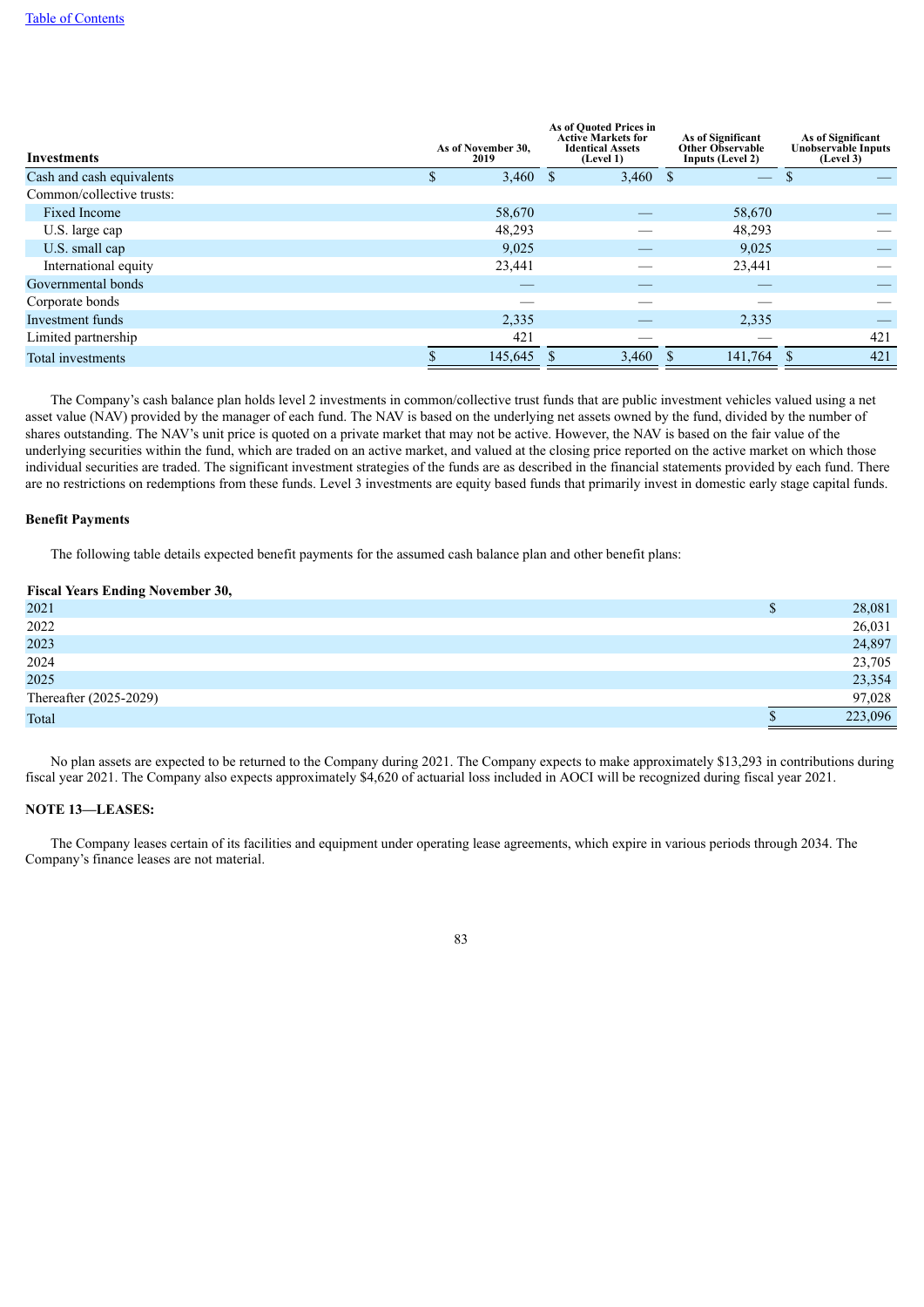| Investments | As of November 30, 2019 | As of Quoted Prices in Active Markets for Identical Assets (Level 1) | As of Significant Other Observable Inputs (Level 2) | As of Significant Unobservable Inputs (Level 3) |
|---|---|---|---|---|
| Cash and cash equivalents | $ 3,460 | $ 3,460 | $ — | $ — |
| Common/collective trusts: | | | | |
| Fixed Income | 58,670 | — | 58,670 | — |
| U.S. large cap | 48,293 | — | 48,293 | — |
| U.S. small cap | 9,025 | — | 9,025 | — |
| International equity | 23,441 | — | 23,441 | — |
| Governmental bonds | — | — | — | — |
| Corporate bonds | — | — | — | — |
| Investment funds | 2,335 | — | 2,335 | — |
| Limited partnership | 421 | — | — | 421 |
| Total investments | $ 145,645 | $ 3,460 | $ 141,764 | $ 421 |

The Company's cash balance plan holds level 2 investments in common/collective trust funds that are public investment vehicles valued using a net asset value (NAV) provided by the manager of each fund. The NAV is based on the underlying net assets owned by the fund, divided by the number of shares outstanding. The NAV's unit price is quoted on a private market that may not be active. However, the NAV is based on the fair value of the underlying securities within the fund, which are traded on an active market, and valued at the closing price reported on the active market on which those individual securities are traded. The significant investment strategies of the funds are as described in the financial statements provided by each fund. There are no restrictions on redemptions from these funds. Level 3 investments are equity based funds that primarily invest in domestic early stage capital funds.

**Benefit Payments**

The following table details expected benefit payments for the assumed cash balance plan and other benefit plans:

| Fiscal Years Ending November 30, | |
|---|---|
| 2021 | $ 28,081 |
| 2022 | 26,031 |
| 2023 | 24,897 |
| 2024 | 23,705 |
| 2025 | 23,354 |
| Thereafter (2025-2029) | 97,028 |
| Total | $ 223,096 |

No plan assets are expected to be returned to the Company during 2021. The Company expects to make approximately $13,293 in contributions during fiscal year 2021. The Company also expects approximately $4,620 of actuarial loss included in AOCI will be recognized during fiscal year 2021.

**NOTE 13—LEASES:**

The Company leases certain of its facilities and equipment under operating lease agreements, which expire in various periods through 2034. The Company's finance leases are not material.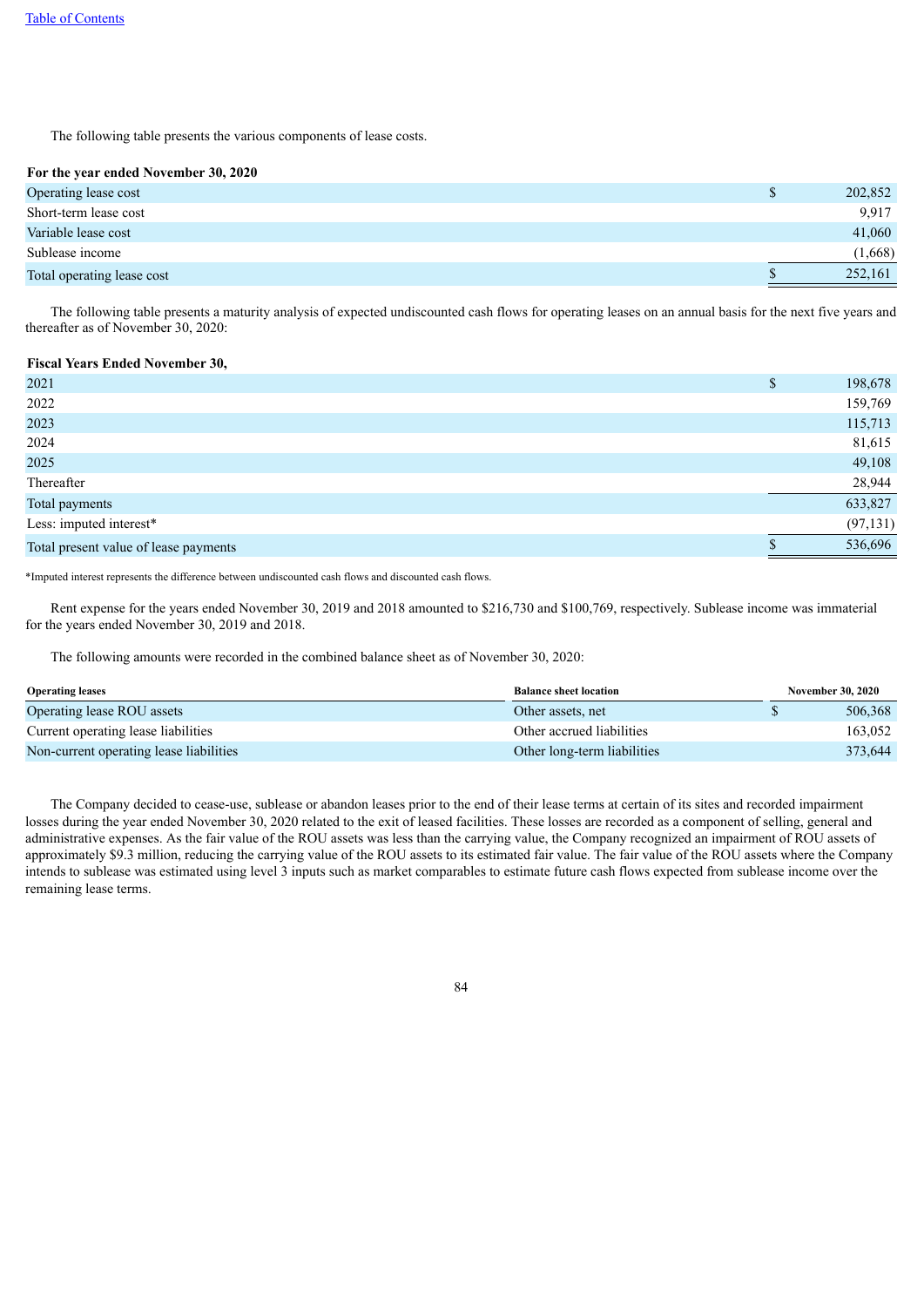The following table presents the various components of lease costs.

| For the year ended November 30, 2020 | |
|---|---|
| Operating lease cost | $ 202,852 |
| Short-term lease cost | 9,917 |
| Variable lease cost | 41,060 |
| Sublease income | (1,668) |
| Total operating lease cost | $ 252,161 |

The following table presents a maturity analysis of expected undiscounted cash flows for operating leases on an annual basis for the next five years and thereafter as of November 30, 2020:

| Fiscal Years Ended November 30, | |
|---|---|
| 2021 | $ 198,678 |
| 2022 | 159,769 |
| 2023 | 115,713 |
| 2024 | 81,615 |
| 2025 | 49,108 |
| Thereafter | 28,944 |
| Total payments | 633,827 |
| Less: imputed interest* | (97,131) |
| Total present value of lease payments | $ 536,696 |

*Imputed interest represents the difference between undiscounted cash flows and discounted cash flows.

Rent expense for the years ended November 30, 2019 and 2018 amounted to $216,730 and $100,769, respectively. Sublease income was immaterial for the years ended November 30, 2019 and 2018.

The following amounts were recorded in the combined balance sheet as of November 30, 2020:

| Operating leases | Balance sheet location | November 30, 2020 |
|---|---|---|
| Operating lease ROU assets | Other assets, net | $ 506,368 |
| Current operating lease liabilities | Other accrued liabilities | 163,052 |
| Non-current operating lease liabilities | Other long-term liabilities | 373,644 |

The Company decided to cease-use, sublease or abandon leases prior to the end of their lease terms at certain of its sites and recorded impairment losses during the year ended November 30, 2020 related to the exit of leased facilities. These losses are recorded as a component of selling, general and administrative expenses. As the fair value of the ROU assets was less than the carrying value, the Company recognized an impairment of ROU assets of approximately $9.3 million, reducing the carrying value of the ROU assets to its estimated fair value. The fair value of the ROU assets where the Company intends to sublease was estimated using level 3 inputs such as market comparables to estimate future cash flows expected from sublease income over the remaining lease terms.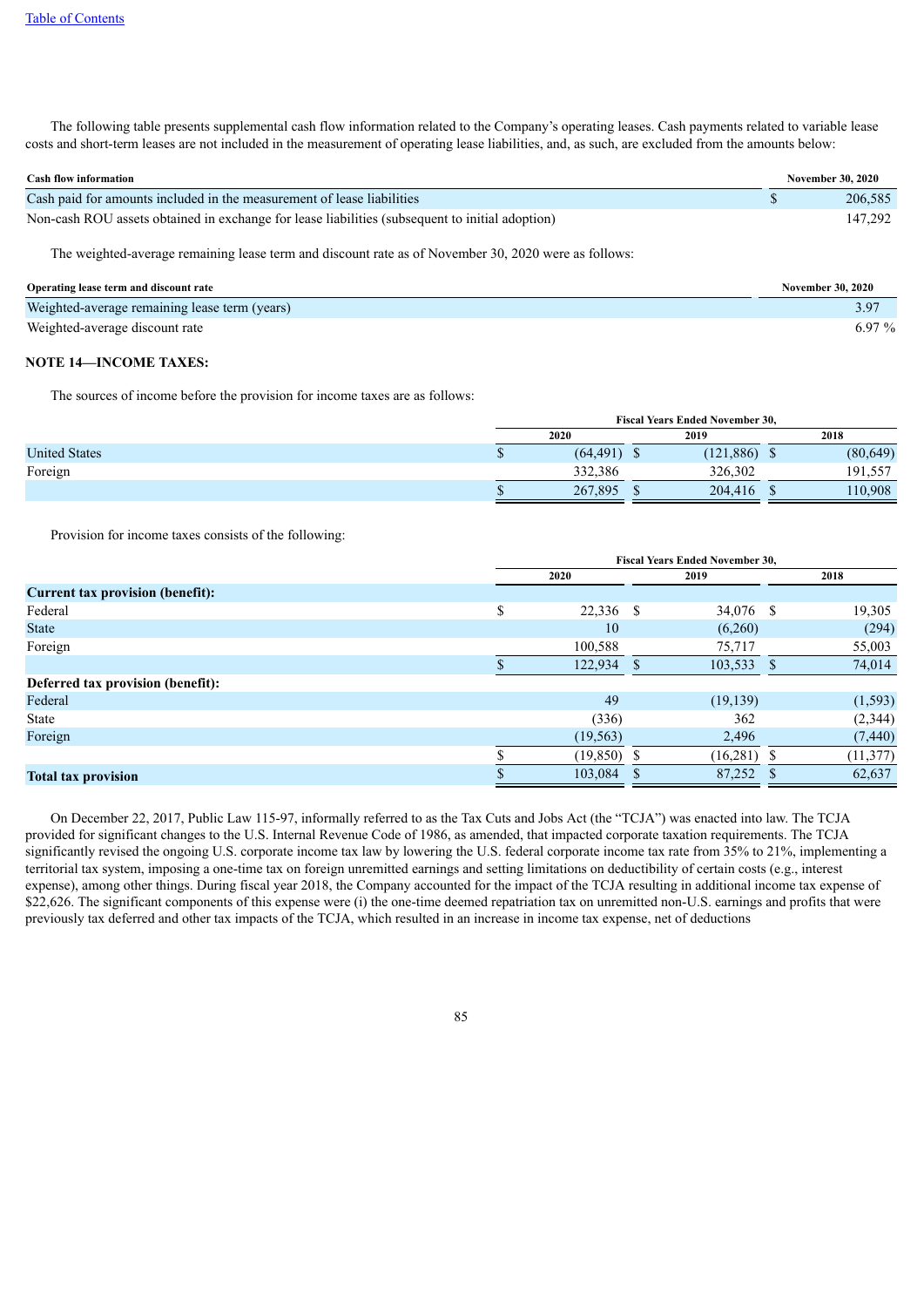The following table presents supplemental cash flow information related to the Company's operating leases. Cash payments related to variable lease costs and short-term leases are not included in the measurement of operating lease liabilities, and, as such, are excluded from the amounts below:

| Cash flow information | November 30, 2020 |
|---|---|
| Cash paid for amounts included in the measurement of lease liabilities | $ 206,585 |
| Non-cash ROU assets obtained in exchange for lease liabilities (subsequent to initial adoption) | 147,292 |

The weighted-average remaining lease term and discount rate as of November 30, 2020 were as follows:

| Operating lease term and discount rate | November 30, 2020 |
|---|---|
| Weighted-average remaining lease term (years) | 3.97 |
| Weighted-average discount rate | 6.97 % |

## NOTE 14—INCOME TAXES:

The sources of income before the provision for income taxes are as follows:

| | Fiscal Years Ended November 30, | | |
|---|---|---|---|
| | 2020 | 2019 | 2018 |
| United States | $ (64,491) | $ (121,886) | $ (80,649) |
| Foreign | 332,386 | 326,302 | 191,557 |
| | $ 267,895 | $ 204,416 | $ 110,908 |

Provision for income taxes consists of the following:

| | Fiscal Years Ended November 30, | | |
|---|---|---|---|
| | 2020 | 2019 | 2018 |
| **Current tax provision (benefit):** | | | |
| Federal | $ 22,336 | $ 34,076 | $ 19,305 |
| State | 10 | (6,260) | (294) |
| Foreign | 100,588 | 75,717 | 55,003 |
| | $ 122,934 | $ 103,533 | $ 74,014 |
| **Deferred tax provision (benefit):** | | | |
| Federal | 49 | (19,139) | (1,593) |
| State | (336) | 362 | (2,344) |
| Foreign | (19,563) | 2,496 | (7,440) |
| | $ (19,850) | $ (16,281) | $ (11,377) |
| **Total tax provision** | $ 103,084 | $ 87,252 | $ 62,637 |

On December 22, 2017, Public Law 115-97, informally referred to as the Tax Cuts and Jobs Act (the "TCJA") was enacted into law. The TCJA provided for significant changes to the U.S. Internal Revenue Code of 1986, as amended, that impacted corporate taxation requirements. The TCJA significantly revised the ongoing U.S. corporate income tax law by lowering the U.S. federal corporate income tax rate from 35% to 21%, implementing a territorial tax system, imposing a one-time tax on foreign unremitted earnings and setting limitations on deductibility of certain costs (e.g., interest expense), among other things. During fiscal year 2018, the Company accounted for the impact of the TCJA resulting in additional income tax expense of $22,626. The significant components of this expense were (i) the one-time deemed repatriation tax on unremitted non-U.S. earnings and profits that were previously tax deferred and other tax impacts of the TCJA, which resulted in an increase in income tax expense, net of deductions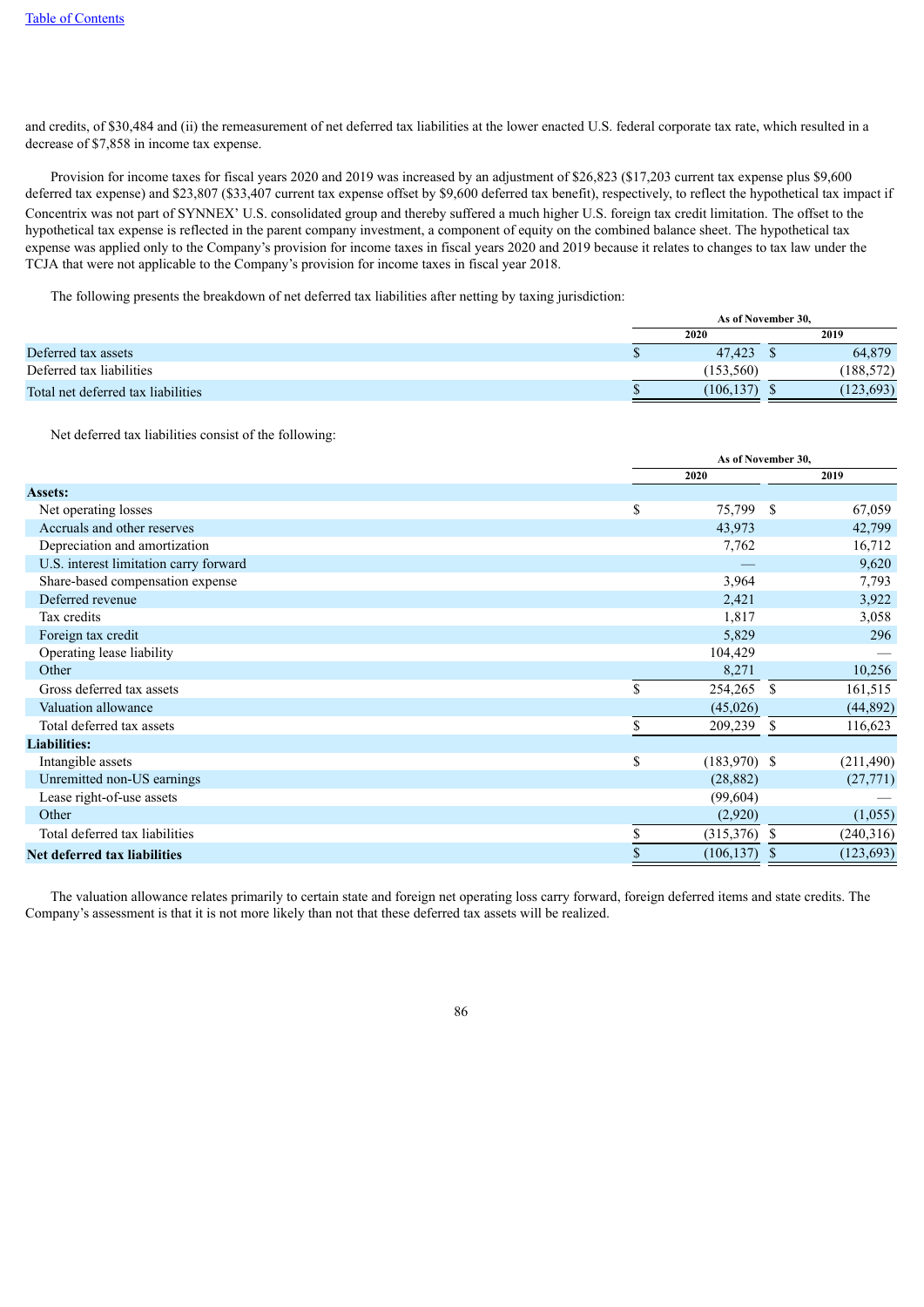and credits, of $30,484 and (ii) the remeasurement of net deferred tax liabilities at the lower enacted U.S. federal corporate tax rate, which resulted in a decrease of $7,858 in income tax expense.

Provision for income taxes for fiscal years 2020 and 2019 was increased by an adjustment of $26,823 ($17,203 current tax expense plus $9,600 deferred tax expense) and $23,807 ($33,407 current tax expense offset by $9,600 deferred tax benefit), respectively, to reflect the hypothetical tax impact if Concentrix was not part of SYNNEX' U.S. consolidated group and thereby suffered a much higher U.S. foreign tax credit limitation. The offset to the hypothetical tax expense is reflected in the parent company investment, a component of equity on the combined balance sheet. The hypothetical tax expense was applied only to the Company's provision for income taxes in fiscal years 2020 and 2019 because it relates to changes to tax law under the TCJA that were not applicable to the Company's provision for income taxes in fiscal year 2018.

The following presents the breakdown of net deferred tax liabilities after netting by taxing jurisdiction:

| | As of November 30, | |
|---|---|---|
| | 2020 | 2019 |
| Deferred tax assets | $ 47,423 | $ 64,879 |
| Deferred tax liabilities | (153,560) | (188,572) |
| Total net deferred tax liabilities | $ (106,137) | $ (123,693) |

Net deferred tax liabilities consist of the following:

| | As of November 30, | |
|---|---|---|
| | 2020 | 2019 |
| **Assets:** | | |
| Net operating losses | $ 75,799 | $ 67,059 |
| Accruals and other reserves | 43,973 | 42,799 |
| Depreciation and amortization | 7,762 | 16,712 |
| U.S. interest limitation carry forward | — | 9,620 |
| Share-based compensation expense | 3,964 | 7,793 |
| Deferred revenue | 2,421 | 3,922 |
| Tax credits | 1,817 | 3,058 |
| Foreign tax credit | 5,829 | 296 |
| Operating lease liability | 104,429 | — |
| Other | 8,271 | 10,256 |
| Gross deferred tax assets | $ 254,265 | $ 161,515 |
| Valuation allowance | (45,026) | (44,892) |
| Total deferred tax assets | $ 209,239 | $ 116,623 |
| **Liabilities:** | | |
| Intangible assets | $ (183,970) | $ (211,490) |
| Unremitted non-US earnings | (28,882) | (27,771) |
| Lease right-of-use assets | (99,604) | — |
| Other | (2,920) | (1,055) |
| Total deferred tax liabilities | $ (315,376) | $ (240,316) |
| **Net deferred tax liabilities** | $ (106,137) | $ (123,693) |

The valuation allowance relates primarily to certain state and foreign net operating loss carry forward, foreign deferred items and state credits. The Company's assessment is that it is not more likely than not that these deferred tax assets will be realized.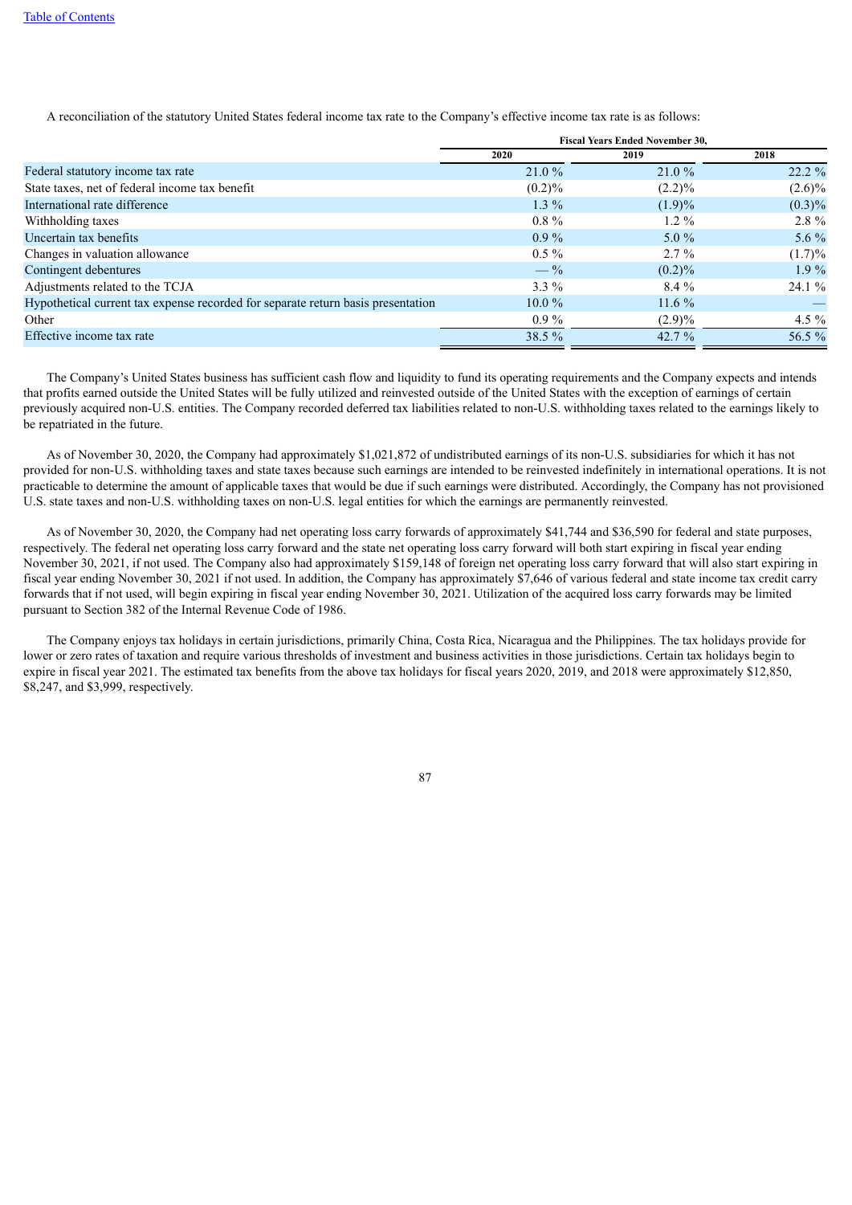A reconciliation of the statutory United States federal income tax rate to the Company's effective income tax rate is as follows:

| | Fiscal Years Ended November 30, | | |
|---|---|---|---|
| | 2020 | 2019 | 2018 |
| Federal statutory income tax rate | 21.0 % | 21.0 % | 22.2 % |
| State taxes, net of federal income tax benefit | (0.2)% | (2.2)% | (2.6)% |
| International rate difference | 1.3 % | (1.9)% | (0.3)% |
| Withholding taxes | 0.8 % | 1.2 % | 2.8 % |
| Uncertain tax benefits | 0.9 % | 5.0 % | 5.6 % |
| Changes in valuation allowance | 0.5 % | 2.7 % | (1.7)% |
| Contingent debentures | — % | (0.2)% | 1.9 % |
| Adjustments related to the TCJA | 3.3 % | 8.4 % | 24.1 % |
| Hypothetical current tax expense recorded for separate return basis presentation | 10.0 % | 11.6 % | — |
| Other | 0.9 % | (2.9)% | 4.5 % |
| Effective income tax rate | 38.5 % | 42.7 % | 56.5 % |

The Company's United States business has sufficient cash flow and liquidity to fund its operating requirements and the Company expects and intends that profits earned outside the United States will be fully utilized and reinvested outside of the United States with the exception of earnings of certain previously acquired non-U.S. entities. The Company recorded deferred tax liabilities related to non-U.S. withholding taxes related to the earnings likely to be repatriated in the future.

As of November 30, 2020, the Company had approximately $1,021,872 of undistributed earnings of its non-U.S. subsidiaries for which it has not provided for non-U.S. withholding taxes and state taxes because such earnings are intended to be reinvested indefinitely in international operations. It is not practicable to determine the amount of applicable taxes that would be due if such earnings were distributed. Accordingly, the Company has not provisioned U.S. state taxes and non-U.S. withholding taxes on non-U.S. legal entities for which the earnings are permanently reinvested.

As of November 30, 2020, the Company had net operating loss carry forwards of approximately $41,744 and $36,590 for federal and state purposes, respectively. The federal net operating loss carry forward and the state net operating loss carry forward will both start expiring in fiscal year ending November 30, 2021, if not used. The Company also had approximately $159,148 of foreign net operating loss carry forward that will also start expiring in fiscal year ending November 30, 2021 if not used. In addition, the Company has approximately $7,646 of various federal and state income tax credit carry forwards that if not used, will begin expiring in fiscal year ending November 30, 2021. Utilization of the acquired loss carry forwards may be limited pursuant to Section 382 of the Internal Revenue Code of 1986.

The Company enjoys tax holidays in certain jurisdictions, primarily China, Costa Rica, Nicaragua and the Philippines. The tax holidays provide for lower or zero rates of taxation and require various thresholds of investment and business activities in those jurisdictions. Certain tax holidays begin to expire in fiscal year 2021. The estimated tax benefits from the above tax holidays for fiscal years 2020, 2019, and 2018 were approximately $12,850, $8,247, and $3,999, respectively.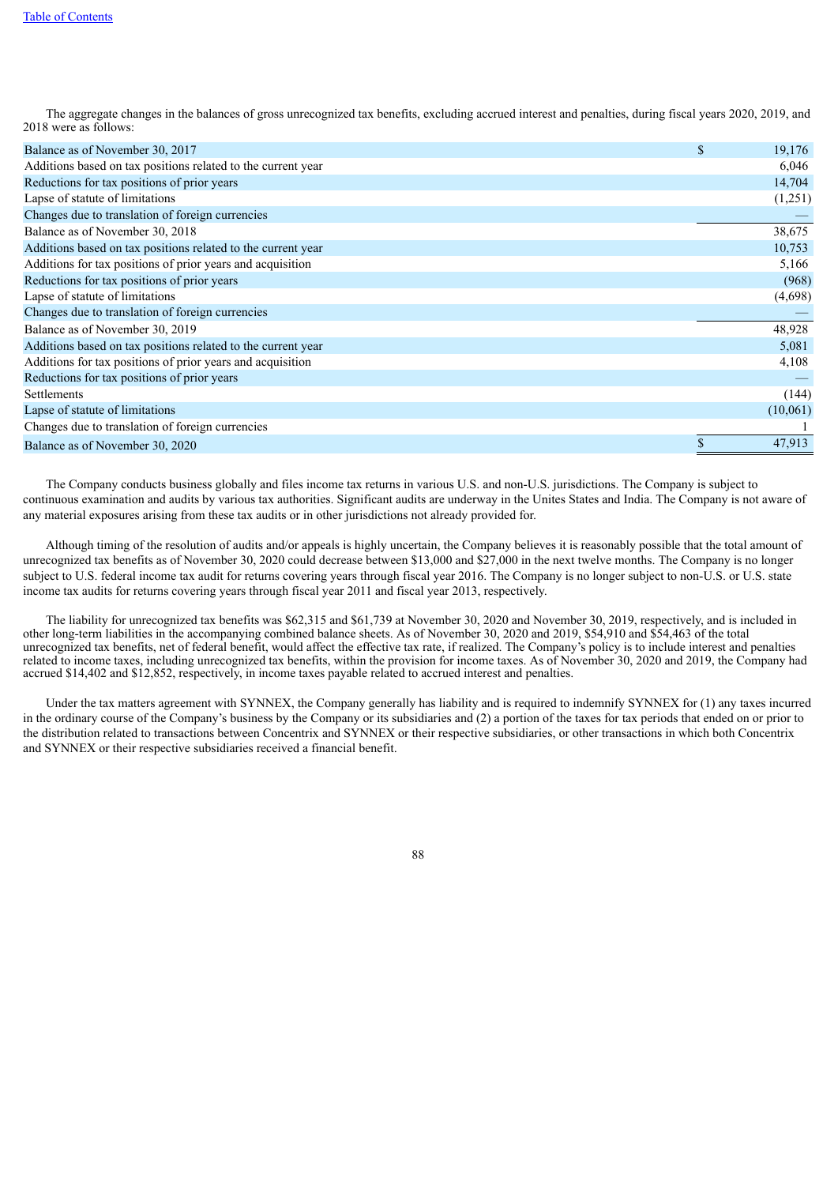The aggregate changes in the balances of gross unrecognized tax benefits, excluding accrued interest and penalties, during fiscal years 2020, 2019, and 2018 were as follows:

| | | |
|---|---|---|
| Balance as of November 30, 2017 | $ | 19,176 |
| Additions based on tax positions related to the current year | | 6,046 |
| Reductions for tax positions of prior years | | 14,704 |
| Lapse of statute of limitations | | (1,251) |
| Changes due to translation of foreign currencies | | — |
| Balance as of November 30, 2018 | | 38,675 |
| Additions based on tax positions related to the current year | | 10,753 |
| Additions for tax positions of prior years and acquisition | | 5,166 |
| Reductions for tax positions of prior years | | (968) |
| Lapse of statute of limitations | | (4,698) |
| Changes due to translation of foreign currencies | | — |
| Balance as of November 30, 2019 | | 48,928 |
| Additions based on tax positions related to the current year | | 5,081 |
| Additions for tax positions of prior years and acquisition | | 4,108 |
| Reductions for tax positions of prior years | | — |
| Settlements | | (144) |
| Lapse of statute of limitations | | (10,061) |
| Changes due to translation of foreign currencies | | 1 |
| Balance as of November 30, 2020 | $ | 47,913 |

The Company conducts business globally and files income tax returns in various U.S. and non-U.S. jurisdictions. The Company is subject to continuous examination and audits by various tax authorities. Significant audits are underway in the Unites States and India. The Company is not aware of any material exposures arising from these tax audits or in other jurisdictions not already provided for.

Although timing of the resolution of audits and/or appeals is highly uncertain, the Company believes it is reasonably possible that the total amount of unrecognized tax benefits as of November 30, 2020 could decrease between $13,000 and $27,000 in the next twelve months. The Company is no longer subject to U.S. federal income tax audit for returns covering years through fiscal year 2016. The Company is no longer subject to non-U.S. or U.S. state income tax audits for returns covering years through fiscal year 2011 and fiscal year 2013, respectively.

The liability for unrecognized tax benefits was $62,315 and $61,739 at November 30, 2020 and November 30, 2019, respectively, and is included in other long-term liabilities in the accompanying combined balance sheets. As of November 30, 2020 and 2019, $54,910 and $54,463 of the total unrecognized tax benefits, net of federal benefit, would affect the effective tax rate, if realized. The Company's policy is to include interest and penalties related to income taxes, including unrecognized tax benefits, within the provision for income taxes. As of November 30, 2020 and 2019, the Company had accrued $14,402 and $12,852, respectively, in income taxes payable related to accrued interest and penalties.

Under the tax matters agreement with SYNNEX, the Company generally has liability and is required to indemnify SYNNEX for (1) any taxes incurred in the ordinary course of the Company's business by the Company or its subsidiaries and (2) a portion of the taxes for tax periods that ended on or prior to the distribution related to transactions between Concentrix and SYNNEX or their respective subsidiaries, or other transactions in which both Concentrix and SYNNEX or their respective subsidiaries received a financial benefit.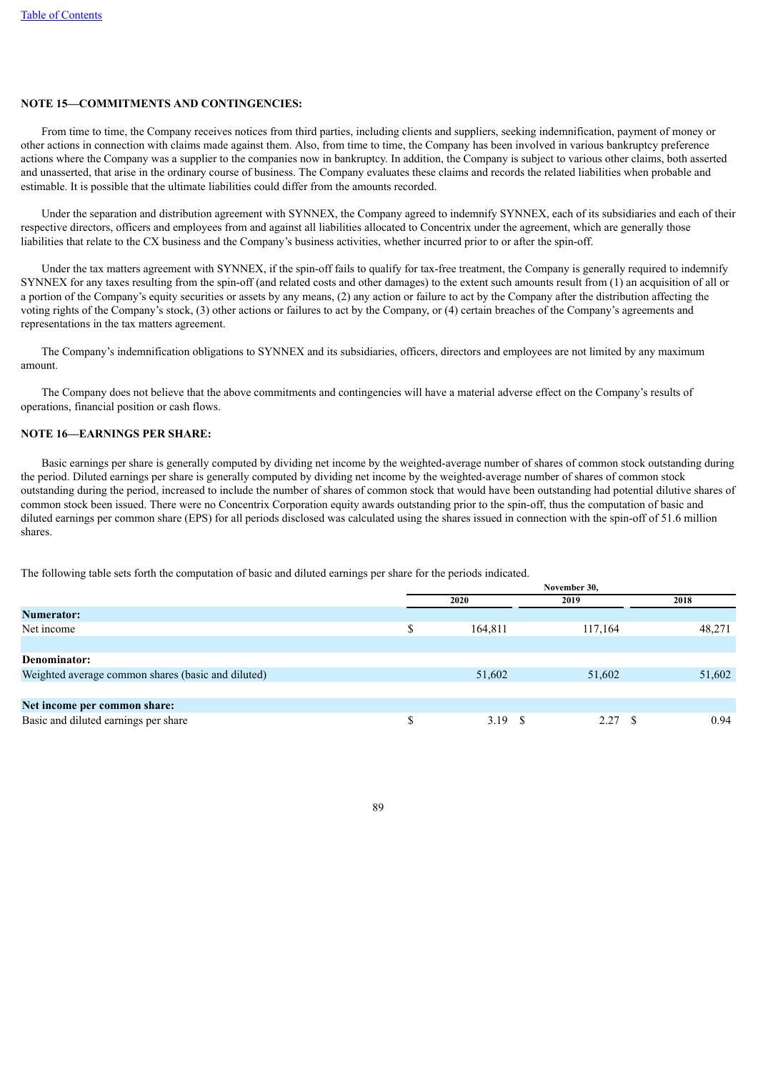## NOTE 15—COMMITMENTS AND CONTINGENCIES:

From time to time, the Company receives notices from third parties, including clients and suppliers, seeking indemnification, payment of money or other actions in connection with claims made against them. Also, from time to time, the Company has been involved in various bankruptcy preference actions where the Company was a supplier to the companies now in bankruptcy. In addition, the Company is subject to various other claims, both asserted and unasserted, that arise in the ordinary course of business. The Company evaluates these claims and records the related liabilities when probable and estimable. It is possible that the ultimate liabilities could differ from the amounts recorded.

Under the separation and distribution agreement with SYNNEX, the Company agreed to indemnify SYNNEX, each of its subsidiaries and each of their respective directors, officers and employees from and against all liabilities allocated to Concentrix under the agreement, which are generally those liabilities that relate to the CX business and the Company's business activities, whether incurred prior to or after the spin-off.

Under the tax matters agreement with SYNNEX, if the spin-off fails to qualify for tax-free treatment, the Company is generally required to indemnify SYNNEX for any taxes resulting from the spin-off (and related costs and other damages) to the extent such amounts result from (1) an acquisition of all or a portion of the Company's equity securities or assets by any means, (2) any action or failure to act by the Company after the distribution affecting the voting rights of the Company's stock, (3) other actions or failures to act by the Company, or (4) certain breaches of the Company's agreements and representations in the tax matters agreement.

The Company's indemnification obligations to SYNNEX and its subsidiaries, officers, directors and employees are not limited by any maximum amount.

The Company does not believe that the above commitments and contingencies will have a material adverse effect on the Company's results of operations, financial position or cash flows.

## NOTE 16—EARNINGS PER SHARE:

Basic earnings per share is generally computed by dividing net income by the weighted-average number of shares of common stock outstanding during the period. Diluted earnings per share is generally computed by dividing net income by the weighted-average number of shares of common stock outstanding during the period, increased to include the number of shares of common stock that would have been outstanding had potential dilutive shares of common stock been issued. There were no Concentrix Corporation equity awards outstanding prior to the spin-off, thus the computation of basic and diluted earnings per common share (EPS) for all periods disclosed was calculated using the shares issued in connection with the spin-off of 51.6 million shares.

The following table sets forth the computation of basic and diluted earnings per share for the periods indicated.

| | November 30, | | |
|---|---|---|---|
| | 2020 | 2019 | 2018 |
| **Numerator:** | | | |
| Net income | $ 164,811 | 117,164 | 48,271 |
| **Denominator:** | | | |
| Weighted average common shares (basic and diluted) | 51,602 | 51,602 | 51,602 |
| **Net income per common share:** | | | |
| Basic and diluted earnings per share | $ 3.19 | $ 2.27 | $ 0.94 |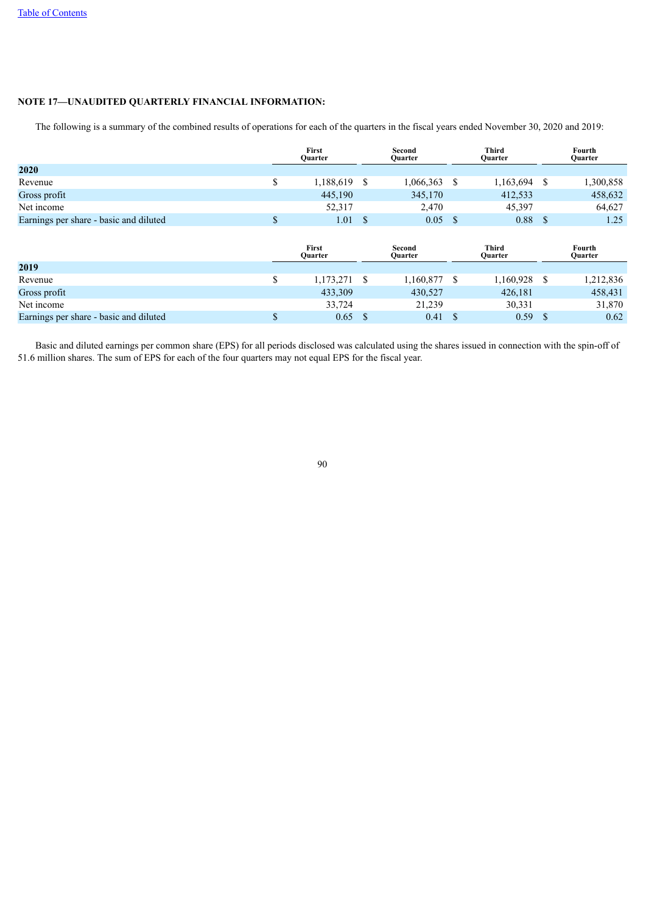**NOTE 17—UNAUDITED QUARTERLY FINANCIAL INFORMATION:**

The following is a summary of the combined results of operations for each of the quarters in the fiscal years ended November 30, 2020 and 2019:

| | First Quarter | Second Quarter | Third Quarter | Fourth Quarter |
|---|---|---|---|---|
| **2020** | | | | |
| Revenue | $ 1,188,619 | $ 1,066,363 | $ 1,163,694 | $ 1,300,858 |
| Gross profit | 445,190 | 345,170 | 412,533 | 458,632 |
| Net income | 52,317 | 2,470 | 45,397 | 64,627 |
| Earnings per share - basic and diluted | $ 1.01 | $ 0.05 | $ 0.88 | $ 1.25 |

| | First Quarter | Second Quarter | Third Quarter | Fourth Quarter |
|---|---|---|---|---|
| **2019** | | | | |
| Revenue | $ 1,173,271 | $ 1,160,877 | $ 1,160,928 | $ 1,212,836 |
| Gross profit | 433,309 | 430,527 | 426,181 | 458,431 |
| Net income | 33,724 | 21,239 | 30,331 | 31,870 |
| Earnings per share - basic and diluted | $ 0.65 | $ 0.41 | $ 0.59 | $ 0.62 |

Basic and diluted earnings per common share (EPS) for all periods disclosed was calculated using the shares issued in connection with the spin-off of 51.6 million shares. The sum of EPS for each of the four quarters may not equal EPS for the fiscal year.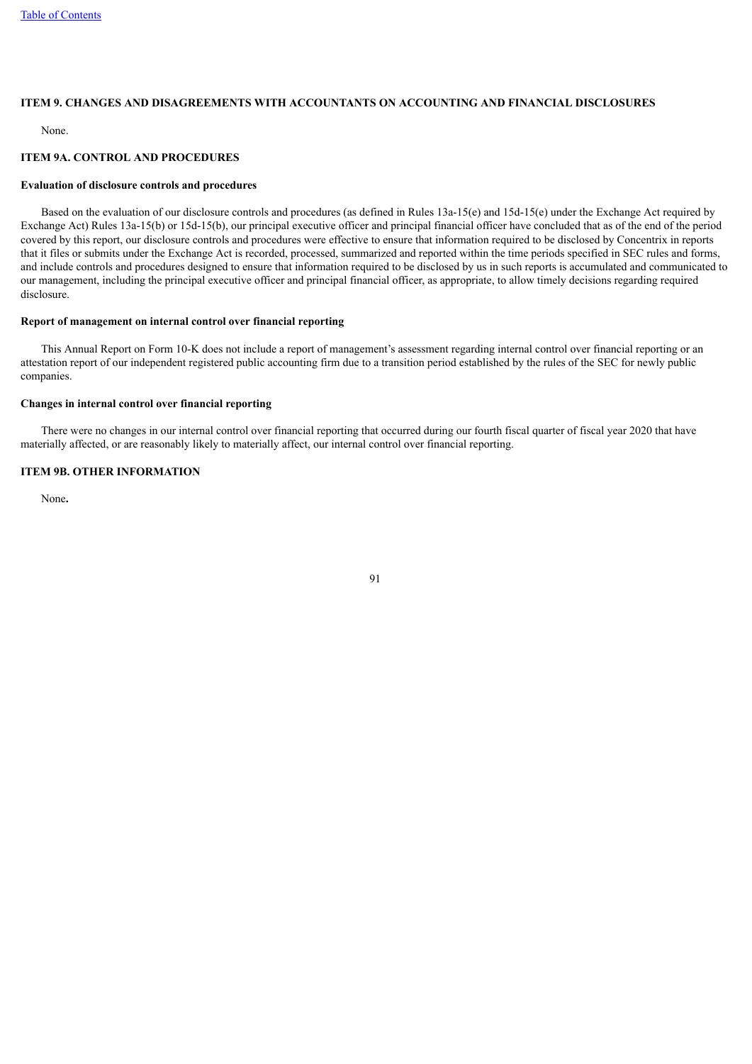## ITEM 9. CHANGES AND DISAGREEMENTS WITH ACCOUNTANTS ON ACCOUNTING AND FINANCIAL DISCLOSURES

None.

## ITEM 9A. CONTROL AND PROCEDURES

### Evaluation of disclosure controls and procedures

Based on the evaluation of our disclosure controls and procedures (as defined in Rules 13a-15(e) and 15d-15(e) under the Exchange Act required by Exchange Act) Rules 13a-15(b) or 15d-15(b), our principal executive officer and principal financial officer have concluded that as of the end of the period covered by this report, our disclosure controls and procedures were effective to ensure that information required to be disclosed by Concentrix in reports that it files or submits under the Exchange Act is recorded, processed, summarized and reported within the time periods specified in SEC rules and forms, and include controls and procedures designed to ensure that information required to be disclosed by us in such reports is accumulated and communicated to our management, including the principal executive officer and principal financial officer, as appropriate, to allow timely decisions regarding required disclosure.

### Report of management on internal control over financial reporting

This Annual Report on Form 10-K does not include a report of management's assessment regarding internal control over financial reporting or an attestation report of our independent registered public accounting firm due to a transition period established by the rules of the SEC for newly public companies.

### Changes in internal control over financial reporting

There were no changes in our internal control over financial reporting that occurred during our fourth fiscal quarter of fiscal year 2020 that have materially affected, or are reasonably likely to materially affect, our internal control over financial reporting.

## ITEM 9B. OTHER INFORMATION

None**.**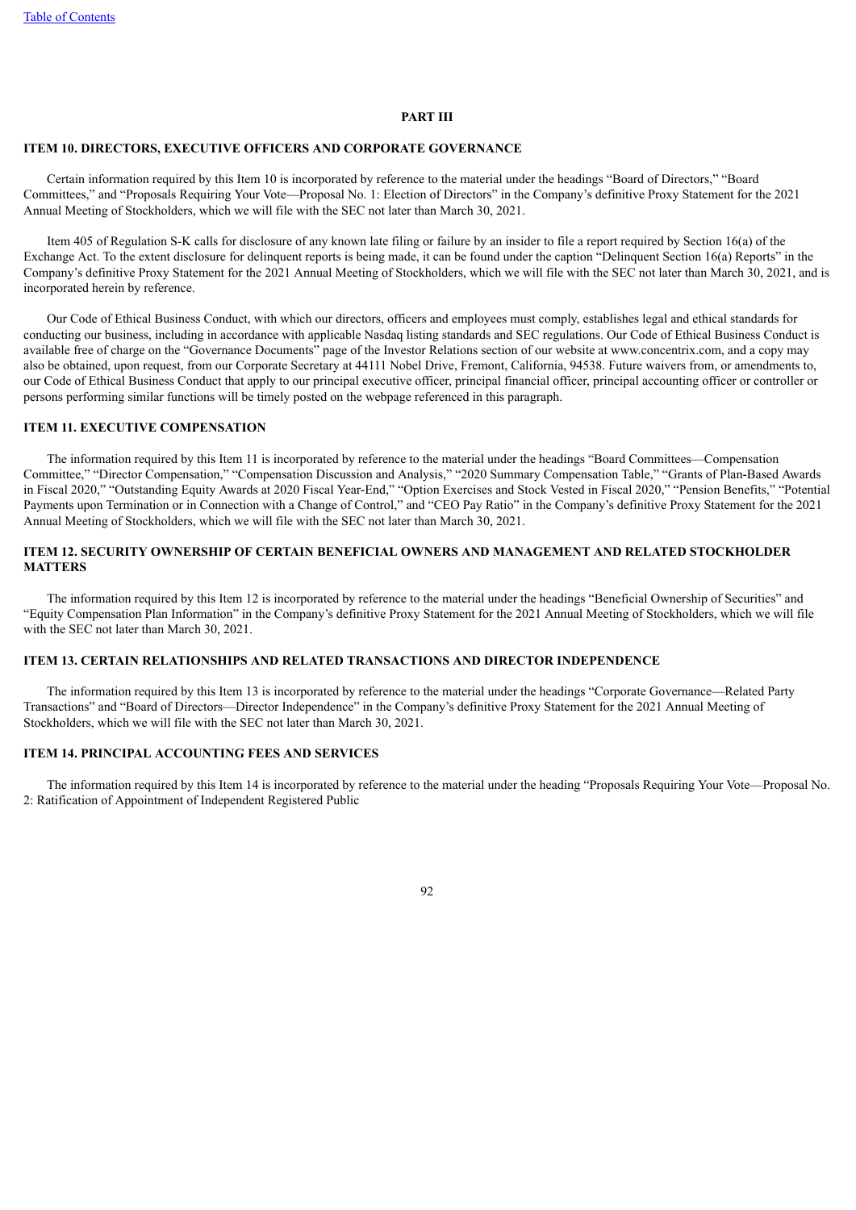## PART III

### ITEM 10. DIRECTORS, EXECUTIVE OFFICERS AND CORPORATE GOVERNANCE

Certain information required by this Item 10 is incorporated by reference to the material under the headings “Board of Directors,” “Board Committees,” and “Proposals Requiring Your Vote—Proposal No. 1: Election of Directors” in the Company’s definitive Proxy Statement for the 2021 Annual Meeting of Stockholders, which we will file with the SEC not later than March 30, 2021.

Item 405 of Regulation S-K calls for disclosure of any known late filing or failure by an insider to file a report required by Section 16(a) of the Exchange Act. To the extent disclosure for delinquent reports is being made, it can be found under the caption “Delinquent Section 16(a) Reports” in the Company’s definitive Proxy Statement for the 2021 Annual Meeting of Stockholders, which we will file with the SEC not later than March 30, 2021, and is incorporated herein by reference.

Our Code of Ethical Business Conduct, with which our directors, officers and employees must comply, establishes legal and ethical standards for conducting our business, including in accordance with applicable Nasdaq listing standards and SEC regulations. Our Code of Ethical Business Conduct is available free of charge on the “Governance Documents” page of the Investor Relations section of our website at www.concentrix.com, and a copy may also be obtained, upon request, from our Corporate Secretary at 44111 Nobel Drive, Fremont, California, 94538. Future waivers from, or amendments to, our Code of Ethical Business Conduct that apply to our principal executive officer, principal financial officer, principal accounting officer or controller or persons performing similar functions will be timely posted on the webpage referenced in this paragraph.

### ITEM 11. EXECUTIVE COMPENSATION

The information required by this Item 11 is incorporated by reference to the material under the headings “Board Committees—Compensation Committee,” “Director Compensation,” “Compensation Discussion and Analysis,” “2020 Summary Compensation Table,” “Grants of Plan-Based Awards in Fiscal 2020,” “Outstanding Equity Awards at 2020 Fiscal Year-End,” “Option Exercises and Stock Vested in Fiscal 2020,” “Pension Benefits,” “Potential Payments upon Termination or in Connection with a Change of Control,” and “CEO Pay Ratio” in the Company’s definitive Proxy Statement for the 2021 Annual Meeting of Stockholders, which we will file with the SEC not later than March 30, 2021.

### ITEM 12. SECURITY OWNERSHIP OF CERTAIN BENEFICIAL OWNERS AND MANAGEMENT AND RELATED STOCKHOLDER MATTERS

The information required by this Item 12 is incorporated by reference to the material under the headings “Beneficial Ownership of Securities” and “Equity Compensation Plan Information” in the Company’s definitive Proxy Statement for the 2021 Annual Meeting of Stockholders, which we will file with the SEC not later than March 30, 2021.

### ITEM 13. CERTAIN RELATIONSHIPS AND RELATED TRANSACTIONS AND DIRECTOR INDEPENDENCE

The information required by this Item 13 is incorporated by reference to the material under the headings “Corporate Governance—Related Party Transactions” and “Board of Directors—Director Independence” in the Company’s definitive Proxy Statement for the 2021 Annual Meeting of Stockholders, which we will file with the SEC not later than March 30, 2021.

### ITEM 14. PRINCIPAL ACCOUNTING FEES AND SERVICES

The information required by this Item 14 is incorporated by reference to the material under the heading “Proposals Requiring Your Vote—Proposal No. 2: Ratification of Appointment of Independent Registered Public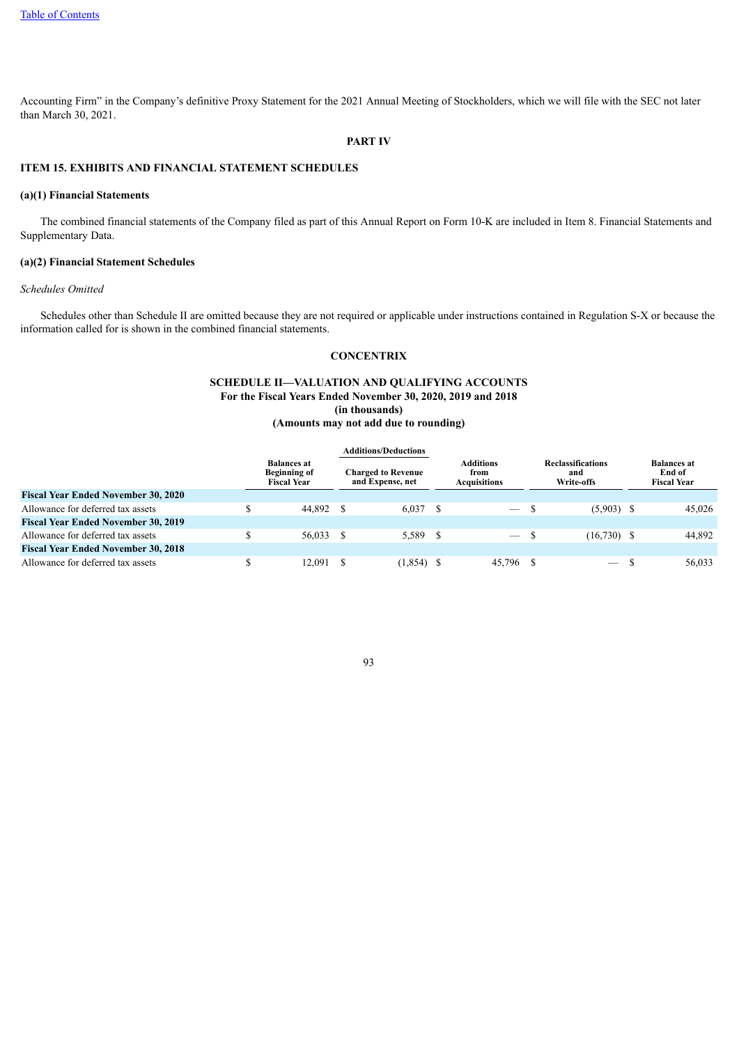Accounting Firm" in the Company's definitive Proxy Statement for the 2021 Annual Meeting of Stockholders, which we will file with the SEC not later than March 30, 2021.

## PART IV

### ITEM 15. EXHIBITS AND FINANCIAL STATEMENT SCHEDULES

**(a)(1) Financial Statements**

The combined financial statements of the Company filed as part of this Annual Report on Form 10-K are included in Item 8. Financial Statements and Supplementary Data.

**(a)(2) Financial Statement Schedules**

*Schedules Omitted*

Schedules other than Schedule II are omitted because they are not required or applicable under instructions contained in Regulation S-X or because the information called for is shown in the combined financial statements.

**CONCENTRIX**

**SCHEDULE II—VALUATION AND QUALIFYING ACCOUNTS**
**For the Fiscal Years Ended November 30, 2020, 2019 and 2018**
**(in thousands)**
**(Amounts may not add due to rounding)**

| | | Additions/Deductions | | | |
|---|---|---|---|---|---|
| | Balances at Beginning of Fiscal Year | Charged to Revenue and Expense, net | Additions from Acquisitions | Reclassifications and Write-offs | Balances at End of Fiscal Year |
| **Fiscal Year Ended November 30, 2020** | | | | | |
| Allowance for deferred tax assets | $ 44,892 | $ 6,037 | $ — | $ (5,903) | $ 45,026 |
| **Fiscal Year Ended November 30, 2019** | | | | | |
| Allowance for deferred tax assets | $ 56,033 | $ 5,589 | $ — | $ (16,730) | $ 44,892 |
| **Fiscal Year Ended November 30, 2018** | | | | | |
| Allowance for deferred tax assets | $ 12,091 | $ (1,854) | $ 45,796 | $ — | $ 56,033 |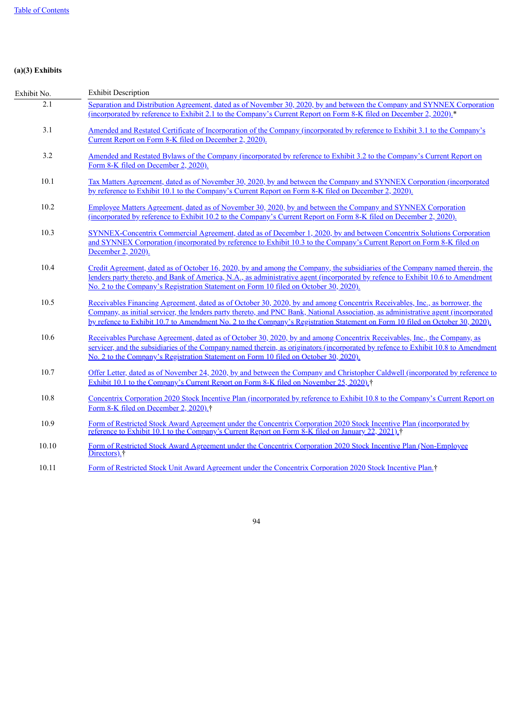**(a)(3) Exhibits**

| Exhibit No. | Exhibit Description |
| --- | --- |
| 2.1 | Separation and Distribution Agreement, dated as of November 30, 2020, by and between the Company and SYNNEX Corporation (incorporated by reference to Exhibit 2.1 to the Company's Current Report on Form 8-K filed on December 2, 2020).* |
| 3.1 | Amended and Restated Certificate of Incorporation of the Company (incorporated by reference to Exhibit 3.1 to the Company's Current Report on Form 8-K filed on December 2, 2020). |
| 3.2 | Amended and Restated Bylaws of the Company (incorporated by reference to Exhibit 3.2 to the Company's Current Report on Form 8-K filed on December 2, 2020). |
| 10.1 | Tax Matters Agreement, dated as of November 30, 2020, by and between the Company and SYNNEX Corporation (incorporated by reference to Exhibit 10.1 to the Company's Current Report on Form 8-K filed on December 2, 2020). |
| 10.2 | Employee Matters Agreement, dated as of November 30, 2020, by and between the Company and SYNNEX Corporation (incorporated by reference to Exhibit 10.2 to the Company's Current Report on Form 8-K filed on December 2, 2020). |
| 10.3 | SYNNEX-Concentrix Commercial Agreement, dated as of December 1, 2020, by and between Concentrix Solutions Corporation and SYNNEX Corporation (incorporated by reference to Exhibit 10.3 to the Company's Current Report on Form 8-K filed on December 2, 2020). |
| 10.4 | Credit Agreement, dated as of October 16, 2020, by and among the Company, the subsidiaries of the Company named therein, the lenders party thereto, and Bank of America, N.A., as administrative agent (incorporated by refence to Exhibit 10.6 to Amendment No. 2 to the Company's Registration Statement on Form 10 filed on October 30, 2020). |
| 10.5 | Receivables Financing Agreement, dated as of October 30, 2020, by and among Concentrix Receivables, Inc., as borrower, the Company, as initial servicer, the lenders party thereto, and PNC Bank, National Association, as administrative agent (incorporated by refence to Exhibit 10.7 to Amendment No. 2 to the Company's Registration Statement on Form 10 filed on October 30, 2020). |
| 10.6 | Receivables Purchase Agreement, dated as of October 30, 2020, by and among Concentrix Receivables, Inc., the Company, as servicer, and the subsidiaries of the Company named therein, as originators (incorporated by refence to Exhibit 10.8 to Amendment No. 2 to the Company's Registration Statement on Form 10 filed on October 30, 2020). |
| 10.7 | Offer Letter, dated as of November 24, 2020, by and between the Company and Christopher Caldwell (incorporated by reference to Exhibit 10.1 to the Company's Current Report on Form 8-K filed on November 25, 2020).† |
| 10.8 | Concentrix Corporation 2020 Stock Incentive Plan (incorporated by reference to Exhibit 10.8 to the Company's Current Report on Form 8-K filed on December 2, 2020).† |
| 10.9 | Form of Restricted Stock Award Agreement under the Concentrix Corporation 2020 Stock Incentive Plan (incorporated by reference to Exhibit 10.1 to the Company's Current Report on Form 8-K filed on January 22, 2021).† |
| 10.10 | Form of Restricted Stock Award Agreement under the Concentrix Corporation 2020 Stock Incentive Plan (Non-Employee Directors).† |
| 10.11 | Form of Restricted Stock Unit Award Agreement under the Concentrix Corporation 2020 Stock Incentive Plan.† |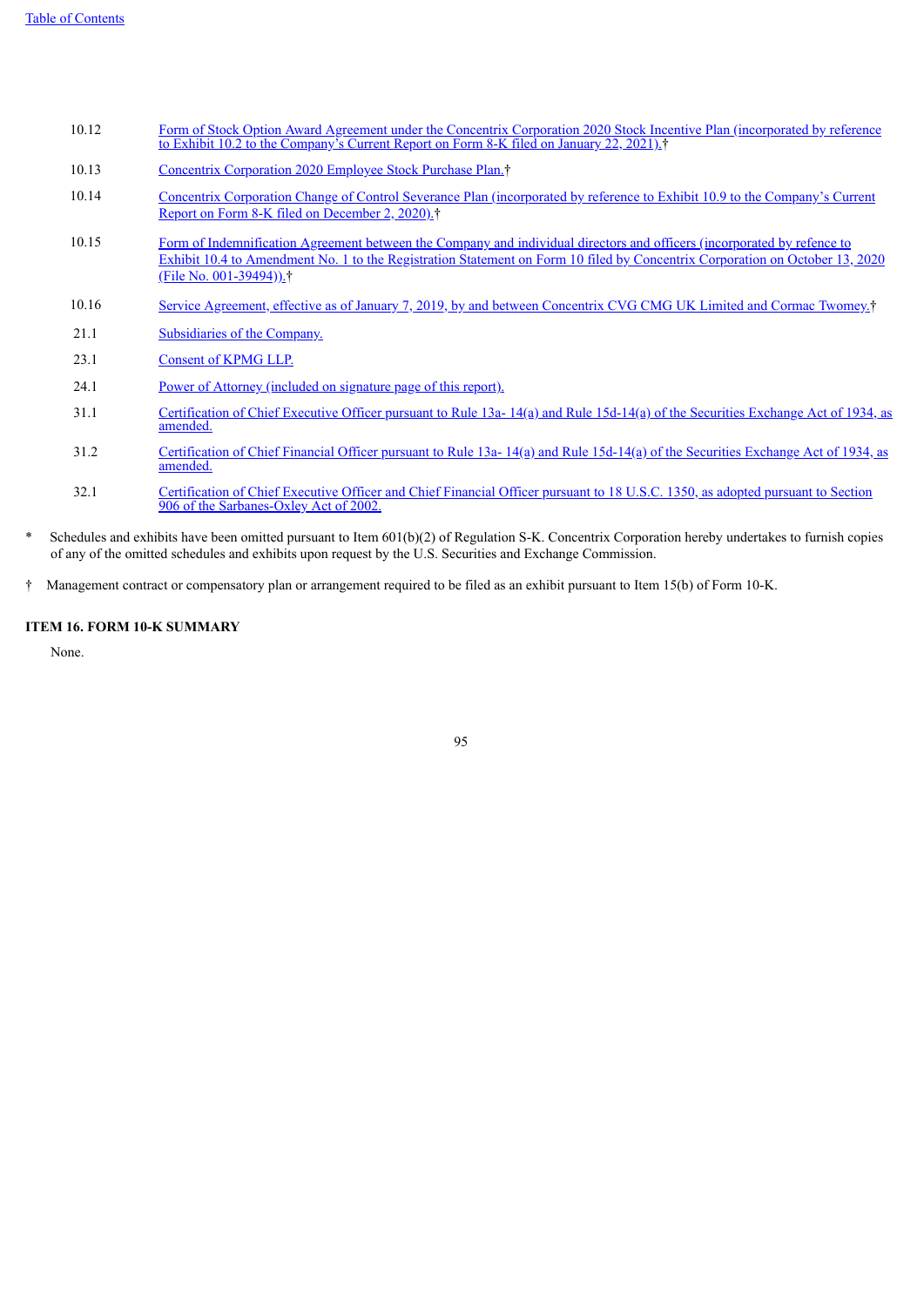| | |
|---|---|
| 10.12 | Form of Stock Option Award Agreement under the Concentrix Corporation 2020 Stock Incentive Plan (incorporated by reference to Exhibit 10.2 to the Company's Current Report on Form 8-K filed on January 22, 2021).† |
| 10.13 | Concentrix Corporation 2020 Employee Stock Purchase Plan.† |
| 10.14 | Concentrix Corporation Change of Control Severance Plan (incorporated by reference to Exhibit 10.9 to the Company's Current Report on Form 8-K filed on December 2, 2020).† |
| 10.15 | Form of Indemnification Agreement between the Company and individual directors and officers (incorporated by refence to Exhibit 10.4 to Amendment No. 1 to the Registration Statement on Form 10 filed by Concentrix Corporation on October 13, 2020 (File No. 001-39494)).† |
| 10.16 | Service Agreement, effective as of January 7, 2019, by and between Concentrix CVG CMG UK Limited and Cormac Twomey.† |
| 21.1 | Subsidiaries of the Company. |
| 23.1 | Consent of KPMG LLP. |
| 24.1 | Power of Attorney (included on signature page of this report). |
| 31.1 | Certification of Chief Executive Officer pursuant to Rule 13a- 14(a) and Rule 15d-14(a) of the Securities Exchange Act of 1934, as amended. |
| 31.2 | Certification of Chief Financial Officer pursuant to Rule 13a- 14(a) and Rule 15d-14(a) of the Securities Exchange Act of 1934, as amended. |
| 32.1 | Certification of Chief Executive Officer and Chief Financial Officer pursuant to 18 U.S.C. 1350, as adopted pursuant to Section 906 of the Sarbanes-Oxley Act of 2002. |

\* Schedules and exhibits have been omitted pursuant to Item 601(b)(2) of Regulation S-K. Concentrix Corporation hereby undertakes to furnish copies of any of the omitted schedules and exhibits upon request by the U.S. Securities and Exchange Commission.

† Management contract or compensatory plan or arrangement required to be filed as an exhibit pursuant to Item 15(b) of Form 10-K.

### ITEM 16. FORM 10-K SUMMARY

None.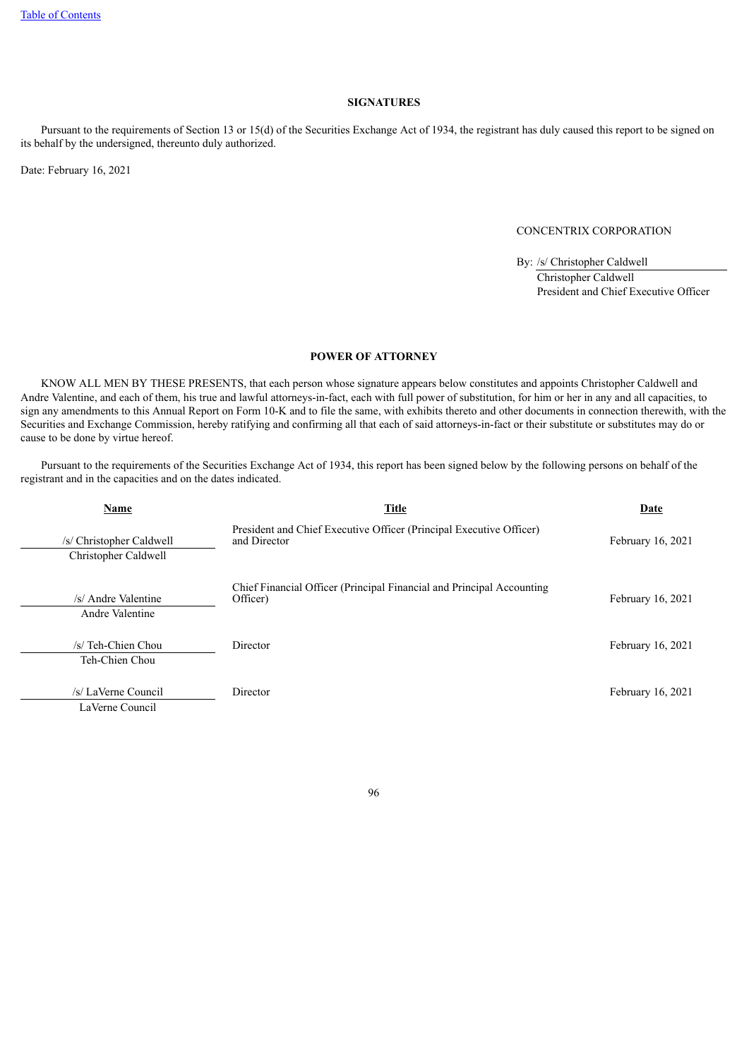## SIGNATURES

Pursuant to the requirements of Section 13 or 15(d) of the Securities Exchange Act of 1934, the registrant has duly caused this report to be signed on its behalf by the undersigned, thereunto duly authorized.

Date: February 16, 2021

CONCENTRIX CORPORATION

By: /s/ Christopher Caldwell
Christopher Caldwell
President and Chief Executive Officer

## POWER OF ATTORNEY

KNOW ALL MEN BY THESE PRESENTS, that each person whose signature appears below constitutes and appoints Christopher Caldwell and Andre Valentine, and each of them, his true and lawful attorneys-in-fact, each with full power of substitution, for him or her in any and all capacities, to sign any amendments to this Annual Report on Form 10-K and to file the same, with exhibits thereto and other documents in connection therewith, with the Securities and Exchange Commission, hereby ratifying and confirming all that each of said attorneys-in-fact or their substitute or substitutes may do or cause to be done by virtue hereof.

Pursuant to the requirements of the Securities Exchange Act of 1934, this report has been signed below by the following persons on behalf of the registrant and in the capacities and on the dates indicated.

| Name | Title | Date |
|---|---|---|
| /s/ Christopher Caldwell<br>Christopher Caldwell | President and Chief Executive Officer (Principal Executive Officer) and Director | February 16, 2021 |
| /s/ Andre Valentine<br>Andre Valentine | Chief Financial Officer (Principal Financial and Principal Accounting Officer) | February 16, 2021 |
| /s/ Teh-Chien Chou<br>Teh-Chien Chou | Director | February 16, 2021 |
| /s/ LaVerne Council<br>LaVerne Council | Director | February 16, 2021 |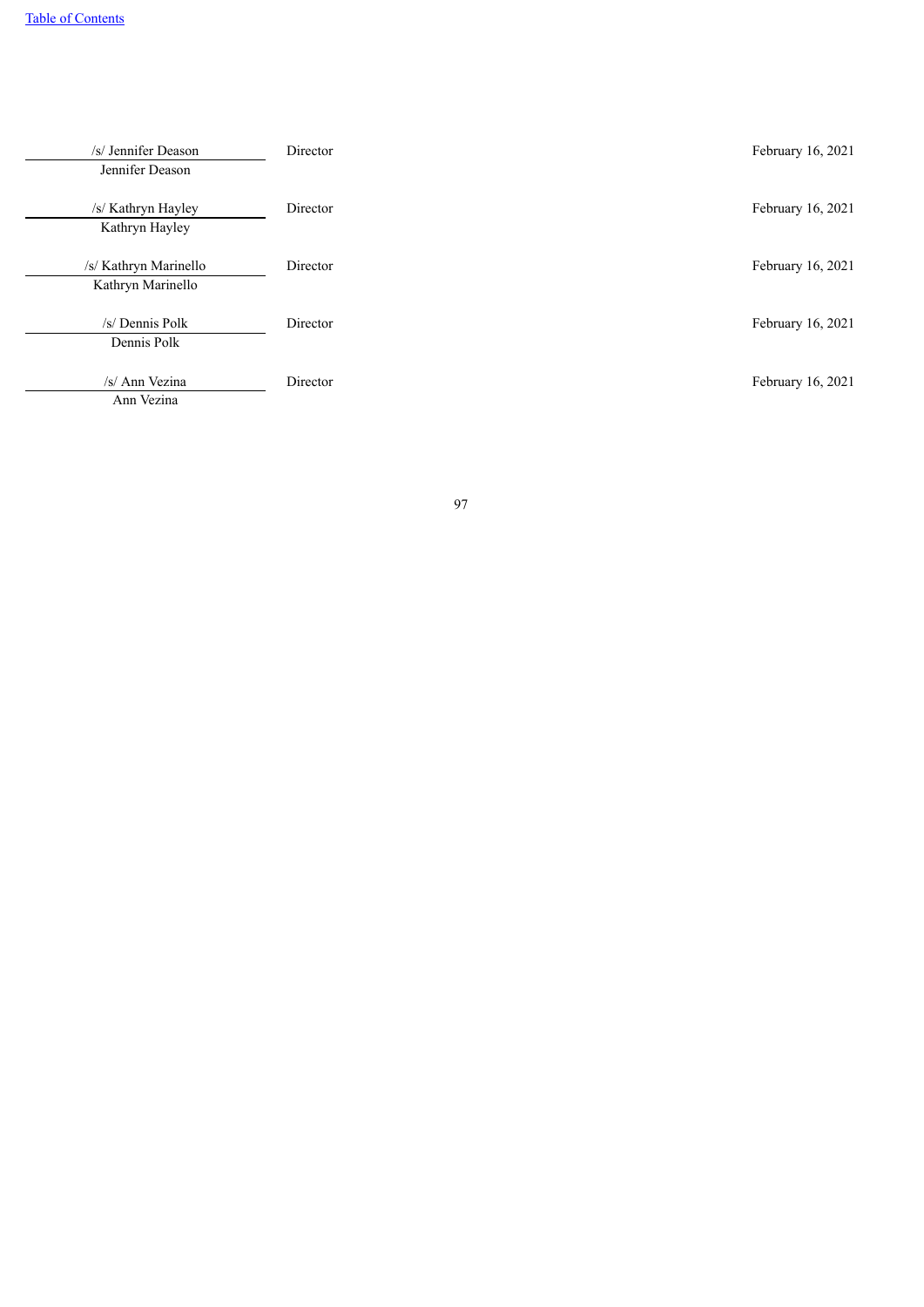[Table of Contents](#)

| Signature | Title | Date |
|---|---|---|
| /s/ Jennifer Deason<br>Jennifer Deason | Director | February 16, 2021 |
| /s/ Kathryn Hayley<br>Kathryn Hayley | Director | February 16, 2021 |
| /s/ Kathryn Marinello<br>Kathryn Marinello | Director | February 16, 2021 |
| /s/ Dennis Polk<br>Dennis Polk | Director | February 16, 2021 |
| /s/ Ann Vezina<br>Ann Vezina | Director | February 16, 2021 |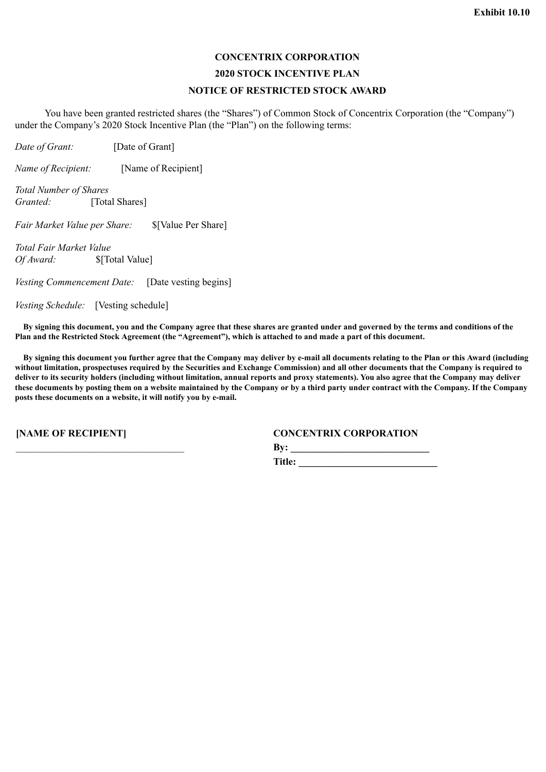**Exhibit 10.10**

# CONCENTRIX CORPORATION

## 2020 STOCK INCENTIVE PLAN

## NOTICE OF RESTRICTED STOCK AWARD

You have been granted restricted shares (the "Shares") of Common Stock of Concentrix Corporation (the "Company") under the Company's 2020 Stock Incentive Plan (the "Plan") on the following terms:

*Date of Grant:* [Date of Grant]

*Name of Recipient:* [Name of Recipient]

*Total Number of Shares Granted:* [Total Shares]

*Fair Market Value per Share:* $[Value Per Share]

*Total Fair Market Value Of Award:* $[Total Value]

*Vesting Commencement Date:* [Date vesting begins]

*Vesting Schedule:* [Vesting schedule]

**By signing this document, you and the Company agree that these shares are granted under and governed by the terms and conditions of the Plan and the Restricted Stock Agreement (the "Agreement"), which is attached to and made a part of this document.**

**By signing this document you further agree that the Company may deliver by e-mail all documents relating to the Plan or this Award (including without limitation, prospectuses required by the Securities and Exchange Commission) and all other documents that the Company is required to deliver to its security holders (including without limitation, annual reports and proxy statements). You also agree that the Company may deliver these documents by posting them on a website maintained by the Company or by a third party under contract with the Company. If the Company posts these documents on a website, it will notify you by e-mail.**

**[NAME OF RECIPIENT]**

\_\_\_\_\_\_\_\_\_\_\_\_\_\_\_\_\_\_\_\_\_\_\_\_\_\_\_\_\_\_\_\_\_\_

**CONCENTRIX CORPORATION**

**By: \_\_\_\_\_\_\_\_\_\_\_\_\_\_\_\_\_\_\_\_\_\_\_\_\_\_\_\_**

**Title: \_\_\_\_\_\_\_\_\_\_\_\_\_\_\_\_\_\_\_\_\_\_\_\_\_\_\_\_**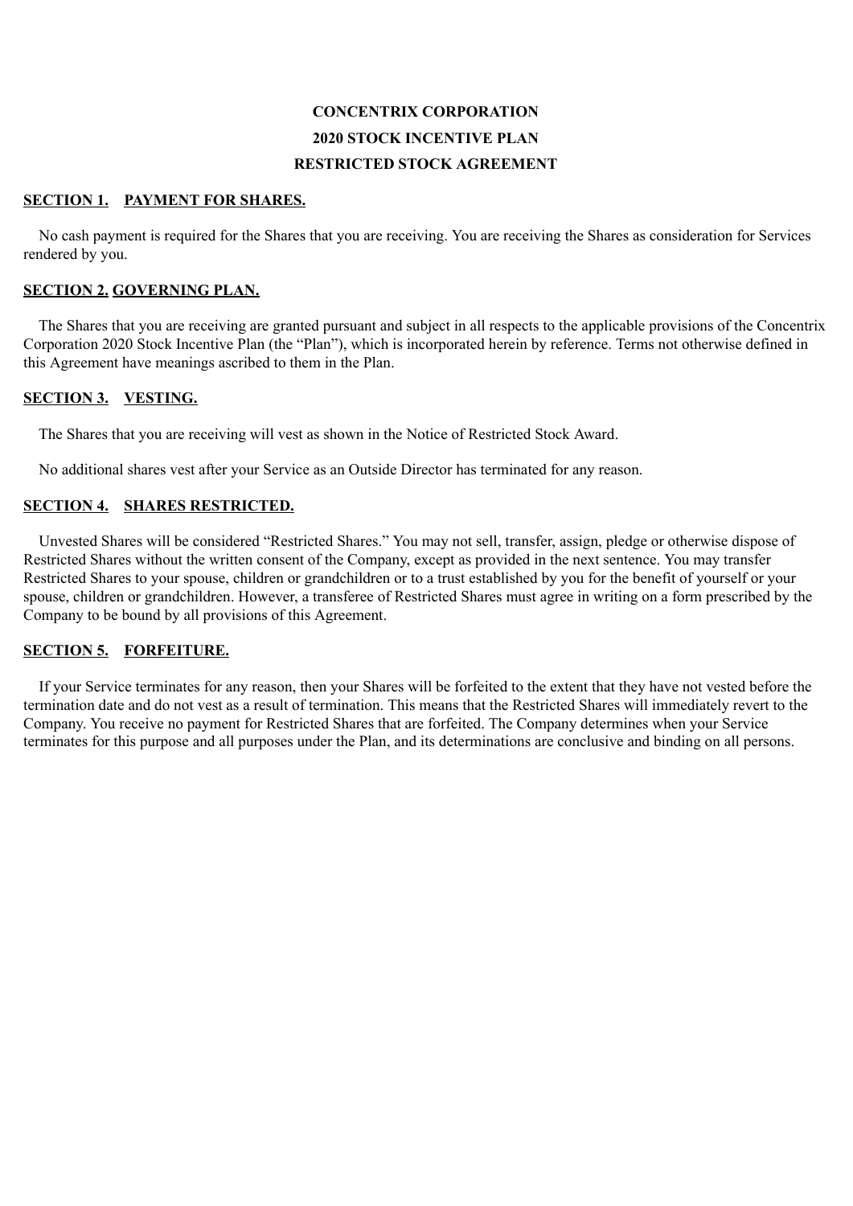# CONCENTRIX CORPORATION
## 2020 STOCK INCENTIVE PLAN
## RESTRICTED STOCK AGREEMENT

**SECTION 1. PAYMENT FOR SHARES.**

No cash payment is required for the Shares that you are receiving. You are receiving the Shares as consideration for Services rendered by you.

**SECTION 2. GOVERNING PLAN.**

The Shares that you are receiving are granted pursuant and subject in all respects to the applicable provisions of the Concentrix Corporation 2020 Stock Incentive Plan (the "Plan"), which is incorporated herein by reference. Terms not otherwise defined in this Agreement have meanings ascribed to them in the Plan.

**SECTION 3. VESTING.**

The Shares that you are receiving will vest as shown in the Notice of Restricted Stock Award.

No additional shares vest after your Service as an Outside Director has terminated for any reason.

**SECTION 4. SHARES RESTRICTED.**

Unvested Shares will be considered "Restricted Shares." You may not sell, transfer, assign, pledge or otherwise dispose of Restricted Shares without the written consent of the Company, except as provided in the next sentence. You may transfer Restricted Shares to your spouse, children or grandchildren or to a trust established by you for the benefit of yourself or your spouse, children or grandchildren. However, a transferee of Restricted Shares must agree in writing on a form prescribed by the Company to be bound by all provisions of this Agreement.

**SECTION 5. FORFEITURE.**

If your Service terminates for any reason, then your Shares will be forfeited to the extent that they have not vested before the termination date and do not vest as a result of termination. This means that the Restricted Shares will immediately revert to the Company. You receive no payment for Restricted Shares that are forfeited. The Company determines when your Service terminates for this purpose and all purposes under the Plan, and its determinations are conclusive and binding on all persons.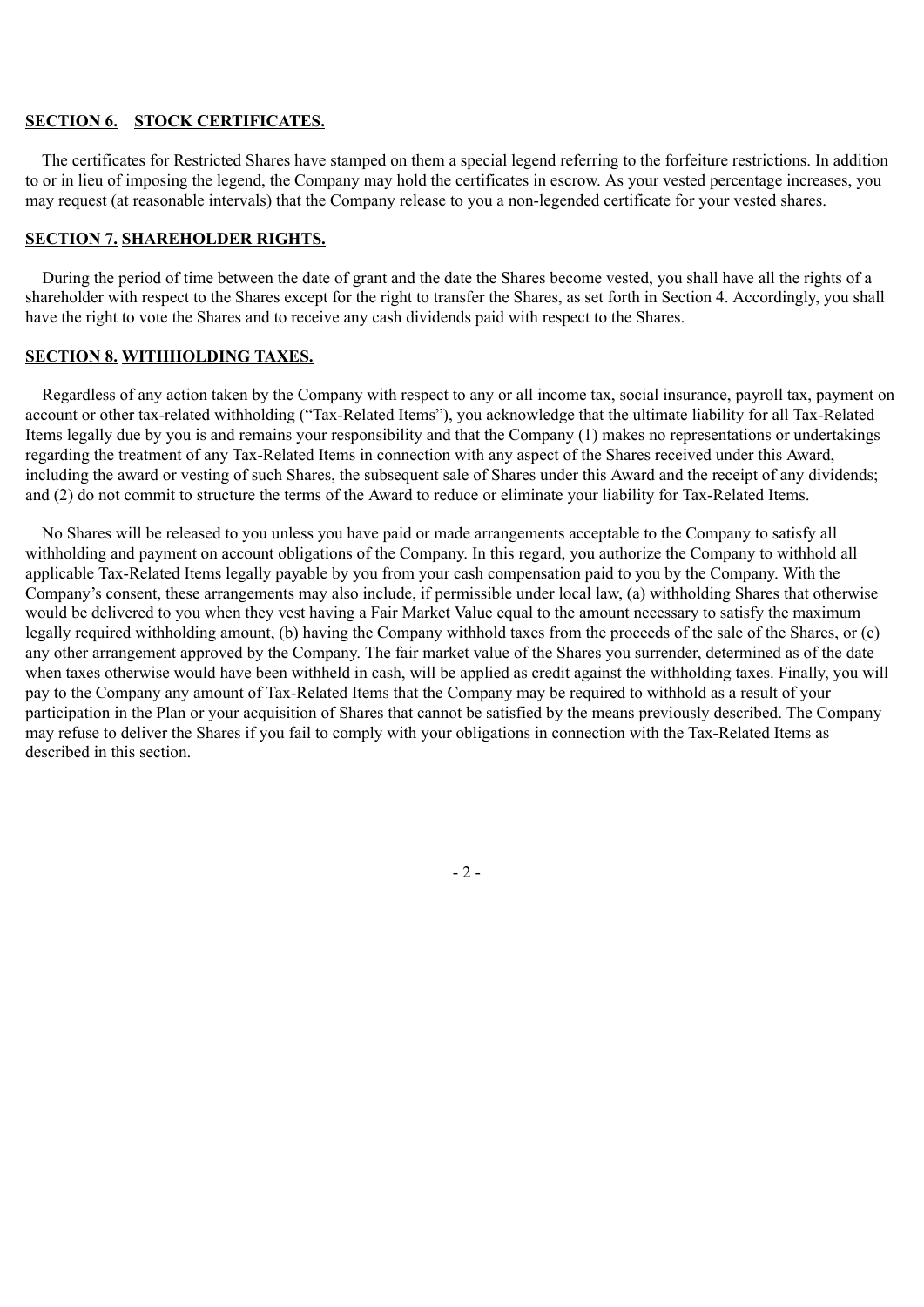**SECTION 6. STOCK CERTIFICATES.**

The certificates for Restricted Shares have stamped on them a special legend referring to the forfeiture restrictions. In addition to or in lieu of imposing the legend, the Company may hold the certificates in escrow. As your vested percentage increases, you may request (at reasonable intervals) that the Company release to you a non-legended certificate for your vested shares.

**SECTION 7. SHAREHOLDER RIGHTS.**

During the period of time between the date of grant and the date the Shares become vested, you shall have all the rights of a shareholder with respect to the Shares except for the right to transfer the Shares, as set forth in Section 4. Accordingly, you shall have the right to vote the Shares and to receive any cash dividends paid with respect to the Shares.

**SECTION 8. WITHHOLDING TAXES.**

Regardless of any action taken by the Company with respect to any or all income tax, social insurance, payroll tax, payment on account or other tax-related withholding ("Tax-Related Items"), you acknowledge that the ultimate liability for all Tax-Related Items legally due by you is and remains your responsibility and that the Company (1) makes no representations or undertakings regarding the treatment of any Tax-Related Items in connection with any aspect of the Shares received under this Award, including the award or vesting of such Shares, the subsequent sale of Shares under this Award and the receipt of any dividends; and (2) do not commit to structure the terms of the Award to reduce or eliminate your liability for Tax-Related Items.

No Shares will be released to you unless you have paid or made arrangements acceptable to the Company to satisfy all withholding and payment on account obligations of the Company. In this regard, you authorize the Company to withhold all applicable Tax-Related Items legally payable by you from your cash compensation paid to you by the Company. With the Company's consent, these arrangements may also include, if permissible under local law, (a) withholding Shares that otherwise would be delivered to you when they vest having a Fair Market Value equal to the amount necessary to satisfy the maximum legally required withholding amount, (b) having the Company withhold taxes from the proceeds of the sale of the Shares, or (c) any other arrangement approved by the Company. The fair market value of the Shares you surrender, determined as of the date when taxes otherwise would have been withheld in cash, will be applied as credit against the withholding taxes. Finally, you will pay to the Company any amount of Tax-Related Items that the Company may be required to withhold as a result of your participation in the Plan or your acquisition of Shares that cannot be satisfied by the means previously described. The Company may refuse to deliver the Shares if you fail to comply with your obligations in connection with the Tax-Related Items as described in this section.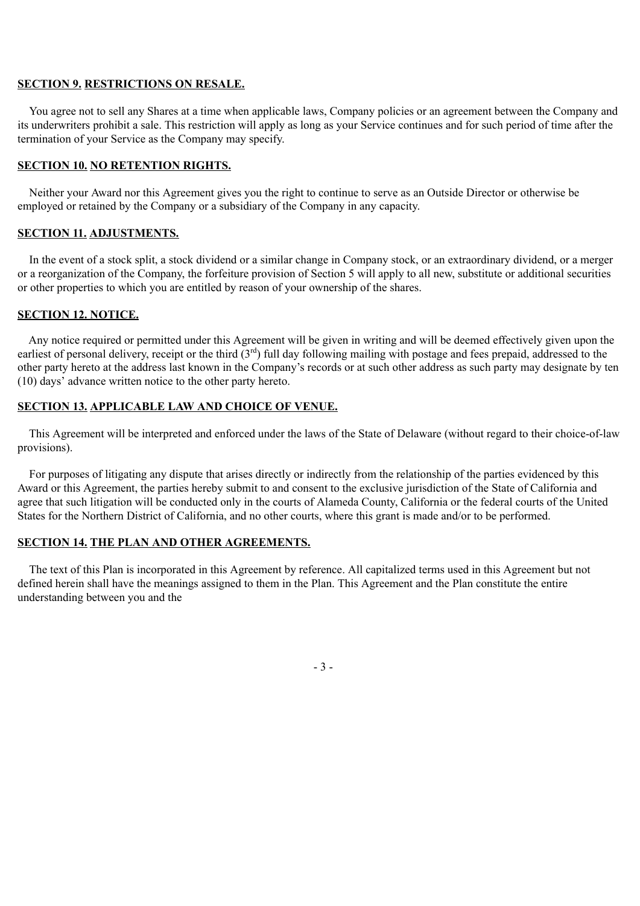**SECTION 9. RESTRICTIONS ON RESALE.**

You agree not to sell any Shares at a time when applicable laws, Company policies or an agreement between the Company and its underwriters prohibit a sale. This restriction will apply as long as your Service continues and for such period of time after the termination of your Service as the Company may specify.

**SECTION 10. NO RETENTION RIGHTS.**

Neither your Award nor this Agreement gives you the right to continue to serve as an Outside Director or otherwise be employed or retained by the Company or a subsidiary of the Company in any capacity.

**SECTION 11. ADJUSTMENTS.**

In the event of a stock split, a stock dividend or a similar change in Company stock, or an extraordinary dividend, or a merger or a reorganization of the Company, the forfeiture provision of Section 5 will apply to all new, substitute or additional securities or other properties to which you are entitled by reason of your ownership of the shares.

**SECTION 12. NOTICE.**

Any notice required or permitted under this Agreement will be given in writing and will be deemed effectively given upon the earliest of personal delivery, receipt or the third (3rd) full day following mailing with postage and fees prepaid, addressed to the other party hereto at the address last known in the Company's records or at such other address as such party may designate by ten (10) days' advance written notice to the other party hereto.

**SECTION 13. APPLICABLE LAW AND CHOICE OF VENUE.**

This Agreement will be interpreted and enforced under the laws of the State of Delaware (without regard to their choice-of-law provisions).

For purposes of litigating any dispute that arises directly or indirectly from the relationship of the parties evidenced by this Award or this Agreement, the parties hereby submit to and consent to the exclusive jurisdiction of the State of California and agree that such litigation will be conducted only in the courts of Alameda County, California or the federal courts of the United States for the Northern District of California, and no other courts, where this grant is made and/or to be performed.

**SECTION 14. THE PLAN AND OTHER AGREEMENTS.**

The text of this Plan is incorporated in this Agreement by reference. All capitalized terms used in this Agreement but not defined herein shall have the meanings assigned to them in the Plan. This Agreement and the Plan constitute the entire understanding between you and the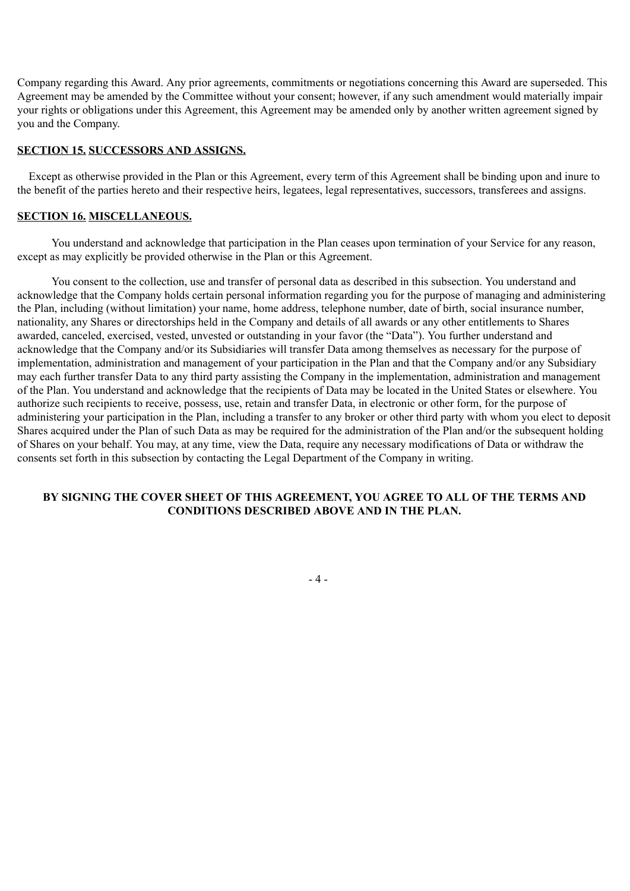Company regarding this Award. Any prior agreements, commitments or negotiations concerning this Award are superseded. This Agreement may be amended by the Committee without your consent; however, if any such amendment would materially impair your rights or obligations under this Agreement, this Agreement may be amended only by another written agreement signed by you and the Company.

**SECTION 15. SUCCESSORS AND ASSIGNS.**

Except as otherwise provided in the Plan or this Agreement, every term of this Agreement shall be binding upon and inure to the benefit of the parties hereto and their respective heirs, legatees, legal representatives, successors, transferees and assigns.

**SECTION 16. MISCELLANEOUS.**

You understand and acknowledge that participation in the Plan ceases upon termination of your Service for any reason, except as may explicitly be provided otherwise in the Plan or this Agreement.

You consent to the collection, use and transfer of personal data as described in this subsection. You understand and acknowledge that the Company holds certain personal information regarding you for the purpose of managing and administering the Plan, including (without limitation) your name, home address, telephone number, date of birth, social insurance number, nationality, any Shares or directorships held in the Company and details of all awards or any other entitlements to Shares awarded, canceled, exercised, vested, unvested or outstanding in your favor (the "Data"). You further understand and acknowledge that the Company and/or its Subsidiaries will transfer Data among themselves as necessary for the purpose of implementation, administration and management of your participation in the Plan and that the Company and/or any Subsidiary may each further transfer Data to any third party assisting the Company in the implementation, administration and management of the Plan. You understand and acknowledge that the recipients of Data may be located in the United States or elsewhere. You authorize such recipients to receive, possess, use, retain and transfer Data, in electronic or other form, for the purpose of administering your participation in the Plan, including a transfer to any broker or other third party with whom you elect to deposit Shares acquired under the Plan of such Data as may be required for the administration of the Plan and/or the subsequent holding of Shares on your behalf. You may, at any time, view the Data, require any necessary modifications of Data or withdraw the consents set forth in this subsection by contacting the Legal Department of the Company in writing.

**BY SIGNING THE COVER SHEET OF THIS AGREEMENT, YOU AGREE TO ALL OF THE TERMS AND CONDITIONS DESCRIBED ABOVE AND IN THE PLAN.**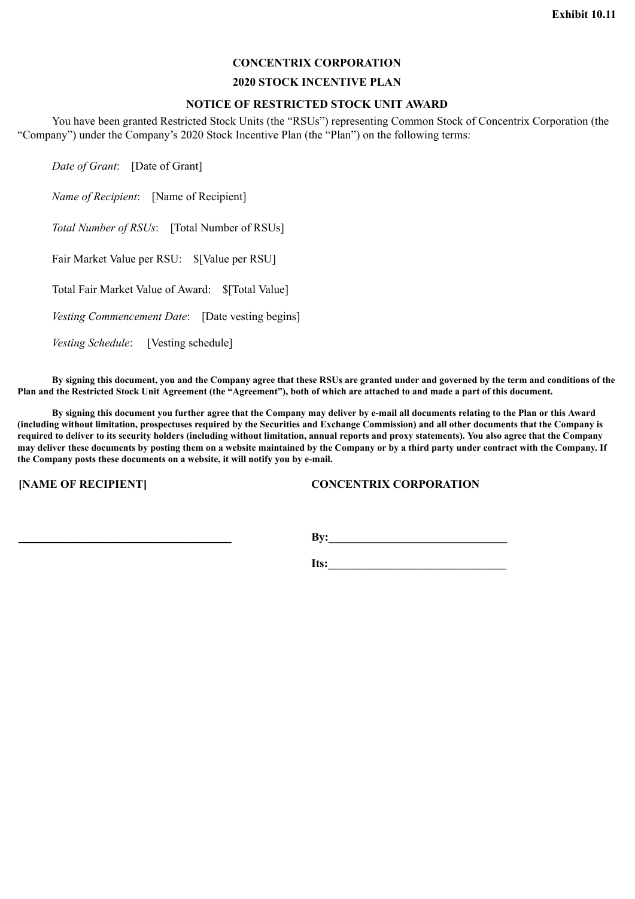**Exhibit 10.11**

# CONCENTRIX CORPORATION

## 2020 STOCK INCENTIVE PLAN

## NOTICE OF RESTRICTED STOCK UNIT AWARD

You have been granted Restricted Stock Units (the "RSUs") representing Common Stock of Concentrix Corporation (the "Company") under the Company's 2020 Stock Incentive Plan (the "Plan") on the following terms:

*Date of Grant*: [Date of Grant]

*Name of Recipient*: [Name of Recipient]

*Total Number of RSUs*: [Total Number of RSUs]

Fair Market Value per RSU: $[Value per RSU]

Total Fair Market Value of Award: $[Total Value]

*Vesting Commencement Date*: [Date vesting begins]

*Vesting Schedule*: [Vesting schedule]

**By signing this document, you and the Company agree that these RSUs are granted under and governed by the term and conditions of the Plan and the Restricted Stock Unit Agreement (the "Agreement"), both of which are attached to and made a part of this document.**

**By signing this document you further agree that the Company may deliver by e-mail all documents relating to the Plan or this Award (including without limitation, prospectuses required by the Securities and Exchange Commission) and all other documents that the Company is required to deliver to its security holders (including without limitation, annual reports and proxy statements). You also agree that the Company may deliver these documents by posting them on a website maintained by the Company or by a third party under contract with the Company. If the Company posts these documents on a website, it will notify you by e-mail.**

**[NAME OF RECIPIENT]**

\_\_\_\_\_\_\_\_\_\_\_\_\_\_\_\_\_\_\_\_\_\_\_\_\_\_\_\_\_\_\_\_

**CONCENTRIX CORPORATION**

**By:**\_\_\_\_\_\_\_\_\_\_\_\_\_\_\_\_\_\_\_\_\_\_\_\_\_\_\_\_\_\_

**Its:**\_\_\_\_\_\_\_\_\_\_\_\_\_\_\_\_\_\_\_\_\_\_\_\_\_\_\_\_\_\_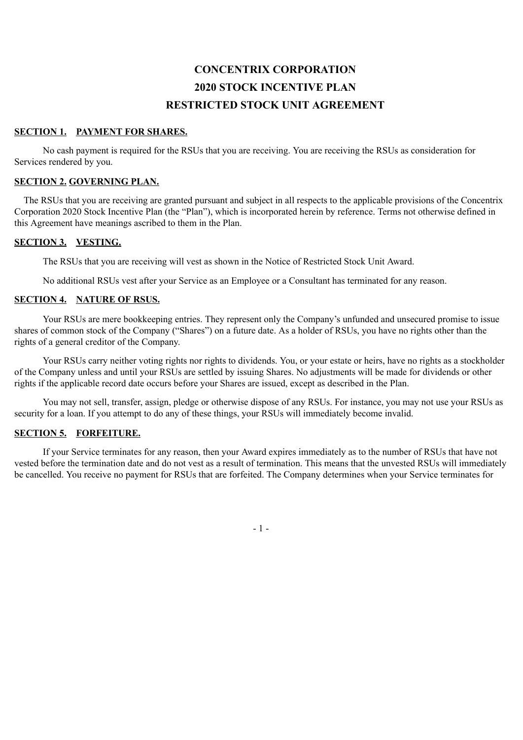# CONCENTRIX CORPORATION
# 2020 STOCK INCENTIVE PLAN
# RESTRICTED STOCK UNIT AGREEMENT

**SECTION 1. PAYMENT FOR SHARES.**

No cash payment is required for the RSUs that you are receiving. You are receiving the RSUs as consideration for Services rendered by you.

**SECTION 2. GOVERNING PLAN.**

The RSUs that you are receiving are granted pursuant and subject in all respects to the applicable provisions of the Concentrix Corporation 2020 Stock Incentive Plan (the "Plan"), which is incorporated herein by reference. Terms not otherwise defined in this Agreement have meanings ascribed to them in the Plan.

**SECTION 3. VESTING.**

The RSUs that you are receiving will vest as shown in the Notice of Restricted Stock Unit Award.

No additional RSUs vest after your Service as an Employee or a Consultant has terminated for any reason.

**SECTION 4. NATURE OF RSUS.**

Your RSUs are mere bookkeeping entries. They represent only the Company's unfunded and unsecured promise to issue shares of common stock of the Company ("Shares") on a future date. As a holder of RSUs, you have no rights other than the rights of a general creditor of the Company.

Your RSUs carry neither voting rights nor rights to dividends. You, or your estate or heirs, have no rights as a stockholder of the Company unless and until your RSUs are settled by issuing Shares. No adjustments will be made for dividends or other rights if the applicable record date occurs before your Shares are issued, except as described in the Plan.

You may not sell, transfer, assign, pledge or otherwise dispose of any RSUs. For instance, you may not use your RSUs as security for a loan. If you attempt to do any of these things, your RSUs will immediately become invalid.

**SECTION 5. FORFEITURE.**

If your Service terminates for any reason, then your Award expires immediately as to the number of RSUs that have not vested before the termination date and do not vest as a result of termination. This means that the unvested RSUs will immediately be cancelled. You receive no payment for RSUs that are forfeited. The Company determines when your Service terminates for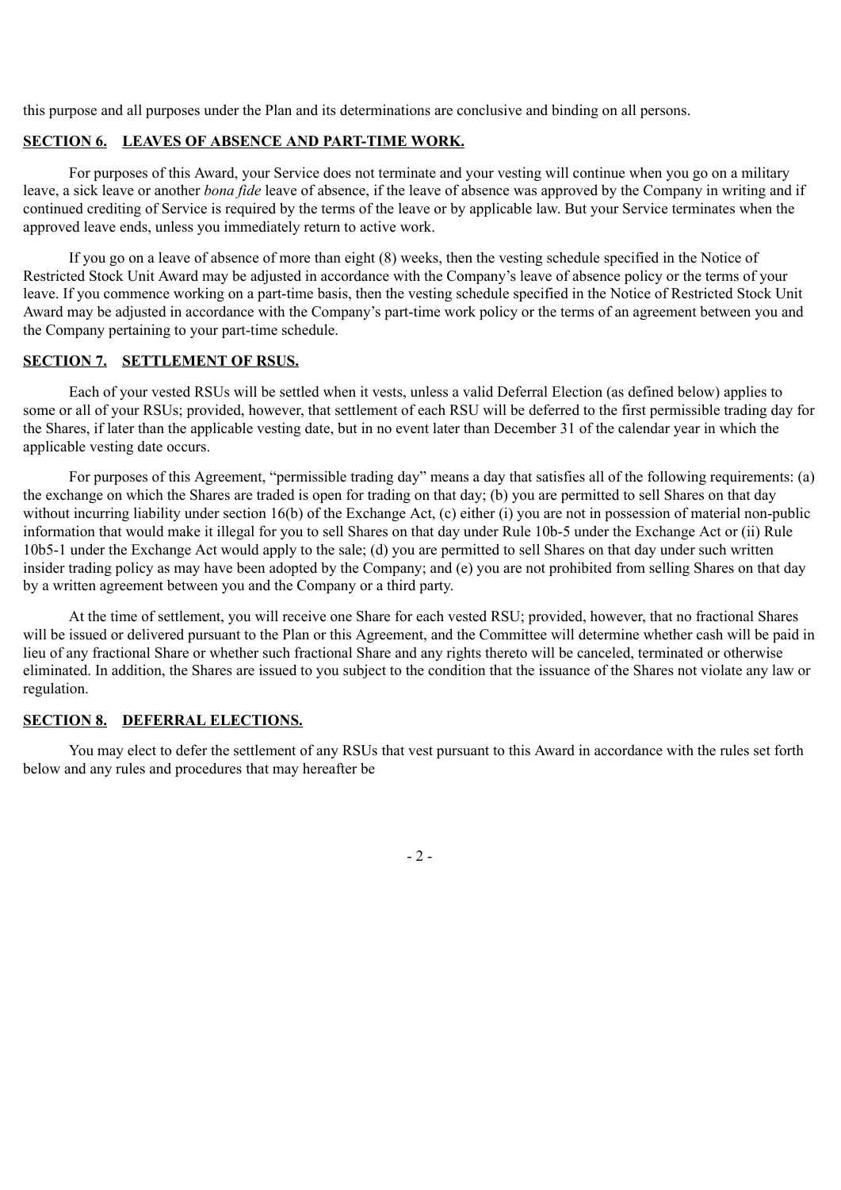this purpose and all purposes under the Plan and its determinations are conclusive and binding on all persons.

**SECTION 6. LEAVES OF ABSENCE AND PART-TIME WORK.**

For purposes of this Award, your Service does not terminate and your vesting will continue when you go on a military leave, a sick leave or another *bona fide* leave of absence, if the leave of absence was approved by the Company in writing and if continued crediting of Service is required by the terms of the leave or by applicable law. But your Service terminates when the approved leave ends, unless you immediately return to active work.

If you go on a leave of absence of more than eight (8) weeks, then the vesting schedule specified in the Notice of Restricted Stock Unit Award may be adjusted in accordance with the Company's leave of absence policy or the terms of your leave. If you commence working on a part-time basis, then the vesting schedule specified in the Notice of Restricted Stock Unit Award may be adjusted in accordance with the Company's part-time work policy or the terms of an agreement between you and the Company pertaining to your part-time schedule.

**SECTION 7. SETTLEMENT OF RSUS.**

Each of your vested RSUs will be settled when it vests, unless a valid Deferral Election (as defined below) applies to some or all of your RSUs; provided, however, that settlement of each RSU will be deferred to the first permissible trading day for the Shares, if later than the applicable vesting date, but in no event later than December 31 of the calendar year in which the applicable vesting date occurs.

For purposes of this Agreement, "permissible trading day" means a day that satisfies all of the following requirements: (a) the exchange on which the Shares are traded is open for trading on that day; (b) you are permitted to sell Shares on that day without incurring liability under section 16(b) of the Exchange Act, (c) either (i) you are not in possession of material non-public information that would make it illegal for you to sell Shares on that day under Rule 10b-5 under the Exchange Act or (ii) Rule 10b5-1 under the Exchange Act would apply to the sale; (d) you are permitted to sell Shares on that day under such written insider trading policy as may have been adopted by the Company; and (e) you are not prohibited from selling Shares on that day by a written agreement between you and the Company or a third party.

At the time of settlement, you will receive one Share for each vested RSU; provided, however, that no fractional Shares will be issued or delivered pursuant to the Plan or this Agreement, and the Committee will determine whether cash will be paid in lieu of any fractional Share or whether such fractional Share and any rights thereto will be canceled, terminated or otherwise eliminated. In addition, the Shares are issued to you subject to the condition that the issuance of the Shares not violate any law or regulation.

**SECTION 8. DEFERRAL ELECTIONS.**

You may elect to defer the settlement of any RSUs that vest pursuant to this Award in accordance with the rules set forth below and any rules and procedures that may hereafter be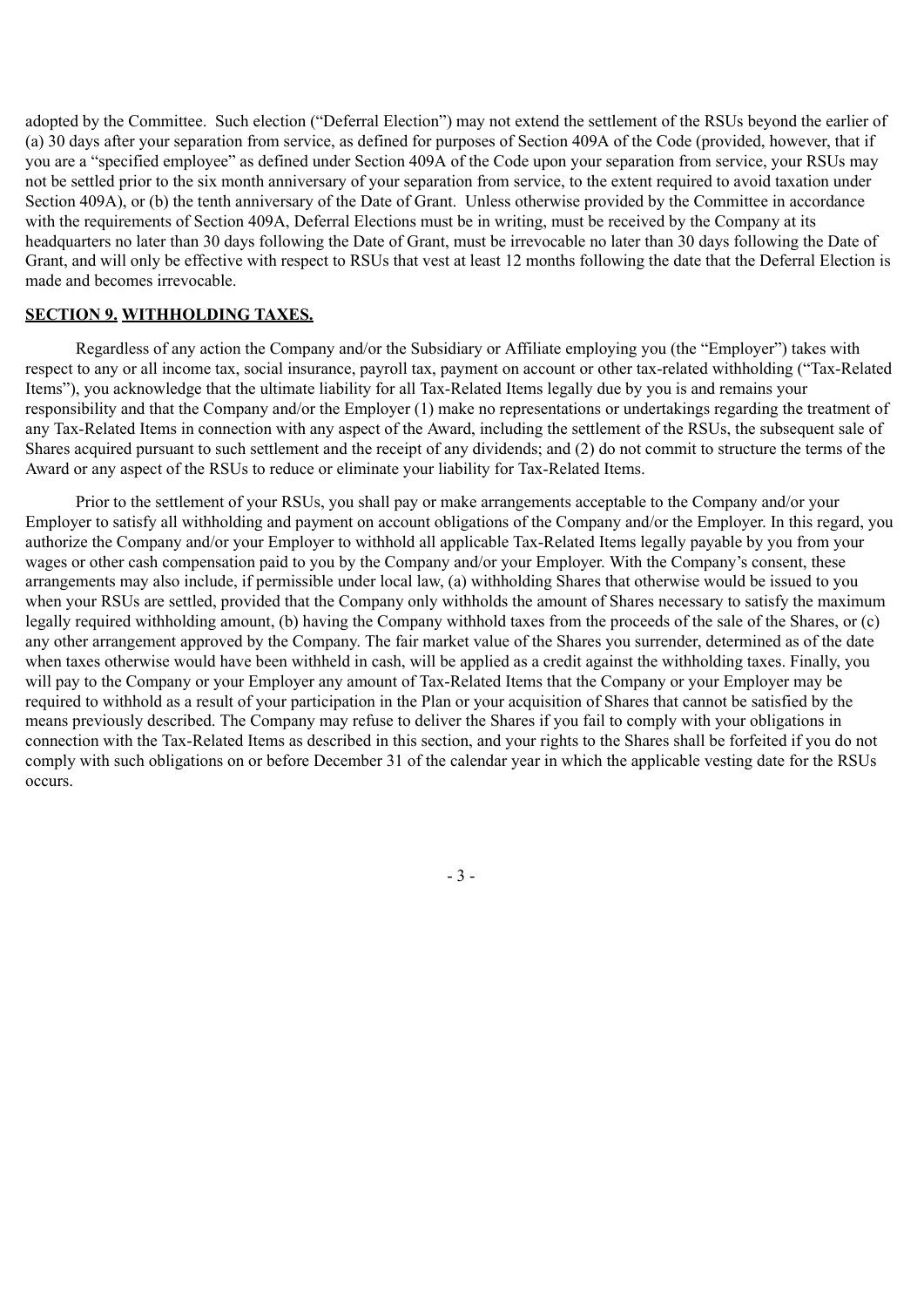adopted by the Committee. Such election ("Deferral Election") may not extend the settlement of the RSUs beyond the earlier of (a) 30 days after your separation from service, as defined for purposes of Section 409A of the Code (provided, however, that if you are a "specified employee" as defined under Section 409A of the Code upon your separation from service, your RSUs may not be settled prior to the six month anniversary of your separation from service, to the extent required to avoid taxation under Section 409A), or (b) the tenth anniversary of the Date of Grant. Unless otherwise provided by the Committee in accordance with the requirements of Section 409A, Deferral Elections must be in writing, must be received by the Company at its headquarters no later than 30 days following the Date of Grant, must be irrevocable no later than 30 days following the Date of Grant, and will only be effective with respect to RSUs that vest at least 12 months following the date that the Deferral Election is made and becomes irrevocable.

**SECTION 9. WITHHOLDING TAXES.**

Regardless of any action the Company and/or the Subsidiary or Affiliate employing you (the "Employer") takes with respect to any or all income tax, social insurance, payroll tax, payment on account or other tax-related withholding ("Tax-Related Items"), you acknowledge that the ultimate liability for all Tax-Related Items legally due by you is and remains your responsibility and that the Company and/or the Employer (1) make no representations or undertakings regarding the treatment of any Tax-Related Items in connection with any aspect of the Award, including the settlement of the RSUs, the subsequent sale of Shares acquired pursuant to such settlement and the receipt of any dividends; and (2) do not commit to structure the terms of the Award or any aspect of the RSUs to reduce or eliminate your liability for Tax-Related Items.

Prior to the settlement of your RSUs, you shall pay or make arrangements acceptable to the Company and/or your Employer to satisfy all withholding and payment on account obligations of the Company and/or the Employer. In this regard, you authorize the Company and/or your Employer to withhold all applicable Tax-Related Items legally payable by you from your wages or other cash compensation paid to you by the Company and/or your Employer. With the Company's consent, these arrangements may also include, if permissible under local law, (a) withholding Shares that otherwise would be issued to you when your RSUs are settled, provided that the Company only withholds the amount of Shares necessary to satisfy the maximum legally required withholding amount, (b) having the Company withhold taxes from the proceeds of the sale of the Shares, or (c) any other arrangement approved by the Company. The fair market value of the Shares you surrender, determined as of the date when taxes otherwise would have been withheld in cash, will be applied as a credit against the withholding taxes. Finally, you will pay to the Company or your Employer any amount of Tax-Related Items that the Company or your Employer may be required to withhold as a result of your participation in the Plan or your acquisition of Shares that cannot be satisfied by the means previously described. The Company may refuse to deliver the Shares if you fail to comply with your obligations in connection with the Tax-Related Items as described in this section, and your rights to the Shares shall be forfeited if you do not comply with such obligations on or before December 31 of the calendar year in which the applicable vesting date for the RSUs occurs.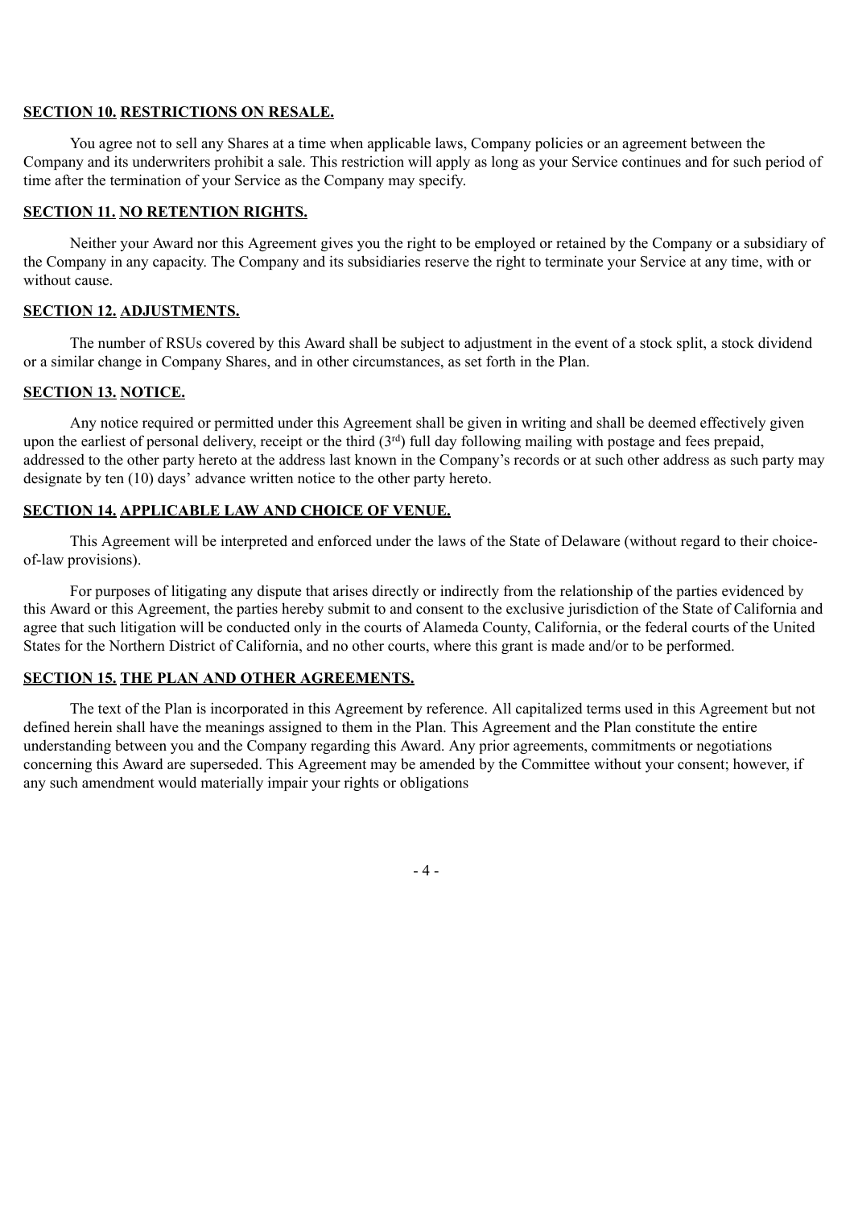**SECTION 10. RESTRICTIONS ON RESALE.**

You agree not to sell any Shares at a time when applicable laws, Company policies or an agreement between the Company and its underwriters prohibit a sale. This restriction will apply as long as your Service continues and for such period of time after the termination of your Service as the Company may specify.

**SECTION 11. NO RETENTION RIGHTS.**

Neither your Award nor this Agreement gives you the right to be employed or retained by the Company or a subsidiary of the Company in any capacity. The Company and its subsidiaries reserve the right to terminate your Service at any time, with or without cause.

**SECTION 12. ADJUSTMENTS.**

The number of RSUs covered by this Award shall be subject to adjustment in the event of a stock split, a stock dividend or a similar change in Company Shares, and in other circumstances, as set forth in the Plan.

**SECTION 13. NOTICE.**

Any notice required or permitted under this Agreement shall be given in writing and shall be deemed effectively given upon the earliest of personal delivery, receipt or the third (3rd) full day following mailing with postage and fees prepaid, addressed to the other party hereto at the address last known in the Company's records or at such other address as such party may designate by ten (10) days' advance written notice to the other party hereto.

**SECTION 14. APPLICABLE LAW AND CHOICE OF VENUE.**

This Agreement will be interpreted and enforced under the laws of the State of Delaware (without regard to their choice-of-law provisions).

For purposes of litigating any dispute that arises directly or indirectly from the relationship of the parties evidenced by this Award or this Agreement, the parties hereby submit to and consent to the exclusive jurisdiction of the State of California and agree that such litigation will be conducted only in the courts of Alameda County, California, or the federal courts of the United States for the Northern District of California, and no other courts, where this grant is made and/or to be performed.

**SECTION 15. THE PLAN AND OTHER AGREEMENTS.**

The text of the Plan is incorporated in this Agreement by reference. All capitalized terms used in this Agreement but not defined herein shall have the meanings assigned to them in the Plan. This Agreement and the Plan constitute the entire understanding between you and the Company regarding this Award. Any prior agreements, commitments or negotiations concerning this Award are superseded. This Agreement may be amended by the Committee without your consent; however, if any such amendment would materially impair your rights or obligations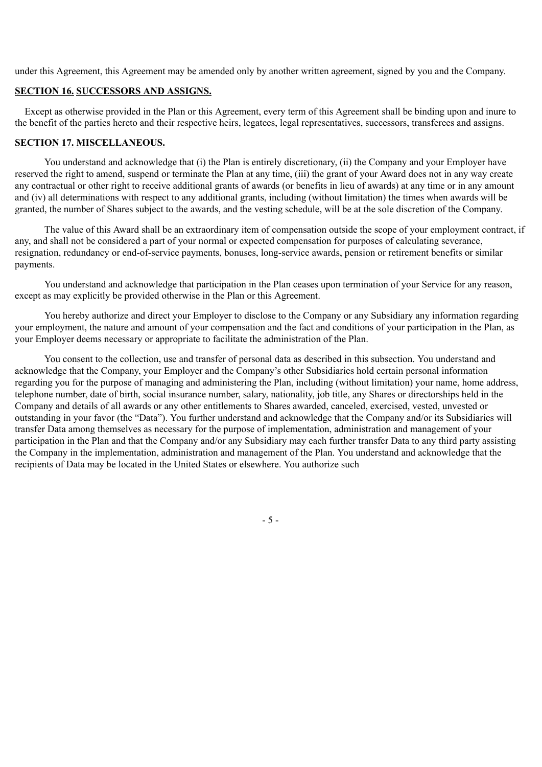under this Agreement, this Agreement may be amended only by another written agreement, signed by you and the Company.

**SECTION 16. SUCCESSORS AND ASSIGNS.**

Except as otherwise provided in the Plan or this Agreement, every term of this Agreement shall be binding upon and inure to the benefit of the parties hereto and their respective heirs, legatees, legal representatives, successors, transferees and assigns.

**SECTION 17. MISCELLANEOUS.**

You understand and acknowledge that (i) the Plan is entirely discretionary, (ii) the Company and your Employer have reserved the right to amend, suspend or terminate the Plan at any time, (iii) the grant of your Award does not in any way create any contractual or other right to receive additional grants of awards (or benefits in lieu of awards) at any time or in any amount and (iv) all determinations with respect to any additional grants, including (without limitation) the times when awards will be granted, the number of Shares subject to the awards, and the vesting schedule, will be at the sole discretion of the Company.

The value of this Award shall be an extraordinary item of compensation outside the scope of your employment contract, if any, and shall not be considered a part of your normal or expected compensation for purposes of calculating severance, resignation, redundancy or end-of-service payments, bonuses, long-service awards, pension or retirement benefits or similar payments.

You understand and acknowledge that participation in the Plan ceases upon termination of your Service for any reason, except as may explicitly be provided otherwise in the Plan or this Agreement.

You hereby authorize and direct your Employer to disclose to the Company or any Subsidiary any information regarding your employment, the nature and amount of your compensation and the fact and conditions of your participation in the Plan, as your Employer deems necessary or appropriate to facilitate the administration of the Plan.

You consent to the collection, use and transfer of personal data as described in this subsection. You understand and acknowledge that the Company, your Employer and the Company's other Subsidiaries hold certain personal information regarding you for the purpose of managing and administering the Plan, including (without limitation) your name, home address, telephone number, date of birth, social insurance number, salary, nationality, job title, any Shares or directorships held in the Company and details of all awards or any other entitlements to Shares awarded, canceled, exercised, vested, unvested or outstanding in your favor (the "Data"). You further understand and acknowledge that the Company and/or its Subsidiaries will transfer Data among themselves as necessary for the purpose of implementation, administration and management of your participation in the Plan and that the Company and/or any Subsidiary may each further transfer Data to any third party assisting the Company in the implementation, administration and management of the Plan. You understand and acknowledge that the recipients of Data may be located in the United States or elsewhere. You authorize such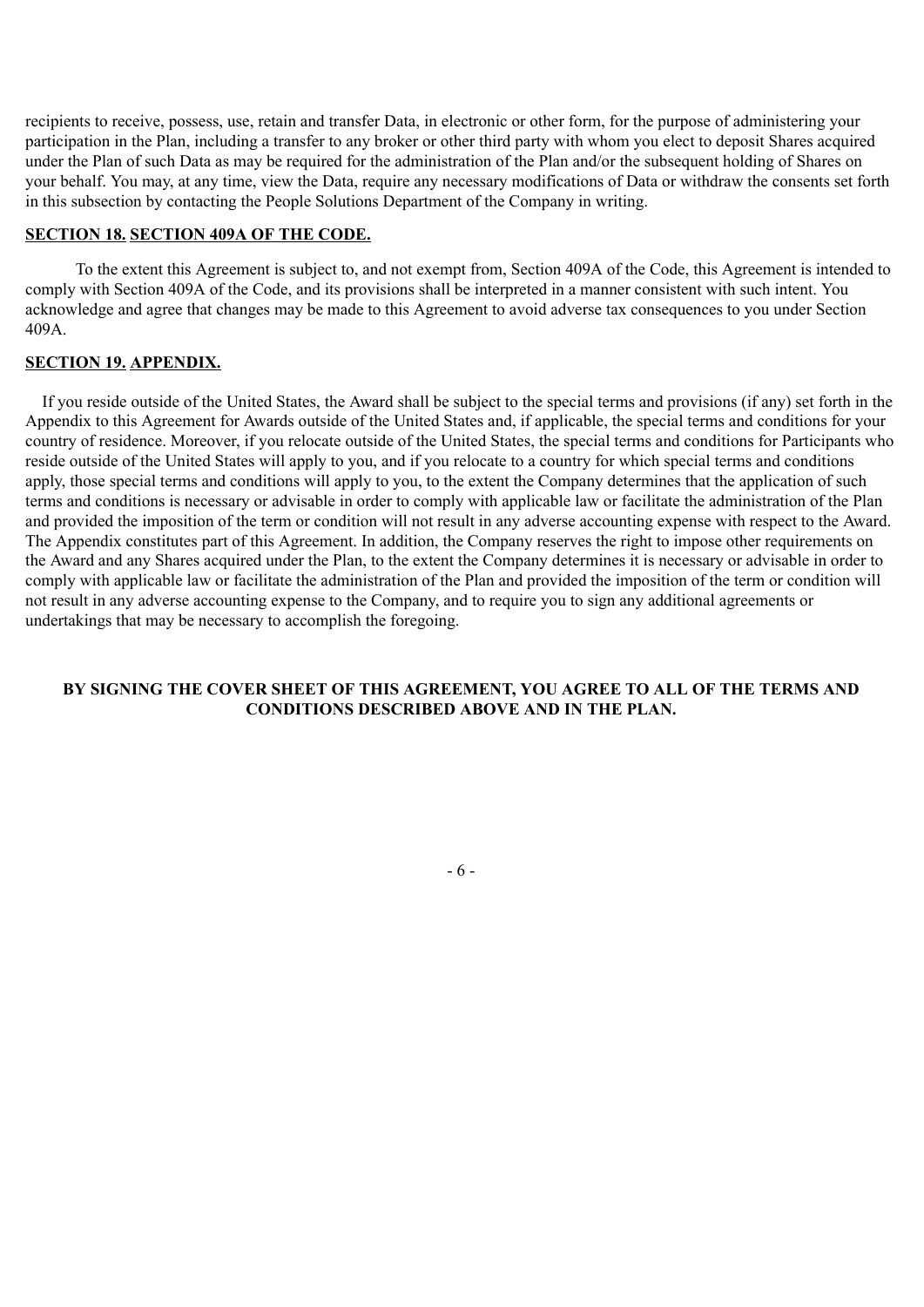recipients to receive, possess, use, retain and transfer Data, in electronic or other form, for the purpose of administering your participation in the Plan, including a transfer to any broker or other third party with whom you elect to deposit Shares acquired under the Plan of such Data as may be required for the administration of the Plan and/or the subsequent holding of Shares on your behalf. You may, at any time, view the Data, require any necessary modifications of Data or withdraw the consents set forth in this subsection by contacting the People Solutions Department of the Company in writing.

**SECTION 18. SECTION 409A OF THE CODE.**

To the extent this Agreement is subject to, and not exempt from, Section 409A of the Code, this Agreement is intended to comply with Section 409A of the Code, and its provisions shall be interpreted in a manner consistent with such intent. You acknowledge and agree that changes may be made to this Agreement to avoid adverse tax consequences to you under Section 409A.

**SECTION 19. APPENDIX.**

If you reside outside of the United States, the Award shall be subject to the special terms and provisions (if any) set forth in the Appendix to this Agreement for Awards outside of the United States and, if applicable, the special terms and conditions for your country of residence. Moreover, if you relocate outside of the United States, the special terms and conditions for Participants who reside outside of the United States will apply to you, and if you relocate to a country for which special terms and conditions apply, those special terms and conditions will apply to you, to the extent the Company determines that the application of such terms and conditions is necessary or advisable in order to comply with applicable law or facilitate the administration of the Plan and provided the imposition of the term or condition will not result in any adverse accounting expense with respect to the Award. The Appendix constitutes part of this Agreement. In addition, the Company reserves the right to impose other requirements on the Award and any Shares acquired under the Plan, to the extent the Company determines it is necessary or advisable in order to comply with applicable law or facilitate the administration of the Plan and provided the imposition of the term or condition will not result in any adverse accounting expense to the Company, and to require you to sign any additional agreements or undertakings that may be necessary to accomplish the foregoing.

**BY SIGNING THE COVER SHEET OF THIS AGREEMENT, YOU AGREE TO ALL OF THE TERMS AND CONDITIONS DESCRIBED ABOVE AND IN THE PLAN.**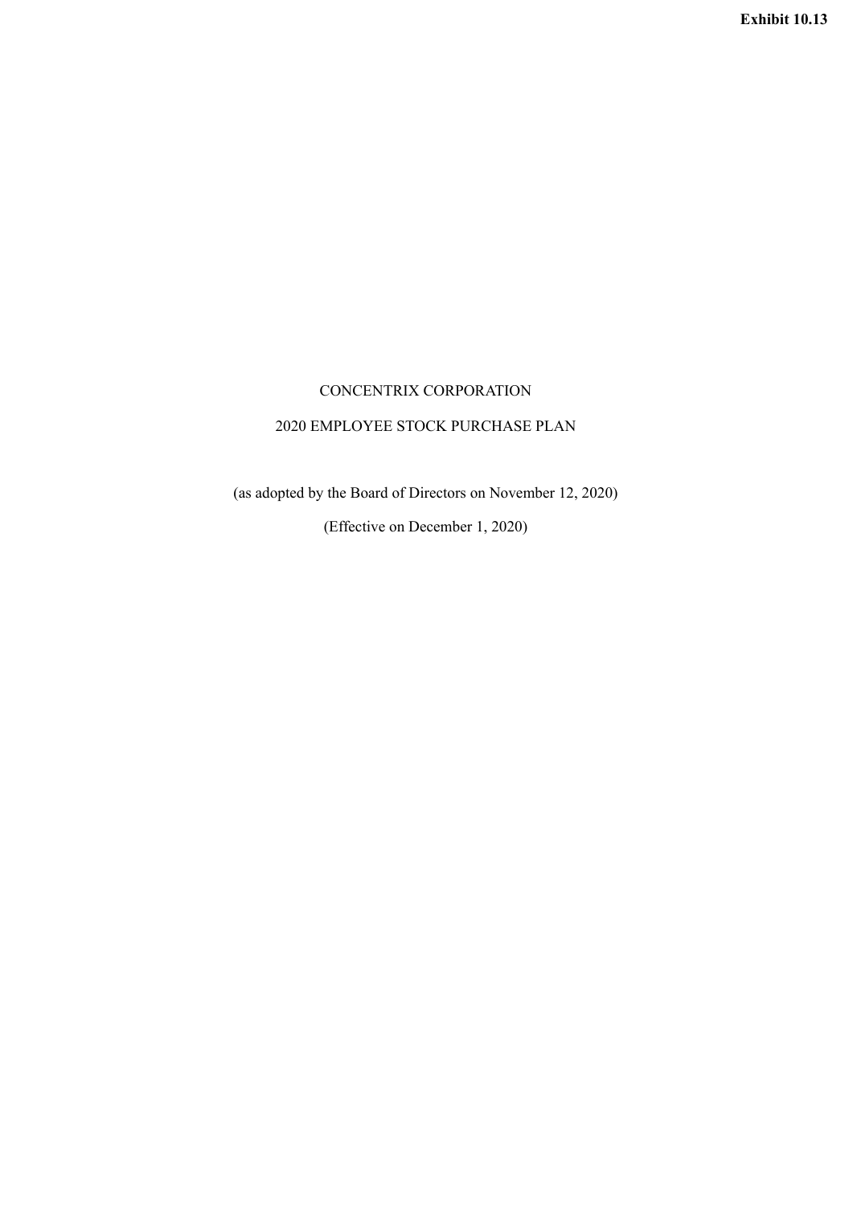**Exhibit 10.13**

# CONCENTRIX CORPORATION

## 2020 EMPLOYEE STOCK PURCHASE PLAN

(as adopted by the Board of Directors on November 12, 2020)

(Effective on December 1, 2020)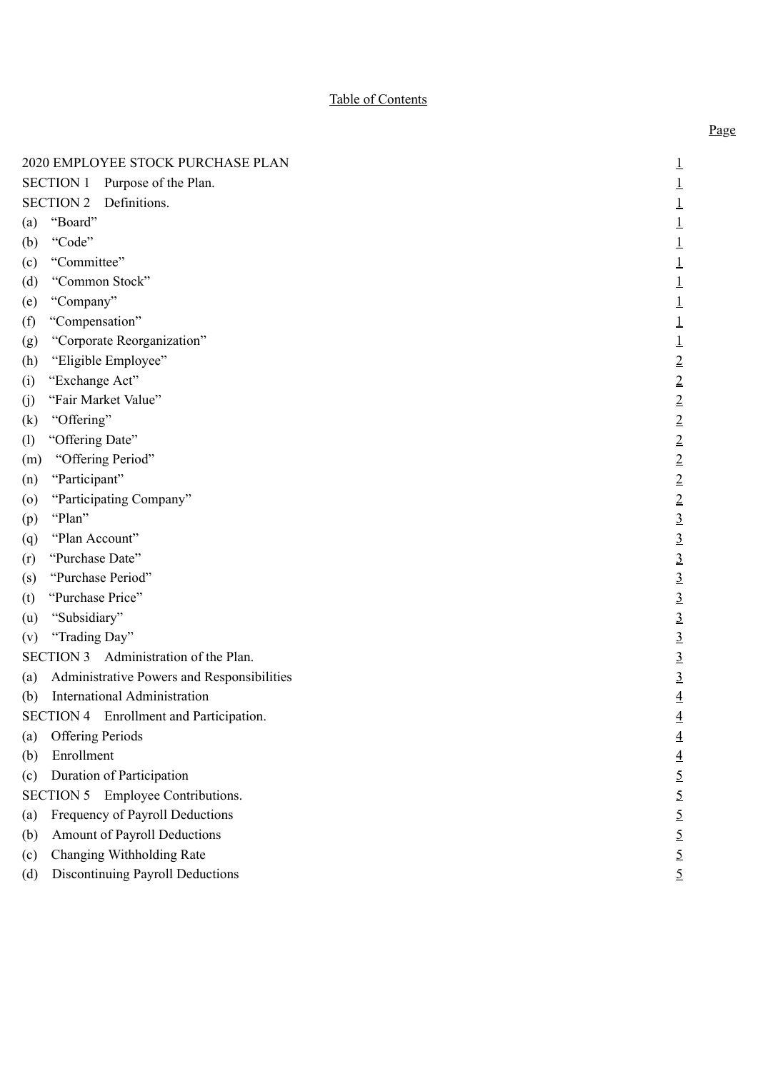Table of Contents

| | Page |
|---|---|
| 2020 EMPLOYEE STOCK PURCHASE PLAN | 1 |
| SECTION 1 Purpose of the Plan. | 1 |
| SECTION 2 Definitions. | 1 |
| (a) "Board" | 1 |
| (b) "Code" | 1 |
| (c) "Committee" | 1 |
| (d) "Common Stock" | 1 |
| (e) "Company" | 1 |
| (f) "Compensation" | 1 |
| (g) "Corporate Reorganization" | 1 |
| (h) "Eligible Employee" | 2 |
| (i) "Exchange Act" | 2 |
| (j) "Fair Market Value" | 2 |
| (k) "Offering" | 2 |
| (l) "Offering Date" | 2 |
| (m) "Offering Period" | 2 |
| (n) "Participant" | 2 |
| (o) "Participating Company" | 2 |
| (p) "Plan" | 3 |
| (q) "Plan Account" | 3 |
| (r) "Purchase Date" | 3 |
| (s) "Purchase Period" | 3 |
| (t) "Purchase Price" | 3 |
| (u) "Subsidiary" | 3 |
| (v) "Trading Day" | 3 |
| SECTION 3 Administration of the Plan. | 3 |
| (a) Administrative Powers and Responsibilities | 3 |
| (b) International Administration | 4 |
| SECTION 4 Enrollment and Participation. | 4 |
| (a) Offering Periods | 4 |
| (b) Enrollment | 4 |
| (c) Duration of Participation | 5 |
| SECTION 5 Employee Contributions. | 5 |
| (a) Frequency of Payroll Deductions | 5 |
| (b) Amount of Payroll Deductions | 5 |
| (c) Changing Withholding Rate | 5 |
| (d) Discontinuing Payroll Deductions | 5 |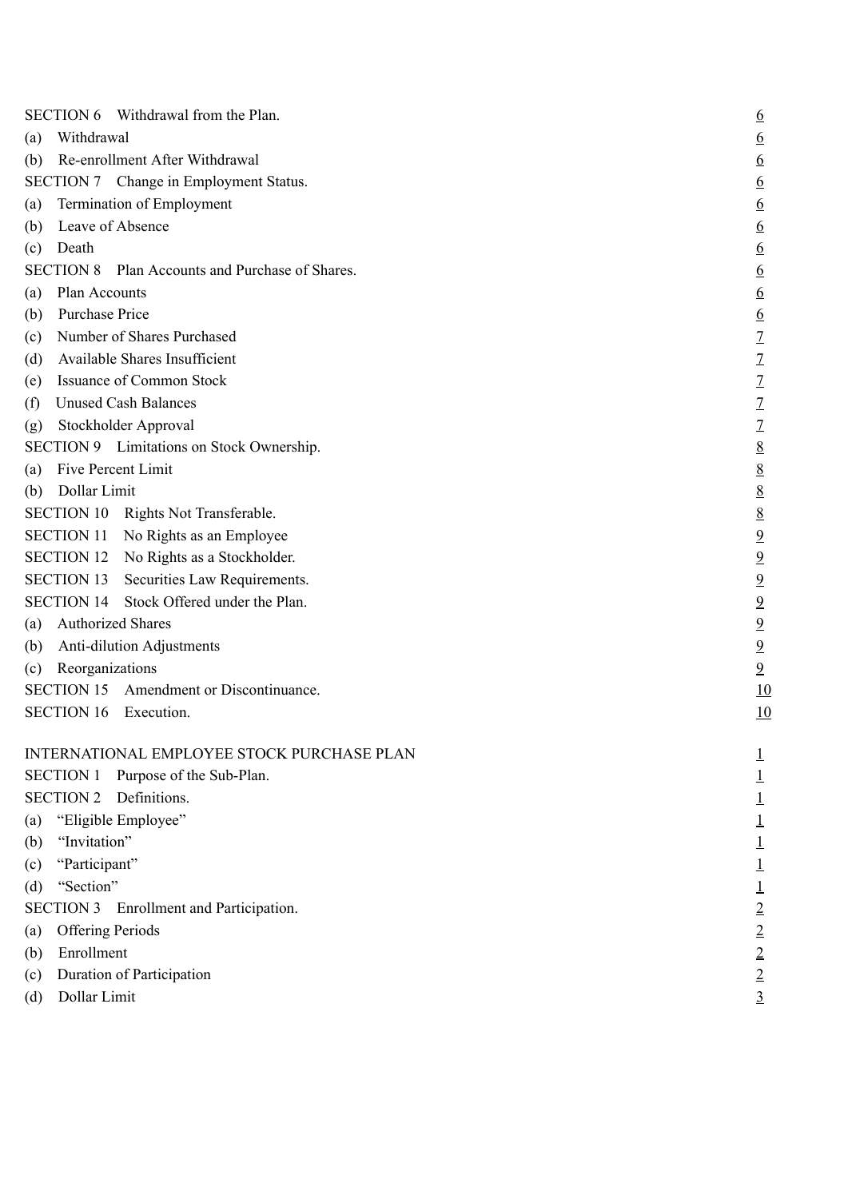| | |
|---|---|
| SECTION 6 Withdrawal from the Plan. | 6 |
| (a) Withdrawal | 6 |
| (b) Re-enrollment After Withdrawal | 6 |
| SECTION 7 Change in Employment Status. | 6 |
| (a) Termination of Employment | 6 |
| (b) Leave of Absence | 6 |
| (c) Death | 6 |
| SECTION 8 Plan Accounts and Purchase of Shares. | 6 |
| (a) Plan Accounts | 6 |
| (b) Purchase Price | 6 |
| (c) Number of Shares Purchased | 7 |
| (d) Available Shares Insufficient | 7 |
| (e) Issuance of Common Stock | 7 |
| (f) Unused Cash Balances | 7 |
| (g) Stockholder Approval | 7 |
| SECTION 9 Limitations on Stock Ownership. | 8 |
| (a) Five Percent Limit | 8 |
| (b) Dollar Limit | 8 |
| SECTION 10 Rights Not Transferable. | 8 |
| SECTION 11 No Rights as an Employee | 9 |
| SECTION 12 No Rights as a Stockholder. | 9 |
| SECTION 13 Securities Law Requirements. | 9 |
| SECTION 14 Stock Offered under the Plan. | 9 |
| (a) Authorized Shares | 9 |
| (b) Anti-dilution Adjustments | 9 |
| (c) Reorganizations | 9 |
| SECTION 15 Amendment or Discontinuance. | 10 |
| SECTION 16 Execution. | 10 |

| | |
|---|---|
| INTERNATIONAL EMPLOYEE STOCK PURCHASE PLAN | 1 |
| SECTION 1 Purpose of the Sub-Plan. | 1 |
| SECTION 2 Definitions. | 1 |
| (a) "Eligible Employee" | 1 |
| (b) "Invitation" | 1 |
| (c) "Participant" | 1 |
| (d) "Section" | 1 |
| SECTION 3 Enrollment and Participation. | 2 |
| (a) Offering Periods | 2 |
| (b) Enrollment | 2 |
| (c) Duration of Participation | 2 |
| (d) Dollar Limit | 3 |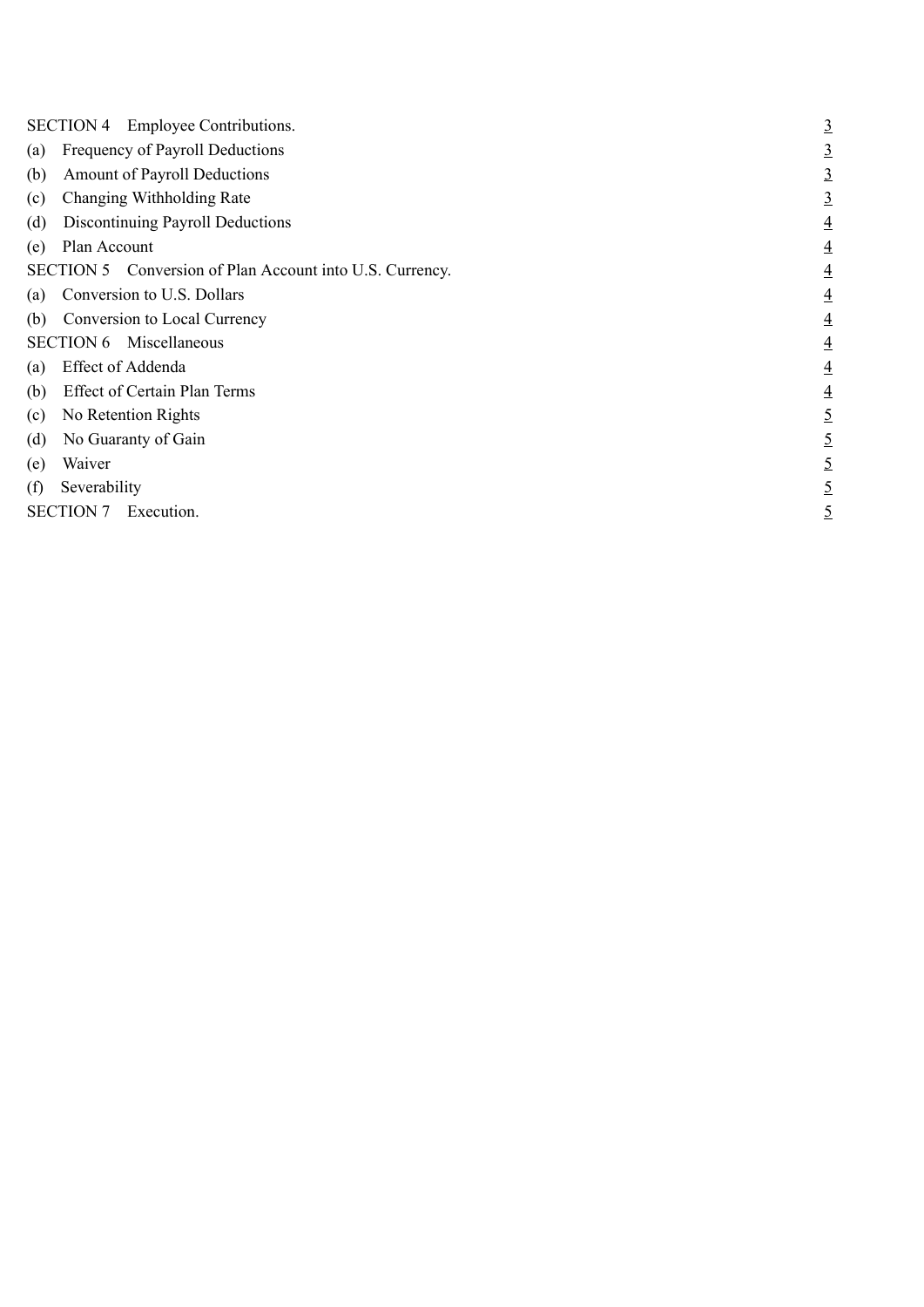| | |
|---|---|
| SECTION 4 Employee Contributions. | 3 |
| (a) Frequency of Payroll Deductions | 3 |
| (b) Amount of Payroll Deductions | 3 |
| (c) Changing Withholding Rate | 3 |
| (d) Discontinuing Payroll Deductions | 4 |
| (e) Plan Account | 4 |
| SECTION 5 Conversion of Plan Account into U.S. Currency. | 4 |
| (a) Conversion to U.S. Dollars | 4 |
| (b) Conversion to Local Currency | 4 |
| SECTION 6 Miscellaneous | 4 |
| (a) Effect of Addenda | 4 |
| (b) Effect of Certain Plan Terms | 4 |
| (c) No Retention Rights | 5 |
| (d) No Guaranty of Gain | 5 |
| (e) Waiver | 5 |
| (f) Severability | 5 |
| SECTION 7 Execution. | 5 |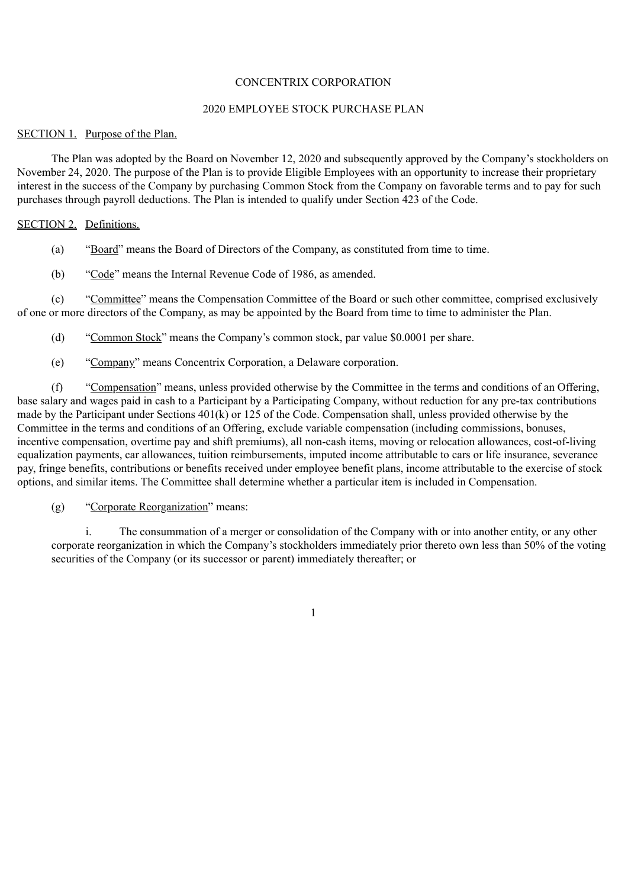CONCENTRIX CORPORATION

2020 EMPLOYEE STOCK PURCHASE PLAN

SECTION 1. Purpose of the Plan.

The Plan was adopted by the Board on November 12, 2020 and subsequently approved by the Company's stockholders on November 24, 2020. The purpose of the Plan is to provide Eligible Employees with an opportunity to increase their proprietary interest in the success of the Company by purchasing Common Stock from the Company on favorable terms and to pay for such purchases through payroll deductions. The Plan is intended to qualify under Section 423 of the Code.

SECTION 2. Definitions.

(a) "Board" means the Board of Directors of the Company, as constituted from time to time.

(b) "Code" means the Internal Revenue Code of 1986, as amended.

(c) "Committee" means the Compensation Committee of the Board or such other committee, comprised exclusively of one or more directors of the Company, as may be appointed by the Board from time to time to administer the Plan.

(d) "Common Stock" means the Company's common stock, par value $0.0001 per share.

(e) "Company" means Concentrix Corporation, a Delaware corporation.

(f) "Compensation" means, unless provided otherwise by the Committee in the terms and conditions of an Offering, base salary and wages paid in cash to a Participant by a Participating Company, without reduction for any pre-tax contributions made by the Participant under Sections 401(k) or 125 of the Code. Compensation shall, unless provided otherwise by the Committee in the terms and conditions of an Offering, exclude variable compensation (including commissions, bonuses, incentive compensation, overtime pay and shift premiums), all non-cash items, moving or relocation allowances, cost-of-living equalization payments, car allowances, tuition reimbursements, imputed income attributable to cars or life insurance, severance pay, fringe benefits, contributions or benefits received under employee benefit plans, income attributable to the exercise of stock options, and similar items. The Committee shall determine whether a particular item is included in Compensation.

(g) "Corporate Reorganization" means:

i. The consummation of a merger or consolidation of the Company with or into another entity, or any other corporate reorganization in which the Company's stockholders immediately prior thereto own less than 50% of the voting securities of the Company (or its successor or parent) immediately thereafter; or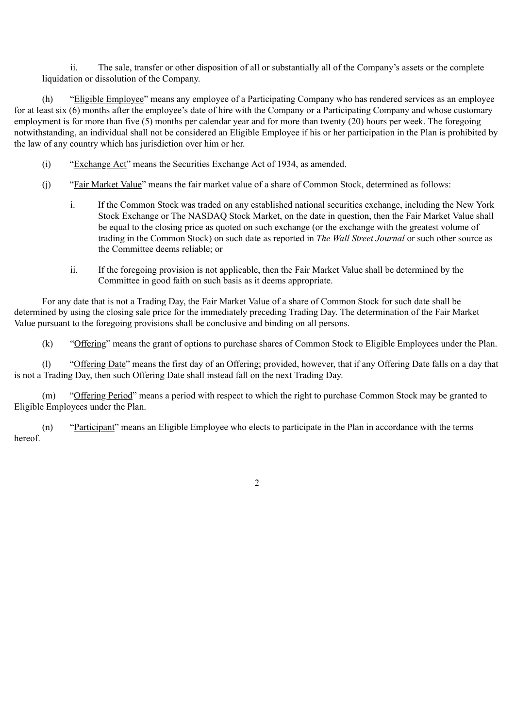ii. The sale, transfer or other disposition of all or substantially all of the Company's assets or the complete liquidation or dissolution of the Company.

(h) "Eligible Employee" means any employee of a Participating Company who has rendered services as an employee for at least six (6) months after the employee's date of hire with the Company or a Participating Company and whose customary employment is for more than five (5) months per calendar year and for more than twenty (20) hours per week. The foregoing notwithstanding, an individual shall not be considered an Eligible Employee if his or her participation in the Plan is prohibited by the law of any country which has jurisdiction over him or her.

(i) "Exchange Act" means the Securities Exchange Act of 1934, as amended.

(j) "Fair Market Value" means the fair market value of a share of Common Stock, determined as follows:

i. If the Common Stock was traded on any established national securities exchange, including the New York Stock Exchange or The NASDAQ Stock Market, on the date in question, then the Fair Market Value shall be equal to the closing price as quoted on such exchange (or the exchange with the greatest volume of trading in the Common Stock) on such date as reported in *The Wall Street Journal* or such other source as the Committee deems reliable; or

ii. If the foregoing provision is not applicable, then the Fair Market Value shall be determined by the Committee in good faith on such basis as it deems appropriate.

For any date that is not a Trading Day, the Fair Market Value of a share of Common Stock for such date shall be determined by using the closing sale price for the immediately preceding Trading Day. The determination of the Fair Market Value pursuant to the foregoing provisions shall be conclusive and binding on all persons.

(k) "Offering" means the grant of options to purchase shares of Common Stock to Eligible Employees under the Plan.

(l) "Offering Date" means the first day of an Offering; provided, however, that if any Offering Date falls on a day that is not a Trading Day, then such Offering Date shall instead fall on the next Trading Day.

(m) "Offering Period" means a period with respect to which the right to purchase Common Stock may be granted to Eligible Employees under the Plan.

(n) "Participant" means an Eligible Employee who elects to participate in the Plan in accordance with the terms hereof.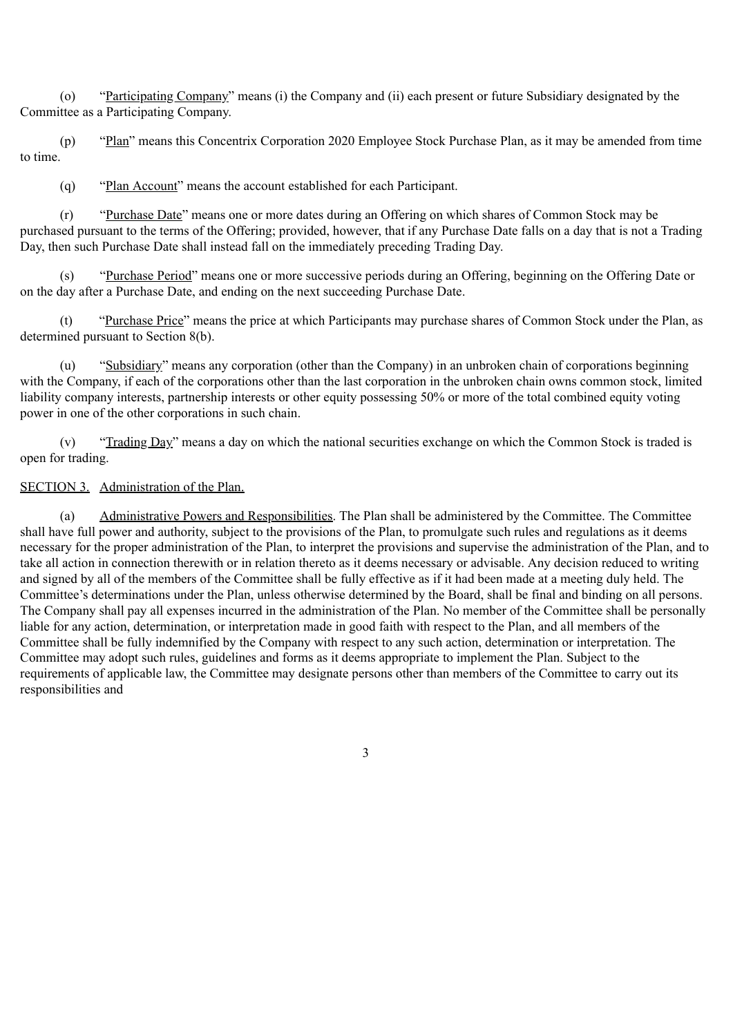(o) "Participating Company" means (i) the Company and (ii) each present or future Subsidiary designated by the Committee as a Participating Company.

(p) "Plan" means this Concentrix Corporation 2020 Employee Stock Purchase Plan, as it may be amended from time to time.

(q) "Plan Account" means the account established for each Participant.

(r) "Purchase Date" means one or more dates during an Offering on which shares of Common Stock may be purchased pursuant to the terms of the Offering; provided, however, that if any Purchase Date falls on a day that is not a Trading Day, then such Purchase Date shall instead fall on the immediately preceding Trading Day.

(s) "Purchase Period" means one or more successive periods during an Offering, beginning on the Offering Date or on the day after a Purchase Date, and ending on the next succeeding Purchase Date.

(t) "Purchase Price" means the price at which Participants may purchase shares of Common Stock under the Plan, as determined pursuant to Section 8(b).

(u) "Subsidiary" means any corporation (other than the Company) in an unbroken chain of corporations beginning with the Company, if each of the corporations other than the last corporation in the unbroken chain owns common stock, limited liability company interests, partnership interests or other equity possessing 50% or more of the total combined equity voting power in one of the other corporations in such chain.

(v) "Trading Day" means a day on which the national securities exchange on which the Common Stock is traded is open for trading.

SECTION 3. Administration of the Plan.

(a) Administrative Powers and Responsibilities. The Plan shall be administered by the Committee. The Committee shall have full power and authority, subject to the provisions of the Plan, to promulgate such rules and regulations as it deems necessary for the proper administration of the Plan, to interpret the provisions and supervise the administration of the Plan, and to take all action in connection therewith or in relation thereto as it deems necessary or advisable. Any decision reduced to writing and signed by all of the members of the Committee shall be fully effective as if it had been made at a meeting duly held. The Committee's determinations under the Plan, unless otherwise determined by the Board, shall be final and binding on all persons. The Company shall pay all expenses incurred in the administration of the Plan. No member of the Committee shall be personally liable for any action, determination, or interpretation made in good faith with respect to the Plan, and all members of the Committee shall be fully indemnified by the Company with respect to any such action, determination or interpretation. The Committee may adopt such rules, guidelines and forms as it deems appropriate to implement the Plan. Subject to the requirements of applicable law, the Committee may designate persons other than members of the Committee to carry out its responsibilities and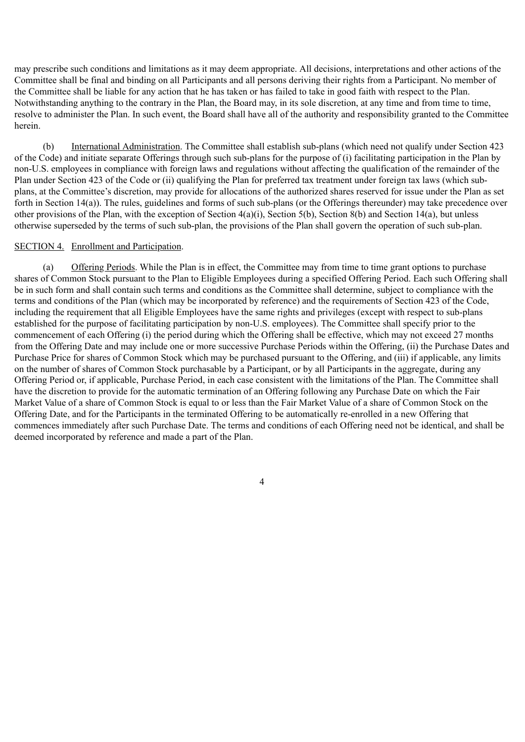may prescribe such conditions and limitations as it may deem appropriate. All decisions, interpretations and other actions of the Committee shall be final and binding on all Participants and all persons deriving their rights from a Participant. No member of the Committee shall be liable for any action that he has taken or has failed to take in good faith with respect to the Plan. Notwithstanding anything to the contrary in the Plan, the Board may, in its sole discretion, at any time and from time to time, resolve to administer the Plan. In such event, the Board shall have all of the authority and responsibility granted to the Committee herein.

(b) International Administration. The Committee shall establish sub-plans (which need not qualify under Section 423 of the Code) and initiate separate Offerings through such sub-plans for the purpose of (i) facilitating participation in the Plan by non-U.S. employees in compliance with foreign laws and regulations without affecting the qualification of the remainder of the Plan under Section 423 of the Code or (ii) qualifying the Plan for preferred tax treatment under foreign tax laws (which sub-plans, at the Committee's discretion, may provide for allocations of the authorized shares reserved for issue under the Plan as set forth in Section 14(a)). The rules, guidelines and forms of such sub-plans (or the Offerings thereunder) may take precedence over other provisions of the Plan, with the exception of Section 4(a)(i), Section 5(b), Section 8(b) and Section 14(a), but unless otherwise superseded by the terms of such sub-plan, the provisions of the Plan shall govern the operation of such sub-plan.

SECTION 4. Enrollment and Participation.

(a) Offering Periods. While the Plan is in effect, the Committee may from time to time grant options to purchase shares of Common Stock pursuant to the Plan to Eligible Employees during a specified Offering Period. Each such Offering shall be in such form and shall contain such terms and conditions as the Committee shall determine, subject to compliance with the terms and conditions of the Plan (which may be incorporated by reference) and the requirements of Section 423 of the Code, including the requirement that all Eligible Employees have the same rights and privileges (except with respect to sub-plans established for the purpose of facilitating participation by non-U.S. employees). The Committee shall specify prior to the commencement of each Offering (i) the period during which the Offering shall be effective, which may not exceed 27 months from the Offering Date and may include one or more successive Purchase Periods within the Offering, (ii) the Purchase Dates and Purchase Price for shares of Common Stock which may be purchased pursuant to the Offering, and (iii) if applicable, any limits on the number of shares of Common Stock purchasable by a Participant, or by all Participants in the aggregate, during any Offering Period or, if applicable, Purchase Period, in each case consistent with the limitations of the Plan. The Committee shall have the discretion to provide for the automatic termination of an Offering following any Purchase Date on which the Fair Market Value of a share of Common Stock is equal to or less than the Fair Market Value of a share of Common Stock on the Offering Date, and for the Participants in the terminated Offering to be automatically re-enrolled in a new Offering that commences immediately after such Purchase Date. The terms and conditions of each Offering need not be identical, and shall be deemed incorporated by reference and made a part of the Plan.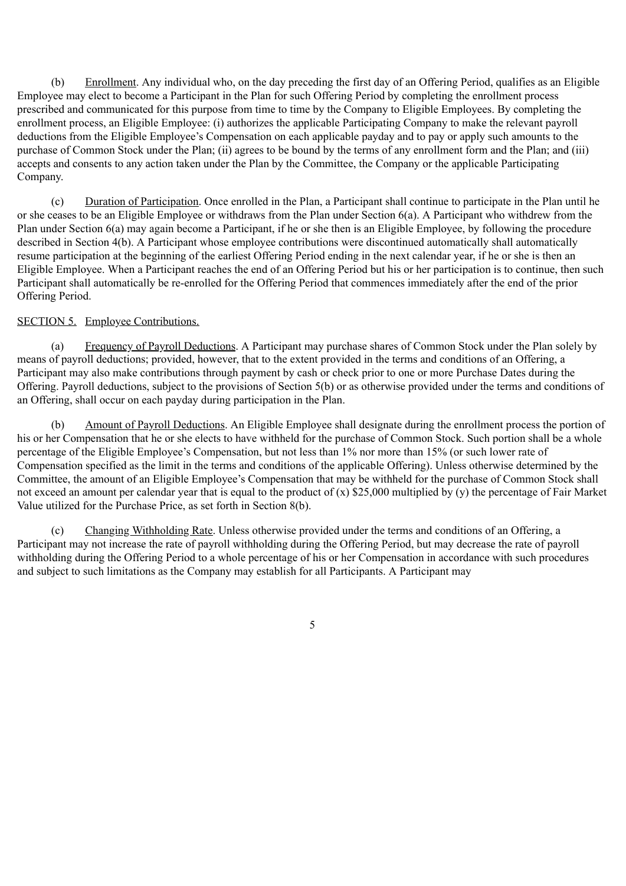(b) Enrollment. Any individual who, on the day preceding the first day of an Offering Period, qualifies as an Eligible Employee may elect to become a Participant in the Plan for such Offering Period by completing the enrollment process prescribed and communicated for this purpose from time to time by the Company to Eligible Employees. By completing the enrollment process, an Eligible Employee: (i) authorizes the applicable Participating Company to make the relevant payroll deductions from the Eligible Employee's Compensation on each applicable payday and to pay or apply such amounts to the purchase of Common Stock under the Plan; (ii) agrees to be bound by the terms of any enrollment form and the Plan; and (iii) accepts and consents to any action taken under the Plan by the Committee, the Company or the applicable Participating Company.

(c) Duration of Participation. Once enrolled in the Plan, a Participant shall continue to participate in the Plan until he or she ceases to be an Eligible Employee or withdraws from the Plan under Section 6(a). A Participant who withdrew from the Plan under Section 6(a) may again become a Participant, if he or she then is an Eligible Employee, by following the procedure described in Section 4(b). A Participant whose employee contributions were discontinued automatically shall automatically resume participation at the beginning of the earliest Offering Period ending in the next calendar year, if he or she is then an Eligible Employee. When a Participant reaches the end of an Offering Period but his or her participation is to continue, then such Participant shall automatically be re-enrolled for the Offering Period that commences immediately after the end of the prior Offering Period.

SECTION 5. Employee Contributions.

(a) Frequency of Payroll Deductions. A Participant may purchase shares of Common Stock under the Plan solely by means of payroll deductions; provided, however, that to the extent provided in the terms and conditions of an Offering, a Participant may also make contributions through payment by cash or check prior to one or more Purchase Dates during the Offering. Payroll deductions, subject to the provisions of Section 5(b) or as otherwise provided under the terms and conditions of an Offering, shall occur on each payday during participation in the Plan.

(b) Amount of Payroll Deductions. An Eligible Employee shall designate during the enrollment process the portion of his or her Compensation that he or she elects to have withheld for the purchase of Common Stock. Such portion shall be a whole percentage of the Eligible Employee's Compensation, but not less than 1% nor more than 15% (or such lower rate of Compensation specified as the limit in the terms and conditions of the applicable Offering). Unless otherwise determined by the Committee, the amount of an Eligible Employee's Compensation that may be withheld for the purchase of Common Stock shall not exceed an amount per calendar year that is equal to the product of (x) $25,000 multiplied by (y) the percentage of Fair Market Value utilized for the Purchase Price, as set forth in Section 8(b).

(c) Changing Withholding Rate. Unless otherwise provided under the terms and conditions of an Offering, a Participant may not increase the rate of payroll withholding during the Offering Period, but may decrease the rate of payroll withholding during the Offering Period to a whole percentage of his or her Compensation in accordance with such procedures and subject to such limitations as the Company may establish for all Participants. A Participant may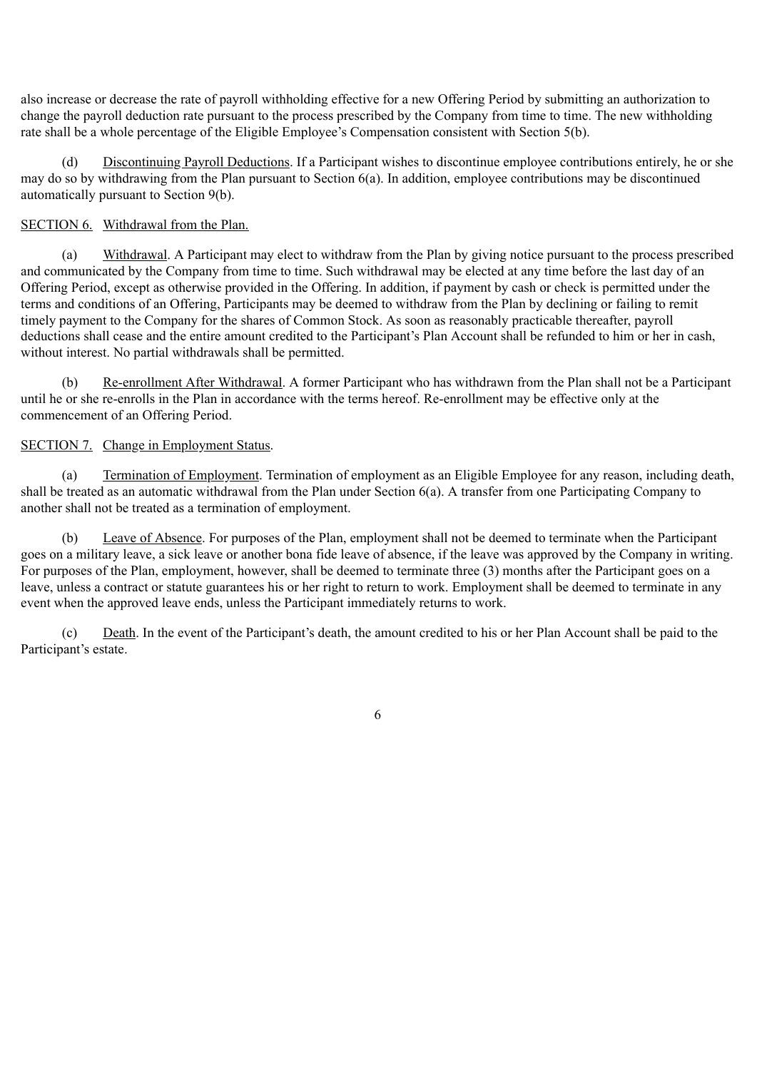also increase or decrease the rate of payroll withholding effective for a new Offering Period by submitting an authorization to change the payroll deduction rate pursuant to the process prescribed by the Company from time to time. The new withholding rate shall be a whole percentage of the Eligible Employee's Compensation consistent with Section 5(b).

(d) Discontinuing Payroll Deductions. If a Participant wishes to discontinue employee contributions entirely, he or she may do so by withdrawing from the Plan pursuant to Section 6(a). In addition, employee contributions may be discontinued automatically pursuant to Section 9(b).

SECTION 6. Withdrawal from the Plan.

(a) Withdrawal. A Participant may elect to withdraw from the Plan by giving notice pursuant to the process prescribed and communicated by the Company from time to time. Such withdrawal may be elected at any time before the last day of an Offering Period, except as otherwise provided in the Offering. In addition, if payment by cash or check is permitted under the terms and conditions of an Offering, Participants may be deemed to withdraw from the Plan by declining or failing to remit timely payment to the Company for the shares of Common Stock. As soon as reasonably practicable thereafter, payroll deductions shall cease and the entire amount credited to the Participant's Plan Account shall be refunded to him or her in cash, without interest. No partial withdrawals shall be permitted.

(b) Re-enrollment After Withdrawal. A former Participant who has withdrawn from the Plan shall not be a Participant until he or she re-enrolls in the Plan in accordance with the terms hereof. Re-enrollment may be effective only at the commencement of an Offering Period.

SECTION 7. Change in Employment Status.

(a) Termination of Employment. Termination of employment as an Eligible Employee for any reason, including death, shall be treated as an automatic withdrawal from the Plan under Section 6(a). A transfer from one Participating Company to another shall not be treated as a termination of employment.

(b) Leave of Absence. For purposes of the Plan, employment shall not be deemed to terminate when the Participant goes on a military leave, a sick leave or another bona fide leave of absence, if the leave was approved by the Company in writing. For purposes of the Plan, employment, however, shall be deemed to terminate three (3) months after the Participant goes on a leave, unless a contract or statute guarantees his or her right to return to work. Employment shall be deemed to terminate in any event when the approved leave ends, unless the Participant immediately returns to work.

(c) Death. In the event of the Participant's death, the amount credited to his or her Plan Account shall be paid to the Participant's estate.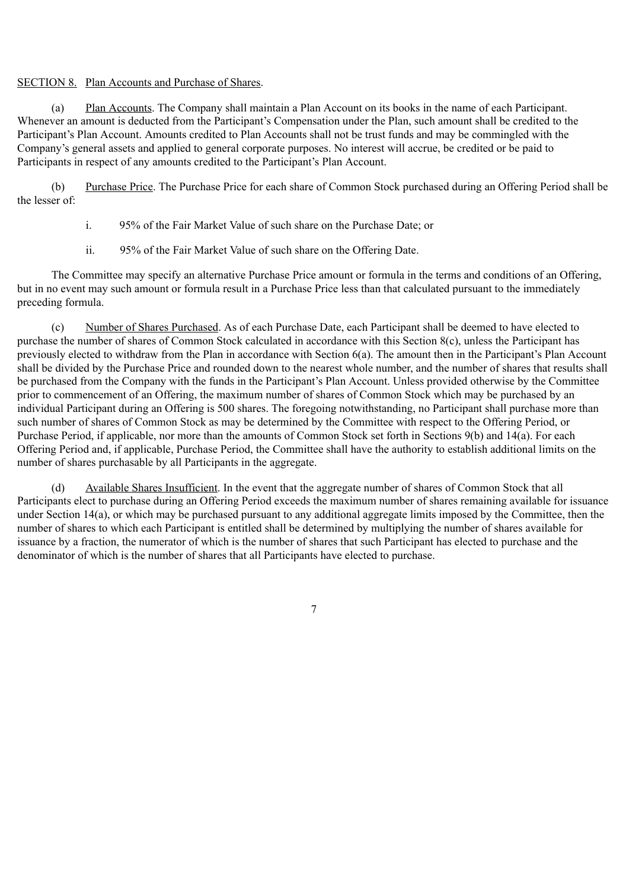SECTION 8. Plan Accounts and Purchase of Shares.

(a) Plan Accounts. The Company shall maintain a Plan Account on its books in the name of each Participant. Whenever an amount is deducted from the Participant's Compensation under the Plan, such amount shall be credited to the Participant's Plan Account. Amounts credited to Plan Accounts shall not be trust funds and may be commingled with the Company's general assets and applied to general corporate purposes. No interest will accrue, be credited or be paid to Participants in respect of any amounts credited to the Participant's Plan Account.

(b) Purchase Price. The Purchase Price for each share of Common Stock purchased during an Offering Period shall be the lesser of:

i. 95% of the Fair Market Value of such share on the Purchase Date; or

ii. 95% of the Fair Market Value of such share on the Offering Date.

The Committee may specify an alternative Purchase Price amount or formula in the terms and conditions of an Offering, but in no event may such amount or formula result in a Purchase Price less than that calculated pursuant to the immediately preceding formula.

(c) Number of Shares Purchased. As of each Purchase Date, each Participant shall be deemed to have elected to purchase the number of shares of Common Stock calculated in accordance with this Section 8(c), unless the Participant has previously elected to withdraw from the Plan in accordance with Section 6(a). The amount then in the Participant's Plan Account shall be divided by the Purchase Price and rounded down to the nearest whole number, and the number of shares that results shall be purchased from the Company with the funds in the Participant's Plan Account. Unless provided otherwise by the Committee prior to commencement of an Offering, the maximum number of shares of Common Stock which may be purchased by an individual Participant during an Offering is 500 shares. The foregoing notwithstanding, no Participant shall purchase more than such number of shares of Common Stock as may be determined by the Committee with respect to the Offering Period, or Purchase Period, if applicable, nor more than the amounts of Common Stock set forth in Sections 9(b) and 14(a). For each Offering Period and, if applicable, Purchase Period, the Committee shall have the authority to establish additional limits on the number of shares purchasable by all Participants in the aggregate.

(d) Available Shares Insufficient. In the event that the aggregate number of shares of Common Stock that all Participants elect to purchase during an Offering Period exceeds the maximum number of shares remaining available for issuance under Section 14(a), or which may be purchased pursuant to any additional aggregate limits imposed by the Committee, then the number of shares to which each Participant is entitled shall be determined by multiplying the number of shares available for issuance by a fraction, the numerator of which is the number of shares that such Participant has elected to purchase and the denominator of which is the number of shares that all Participants have elected to purchase.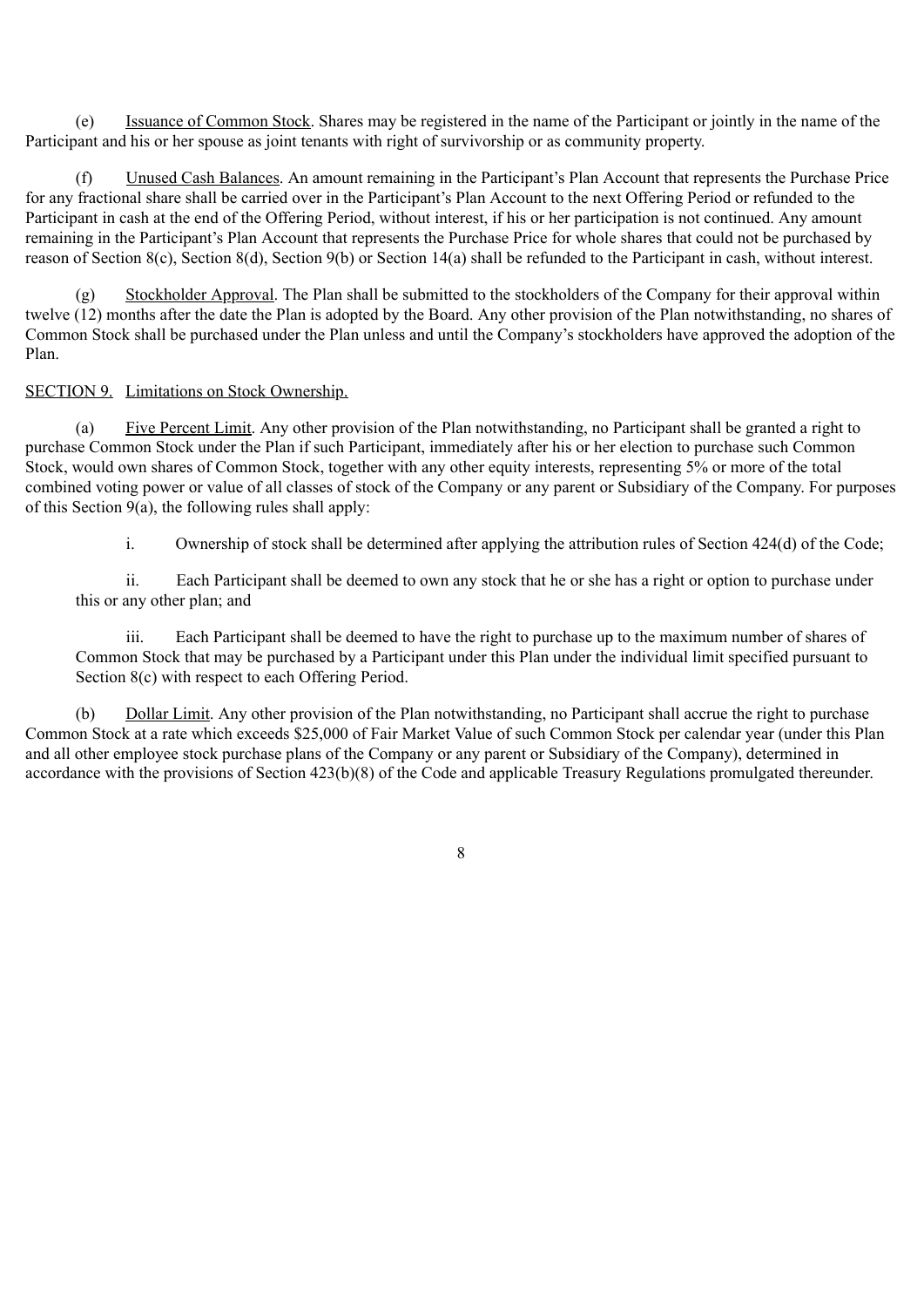(e) Issuance of Common Stock. Shares may be registered in the name of the Participant or jointly in the name of the Participant and his or her spouse as joint tenants with right of survivorship or as community property.

(f) Unused Cash Balances. An amount remaining in the Participant's Plan Account that represents the Purchase Price for any fractional share shall be carried over in the Participant's Plan Account to the next Offering Period or refunded to the Participant in cash at the end of the Offering Period, without interest, if his or her participation is not continued. Any amount remaining in the Participant's Plan Account that represents the Purchase Price for whole shares that could not be purchased by reason of Section 8(c), Section 8(d), Section 9(b) or Section 14(a) shall be refunded to the Participant in cash, without interest.

(g) Stockholder Approval. The Plan shall be submitted to the stockholders of the Company for their approval within twelve (12) months after the date the Plan is adopted by the Board. Any other provision of the Plan notwithstanding, no shares of Common Stock shall be purchased under the Plan unless and until the Company's stockholders have approved the adoption of the Plan.

SECTION 9. Limitations on Stock Ownership.

(a) Five Percent Limit. Any other provision of the Plan notwithstanding, no Participant shall be granted a right to purchase Common Stock under the Plan if such Participant, immediately after his or her election to purchase such Common Stock, would own shares of Common Stock, together with any other equity interests, representing 5% or more of the total combined voting power or value of all classes of stock of the Company or any parent or Subsidiary of the Company. For purposes of this Section 9(a), the following rules shall apply:

i. Ownership of stock shall be determined after applying the attribution rules of Section 424(d) of the Code;

ii. Each Participant shall be deemed to own any stock that he or she has a right or option to purchase under this or any other plan; and

iii. Each Participant shall be deemed to have the right to purchase up to the maximum number of shares of Common Stock that may be purchased by a Participant under this Plan under the individual limit specified pursuant to Section 8(c) with respect to each Offering Period.

(b) Dollar Limit. Any other provision of the Plan notwithstanding, no Participant shall accrue the right to purchase Common Stock at a rate which exceeds $25,000 of Fair Market Value of such Common Stock per calendar year (under this Plan and all other employee stock purchase plans of the Company or any parent or Subsidiary of the Company), determined in accordance with the provisions of Section 423(b)(8) of the Code and applicable Treasury Regulations promulgated thereunder.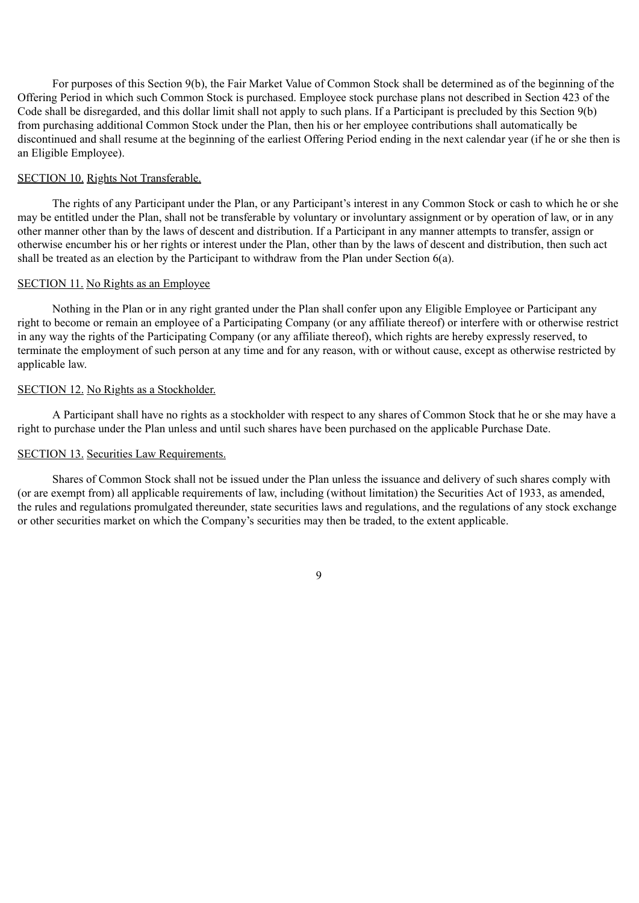For purposes of this Section 9(b), the Fair Market Value of Common Stock shall be determined as of the beginning of the Offering Period in which such Common Stock is purchased. Employee stock purchase plans not described in Section 423 of the Code shall be disregarded, and this dollar limit shall not apply to such plans. If a Participant is precluded by this Section 9(b) from purchasing additional Common Stock under the Plan, then his or her employee contributions shall automatically be discontinued and shall resume at the beginning of the earliest Offering Period ending in the next calendar year (if he or she then is an Eligible Employee).

SECTION 10. Rights Not Transferable.

The rights of any Participant under the Plan, or any Participant's interest in any Common Stock or cash to which he or she may be entitled under the Plan, shall not be transferable by voluntary or involuntary assignment or by operation of law, or in any other manner other than by the laws of descent and distribution. If a Participant in any manner attempts to transfer, assign or otherwise encumber his or her rights or interest under the Plan, other than by the laws of descent and distribution, then such act shall be treated as an election by the Participant to withdraw from the Plan under Section 6(a).

SECTION 11. No Rights as an Employee

Nothing in the Plan or in any right granted under the Plan shall confer upon any Eligible Employee or Participant any right to become or remain an employee of a Participating Company (or any affiliate thereof) or interfere with or otherwise restrict in any way the rights of the Participating Company (or any affiliate thereof), which rights are hereby expressly reserved, to terminate the employment of such person at any time and for any reason, with or without cause, except as otherwise restricted by applicable law.

SECTION 12. No Rights as a Stockholder.

A Participant shall have no rights as a stockholder with respect to any shares of Common Stock that he or she may have a right to purchase under the Plan unless and until such shares have been purchased on the applicable Purchase Date.

SECTION 13. Securities Law Requirements.

Shares of Common Stock shall not be issued under the Plan unless the issuance and delivery of such shares comply with (or are exempt from) all applicable requirements of law, including (without limitation) the Securities Act of 1933, as amended, the rules and regulations promulgated thereunder, state securities laws and regulations, and the regulations of any stock exchange or other securities market on which the Company's securities may then be traded, to the extent applicable.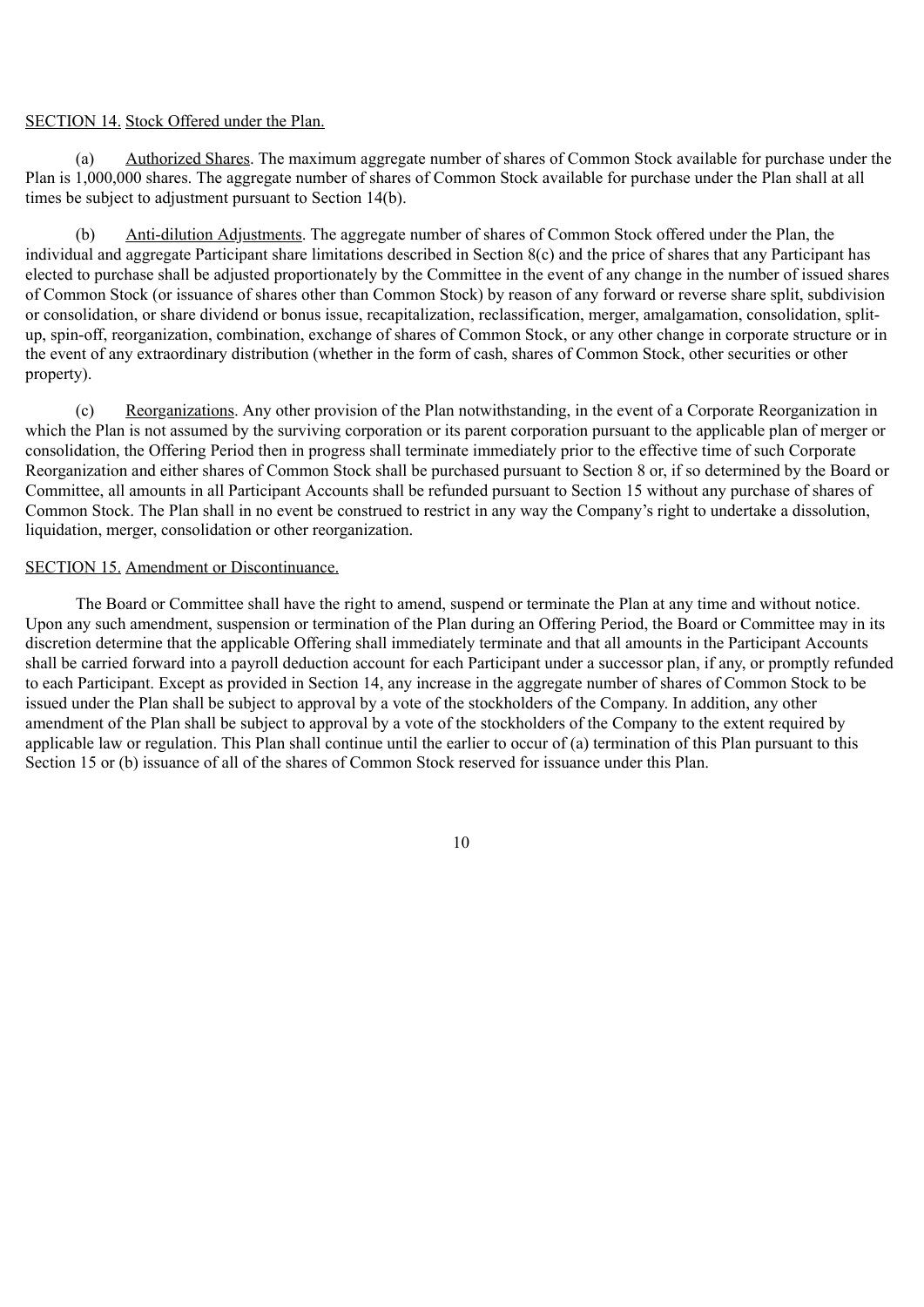SECTION 14. Stock Offered under the Plan.

(a) Authorized Shares. The maximum aggregate number of shares of Common Stock available for purchase under the Plan is 1,000,000 shares. The aggregate number of shares of Common Stock available for purchase under the Plan shall at all times be subject to adjustment pursuant to Section 14(b).

(b) Anti-dilution Adjustments. The aggregate number of shares of Common Stock offered under the Plan, the individual and aggregate Participant share limitations described in Section 8(c) and the price of shares that any Participant has elected to purchase shall be adjusted proportionately by the Committee in the event of any change in the number of issued shares of Common Stock (or issuance of shares other than Common Stock) by reason of any forward or reverse share split, subdivision or consolidation, or share dividend or bonus issue, recapitalization, reclassification, merger, amalgamation, consolidation, split-up, spin-off, reorganization, combination, exchange of shares of Common Stock, or any other change in corporate structure or in the event of any extraordinary distribution (whether in the form of cash, shares of Common Stock, other securities or other property).

(c) Reorganizations. Any other provision of the Plan notwithstanding, in the event of a Corporate Reorganization in which the Plan is not assumed by the surviving corporation or its parent corporation pursuant to the applicable plan of merger or consolidation, the Offering Period then in progress shall terminate immediately prior to the effective time of such Corporate Reorganization and either shares of Common Stock shall be purchased pursuant to Section 8 or, if so determined by the Board or Committee, all amounts in all Participant Accounts shall be refunded pursuant to Section 15 without any purchase of shares of Common Stock. The Plan shall in no event be construed to restrict in any way the Company's right to undertake a dissolution, liquidation, merger, consolidation or other reorganization.

SECTION 15. Amendment or Discontinuance.

The Board or Committee shall have the right to amend, suspend or terminate the Plan at any time and without notice. Upon any such amendment, suspension or termination of the Plan during an Offering Period, the Board or Committee may in its discretion determine that the applicable Offering shall immediately terminate and that all amounts in the Participant Accounts shall be carried forward into a payroll deduction account for each Participant under a successor plan, if any, or promptly refunded to each Participant. Except as provided in Section 14, any increase in the aggregate number of shares of Common Stock to be issued under the Plan shall be subject to approval by a vote of the stockholders of the Company. In addition, any other amendment of the Plan shall be subject to approval by a vote of the stockholders of the Company to the extent required by applicable law or regulation. This Plan shall continue until the earlier to occur of (a) termination of this Plan pursuant to this Section 15 or (b) issuance of all of the shares of Common Stock reserved for issuance under this Plan.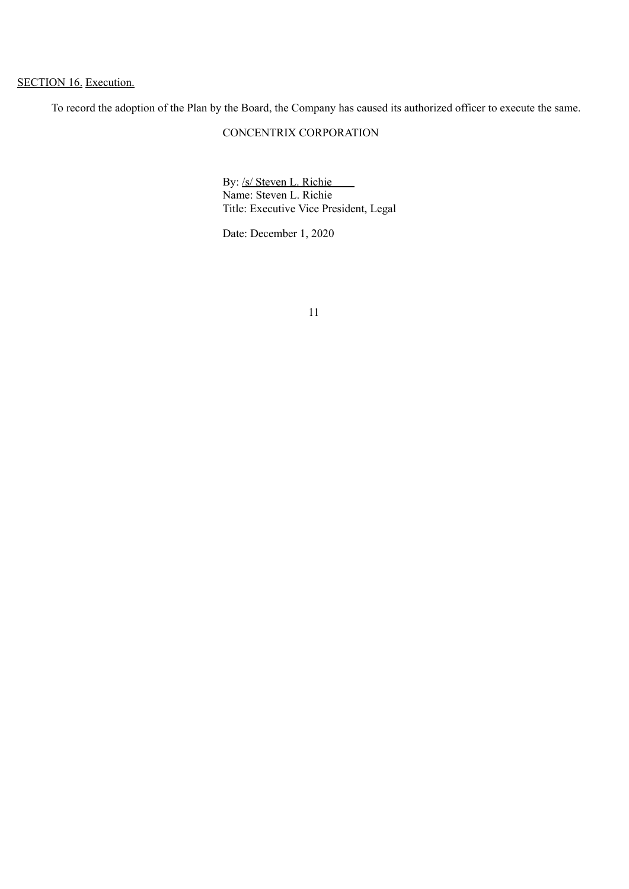SECTION 16. Execution.

To record the adoption of the Plan by the Board, the Company has caused its authorized officer to execute the same.

CONCENTRIX CORPORATION

By: /s/ Steven L. Richie
Name: Steven L. Richie
Title: Executive Vice President, Legal

Date: December 1, 2020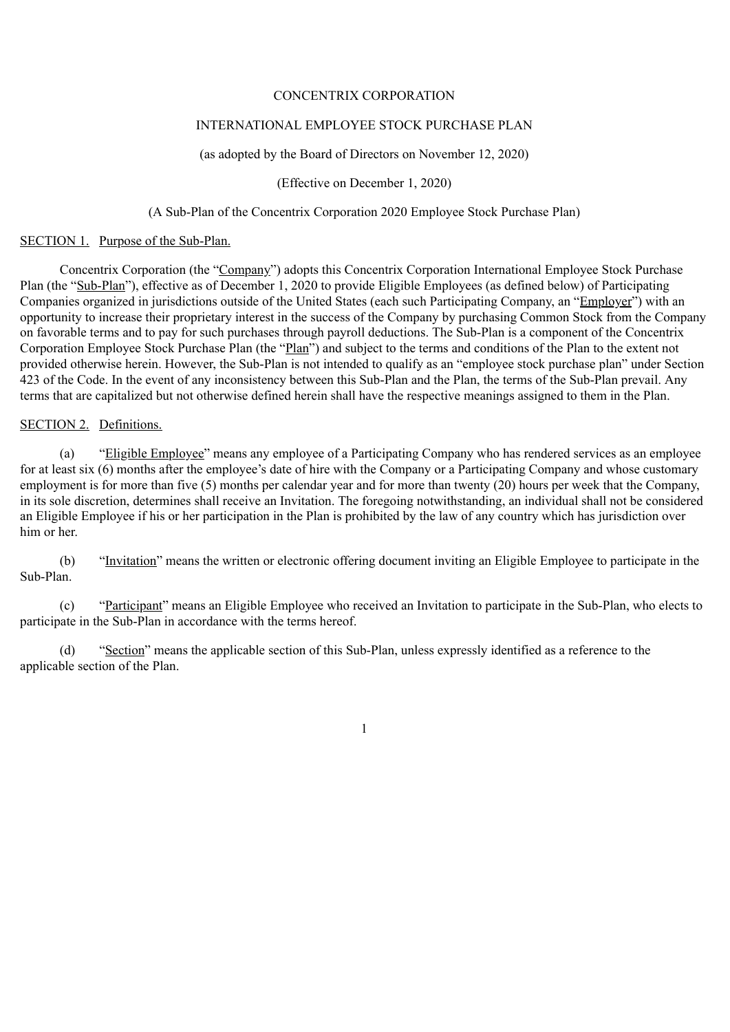CONCENTRIX CORPORATION

INTERNATIONAL EMPLOYEE STOCK PURCHASE PLAN

(as adopted by the Board of Directors on November 12, 2020)

(Effective on December 1, 2020)

(A Sub-Plan of the Concentrix Corporation 2020 Employee Stock Purchase Plan)

SECTION 1. Purpose of the Sub-Plan.

Concentrix Corporation (the "Company") adopts this Concentrix Corporation International Employee Stock Purchase Plan (the "Sub-Plan"), effective as of December 1, 2020 to provide Eligible Employees (as defined below) of Participating Companies organized in jurisdictions outside of the United States (each such Participating Company, an "Employer") with an opportunity to increase their proprietary interest in the success of the Company by purchasing Common Stock from the Company on favorable terms and to pay for such purchases through payroll deductions. The Sub-Plan is a component of the Concentrix Corporation Employee Stock Purchase Plan (the "Plan") and subject to the terms and conditions of the Plan to the extent not provided otherwise herein. However, the Sub-Plan is not intended to qualify as an "employee stock purchase plan" under Section 423 of the Code. In the event of any inconsistency between this Sub-Plan and the Plan, the terms of the Sub-Plan prevail. Any terms that are capitalized but not otherwise defined herein shall have the respective meanings assigned to them in the Plan.

SECTION 2. Definitions.

(a) "Eligible Employee" means any employee of a Participating Company who has rendered services as an employee for at least six (6) months after the employee's date of hire with the Company or a Participating Company and whose customary employment is for more than five (5) months per calendar year and for more than twenty (20) hours per week that the Company, in its sole discretion, determines shall receive an Invitation. The foregoing notwithstanding, an individual shall not be considered an Eligible Employee if his or her participation in the Plan is prohibited by the law of any country which has jurisdiction over him or her.

(b) "Invitation" means the written or electronic offering document inviting an Eligible Employee to participate in the Sub-Plan.

(c) "Participant" means an Eligible Employee who received an Invitation to participate in the Sub-Plan, who elects to participate in the Sub-Plan in accordance with the terms hereof.

(d) "Section" means the applicable section of this Sub-Plan, unless expressly identified as a reference to the applicable section of the Plan.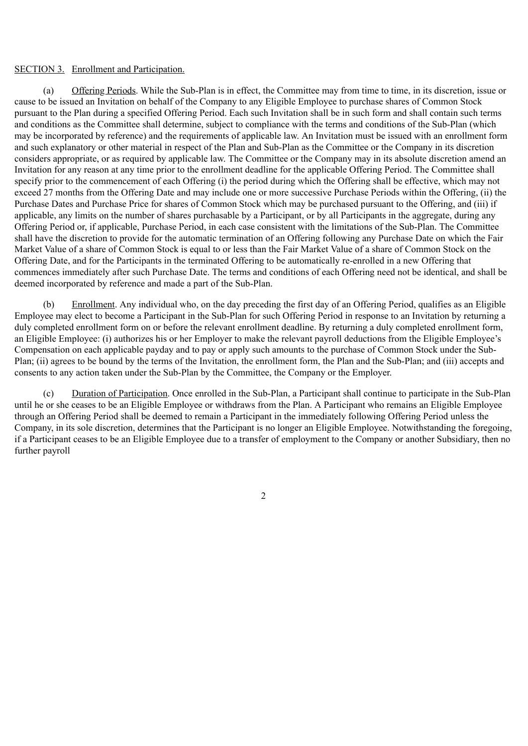SECTION 3. Enrollment and Participation.

(a) Offering Periods. While the Sub-Plan is in effect, the Committee may from time to time, in its discretion, issue or cause to be issued an Invitation on behalf of the Company to any Eligible Employee to purchase shares of Common Stock pursuant to the Plan during a specified Offering Period. Each such Invitation shall be in such form and shall contain such terms and conditions as the Committee shall determine, subject to compliance with the terms and conditions of the Sub-Plan (which may be incorporated by reference) and the requirements of applicable law. An Invitation must be issued with an enrollment form and such explanatory or other material in respect of the Plan and Sub-Plan as the Committee or the Company in its discretion considers appropriate, or as required by applicable law. The Committee or the Company may in its absolute discretion amend an Invitation for any reason at any time prior to the enrollment deadline for the applicable Offering Period. The Committee shall specify prior to the commencement of each Offering (i) the period during which the Offering shall be effective, which may not exceed 27 months from the Offering Date and may include one or more successive Purchase Periods within the Offering, (ii) the Purchase Dates and Purchase Price for shares of Common Stock which may be purchased pursuant to the Offering, and (iii) if applicable, any limits on the number of shares purchasable by a Participant, or by all Participants in the aggregate, during any Offering Period or, if applicable, Purchase Period, in each case consistent with the limitations of the Sub-Plan. The Committee shall have the discretion to provide for the automatic termination of an Offering following any Purchase Date on which the Fair Market Value of a share of Common Stock is equal to or less than the Fair Market Value of a share of Common Stock on the Offering Date, and for the Participants in the terminated Offering to be automatically re-enrolled in a new Offering that commences immediately after such Purchase Date. The terms and conditions of each Offering need not be identical, and shall be deemed incorporated by reference and made a part of the Sub-Plan.

(b) Enrollment. Any individual who, on the day preceding the first day of an Offering Period, qualifies as an Eligible Employee may elect to become a Participant in the Sub-Plan for such Offering Period in response to an Invitation by returning a duly completed enrollment form on or before the relevant enrollment deadline. By returning a duly completed enrollment form, an Eligible Employee: (i) authorizes his or her Employer to make the relevant payroll deductions from the Eligible Employee's Compensation on each applicable payday and to pay or apply such amounts to the purchase of Common Stock under the Sub-Plan; (ii) agrees to be bound by the terms of the Invitation, the enrollment form, the Plan and the Sub-Plan; and (iii) accepts and consents to any action taken under the Sub-Plan by the Committee, the Company or the Employer.

(c) Duration of Participation. Once enrolled in the Sub-Plan, a Participant shall continue to participate in the Sub-Plan until he or she ceases to be an Eligible Employee or withdraws from the Plan. A Participant who remains an Eligible Employee through an Offering Period shall be deemed to remain a Participant in the immediately following Offering Period unless the Company, in its sole discretion, determines that the Participant is no longer an Eligible Employee. Notwithstanding the foregoing, if a Participant ceases to be an Eligible Employee due to a transfer of employment to the Company or another Subsidiary, then no further payroll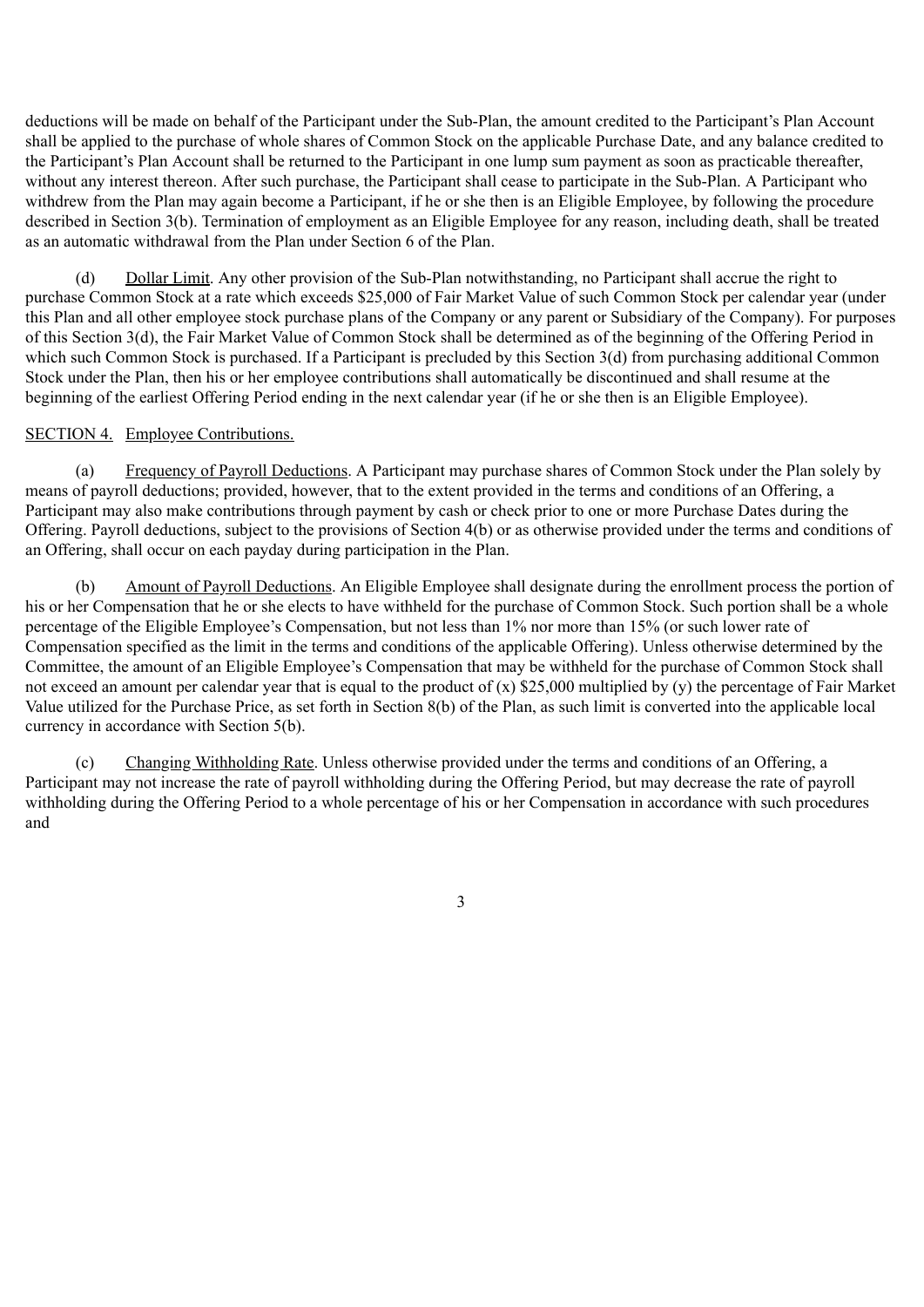deductions will be made on behalf of the Participant under the Sub-Plan, the amount credited to the Participant's Plan Account shall be applied to the purchase of whole shares of Common Stock on the applicable Purchase Date, and any balance credited to the Participant's Plan Account shall be returned to the Participant in one lump sum payment as soon as practicable thereafter, without any interest thereon. After such purchase, the Participant shall cease to participate in the Sub-Plan. A Participant who withdrew from the Plan may again become a Participant, if he or she then is an Eligible Employee, by following the procedure described in Section 3(b). Termination of employment as an Eligible Employee for any reason, including death, shall be treated as an automatic withdrawal from the Plan under Section 6 of the Plan.

(d) Dollar Limit. Any other provision of the Sub-Plan notwithstanding, no Participant shall accrue the right to purchase Common Stock at a rate which exceeds $25,000 of Fair Market Value of such Common Stock per calendar year (under this Plan and all other employee stock purchase plans of the Company or any parent or Subsidiary of the Company). For purposes of this Section 3(d), the Fair Market Value of Common Stock shall be determined as of the beginning of the Offering Period in which such Common Stock is purchased. If a Participant is precluded by this Section 3(d) from purchasing additional Common Stock under the Plan, then his or her employee contributions shall automatically be discontinued and shall resume at the beginning of the earliest Offering Period ending in the next calendar year (if he or she then is an Eligible Employee).

SECTION 4. Employee Contributions.

(a) Frequency of Payroll Deductions. A Participant may purchase shares of Common Stock under the Plan solely by means of payroll deductions; provided, however, that to the extent provided in the terms and conditions of an Offering, a Participant may also make contributions through payment by cash or check prior to one or more Purchase Dates during the Offering. Payroll deductions, subject to the provisions of Section 4(b) or as otherwise provided under the terms and conditions of an Offering, shall occur on each payday during participation in the Plan.

(b) Amount of Payroll Deductions. An Eligible Employee shall designate during the enrollment process the portion of his or her Compensation that he or she elects to have withheld for the purchase of Common Stock. Such portion shall be a whole percentage of the Eligible Employee's Compensation, but not less than 1% nor more than 15% (or such lower rate of Compensation specified as the limit in the terms and conditions of the applicable Offering). Unless otherwise determined by the Committee, the amount of an Eligible Employee's Compensation that may be withheld for the purchase of Common Stock shall not exceed an amount per calendar year that is equal to the product of (x) $25,000 multiplied by (y) the percentage of Fair Market Value utilized for the Purchase Price, as set forth in Section 8(b) of the Plan, as such limit is converted into the applicable local currency in accordance with Section 5(b).

(c) Changing Withholding Rate. Unless otherwise provided under the terms and conditions of an Offering, a Participant may not increase the rate of payroll withholding during the Offering Period, but may decrease the rate of payroll withholding during the Offering Period to a whole percentage of his or her Compensation in accordance with such procedures and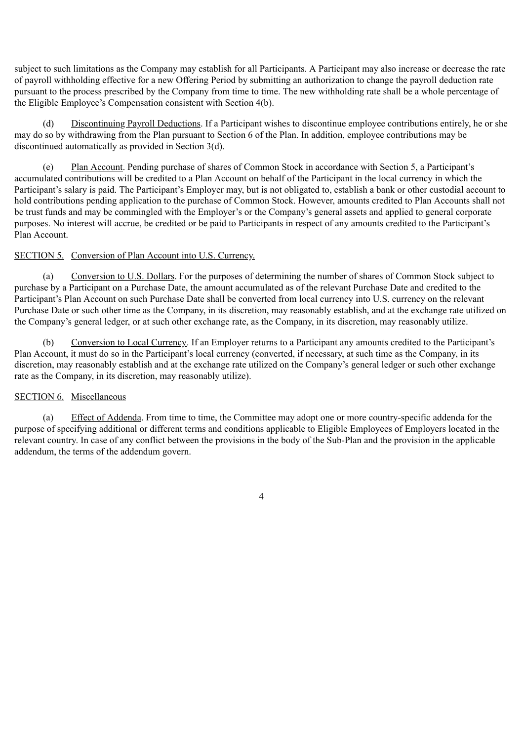subject to such limitations as the Company may establish for all Participants. A Participant may also increase or decrease the rate of payroll withholding effective for a new Offering Period by submitting an authorization to change the payroll deduction rate pursuant to the process prescribed by the Company from time to time. The new withholding rate shall be a whole percentage of the Eligible Employee's Compensation consistent with Section 4(b).

(d) Discontinuing Payroll Deductions. If a Participant wishes to discontinue employee contributions entirely, he or she may do so by withdrawing from the Plan pursuant to Section 6 of the Plan. In addition, employee contributions may be discontinued automatically as provided in Section 3(d).

(e) Plan Account. Pending purchase of shares of Common Stock in accordance with Section 5, a Participant's accumulated contributions will be credited to a Plan Account on behalf of the Participant in the local currency in which the Participant's salary is paid. The Participant's Employer may, but is not obligated to, establish a bank or other custodial account to hold contributions pending application to the purchase of Common Stock. However, amounts credited to Plan Accounts shall not be trust funds and may be commingled with the Employer's or the Company's general assets and applied to general corporate purposes. No interest will accrue, be credited or be paid to Participants in respect of any amounts credited to the Participant's Plan Account.

SECTION 5. Conversion of Plan Account into U.S. Currency.

(a) Conversion to U.S. Dollars. For the purposes of determining the number of shares of Common Stock subject to purchase by a Participant on a Purchase Date, the amount accumulated as of the relevant Purchase Date and credited to the Participant's Plan Account on such Purchase Date shall be converted from local currency into U.S. currency on the relevant Purchase Date or such other time as the Company, in its discretion, may reasonably establish, and at the exchange rate utilized on the Company's general ledger, or at such other exchange rate, as the Company, in its discretion, may reasonably utilize.

(b) Conversion to Local Currency. If an Employer returns to a Participant any amounts credited to the Participant's Plan Account, it must do so in the Participant's local currency (converted, if necessary, at such time as the Company, in its discretion, may reasonably establish and at the exchange rate utilized on the Company's general ledger or such other exchange rate as the Company, in its discretion, may reasonably utilize).

SECTION 6. Miscellaneous

(a) Effect of Addenda. From time to time, the Committee may adopt one or more country-specific addenda for the purpose of specifying additional or different terms and conditions applicable to Eligible Employees of Employers located in the relevant country. In case of any conflict between the provisions in the body of the Sub-Plan and the provision in the applicable addendum, the terms of the addendum govern.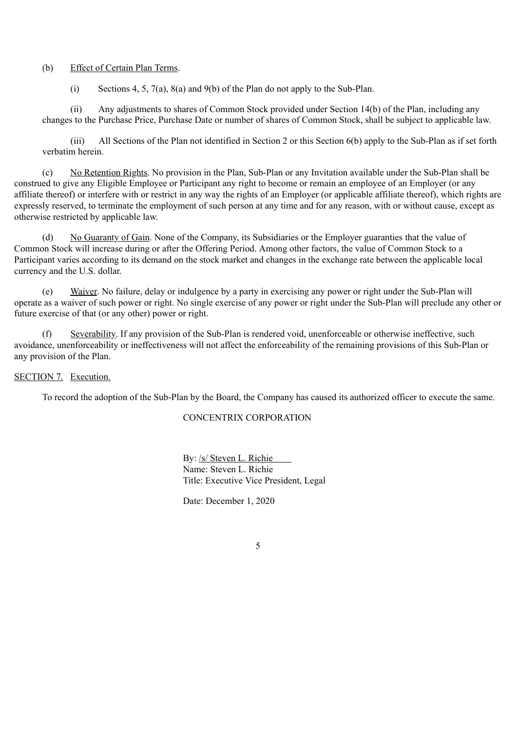(b) Effect of Certain Plan Terms.

(i) Sections 4, 5, 7(a), 8(a) and 9(b) of the Plan do not apply to the Sub-Plan.

(ii) Any adjustments to shares of Common Stock provided under Section 14(b) of the Plan, including any changes to the Purchase Price, Purchase Date or number of shares of Common Stock, shall be subject to applicable law.

(iii) All Sections of the Plan not identified in Section 2 or this Section 6(b) apply to the Sub-Plan as if set forth verbatim herein.

(c) No Retention Rights. No provision in the Plan, Sub-Plan or any Invitation available under the Sub-Plan shall be construed to give any Eligible Employee or Participant any right to become or remain an employee of an Employer (or any affiliate thereof) or interfere with or restrict in any way the rights of an Employer (or applicable affiliate thereof), which rights are expressly reserved, to terminate the employment of such person at any time and for any reason, with or without cause, except as otherwise restricted by applicable law.

(d) No Guaranty of Gain. None of the Company, its Subsidiaries or the Employer guaranties that the value of Common Stock will increase during or after the Offering Period. Among other factors, the value of Common Stock to a Participant varies according to its demand on the stock market and changes in the exchange rate between the applicable local currency and the U.S. dollar.

(e) Waiver. No failure, delay or indulgence by a party in exercising any power or right under the Sub-Plan will operate as a waiver of such power or right. No single exercise of any power or right under the Sub-Plan will preclude any other or future exercise of that (or any other) power or right.

(f) Severability. If any provision of the Sub-Plan is rendered void, unenforceable or otherwise ineffective, such avoidance, unenforceability or ineffectiveness will not affect the enforceability of the remaining provisions of this Sub-Plan or any provision of the Plan.

SECTION 7. Execution.

To record the adoption of the Sub-Plan by the Board, the Company has caused its authorized officer to execute the same.

CONCENTRIX CORPORATION

By: /s/ Steven L. Richie
Name: Steven L. Richie
Title: Executive Vice President, Legal

Date: December 1, 2020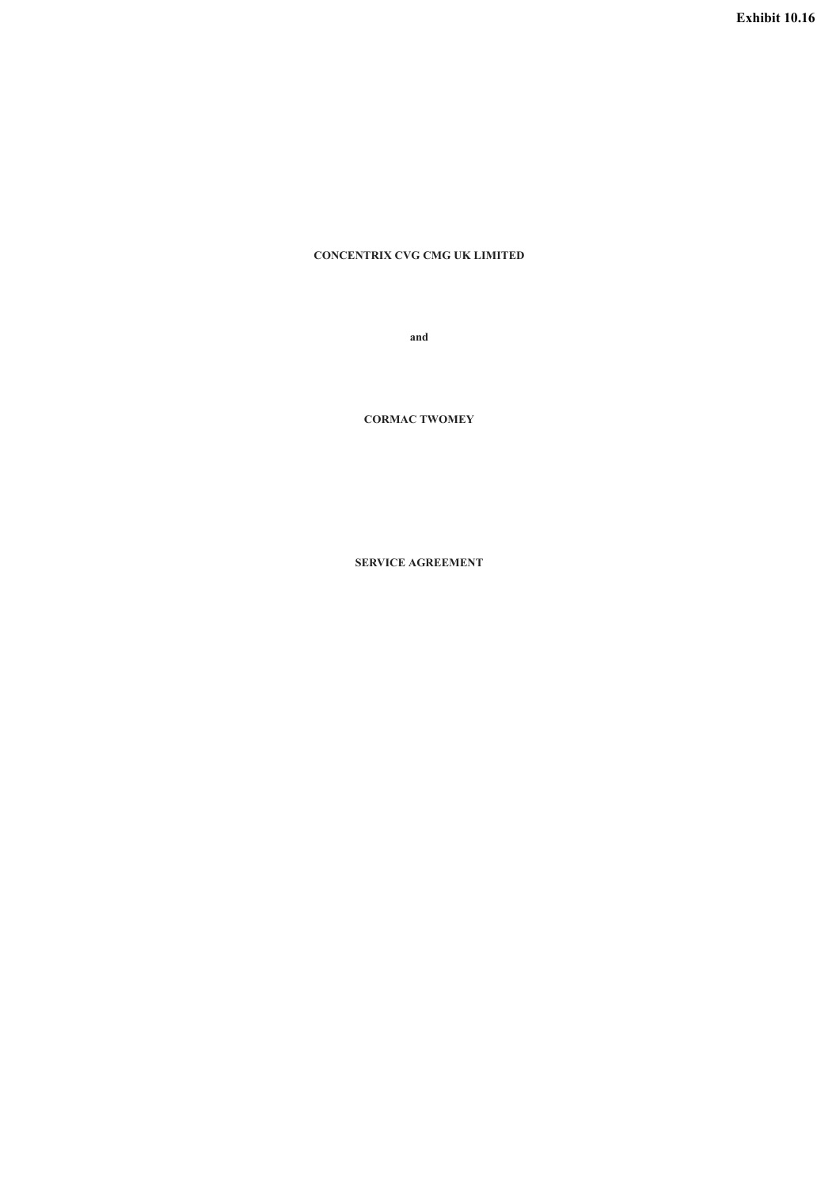**Exhibit 10.16**

**CONCENTRIX CVG CMG UK LIMITED**

**and**

**CORMAC TWOMEY**

**SERVICE AGREEMENT**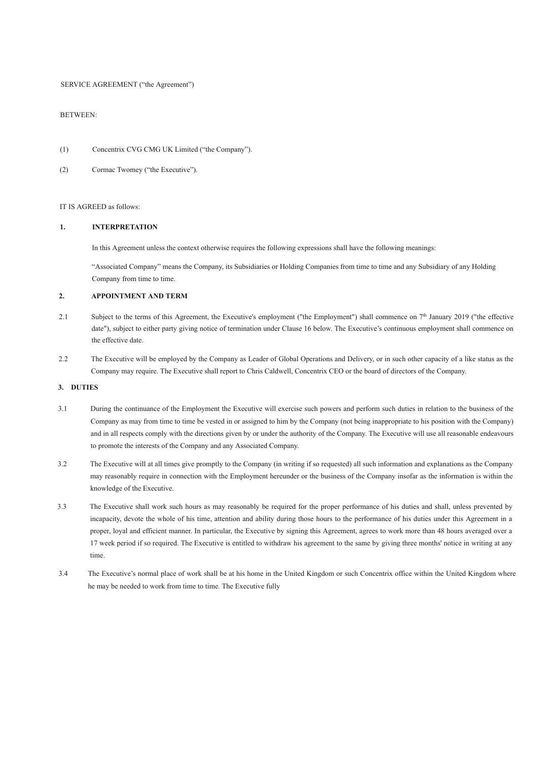SERVICE AGREEMENT ("the Agreement")

BETWEEN:

(1) Concentrix CVG CMG UK Limited ("the Company").

(2) Cormac Twomey ("the Executive").

IT IS AGREED as follows:

## 1. INTERPRETATION

In this Agreement unless the context otherwise requires the following expressions shall have the following meanings:

"Associated Company" means the Company, its Subsidiaries or Holding Companies from time to time and any Subsidiary of any Holding Company from time to time.

## 2. APPOINTMENT AND TERM

2.1 Subject to the terms of this Agreement, the Executive's employment ("the Employment") shall commence on 7th January 2019 ("the effective date"), subject to either party giving notice of termination under Clause 16 below. The Executive's continuous employment shall commence on the effective date.

2.2 The Executive will be employed by the Company as Leader of Global Operations and Delivery, or in such other capacity of a like status as the Company may require. The Executive shall report to Chris Caldwell, Concentrix CEO or the board of directors of the Company.

## 3. DUTIES

3.1 During the continuance of the Employment the Executive will exercise such powers and perform such duties in relation to the business of the Company as may from time to time be vested in or assigned to him by the Company (not being inappropriate to his position with the Company) and in all respects comply with the directions given by or under the authority of the Company. The Executive will use all reasonable endeavours to promote the interests of the Company and any Associated Company.

3.2 The Executive will at all times give promptly to the Company (in writing if so requested) all such information and explanations as the Company may reasonably require in connection with the Employment hereunder or the business of the Company insofar as the information is within the knowledge of the Executive.

3.3 The Executive shall work such hours as may reasonably be required for the proper performance of his duties and shall, unless prevented by incapacity, devote the whole of his time, attention and ability during those hours to the performance of his duties under this Agreement in a proper, loyal and efficient manner. In particular, the Executive by signing this Agreement, agrees to work more than 48 hours averaged over a 17 week period if so required. The Executive is entitled to withdraw his agreement to the same by giving three months' notice in writing at any time.

3.4 The Executive's normal place of work shall be at his home in the United Kingdom or such Concentrix office within the United Kingdom where he may be needed to work from time to time. The Executive fully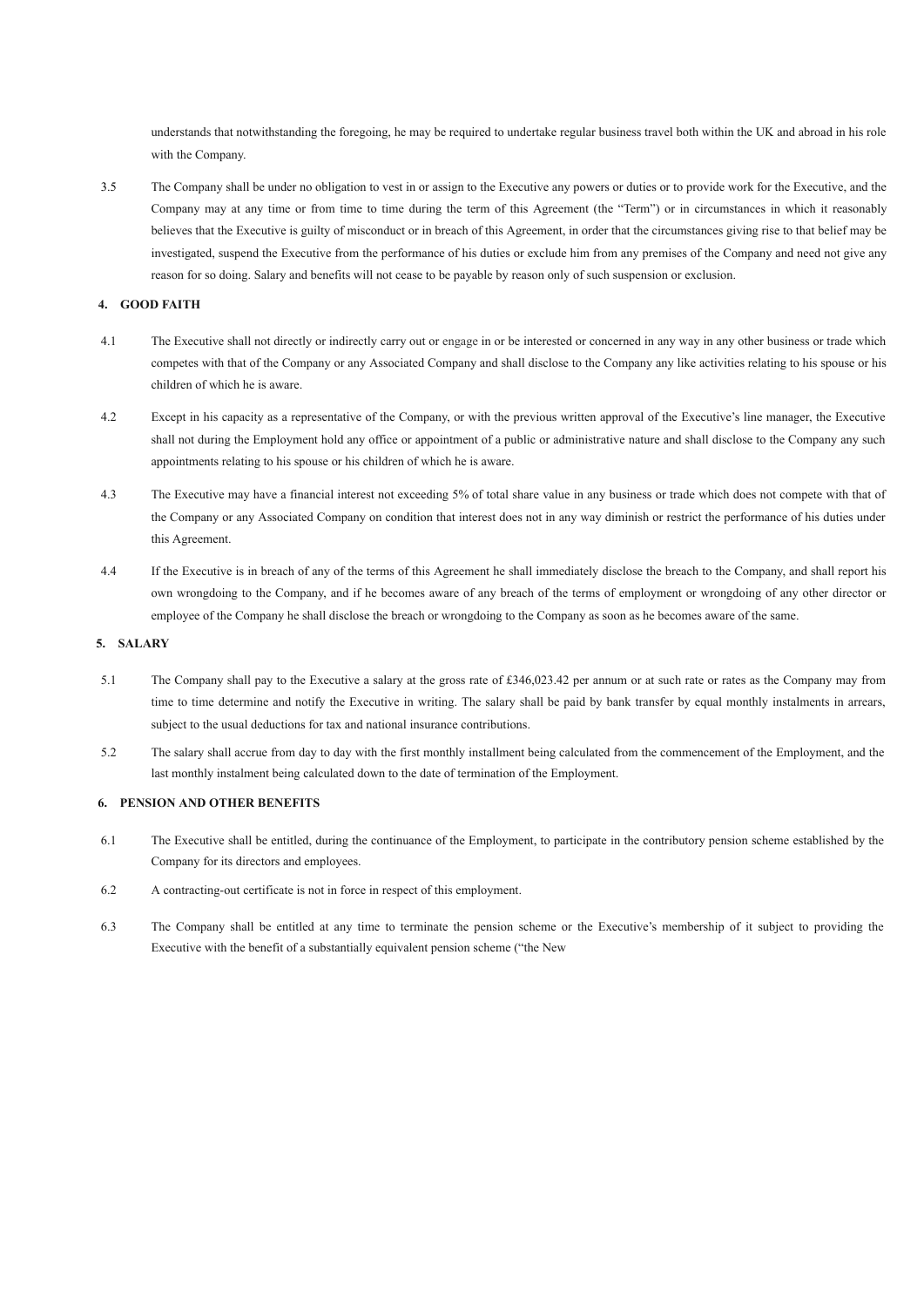understands that notwithstanding the foregoing, he may be required to undertake regular business travel both within the UK and abroad in his role with the Company.

3.5 The Company shall be under no obligation to vest in or assign to the Executive any powers or duties or to provide work for the Executive, and the Company may at any time or from time to time during the term of this Agreement (the "Term") or in circumstances in which it reasonably believes that the Executive is guilty of misconduct or in breach of this Agreement, in order that the circumstances giving rise to that belief may be investigated, suspend the Executive from the performance of his duties or exclude him from any premises of the Company and need not give any reason for so doing. Salary and benefits will not cease to be payable by reason only of such suspension or exclusion.

**4. GOOD FAITH**

4.1 The Executive shall not directly or indirectly carry out or engage in or be interested or concerned in any way in any other business or trade which competes with that of the Company or any Associated Company and shall disclose to the Company any like activities relating to his spouse or his children of which he is aware.

4.2 Except in his capacity as a representative of the Company, or with the previous written approval of the Executive's line manager, the Executive shall not during the Employment hold any office or appointment of a public or administrative nature and shall disclose to the Company any such appointments relating to his spouse or his children of which he is aware.

4.3 The Executive may have a financial interest not exceeding 5% of total share value in any business or trade which does not compete with that of the Company or any Associated Company on condition that interest does not in any way diminish or restrict the performance of his duties under this Agreement.

4.4 If the Executive is in breach of any of the terms of this Agreement he shall immediately disclose the breach to the Company, and shall report his own wrongdoing to the Company, and if he becomes aware of any breach of the terms of employment or wrongdoing of any other director or employee of the Company he shall disclose the breach or wrongdoing to the Company as soon as he becomes aware of the same.

**5. SALARY**

5.1 The Company shall pay to the Executive a salary at the gross rate of £346,023.42 per annum or at such rate or rates as the Company may from time to time determine and notify the Executive in writing. The salary shall be paid by bank transfer by equal monthly instalments in arrears, subject to the usual deductions for tax and national insurance contributions.

5.2 The salary shall accrue from day to day with the first monthly installment being calculated from the commencement of the Employment, and the last monthly instalment being calculated down to the date of termination of the Employment.

**6. PENSION AND OTHER BENEFITS**

6.1 The Executive shall be entitled, during the continuance of the Employment, to participate in the contributory pension scheme established by the Company for its directors and employees.

6.2 A contracting-out certificate is not in force in respect of this employment.

6.3 The Company shall be entitled at any time to terminate the pension scheme or the Executive's membership of it subject to providing the Executive with the benefit of a substantially equivalent pension scheme ("the New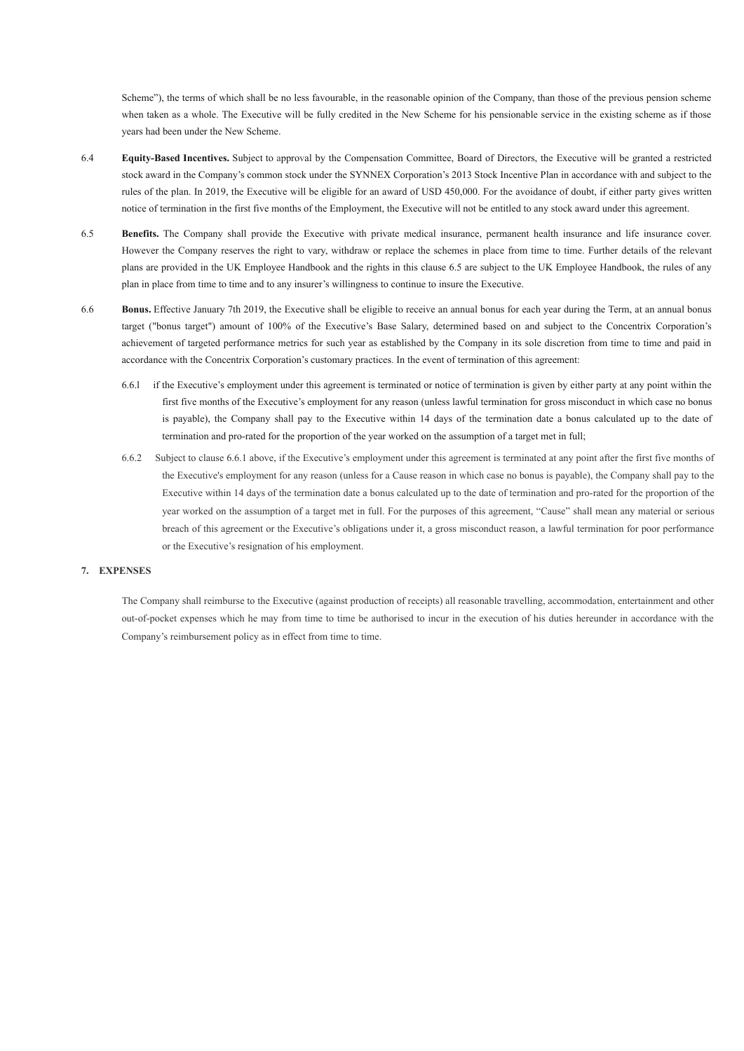Scheme"), the terms of which shall be no less favourable, in the reasonable opinion of the Company, than those of the previous pension scheme when taken as a whole. The Executive will be fully credited in the New Scheme for his pensionable service in the existing scheme as if those years had been under the New Scheme.

6.4 **Equity-Based Incentives.** Subject to approval by the Compensation Committee, Board of Directors, the Executive will be granted a restricted stock award in the Company's common stock under the SYNNEX Corporation's 2013 Stock Incentive Plan in accordance with and subject to the rules of the plan. In 2019, the Executive will be eligible for an award of USD 450,000. For the avoidance of doubt, if either party gives written notice of termination in the first five months of the Employment, the Executive will not be entitled to any stock award under this agreement.

6.5 **Benefits.** The Company shall provide the Executive with private medical insurance, permanent health insurance and life insurance cover. However the Company reserves the right to vary, withdraw or replace the schemes in place from time to time. Further details of the relevant plans are provided in the UK Employee Handbook and the rights in this clause 6.5 are subject to the UK Employee Handbook, the rules of any plan in place from time to time and to any insurer's willingness to continue to insure the Executive.

6.6 **Bonus.** Effective January 7th 2019, the Executive shall be eligible to receive an annual bonus for each year during the Term, at an annual bonus target ("bonus target") amount of 100% of the Executive's Base Salary, determined based on and subject to the Concentrix Corporation's achievement of targeted performance metrics for such year as established by the Company in its sole discretion from time to time and paid in accordance with the Concentrix Corporation's customary practices. In the event of termination of this agreement:

6.6.1 if the Executive's employment under this agreement is terminated or notice of termination is given by either party at any point within the first five months of the Executive's employment for any reason (unless lawful termination for gross misconduct in which case no bonus is payable), the Company shall pay to the Executive within 14 days of the termination date a bonus calculated up to the date of termination and pro-rated for the proportion of the year worked on the assumption of a target met in full;

6.6.2 Subject to clause 6.6.1 above, if the Executive's employment under this agreement is terminated at any point after the first five months of the Executive's employment for any reason (unless for a Cause reason in which case no bonus is payable), the Company shall pay to the Executive within 14 days of the termination date a bonus calculated up to the date of termination and pro-rated for the proportion of the year worked on the assumption of a target met in full. For the purposes of this agreement, "Cause" shall mean any material or serious breach of this agreement or the Executive's obligations under it, a gross misconduct reason, a lawful termination for poor performance or the Executive's resignation of his employment.

## 7. EXPENSES

The Company shall reimburse to the Executive (against production of receipts) all reasonable travelling, accommodation, entertainment and other out-of-pocket expenses which he may from time to time be authorised to incur in the execution of his duties hereunder in accordance with the Company's reimbursement policy as in effect from time to time.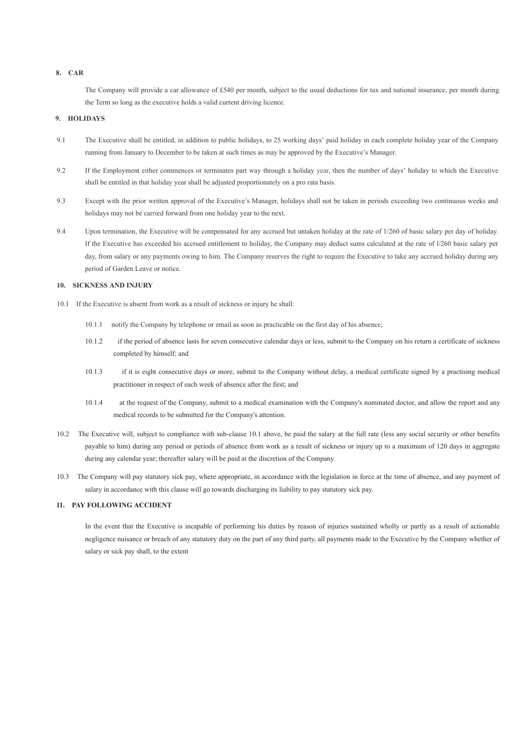**8. CAR**

The Company will provide a car allowance of £540 per month, subject to the usual deductions for tax and national insurance, per month during the Term so long as the executive holds a valid current driving licence.

**9. HOLIDAYS**

9.1 The Executive shall be entitled, in addition to public holidays, to 25 working days' paid holiday in each complete holiday year of the Company running from January to December to be taken at such times as may be approved by the Executive's Manager.

9.2 If the Employment either commences or terminates part way through a holiday year, then the number of days' holiday to which the Executive shall be entitled in that holiday year shall be adjusted proportionately on a pro rata basis.

9.3 Except with the prior written approval of the Executive's Manager, holidays shall not be taken in periods exceeding two continuous weeks and holidays may not be carried forward from one holiday year to the next.

9.4 Upon termination, the Executive will be compensated for any accrued but untaken holiday at the rate of 1/260 of basic salary per day of holiday. If the Executive has exceeded his accrued entitlement to holiday, the Company may deduct sums calculated at the rate of l/260 basic salary per day, from salary or any payments owing to him. The Company reserves the right to require the Executive to take any accrued holiday during any period of Garden Leave or notice.

**10. SICKNESS AND INJURY**

10.1 If the Executive is absent from work as a result of sickness or injury he shall:

10.1.1 notify the Company by telephone or email as soon as practicable on the first day of his absence;

10.1.2 if the period of absence lasts for seven consecutive calendar days or less, submit to the Company on his return a certificate of sickness completed by himself; and

10.1.3 if it is eight consecutive days or more, submit to the Company without delay, a medical certificate signed by a practising medical practitioner in respect of each week of absence after the first; and

10.1.4 at the request of the Company, submit to a medical examination with the Company's nominated doctor, and allow the report and any medical records to be submitted for the Company's attention.

10.2 The Executive will, subject to compliance with sub-clause 10.1 above, be paid the salary at the full rate (less any social security or other benefits payable to him) during any period or periods of absence from work as a result of sickness or injury up to a maximum of 120 days in aggregate during any calendar year; thereafter salary will be paid at the discretion of the Company.

10.3 The Company will pay statutory sick pay, where appropriate, in accordance with the legislation in force at the time of absence, and any payment of salary in accordance with this clause will go towards discharging its liability to pay statutory sick pay.

**11. PAY FOLLOWING ACCIDENT**

In the event that the Executive is incapable of performing his duties by reason of injuries sustained wholly or partly as a result of actionable negligence nuisance or breach of any statutory duty on the part of any third party, all payments made to the Executive by the Company whether of salary or sick pay shall, to the extent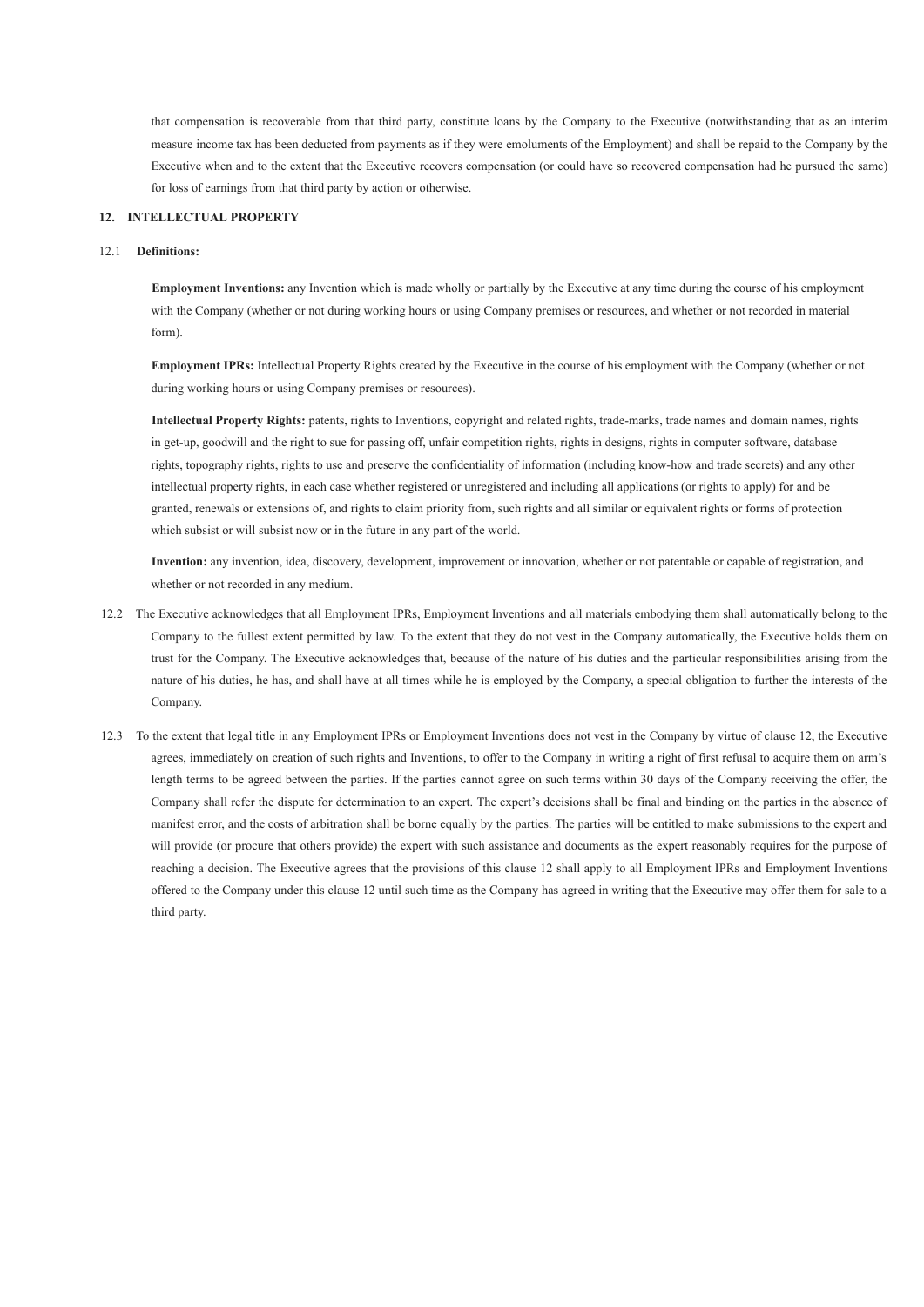that compensation is recoverable from that third party, constitute loans by the Company to the Executive (notwithstanding that as an interim measure income tax has been deducted from payments as if they were emoluments of the Employment) and shall be repaid to the Company by the Executive when and to the extent that the Executive recovers compensation (or could have so recovered compensation had he pursued the same) for loss of earnings from that third party by action or otherwise.

**12. INTELLECTUAL PROPERTY**

12.1 **Definitions:**

**Employment Inventions:** any Invention which is made wholly or partially by the Executive at any time during the course of his employment with the Company (whether or not during working hours or using Company premises or resources, and whether or not recorded in material form).

**Employment IPRs:** Intellectual Property Rights created by the Executive in the course of his employment with the Company (whether or not during working hours or using Company premises or resources).

**Intellectual Property Rights:** patents, rights to Inventions, copyright and related rights, trade-marks, trade names and domain names, rights in get-up, goodwill and the right to sue for passing off, unfair competition rights, rights in designs, rights in computer software, database rights, topography rights, rights to use and preserve the confidentiality of information (including know-how and trade secrets) and any other intellectual property rights, in each case whether registered or unregistered and including all applications (or rights to apply) for and be granted, renewals or extensions of, and rights to claim priority from, such rights and all similar or equivalent rights or forms of protection which subsist or will subsist now or in the future in any part of the world.

**Invention:** any invention, idea, discovery, development, improvement or innovation, whether or not patentable or capable of registration, and whether or not recorded in any medium.

12.2 The Executive acknowledges that all Employment IPRs, Employment Inventions and all materials embodying them shall automatically belong to the Company to the fullest extent permitted by law. To the extent that they do not vest in the Company automatically, the Executive holds them on trust for the Company. The Executive acknowledges that, because of the nature of his duties and the particular responsibilities arising from the nature of his duties, he has, and shall have at all times while he is employed by the Company, a special obligation to further the interests of the Company.

12.3 To the extent that legal title in any Employment IPRs or Employment Inventions does not vest in the Company by virtue of clause 12, the Executive agrees, immediately on creation of such rights and Inventions, to offer to the Company in writing a right of first refusal to acquire them on arm's length terms to be agreed between the parties. If the parties cannot agree on such terms within 30 days of the Company receiving the offer, the Company shall refer the dispute for determination to an expert. The expert's decisions shall be final and binding on the parties in the absence of manifest error, and the costs of arbitration shall be borne equally by the parties. The parties will be entitled to make submissions to the expert and will provide (or procure that others provide) the expert with such assistance and documents as the expert reasonably requires for the purpose of reaching a decision. The Executive agrees that the provisions of this clause 12 shall apply to all Employment IPRs and Employment Inventions offered to the Company under this clause 12 until such time as the Company has agreed in writing that the Executive may offer them for sale to a third party.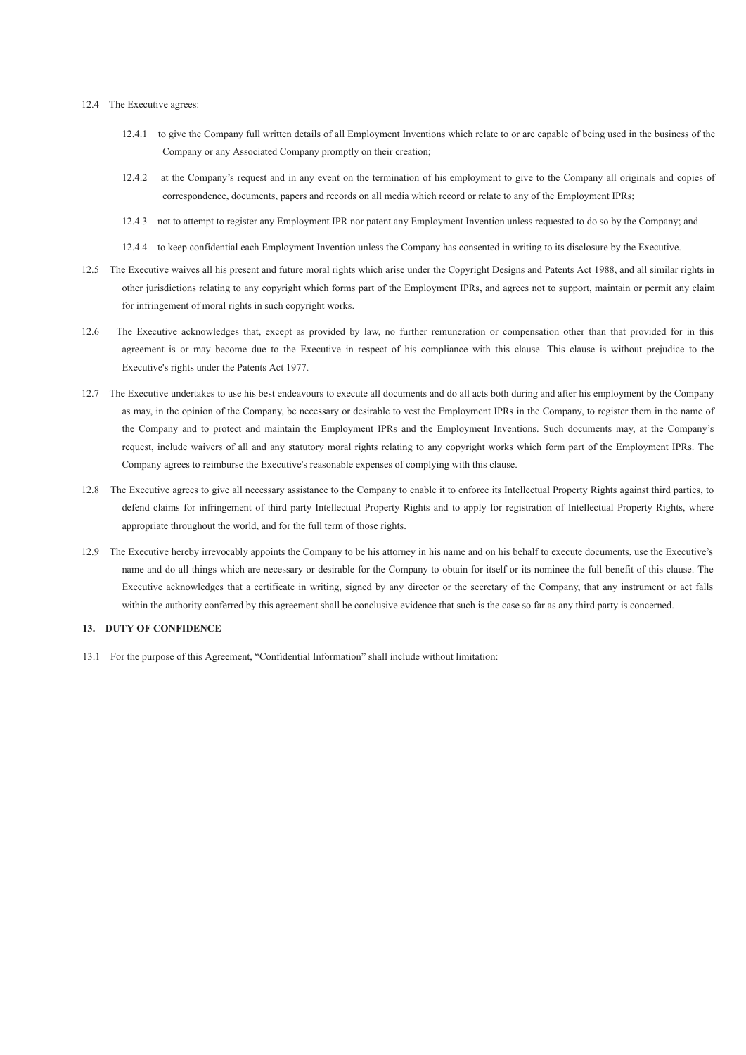12.4 The Executive agrees:

12.4.1 to give the Company full written details of all Employment Inventions which relate to or are capable of being used in the business of the Company or any Associated Company promptly on their creation;

12.4.2 at the Company's request and in any event on the termination of his employment to give to the Company all originals and copies of correspondence, documents, papers and records on all media which record or relate to any of the Employment IPRs;

12.4.3 not to attempt to register any Employment IPR nor patent any Employment Invention unless requested to do so by the Company; and

12.4.4 to keep confidential each Employment Invention unless the Company has consented in writing to its disclosure by the Executive.

12.5 The Executive waives all his present and future moral rights which arise under the Copyright Designs and Patents Act 1988, and all similar rights in other jurisdictions relating to any copyright which forms part of the Employment IPRs, and agrees not to support, maintain or permit any claim for infringement of moral rights in such copyright works.

12.6 The Executive acknowledges that, except as provided by law, no further remuneration or compensation other than that provided for in this agreement is or may become due to the Executive in respect of his compliance with this clause. This clause is without prejudice to the Executive's rights under the Patents Act 1977.

12.7 The Executive undertakes to use his best endeavours to execute all documents and do all acts both during and after his employment by the Company as may, in the opinion of the Company, be necessary or desirable to vest the Employment IPRs in the Company, to register them in the name of the Company and to protect and maintain the Employment IPRs and the Employment Inventions. Such documents may, at the Company's request, include waivers of all and any statutory moral rights relating to any copyright works which form part of the Employment IPRs. The Company agrees to reimburse the Executive's reasonable expenses of complying with this clause.

12.8 The Executive agrees to give all necessary assistance to the Company to enable it to enforce its Intellectual Property Rights against third parties, to defend claims for infringement of third party Intellectual Property Rights and to apply for registration of Intellectual Property Rights, where appropriate throughout the world, and for the full term of those rights.

12.9 The Executive hereby irrevocably appoints the Company to be his attorney in his name and on his behalf to execute documents, use the Executive's name and do all things which are necessary or desirable for the Company to obtain for itself or its nominee the full benefit of this clause. The Executive acknowledges that a certificate in writing, signed by any director or the secretary of the Company, that any instrument or act falls within the authority conferred by this agreement shall be conclusive evidence that such is the case so far as any third party is concerned.

**13. DUTY OF CONFIDENCE**

13.1 For the purpose of this Agreement, "Confidential Information" shall include without limitation: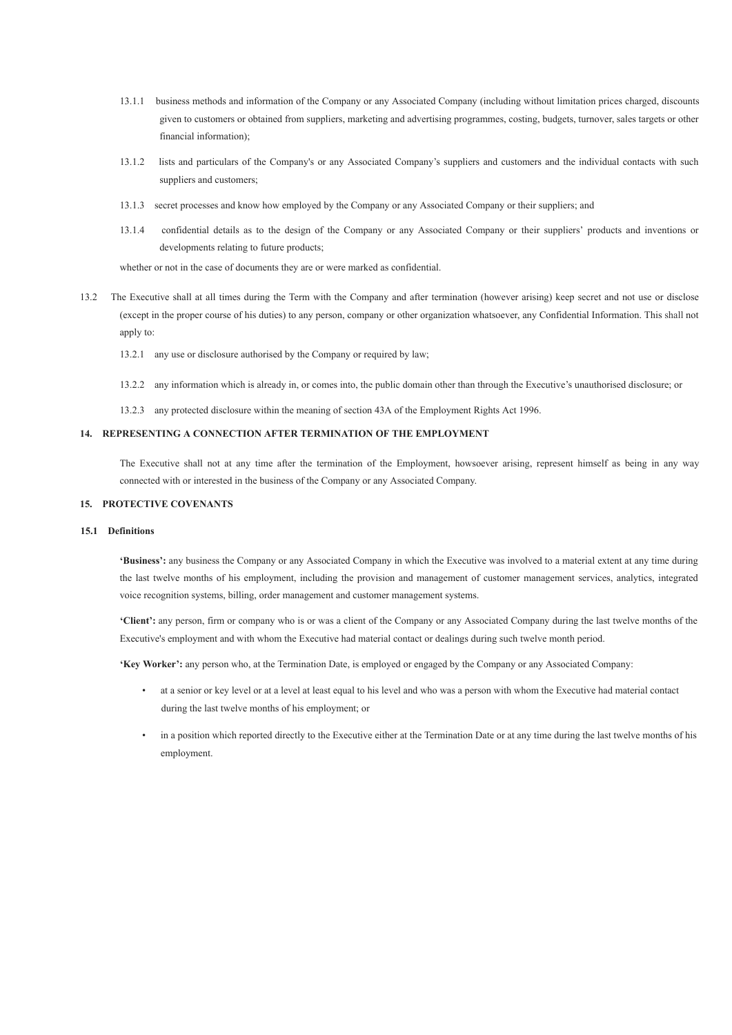13.1.1 business methods and information of the Company or any Associated Company (including without limitation prices charged, discounts given to customers or obtained from suppliers, marketing and advertising programmes, costing, budgets, turnover, sales targets or other financial information);

13.1.2 lists and particulars of the Company's or any Associated Company's suppliers and customers and the individual contacts with such suppliers and customers;

13.1.3 secret processes and know how employed by the Company or any Associated Company or their suppliers; and

13.1.4 confidential details as to the design of the Company or any Associated Company or their suppliers' products and inventions or developments relating to future products;

whether or not in the case of documents they are or were marked as confidential.

13.2 The Executive shall at all times during the Term with the Company and after termination (however arising) keep secret and not use or disclose (except in the proper course of his duties) to any person, company or other organization whatsoever, any Confidential Information. This shall not apply to:

13.2.1 any use or disclosure authorised by the Company or required by law;

13.2.2 any information which is already in, or comes into, the public domain other than through the Executive's unauthorised disclosure; or

13.2.3 any protected disclosure within the meaning of section 43A of the Employment Rights Act 1996.

**14. REPRESENTING A CONNECTION AFTER TERMINATION OF THE EMPLOYMENT**

The Executive shall not at any time after the termination of the Employment, howsoever arising, represent himself as being in any way connected with or interested in the business of the Company or any Associated Company.

**15. PROTECTIVE COVENANTS**

**15.1 Definitions**

**'Business':** any business the Company or any Associated Company in which the Executive was involved to a material extent at any time during the last twelve months of his employment, including the provision and management of customer management services, analytics, integrated voice recognition systems, billing, order management and customer management systems.

**'Client':** any person, firm or company who is or was a client of the Company or any Associated Company during the last twelve months of the Executive's employment and with whom the Executive had material contact or dealings during such twelve month period.

**'Key Worker':** any person who, at the Termination Date, is employed or engaged by the Company or any Associated Company:

- at a senior or key level or at a level at least equal to his level and who was a person with whom the Executive had material contact during the last twelve months of his employment; or
- in a position which reported directly to the Executive either at the Termination Date or at any time during the last twelve months of his employment.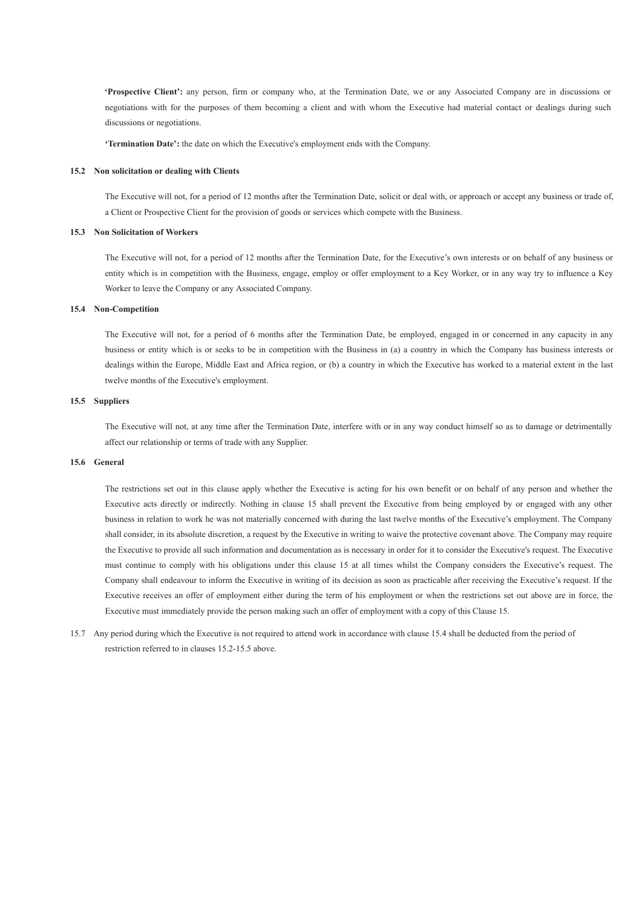**'Prospective Client':** any person, firm or company who, at the Termination Date, we or any Associated Company are in discussions or negotiations with for the purposes of them becoming a client and with whom the Executive had material contact or dealings during such discussions or negotiations.

**'Termination Date':** the date on which the Executive's employment ends with the Company.

**15.2 Non solicitation or dealing with Clients**

The Executive will not, for a period of 12 months after the Termination Date, solicit or deal with, or approach or accept any business or trade of, a Client or Prospective Client for the provision of goods or services which compete with the Business.

**15.3 Non Solicitation of Workers**

The Executive will not, for a period of 12 months after the Termination Date, for the Executive's own interests or on behalf of any business or entity which is in competition with the Business, engage, employ or offer employment to a Key Worker, or in any way try to influence a Key Worker to leave the Company or any Associated Company.

**15.4 Non-Competition**

The Executive will not, for a period of 6 months after the Termination Date, be employed, engaged in or concerned in any capacity in any business or entity which is or seeks to be in competition with the Business in (a) a country in which the Company has business interests or dealings within the Europe, Middle East and Africa region, or (b) a country in which the Executive has worked to a material extent in the last twelve months of the Executive's employment.

**15.5 Suppliers**

The Executive will not, at any time after the Termination Date, interfere with or in any way conduct himself so as to damage or detrimentally affect our relationship or terms of trade with any Supplier.

**15.6 General**

The restrictions set out in this clause apply whether the Executive is acting for his own benefit or on behalf of any person and whether the Executive acts directly or indirectly. Nothing in clause 15 shall prevent the Executive from being employed by or engaged with any other business in relation to work he was not materially concerned with during the last twelve months of the Executive's employment. The Company shall consider, in its absolute discretion, a request by the Executive in writing to waive the protective covenant above. The Company may require the Executive to provide all such information and documentation as is necessary in order for it to consider the Executive's request. The Executive must continue to comply with his obligations under this clause 15 at all times whilst the Company considers the Executive's request. The Company shall endeavour to inform the Executive in writing of its decision as soon as practicable after receiving the Executive's request. If the Executive receives an offer of employment either during the term of his employment or when the restrictions set out above are in force, the Executive must immediately provide the person making such an offer of employment with a copy of this Clause 15.

15.7 Any period during which the Executive is not required to attend work in accordance with clause 15.4 shall be deducted from the period of restriction referred to in clauses 15.2-15.5 above.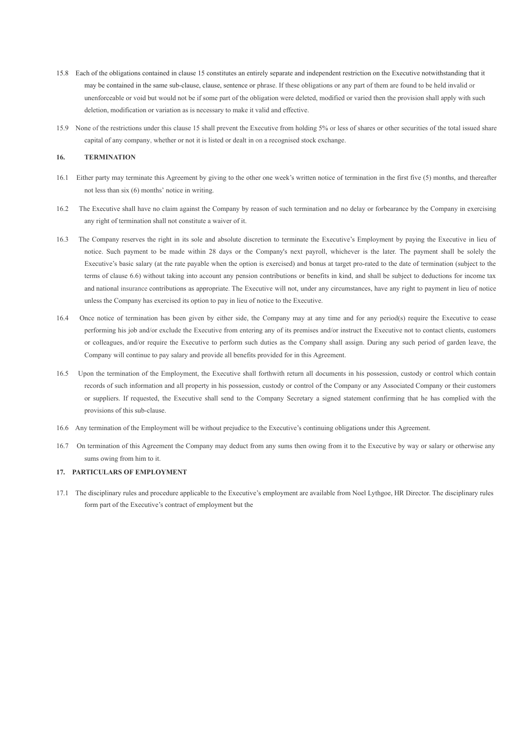15.8 Each of the obligations contained in clause 15 constitutes an entirely separate and independent restriction on the Executive notwithstanding that it may be contained in the same sub-clause, clause, sentence or phrase. If these obligations or any part of them are found to be held invalid or unenforceable or void but would not be if some part of the obligation were deleted, modified or varied then the provision shall apply with such deletion, modification or variation as is necessary to make it valid and effective.

15.9 None of the restrictions under this clause 15 shall prevent the Executive from holding 5% or less of shares or other securities of the total issued share capital of any company, whether or not it is listed or dealt in on a recognised stock exchange.

## 16. TERMINATION

16.1 Either party may terminate this Agreement by giving to the other one week's written notice of termination in the first five (5) months, and thereafter not less than six (6) months' notice in writing.

16.2 The Executive shall have no claim against the Company by reason of such termination and no delay or forbearance by the Company in exercising any right of termination shall not constitute a waiver of it.

16.3 The Company reserves the right in its sole and absolute discretion to terminate the Executive's Employment by paying the Executive in lieu of notice. Such payment to be made within 28 days or the Company's next payroll, whichever is the later. The payment shall be solely the Executive's basic salary (at the rate payable when the option is exercised) and bonus at target pro-rated to the date of termination (subject to the terms of clause 6.6) without taking into account any pension contributions or benefits in kind, and shall be subject to deductions for income tax and national insurance contributions as appropriate. The Executive will not, under any circumstances, have any right to payment in lieu of notice unless the Company has exercised its option to pay in lieu of notice to the Executive.

16.4 Once notice of termination has been given by either side, the Company may at any time and for any period(s) require the Executive to cease performing his job and/or exclude the Executive from entering any of its premises and/or instruct the Executive not to contact clients, customers or colleagues, and/or require the Executive to perform such duties as the Company shall assign. During any such period of garden leave, the Company will continue to pay salary and provide all benefits provided for in this Agreement.

16.5 Upon the termination of the Employment, the Executive shall forthwith return all documents in his possession, custody or control which contain records of such information and all property in his possession, custody or control of the Company or any Associated Company or their customers or suppliers. If requested, the Executive shall send to the Company Secretary a signed statement confirming that he has complied with the provisions of this sub-clause.

16.6 Any termination of the Employment will be without prejudice to the Executive's continuing obligations under this Agreement.

16.7 On termination of this Agreement the Company may deduct from any sums then owing from it to the Executive by way or salary or otherwise any sums owing from him to it.

## 17. PARTICULARS OF EMPLOYMENT

17.1 The disciplinary rules and procedure applicable to the Executive's employment are available from Noel Lythgoe, HR Director. The disciplinary rules form part of the Executive's contract of employment but the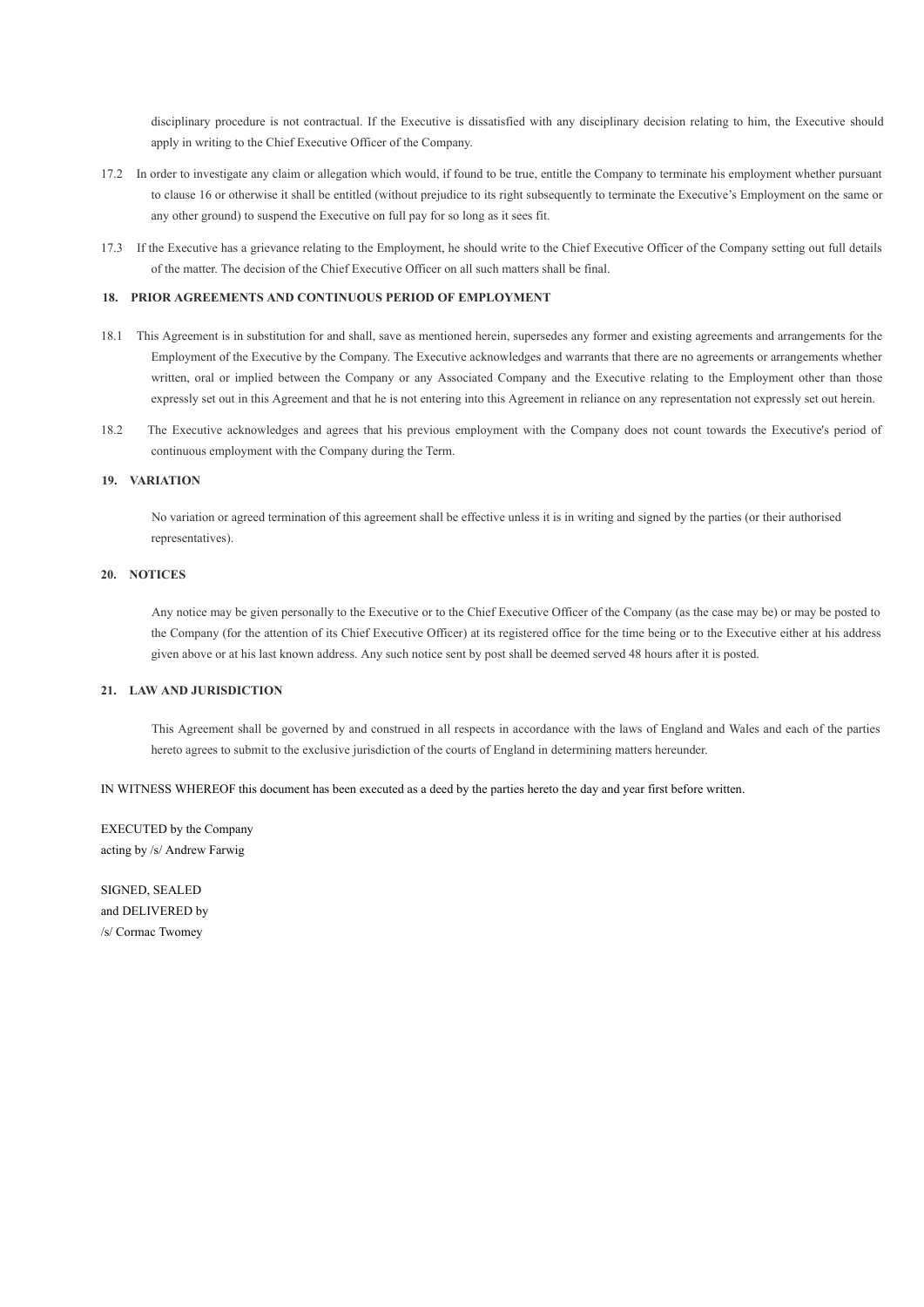disciplinary procedure is not contractual. If the Executive is dissatisfied with any disciplinary decision relating to him, the Executive should apply in writing to the Chief Executive Officer of the Company.

17.2 In order to investigate any claim or allegation which would, if found to be true, entitle the Company to terminate his employment whether pursuant to clause 16 or otherwise it shall be entitled (without prejudice to its right subsequently to terminate the Executive's Employment on the same or any other ground) to suspend the Executive on full pay for so long as it sees fit.

17.3 If the Executive has a grievance relating to the Employment, he should write to the Chief Executive Officer of the Company setting out full details of the matter. The decision of the Chief Executive Officer on all such matters shall be final.

**18. PRIOR AGREEMENTS AND CONTINUOUS PERIOD OF EMPLOYMENT**

18.1 This Agreement is in substitution for and shall, save as mentioned herein, supersedes any former and existing agreements and arrangements for the Employment of the Executive by the Company. The Executive acknowledges and warrants that there are no agreements or arrangements whether written, oral or implied between the Company or any Associated Company and the Executive relating to the Employment other than those expressly set out in this Agreement and that he is not entering into this Agreement in reliance on any representation not expressly set out herein.

18.2 The Executive acknowledges and agrees that his previous employment with the Company does not count towards the Executive's period of continuous employment with the Company during the Term.

**19. VARIATION**

No variation or agreed termination of this agreement shall be effective unless it is in writing and signed by the parties (or their authorised representatives).

**20. NOTICES**

Any notice may be given personally to the Executive or to the Chief Executive Officer of the Company (as the case may be) or may be posted to the Company (for the attention of its Chief Executive Officer) at its registered office for the time being or to the Executive either at his address given above or at his last known address. Any such notice sent by post shall be deemed served 48 hours after it is posted.

**21. LAW AND JURISDICTION**

This Agreement shall be governed by and construed in all respects in accordance with the laws of England and Wales and each of the parties hereto agrees to submit to the exclusive jurisdiction of the courts of England in determining matters hereunder.

IN WITNESS WHEREOF this document has been executed as a deed by the parties hereto the day and year first before written.

EXECUTED by the Company
acting by /s/ Andrew Farwig

SIGNED, SEALED
and DELIVERED by
/s/ Cormac Twomey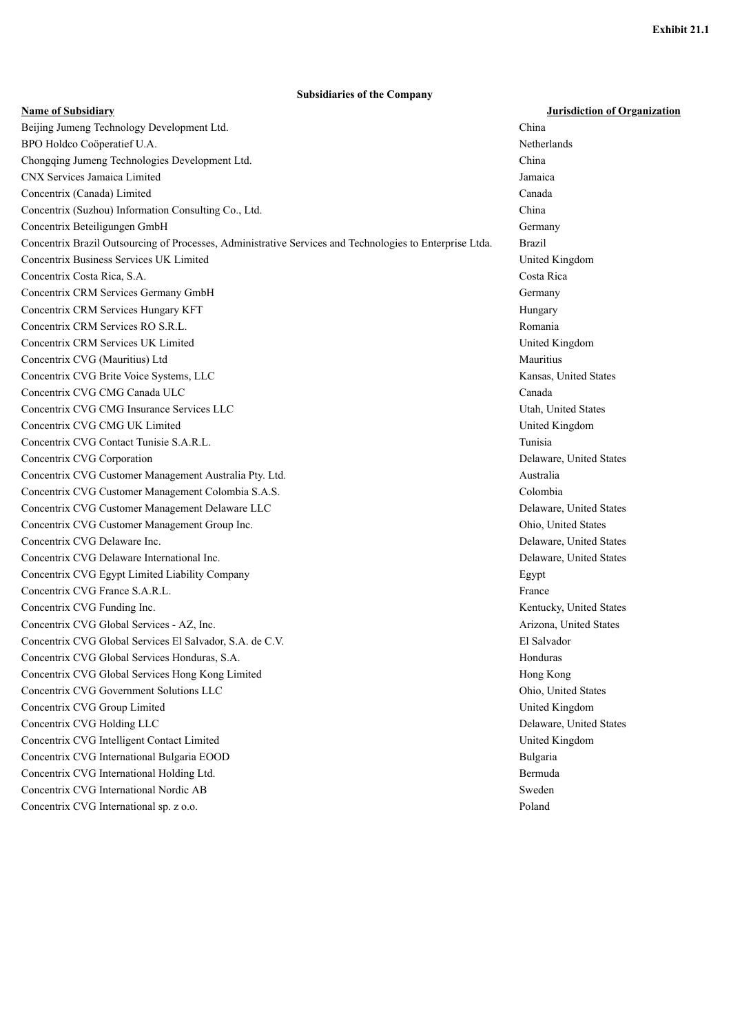Exhibit 21.1

**Subsidiaries of the Company**

| Name of Subsidiary | Jurisdiction of Organization |
|---|---|
| Beijing Jumeng Technology Development Ltd. | China |
| BPO Holdco Coöperatief U.A. | Netherlands |
| Chongqing Jumeng Technologies Development Ltd. | China |
| CNX Services Jamaica Limited | Jamaica |
| Concentrix (Canada) Limited | Canada |
| Concentrix (Suzhou) Information Consulting Co., Ltd. | China |
| Concentrix Beteiligungen GmbH | Germany |
| Concentrix Brazil Outsourcing of Processes, Administrative Services and Technologies to Enterprise Ltda. | Brazil |
| Concentrix Business Services UK Limited | United Kingdom |
| Concentrix Costa Rica, S.A. | Costa Rica |
| Concentrix CRM Services Germany GmbH | Germany |
| Concentrix CRM Services Hungary KFT | Hungary |
| Concentrix CRM Services RO S.R.L. | Romania |
| Concentrix CRM Services UK Limited | United Kingdom |
| Concentrix CVG (Mauritius) Ltd | Mauritius |
| Concentrix CVG Brite Voice Systems, LLC | Kansas, United States |
| Concentrix CVG CMG Canada ULC | Canada |
| Concentrix CVG CMG Insurance Services LLC | Utah, United States |
| Concentrix CVG CMG UK Limited | United Kingdom |
| Concentrix CVG Contact Tunisie S.A.R.L. | Tunisia |
| Concentrix CVG Corporation | Delaware, United States |
| Concentrix CVG Customer Management Australia Pty. Ltd. | Australia |
| Concentrix CVG Customer Management Colombia S.A.S. | Colombia |
| Concentrix CVG Customer Management Delaware LLC | Delaware, United States |
| Concentrix CVG Customer Management Group Inc. | Ohio, United States |
| Concentrix CVG Delaware Inc. | Delaware, United States |
| Concentrix CVG Delaware International Inc. | Delaware, United States |
| Concentrix CVG Egypt Limited Liability Company | Egypt |
| Concentrix CVG France S.A.R.L. | France |
| Concentrix CVG Funding Inc. | Kentucky, United States |
| Concentrix CVG Global Services - AZ, Inc. | Arizona, United States |
| Concentrix CVG Global Services El Salvador, S.A. de C.V. | El Salvador |
| Concentrix CVG Global Services Honduras, S.A. | Honduras |
| Concentrix CVG Global Services Hong Kong Limited | Hong Kong |
| Concentrix CVG Government Solutions LLC | Ohio, United States |
| Concentrix CVG Group Limited | United Kingdom |
| Concentrix CVG Holding LLC | Delaware, United States |
| Concentrix CVG Intelligent Contact Limited | United Kingdom |
| Concentrix CVG International Bulgaria EOOD | Bulgaria |
| Concentrix CVG International Holding Ltd. | Bermuda |
| Concentrix CVG International Nordic AB | Sweden |
| Concentrix CVG International sp. z o.o. | Poland |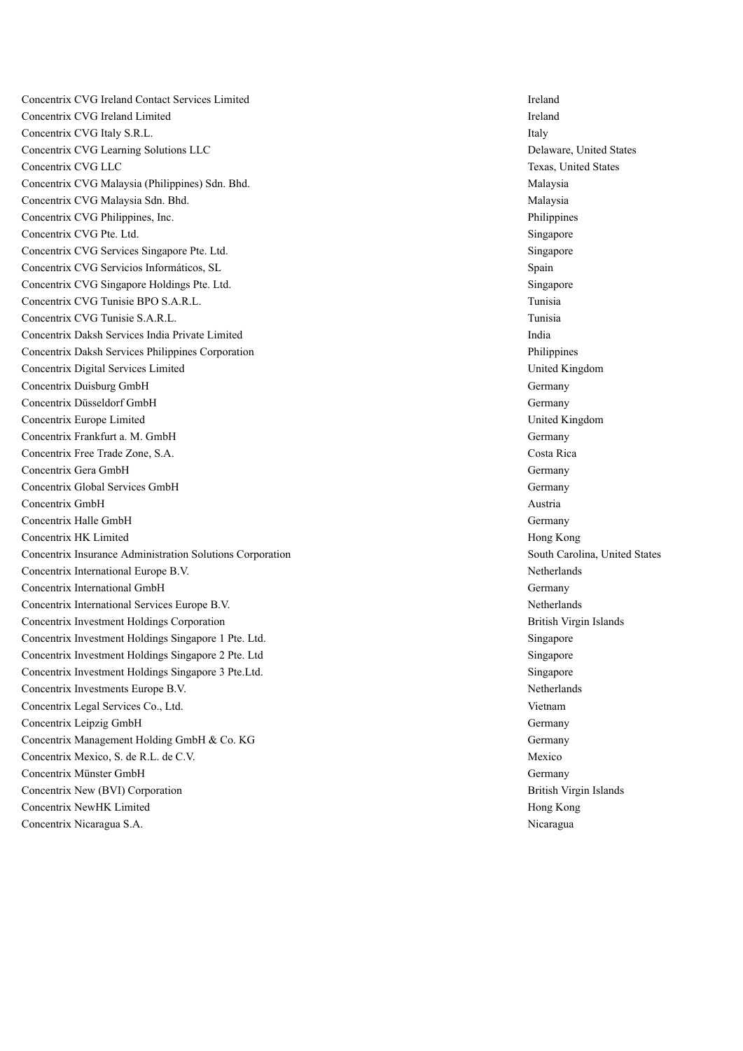| | |
|---|---|
| Concentrix CVG Ireland Contact Services Limited | Ireland |
| Concentrix CVG Ireland Limited | Ireland |
| Concentrix CVG Italy S.R.L. | Italy |
| Concentrix CVG Learning Solutions LLC | Delaware, United States |
| Concentrix CVG LLC | Texas, United States |
| Concentrix CVG Malaysia (Philippines) Sdn. Bhd. | Malaysia |
| Concentrix CVG Malaysia Sdn. Bhd. | Malaysia |
| Concentrix CVG Philippines, Inc. | Philippines |
| Concentrix CVG Pte. Ltd. | Singapore |
| Concentrix CVG Services Singapore Pte. Ltd. | Singapore |
| Concentrix CVG Servicios Informáticos, SL | Spain |
| Concentrix CVG Singapore Holdings Pte. Ltd. | Singapore |
| Concentrix CVG Tunisie BPO S.A.R.L. | Tunisia |
| Concentrix CVG Tunisie S.A.R.L. | Tunisia |
| Concentrix Daksh Services India Private Limited | India |
| Concentrix Daksh Services Philippines Corporation | Philippines |
| Concentrix Digital Services Limited | United Kingdom |
| Concentrix Duisburg GmbH | Germany |
| Concentrix Düsseldorf GmbH | Germany |
| Concentrix Europe Limited | United Kingdom |
| Concentrix Frankfurt a. M. GmbH | Germany |
| Concentrix Free Trade Zone, S.A. | Costa Rica |
| Concentrix Gera GmbH | Germany |
| Concentrix Global Services GmbH | Germany |
| Concentrix GmbH | Austria |
| Concentrix Halle GmbH | Germany |
| Concentrix HK Limited | Hong Kong |
| Concentrix Insurance Administration Solutions Corporation | South Carolina, United States |
| Concentrix International Europe B.V. | Netherlands |
| Concentrix International GmbH | Germany |
| Concentrix International Services Europe B.V. | Netherlands |
| Concentrix Investment Holdings Corporation | British Virgin Islands |
| Concentrix Investment Holdings Singapore 1 Pte. Ltd. | Singapore |
| Concentrix Investment Holdings Singapore 2 Pte. Ltd | Singapore |
| Concentrix Investment Holdings Singapore 3 Pte.Ltd. | Singapore |
| Concentrix Investments Europe B.V. | Netherlands |
| Concentrix Legal Services Co., Ltd. | Vietnam |
| Concentrix Leipzig GmbH | Germany |
| Concentrix Management Holding GmbH & Co. KG | Germany |
| Concentrix Mexico, S. de R.L. de C.V. | Mexico |
| Concentrix Münster GmbH | Germany |
| Concentrix New (BVI) Corporation | British Virgin Islands |
| Concentrix NewHK Limited | Hong Kong |
| Concentrix Nicaragua S.A. | Nicaragua |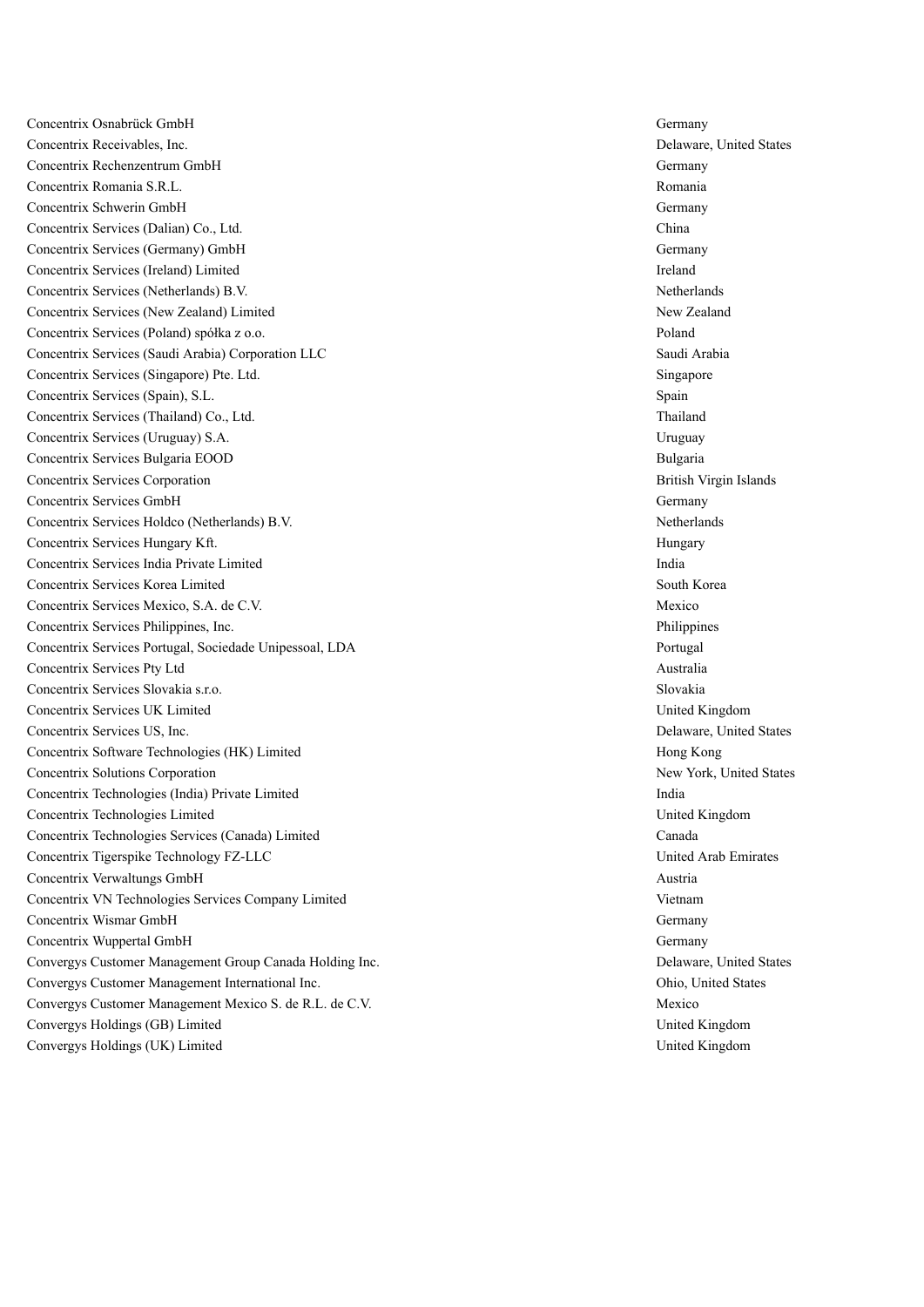| | |
|---|---|
| Concentrix Osnabrück GmbH | Germany |
| Concentrix Receivables, Inc. | Delaware, United States |
| Concentrix Rechenzentrum GmbH | Germany |
| Concentrix Romania S.R.L. | Romania |
| Concentrix Schwerin GmbH | Germany |
| Concentrix Services (Dalian) Co., Ltd. | China |
| Concentrix Services (Germany) GmbH | Germany |
| Concentrix Services (Ireland) Limited | Ireland |
| Concentrix Services (Netherlands) B.V. | Netherlands |
| Concentrix Services (New Zealand) Limited | New Zealand |
| Concentrix Services (Poland) spółka z o.o. | Poland |
| Concentrix Services (Saudi Arabia) Corporation LLC | Saudi Arabia |
| Concentrix Services (Singapore) Pte. Ltd. | Singapore |
| Concentrix Services (Spain), S.L. | Spain |
| Concentrix Services (Thailand) Co., Ltd. | Thailand |
| Concentrix Services (Uruguay) S.A. | Uruguay |
| Concentrix Services Bulgaria EOOD | Bulgaria |
| Concentrix Services Corporation | British Virgin Islands |
| Concentrix Services GmbH | Germany |
| Concentrix Services Holdco (Netherlands) B.V. | Netherlands |
| Concentrix Services Hungary Kft. | Hungary |
| Concentrix Services India Private Limited | India |
| Concentrix Services Korea Limited | South Korea |
| Concentrix Services Mexico, S.A. de C.V. | Mexico |
| Concentrix Services Philippines, Inc. | Philippines |
| Concentrix Services Portugal, Sociedade Unipessoal, LDA | Portugal |
| Concentrix Services Pty Ltd | Australia |
| Concentrix Services Slovakia s.r.o. | Slovakia |
| Concentrix Services UK Limited | United Kingdom |
| Concentrix Services US, Inc. | Delaware, United States |
| Concentrix Software Technologies (HK) Limited | Hong Kong |
| Concentrix Solutions Corporation | New York, United States |
| Concentrix Technologies (India) Private Limited | India |
| Concentrix Technologies Limited | United Kingdom |
| Concentrix Technologies Services (Canada) Limited | Canada |
| Concentrix Tigerspike Technology FZ-LLC | United Arab Emirates |
| Concentrix Verwaltungs GmbH | Austria |
| Concentrix VN Technologies Services Company Limited | Vietnam |
| Concentrix Wismar GmbH | Germany |
| Concentrix Wuppertal GmbH | Germany |
| Convergys Customer Management Group Canada Holding Inc. | Delaware, United States |
| Convergys Customer Management International Inc. | Ohio, United States |
| Convergys Customer Management Mexico S. de R.L. de C.V. | Mexico |
| Convergys Holdings (GB) Limited | United Kingdom |
| Convergys Holdings (UK) Limited | United Kingdom |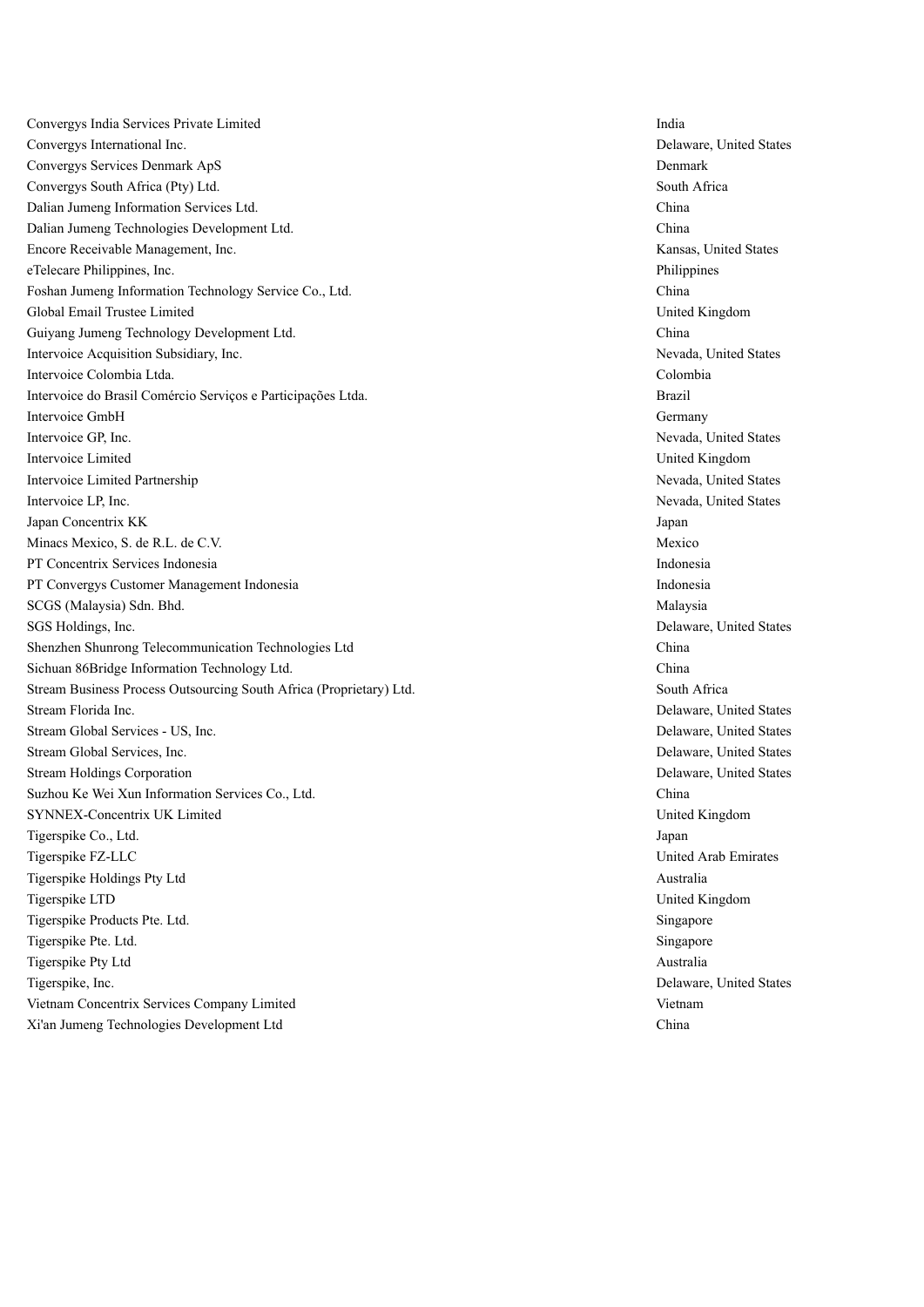| | |
|---|---|
| Convergys India Services Private Limited | India |
| Convergys International Inc. | Delaware, United States |
| Convergys Services Denmark ApS | Denmark |
| Convergys South Africa (Pty) Ltd. | South Africa |
| Dalian Jumeng Information Services Ltd. | China |
| Dalian Jumeng Technologies Development Ltd. | China |
| Encore Receivable Management, Inc. | Kansas, United States |
| eTelecare Philippines, Inc. | Philippines |
| Foshan Jumeng Information Technology Service Co., Ltd. | China |
| Global Email Trustee Limited | United Kingdom |
| Guiyang Jumeng Technology Development Ltd. | China |
| Intervoice Acquisition Subsidiary, Inc. | Nevada, United States |
| Intervoice Colombia Ltda. | Colombia |
| Intervoice do Brasil Comércio Serviços e Participações Ltda. | Brazil |
| Intervoice GmbH | Germany |
| Intervoice GP, Inc. | Nevada, United States |
| Intervoice Limited | United Kingdom |
| Intervoice Limited Partnership | Nevada, United States |
| Intervoice LP, Inc. | Nevada, United States |
| Japan Concentrix KK | Japan |
| Minacs Mexico, S. de R.L. de C.V. | Mexico |
| PT Concentrix Services Indonesia | Indonesia |
| PT Convergys Customer Management Indonesia | Indonesia |
| SCGS (Malaysia) Sdn. Bhd. | Malaysia |
| SGS Holdings, Inc. | Delaware, United States |
| Shenzhen Shunrong Telecommunication Technologies Ltd | China |
| Sichuan 86Bridge Information Technology Ltd. | China |
| Stream Business Process Outsourcing South Africa (Proprietary) Ltd. | South Africa |
| Stream Florida Inc. | Delaware, United States |
| Stream Global Services - US, Inc. | Delaware, United States |
| Stream Global Services, Inc. | Delaware, United States |
| Stream Holdings Corporation | Delaware, United States |
| Suzhou Ke Wei Xun Information Services Co., Ltd. | China |
| SYNNEX-Concentrix UK Limited | United Kingdom |
| Tigerspike Co., Ltd. | Japan |
| Tigerspike FZ-LLC | United Arab Emirates |
| Tigerspike Holdings Pty Ltd | Australia |
| Tigerspike LTD | United Kingdom |
| Tigerspike Products Pte. Ltd. | Singapore |
| Tigerspike Pte. Ltd. | Singapore |
| Tigerspike Pty Ltd | Australia |
| Tigerspike, Inc. | Delaware, United States |
| Vietnam Concentrix Services Company Limited | Vietnam |
| Xi'an Jumeng Technologies Development Ltd | China |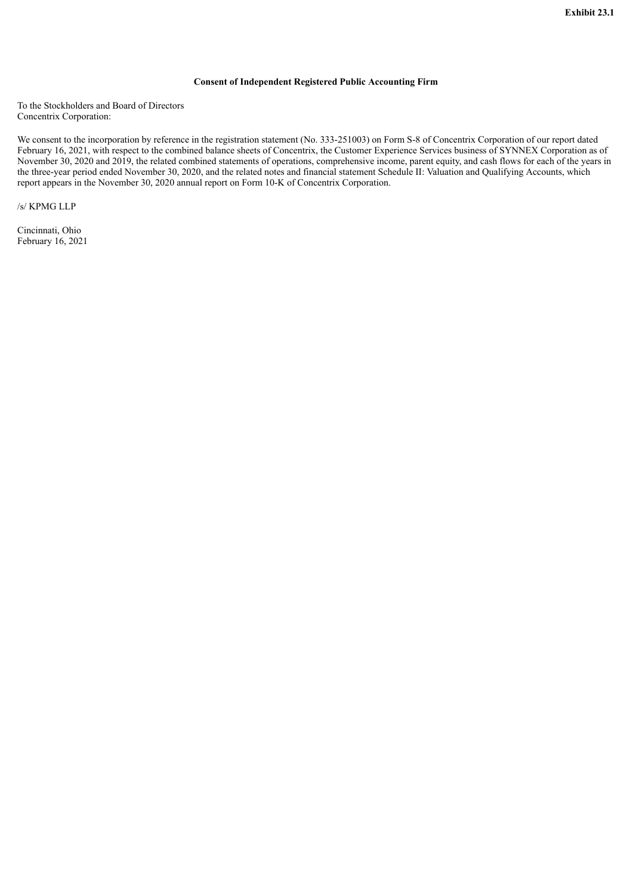**Exhibit 23.1**

**Consent of Independent Registered Public Accounting Firm**

To the Stockholders and Board of Directors
Concentrix Corporation:

We consent to the incorporation by reference in the registration statement (No. 333-251003) on Form S-8 of Concentrix Corporation of our report dated February 16, 2021, with respect to the combined balance sheets of Concentrix, the Customer Experience Services business of SYNNEX Corporation as of November 30, 2020 and 2019, the related combined statements of operations, comprehensive income, parent equity, and cash flows for each of the years in the three-year period ended November 30, 2020, and the related notes and financial statement Schedule II: Valuation and Qualifying Accounts, which report appears in the November 30, 2020 annual report on Form 10-K of Concentrix Corporation.

/s/ KPMG LLP

Cincinnati, Ohio
February 16, 2021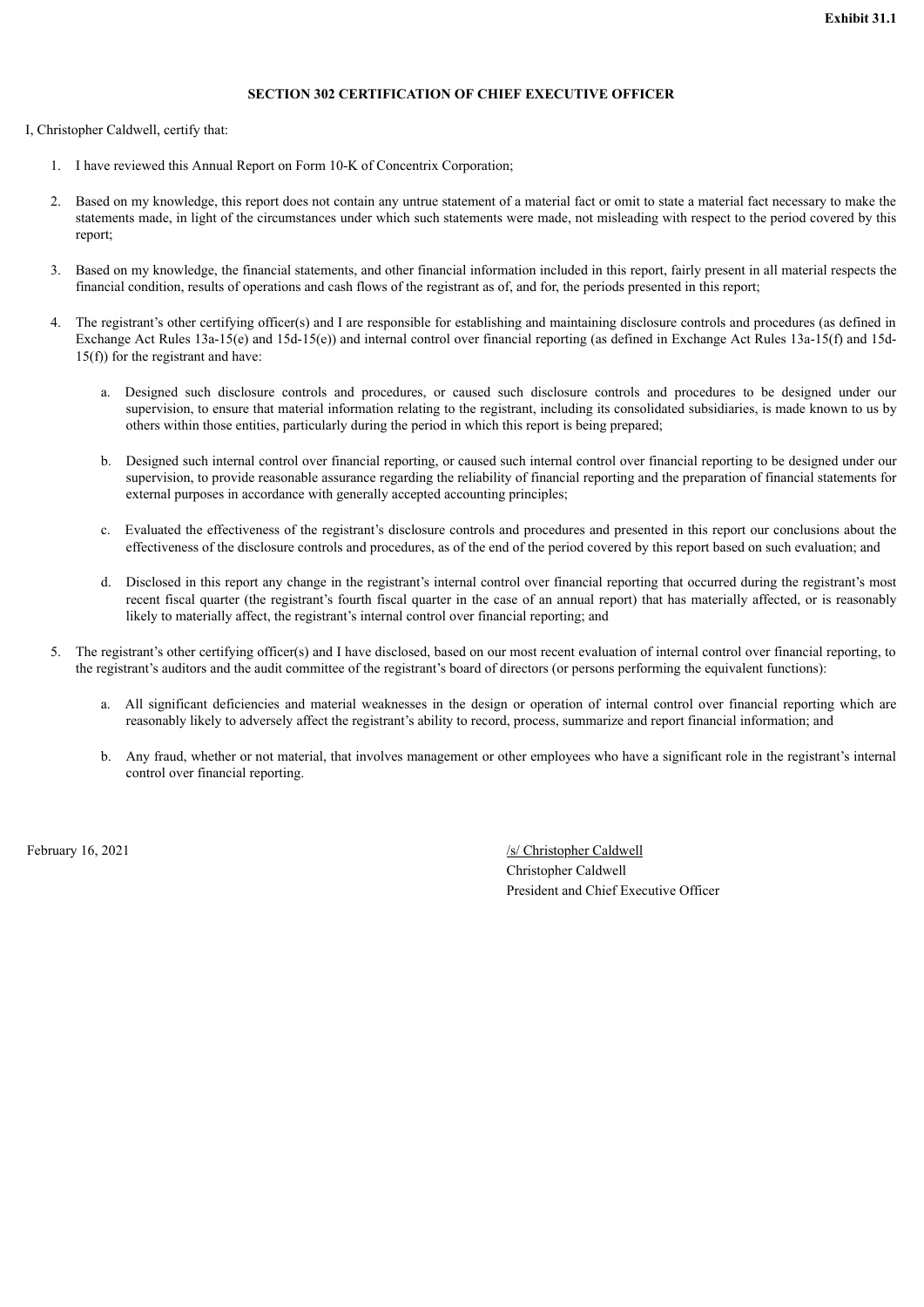**Exhibit 31.1**

**SECTION 302 CERTIFICATION OF CHIEF EXECUTIVE OFFICER**

I, Christopher Caldwell, certify that:

1. I have reviewed this Annual Report on Form 10-K of Concentrix Corporation;

2. Based on my knowledge, this report does not contain any untrue statement of a material fact or omit to state a material fact necessary to make the statements made, in light of the circumstances under which such statements were made, not misleading with respect to the period covered by this report;

3. Based on my knowledge, the financial statements, and other financial information included in this report, fairly present in all material respects the financial condition, results of operations and cash flows of the registrant as of, and for, the periods presented in this report;

4. The registrant's other certifying officer(s) and I are responsible for establishing and maintaining disclosure controls and procedures (as defined in Exchange Act Rules 13a-15(e) and 15d-15(e)) and internal control over financial reporting (as defined in Exchange Act Rules 13a-15(f) and 15d-15(f)) for the registrant and have:

   a. Designed such disclosure controls and procedures, or caused such disclosure controls and procedures to be designed under our supervision, to ensure that material information relating to the registrant, including its consolidated subsidiaries, is made known to us by others within those entities, particularly during the period in which this report is being prepared;

   b. Designed such internal control over financial reporting, or caused such internal control over financial reporting to be designed under our supervision, to provide reasonable assurance regarding the reliability of financial reporting and the preparation of financial statements for external purposes in accordance with generally accepted accounting principles;

   c. Evaluated the effectiveness of the registrant's disclosure controls and procedures and presented in this report our conclusions about the effectiveness of the disclosure controls and procedures, as of the end of the period covered by this report based on such evaluation; and

   d. Disclosed in this report any change in the registrant's internal control over financial reporting that occurred during the registrant's most recent fiscal quarter (the registrant's fourth fiscal quarter in the case of an annual report) that has materially affected, or is reasonably likely to materially affect, the registrant's internal control over financial reporting; and

5. The registrant's other certifying officer(s) and I have disclosed, based on our most recent evaluation of internal control over financial reporting, to the registrant's auditors and the audit committee of the registrant's board of directors (or persons performing the equivalent functions):

   a. All significant deficiencies and material weaknesses in the design or operation of internal control over financial reporting which are reasonably likely to adversely affect the registrant's ability to record, process, summarize and report financial information; and

   b. Any fraud, whether or not material, that involves management or other employees who have a significant role in the registrant's internal control over financial reporting.

February 16, 2021

/s/ Christopher Caldwell
Christopher Caldwell
President and Chief Executive Officer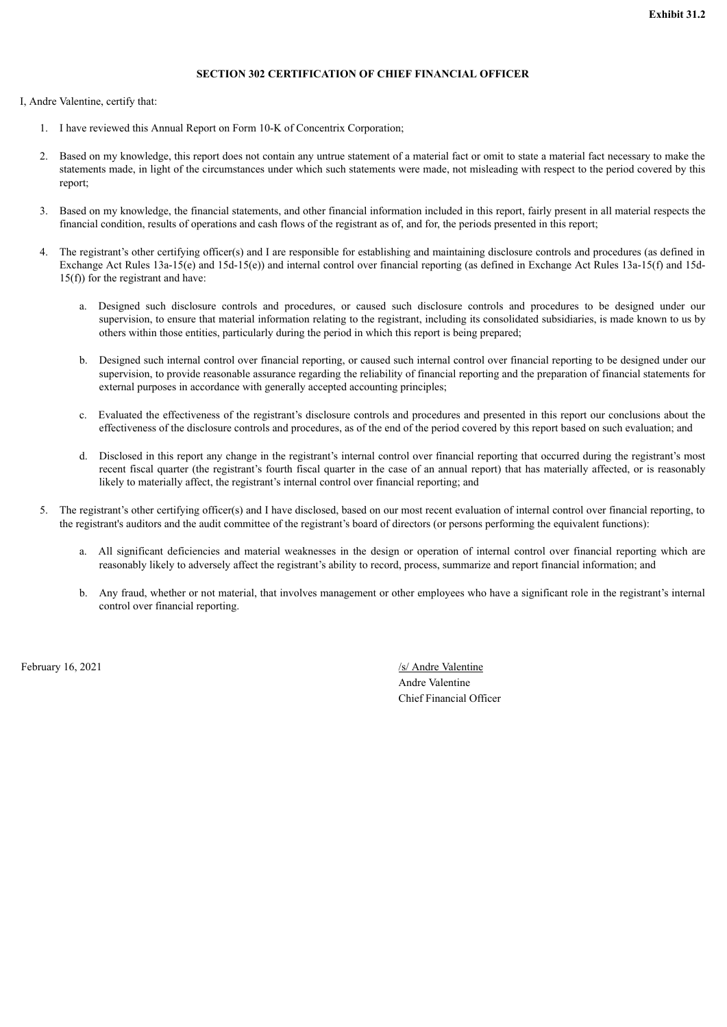**Exhibit 31.2**

**SECTION 302 CERTIFICATION OF CHIEF FINANCIAL OFFICER**

I, Andre Valentine, certify that:

1. I have reviewed this Annual Report on Form 10-K of Concentrix Corporation;

2. Based on my knowledge, this report does not contain any untrue statement of a material fact or omit to state a material fact necessary to make the statements made, in light of the circumstances under which such statements were made, not misleading with respect to the period covered by this report;

3. Based on my knowledge, the financial statements, and other financial information included in this report, fairly present in all material respects the financial condition, results of operations and cash flows of the registrant as of, and for, the periods presented in this report;

4. The registrant's other certifying officer(s) and I are responsible for establishing and maintaining disclosure controls and procedures (as defined in Exchange Act Rules 13a-15(e) and 15d-15(e)) and internal control over financial reporting (as defined in Exchange Act Rules 13a-15(f) and 15d-15(f)) for the registrant and have:

   a. Designed such disclosure controls and procedures, or caused such disclosure controls and procedures to be designed under our supervision, to ensure that material information relating to the registrant, including its consolidated subsidiaries, is made known to us by others within those entities, particularly during the period in which this report is being prepared;

   b. Designed such internal control over financial reporting, or caused such internal control over financial reporting to be designed under our supervision, to provide reasonable assurance regarding the reliability of financial reporting and the preparation of financial statements for external purposes in accordance with generally accepted accounting principles;

   c. Evaluated the effectiveness of the registrant's disclosure controls and procedures and presented in this report our conclusions about the effectiveness of the disclosure controls and procedures, as of the end of the period covered by this report based on such evaluation; and

   d. Disclosed in this report any change in the registrant's internal control over financial reporting that occurred during the registrant's most recent fiscal quarter (the registrant's fourth fiscal quarter in the case of an annual report) that has materially affected, or is reasonably likely to materially affect, the registrant's internal control over financial reporting; and

5. The registrant's other certifying officer(s) and I have disclosed, based on our most recent evaluation of internal control over financial reporting, to the registrant's auditors and the audit committee of the registrant's board of directors (or persons performing the equivalent functions):

   a. All significant deficiencies and material weaknesses in the design or operation of internal control over financial reporting which are reasonably likely to adversely affect the registrant's ability to record, process, summarize and report financial information; and

   b. Any fraud, whether or not material, that involves management or other employees who have a significant role in the registrant's internal control over financial reporting.

February 16, 2021

/s/ Andre Valentine
Andre Valentine
Chief Financial Officer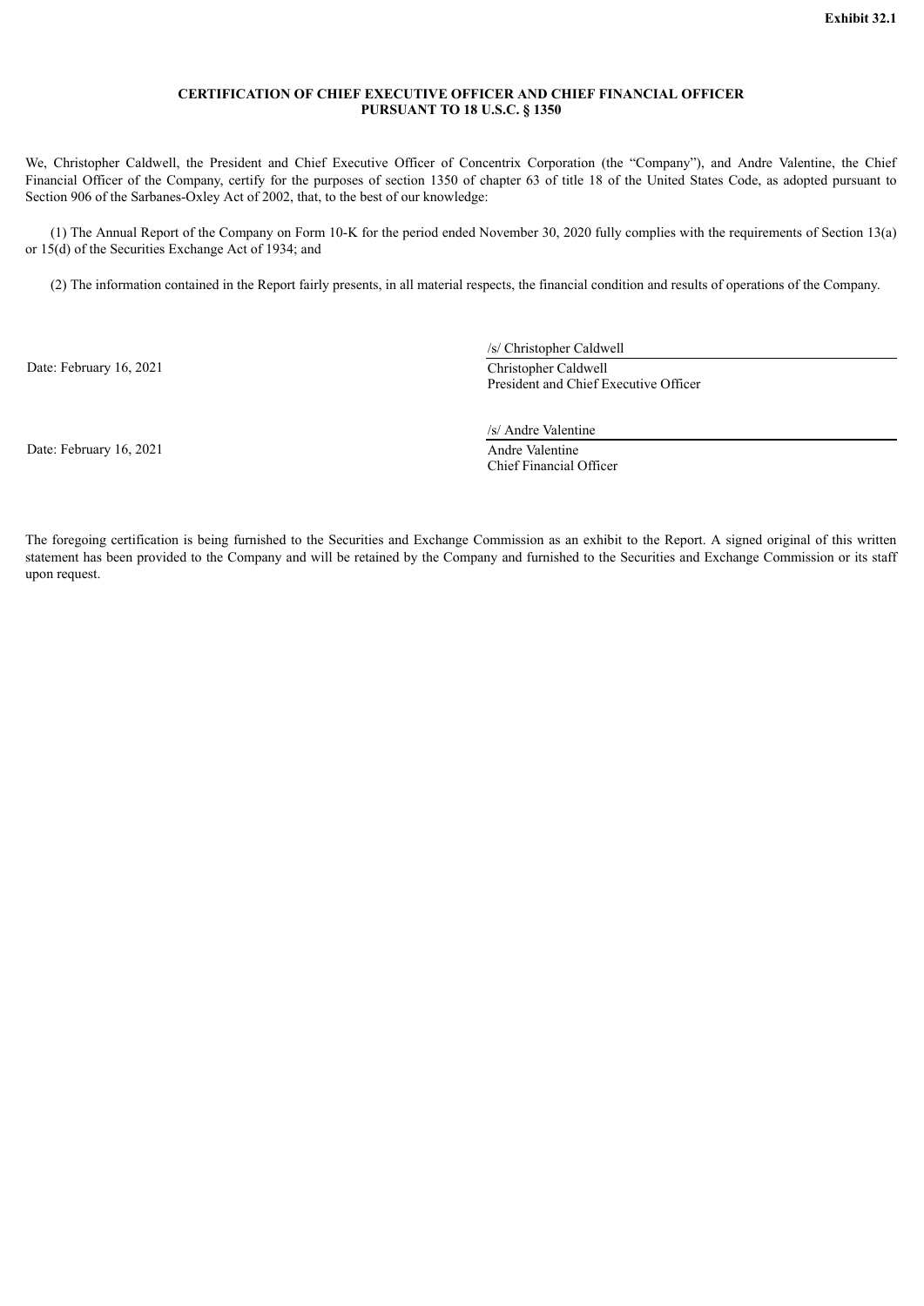**Exhibit 32.1**

**CERTIFICATION OF CHIEF EXECUTIVE OFFICER AND CHIEF FINANCIAL OFFICER PURSUANT TO 18 U.S.C. § 1350**

We, Christopher Caldwell, the President and Chief Executive Officer of Concentrix Corporation (the "Company"), and Andre Valentine, the Chief Financial Officer of the Company, certify for the purposes of section 1350 of chapter 63 of title 18 of the United States Code, as adopted pursuant to Section 906 of the Sarbanes-Oxley Act of 2002, that, to the best of our knowledge:

(1) The Annual Report of the Company on Form 10-K for the period ended November 30, 2020 fully complies with the requirements of Section 13(a) or 15(d) of the Securities Exchange Act of 1934; and

(2) The information contained in the Report fairly presents, in all material respects, the financial condition and results of operations of the Company.

| | |
|---|---|
| Date: February 16, 2021 | /s/ Christopher Caldwell<br>Christopher Caldwell<br>President and Chief Executive Officer |
| Date: February 16, 2021 | /s/ Andre Valentine<br>Andre Valentine<br>Chief Financial Officer |

The foregoing certification is being furnished to the Securities and Exchange Commission as an exhibit to the Report. A signed original of this written statement has been provided to the Company and will be retained by the Company and furnished to the Securities and Exchange Commission or its staff upon request.